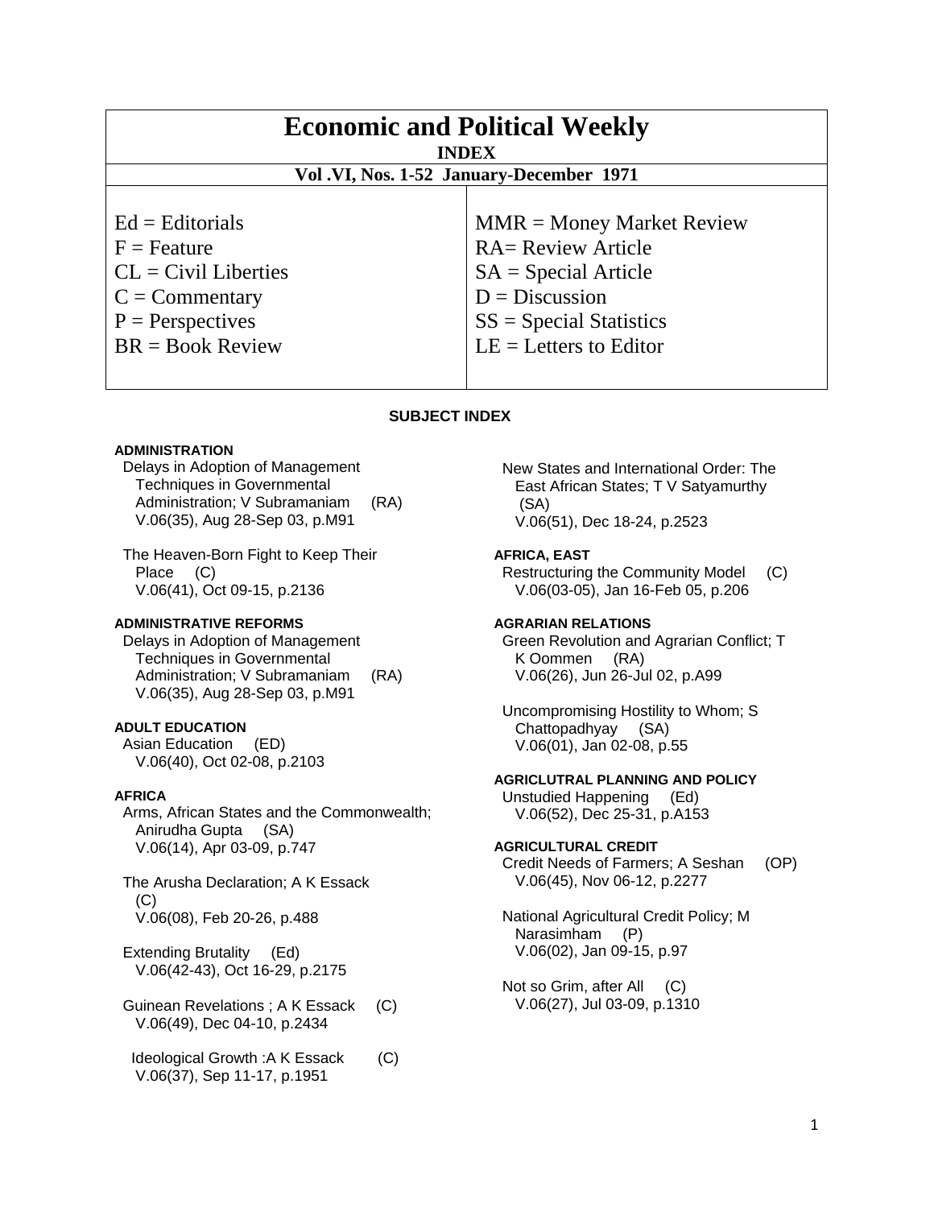# Economic and Political Weekly

## INDEX

### Vol .VI, Nos. 1-52 January-December 1971

| | |
|---|---|
| Ed = Editorials | MMR = Money Market Review |
| F = Feature | RA= Review Article |
| CL = Civil Liberties | SA = Special Article |
| C = Commentary | D = Discussion |
| P = Perspectives | SS = Special Statistics |
| BR = Book Review | LE = Letters to Editor |

## SUBJECT INDEX

**ADMINISTRATION**

Delays in Adoption of Management Techniques in Governmental Administration; V Subramaniam (RA)
V.06(35), Aug 28-Sep 03, p.M91

The Heaven-Born Fight to Keep Their Place (C)
V.06(41), Oct 09-15, p.2136

**ADMINISTRATIVE REFORMS**

Delays in Adoption of Management Techniques in Governmental Administration; V Subramaniam (RA)
V.06(35), Aug 28-Sep 03, p.M91

**ADULT EDUCATION**

Asian Education (ED)
V.06(40), Oct 02-08, p.2103

**AFRICA**

Arms, African States and the Commonwealth; Anirudha Gupta (SA)
V.06(14), Apr 03-09, p.747

The Arusha Declaration; A K Essack (C)
V.06(08), Feb 20-26, p.488

Extending Brutality (Ed)
V.06(42-43), Oct 16-29, p.2175

Guinean Revelations ; A K Essack (C)
V.06(49), Dec 04-10, p.2434

Ideological Growth :A K Essack (C)
V.06(37), Sep 11-17, p.1951

New States and International Order: The East African States; T V Satyamurthy (SA)
V.06(51), Dec 18-24, p.2523

**AFRICA, EAST**

Restructuring the Community Model (C)
V.06(03-05), Jan 16-Feb 05, p.206

**AGRARIAN RELATIONS**

Green Revolution and Agrarian Conflict; T K Oommen (RA)
V.06(26), Jun 26-Jul 02, p.A99

Uncompromising Hostility to Whom; S Chattopadhyay (SA)
V.06(01), Jan 02-08, p.55

**AGRICLUTRAL PLANNING AND POLICY**

Unstudied Happening (Ed)
V.06(52), Dec 25-31, p.A153

**AGRICULTURAL CREDIT**

Credit Needs of Farmers; A Seshan (OP)
V.06(45), Nov 06-12, p.2277

National Agricultural Credit Policy; M Narasimham (P)
V.06(02), Jan 09-15, p.97

Not so Grim, after All (C)
V.06(27), Jul 03-09, p.1310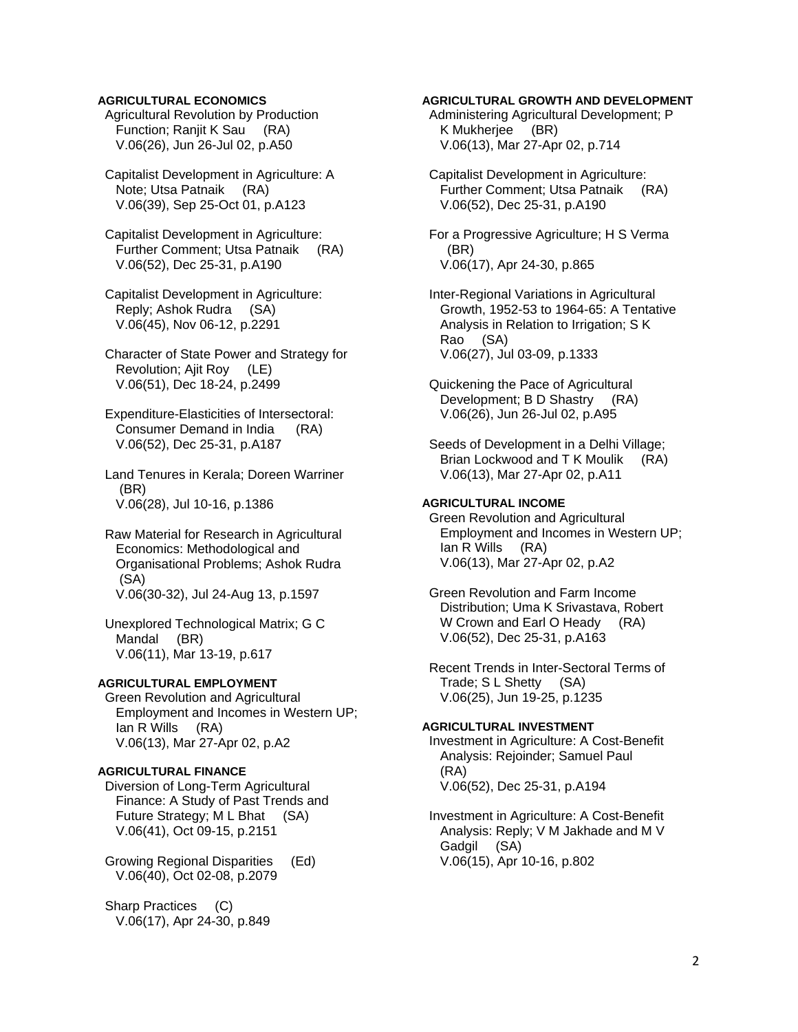**AGRICULTURAL ECONOMICS**

Agricultural Revolution by Production Function; Ranjit K Sau (RA)
V.06(26), Jun 26-Jul 02, p.A50

Capitalist Development in Agriculture: A Note; Utsa Patnaik (RA)
V.06(39), Sep 25-Oct 01, p.A123

Capitalist Development in Agriculture: Further Comment; Utsa Patnaik (RA)
V.06(52), Dec 25-31, p.A190

Capitalist Development in Agriculture: Reply; Ashok Rudra (SA)
V.06(45), Nov 06-12, p.2291

Character of State Power and Strategy for Revolution; Ajit Roy (LE)
V.06(51), Dec 18-24, p.2499

Expenditure-Elasticities of Intersectoral: Consumer Demand in India (RA)
V.06(52), Dec 25-31, p.A187

Land Tenures in Kerala; Doreen Warriner (BR)
V.06(28), Jul 10-16, p.1386

Raw Material for Research in Agricultural Economics: Methodological and Organisational Problems; Ashok Rudra (SA)
V.06(30-32), Jul 24-Aug 13, p.1597

Unexplored Technological Matrix; G C Mandal (BR)
V.06(11), Mar 13-19, p.617

**AGRICULTURAL EMPLOYMENT**

Green Revolution and Agricultural Employment and Incomes in Western UP; Ian R Wills (RA)
V.06(13), Mar 27-Apr 02, p.A2

**AGRICULTURAL FINANCE**

Diversion of Long-Term Agricultural Finance: A Study of Past Trends and Future Strategy; M L Bhat (SA)
V.06(41), Oct 09-15, p.2151

Growing Regional Disparities (Ed)
V.06(40), Oct 02-08, p.2079

Sharp Practices (C)
V.06(17), Apr 24-30, p.849

**AGRICULTURAL GROWTH AND DEVELOPMENT**

Administering Agricultural Development; P K Mukherjee (BR)
V.06(13), Mar 27-Apr 02, p.714

Capitalist Development in Agriculture: Further Comment; Utsa Patnaik (RA)
V.06(52), Dec 25-31, p.A190

For a Progressive Agriculture; H S Verma (BR)
V.06(17), Apr 24-30, p.865

Inter-Regional Variations in Agricultural Growth, 1952-53 to 1964-65: A Tentative Analysis in Relation to Irrigation; S K Rao (SA)
V.06(27), Jul 03-09, p.1333

Quickening the Pace of Agricultural Development; B D Shastry (RA)
V.06(26), Jun 26-Jul 02, p.A95

Seeds of Development in a Delhi Village; Brian Lockwood and T K Moulik (RA)
V.06(13), Mar 27-Apr 02, p.A11

**AGRICULTURAL INCOME**

Green Revolution and Agricultural Employment and Incomes in Western UP; Ian R Wills (RA)
V.06(13), Mar 27-Apr 02, p.A2

Green Revolution and Farm Income Distribution; Uma K Srivastava, Robert W Crown and Earl O Heady (RA)
V.06(52), Dec 25-31, p.A163

Recent Trends in Inter-Sectoral Terms of Trade; S L Shetty (SA)
V.06(25), Jun 19-25, p.1235

**AGRICULTURAL INVESTMENT**

Investment in Agriculture: A Cost-Benefit Analysis: Rejoinder; Samuel Paul (RA)
V.06(52), Dec 25-31, p.A194

Investment in Agriculture: A Cost-Benefit Analysis: Reply; V M Jakhade and M V Gadgil (SA)
V.06(15), Apr 10-16, p.802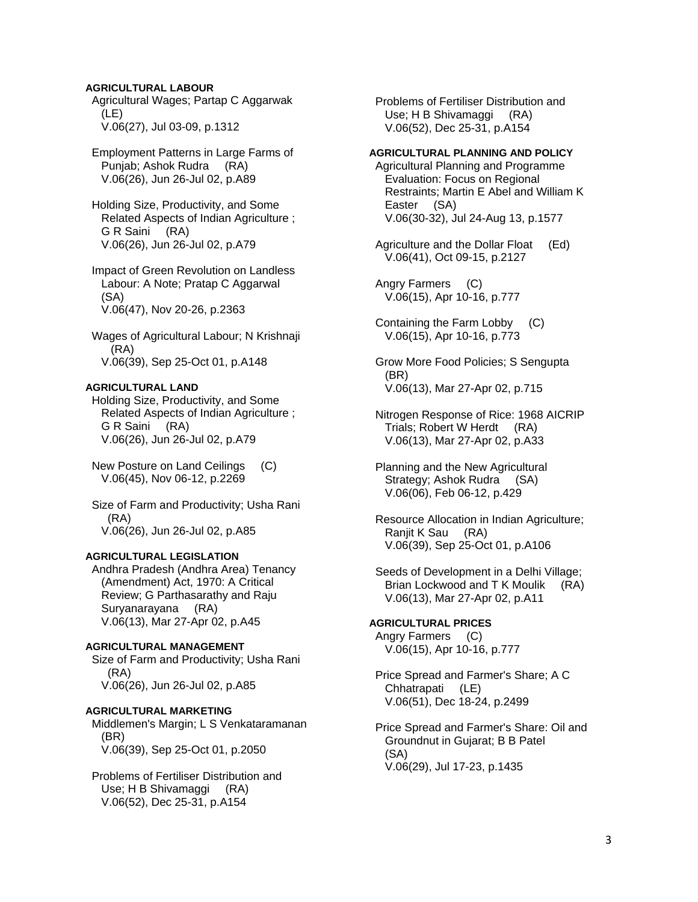**AGRICULTURAL LABOUR**

Agricultural Wages; Partap C Aggarwak (LE)
V.06(27), Jul 03-09, p.1312

Employment Patterns in Large Farms of Punjab; Ashok Rudra (RA)
V.06(26), Jun 26-Jul 02, p.A89

Holding Size, Productivity, and Some Related Aspects of Indian Agriculture ; G R Saini (RA)
V.06(26), Jun 26-Jul 02, p.A79

Impact of Green Revolution on Landless Labour: A Note; Pratap C Aggarwal (SA)
V.06(47), Nov 20-26, p.2363

Wages of Agricultural Labour; N Krishnaji (RA)
V.06(39), Sep 25-Oct 01, p.A148

**AGRICULTURAL LAND**

Holding Size, Productivity, and Some Related Aspects of Indian Agriculture ; G R Saini (RA)
V.06(26), Jun 26-Jul 02, p.A79

New Posture on Land Ceilings (C)
V.06(45), Nov 06-12, p.2269

Size of Farm and Productivity; Usha Rani (RA)
V.06(26), Jun 26-Jul 02, p.A85

**AGRICULTURAL LEGISLATION**

Andhra Pradesh (Andhra Area) Tenancy (Amendment) Act, 1970: A Critical Review; G Parthasarathy and Raju Suryanarayana (RA)
V.06(13), Mar 27-Apr 02, p.A45

**AGRICULTURAL MANAGEMENT**

Size of Farm and Productivity; Usha Rani (RA)
V.06(26), Jun 26-Jul 02, p.A85

**AGRICULTURAL MARKETING**

Middlemen's Margin; L S Venkataramanan (BR)
V.06(39), Sep 25-Oct 01, p.2050

Problems of Fertiliser Distribution and Use; H B Shivamaggi (RA)
V.06(52), Dec 25-31, p.A154

Problems of Fertiliser Distribution and Use; H B Shivamaggi (RA)
V.06(52), Dec 25-31, p.A154

**AGRICULTURAL PLANNING AND POLICY**

Agricultural Planning and Programme Evaluation: Focus on Regional Restraints; Martin E Abel and William K Easter (SA)
V.06(30-32), Jul 24-Aug 13, p.1577

Agriculture and the Dollar Float (Ed)
V.06(41), Oct 09-15, p.2127

Angry Farmers (C)
V.06(15), Apr 10-16, p.777

Containing the Farm Lobby (C)
V.06(15), Apr 10-16, p.773

Grow More Food Policies; S Sengupta (BR)
V.06(13), Mar 27-Apr 02, p.715

Nitrogen Response of Rice: 1968 AICRIP Trials; Robert W Herdt (RA)
V.06(13), Mar 27-Apr 02, p.A33

Planning and the New Agricultural Strategy; Ashok Rudra (SA)
V.06(06), Feb 06-12, p.429

Resource Allocation in Indian Agriculture; Ranjit K Sau (RA)
V.06(39), Sep 25-Oct 01, p.A106

Seeds of Development in a Delhi Village; Brian Lockwood and T K Moulik (RA)
V.06(13), Mar 27-Apr 02, p.A11

**AGRICULTURAL PRICES**

Angry Farmers (C)
V.06(15), Apr 10-16, p.777

Price Spread and Farmer's Share; A C Chhatrapati (LE)
V.06(51), Dec 18-24, p.2499

Price Spread and Farmer's Share: Oil and Groundnut in Gujarat; B B Patel (SA)
V.06(29), Jul 17-23, p.1435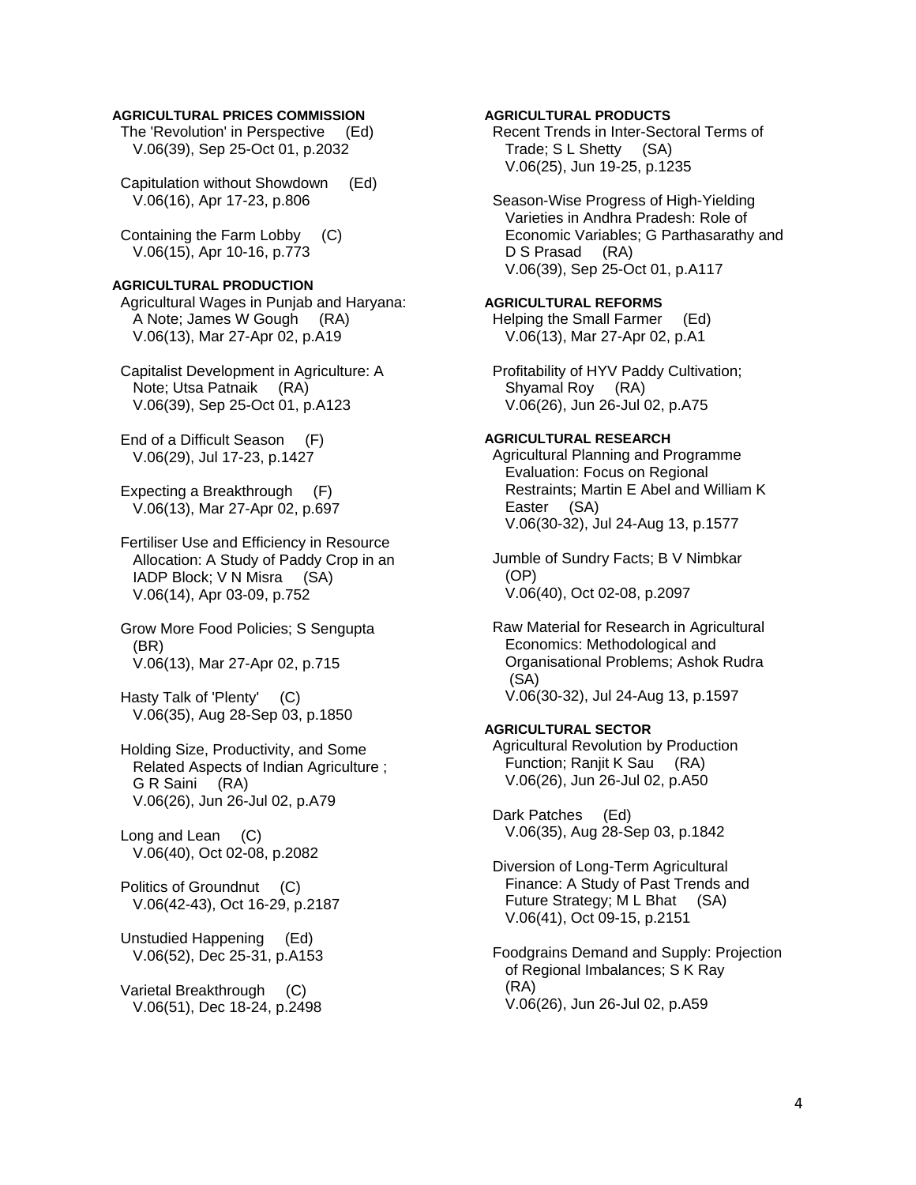**AGRICULTURAL PRICES COMMISSION**

The 'Revolution' in Perspective (Ed)
V.06(39), Sep 25-Oct 01, p.2032

Capitulation without Showdown (Ed)
V.06(16), Apr 17-23, p.806

Containing the Farm Lobby (C)
V.06(15), Apr 10-16, p.773

**AGRICULTURAL PRODUCTION**

Agricultural Wages in Punjab and Haryana: A Note; James W Gough (RA)
V.06(13), Mar 27-Apr 02, p.A19

Capitalist Development in Agriculture: A Note; Utsa Patnaik (RA)
V.06(39), Sep 25-Oct 01, p.A123

End of a Difficult Season (F)
V.06(29), Jul 17-23, p.1427

Expecting a Breakthrough (F)
V.06(13), Mar 27-Apr 02, p.697

Fertiliser Use and Efficiency in Resource Allocation: A Study of Paddy Crop in an IADP Block; V N Misra (SA)
V.06(14), Apr 03-09, p.752

Grow More Food Policies; S Sengupta (BR)
V.06(13), Mar 27-Apr 02, p.715

Hasty Talk of 'Plenty' (C)
V.06(35), Aug 28-Sep 03, p.1850

Holding Size, Productivity, and Some Related Aspects of Indian Agriculture ; G R Saini (RA)
V.06(26), Jun 26-Jul 02, p.A79

Long and Lean (C)
V.06(40), Oct 02-08, p.2082

Politics of Groundnut (C)
V.06(42-43), Oct 16-29, p.2187

Unstudied Happening (Ed)
V.06(52), Dec 25-31, p.A153

Varietal Breakthrough (C)
V.06(51), Dec 18-24, p.2498

**AGRICULTURAL PRODUCTS**

Recent Trends in Inter-Sectoral Terms of Trade; S L Shetty (SA)
V.06(25), Jun 19-25, p.1235

Season-Wise Progress of High-Yielding Varieties in Andhra Pradesh: Role of Economic Variables; G Parthasarathy and D S Prasad (RA)
V.06(39), Sep 25-Oct 01, p.A117

**AGRICULTURAL REFORMS**

Helping the Small Farmer (Ed)
V.06(13), Mar 27-Apr 02, p.A1

Profitability of HYV Paddy Cultivation; Shyamal Roy (RA)
V.06(26), Jun 26-Jul 02, p.A75

**AGRICULTURAL RESEARCH**

Agricultural Planning and Programme Evaluation: Focus on Regional Restraints; Martin E Abel and William K Easter (SA)
V.06(30-32), Jul 24-Aug 13, p.1577

Jumble of Sundry Facts; B V Nimbkar (OP)
V.06(40), Oct 02-08, p.2097

Raw Material for Research in Agricultural Economics: Methodological and Organisational Problems; Ashok Rudra (SA)
V.06(30-32), Jul 24-Aug 13, p.1597

**AGRICULTURAL SECTOR**

Agricultural Revolution by Production Function; Ranjit K Sau (RA)
V.06(26), Jun 26-Jul 02, p.A50

Dark Patches (Ed)
V.06(35), Aug 28-Sep 03, p.1842

Diversion of Long-Term Agricultural Finance: A Study of Past Trends and Future Strategy; M L Bhat (SA)
V.06(41), Oct 09-15, p.2151

Foodgrains Demand and Supply: Projection of Regional Imbalances; S K Ray (RA)
V.06(26), Jun 26-Jul 02, p.A59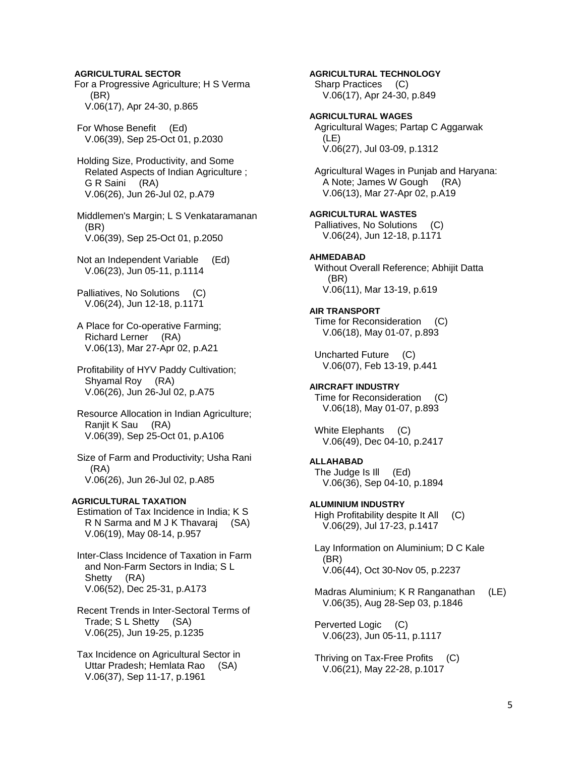**AGRICULTURAL SECTOR**

For a Progressive Agriculture; H S Verma (BR)
V.06(17), Apr 24-30, p.865

For Whose Benefit (Ed)
V.06(39), Sep 25-Oct 01, p.2030

Holding Size, Productivity, and Some Related Aspects of Indian Agriculture ; G R Saini (RA)
V.06(26), Jun 26-Jul 02, p.A79

Middlemen's Margin; L S Venkataramanan (BR)
V.06(39), Sep 25-Oct 01, p.2050

Not an Independent Variable (Ed)
V.06(23), Jun 05-11, p.1114

Palliatives, No Solutions (C)
V.06(24), Jun 12-18, p.1171

A Place for Co-operative Farming; Richard Lerner (RA)
V.06(13), Mar 27-Apr 02, p.A21

Profitability of HYV Paddy Cultivation; Shyamal Roy (RA)
V.06(26), Jun 26-Jul 02, p.A75

Resource Allocation in Indian Agriculture; Ranjit K Sau (RA)
V.06(39), Sep 25-Oct 01, p.A106

Size of Farm and Productivity; Usha Rani (RA)
V.06(26), Jun 26-Jul 02, p.A85

**AGRICULTURAL TAXATION**

Estimation of Tax Incidence in India; K S R N Sarma and M J K Thavaraj (SA)
V.06(19), May 08-14, p.957

Inter-Class Incidence of Taxation in Farm and Non-Farm Sectors in India; S L Shetty (RA)
V.06(52), Dec 25-31, p.A173

Recent Trends in Inter-Sectoral Terms of Trade; S L Shetty (SA)
V.06(25), Jun 19-25, p.1235

Tax Incidence on Agricultural Sector in Uttar Pradesh; Hemlata Rao (SA)
V.06(37), Sep 11-17, p.1961

**AGRICULTURAL TECHNOLOGY**

Sharp Practices (C)
V.06(17), Apr 24-30, p.849

**AGRICULTURAL WAGES**

Agricultural Wages; Partap C Aggarwak (LE)
V.06(27), Jul 03-09, p.1312

Agricultural Wages in Punjab and Haryana: A Note; James W Gough (RA)
V.06(13), Mar 27-Apr 02, p.A19

**AGRICULTURAL WASTES**

Palliatives, No Solutions (C)
V.06(24), Jun 12-18, p.1171

**AHMEDABAD**

Without Overall Reference; Abhijit Datta (BR)
V.06(11), Mar 13-19, p.619

**AIR TRANSPORT**

Time for Reconsideration (C)
V.06(18), May 01-07, p.893

Uncharted Future (C)
V.06(07), Feb 13-19, p.441

**AIRCRAFT INDUSTRY**

Time for Reconsideration (C)
V.06(18), May 01-07, p.893

White Elephants (C)
V.06(49), Dec 04-10, p.2417

**ALLAHABAD**

The Judge Is Ill (Ed)
V.06(36), Sep 04-10, p.1894

**ALUMINIUM INDUSTRY**

High Profitability despite It All (C)
V.06(29), Jul 17-23, p.1417

Lay Information on Aluminium; D C Kale (BR)
V.06(44), Oct 30-Nov 05, p.2237

Madras Aluminium; K R Ranganathan (LE)
V.06(35), Aug 28-Sep 03, p.1846

Perverted Logic (C)
V.06(23), Jun 05-11, p.1117

Thriving on Tax-Free Profits (C)
V.06(21), May 22-28, p.1017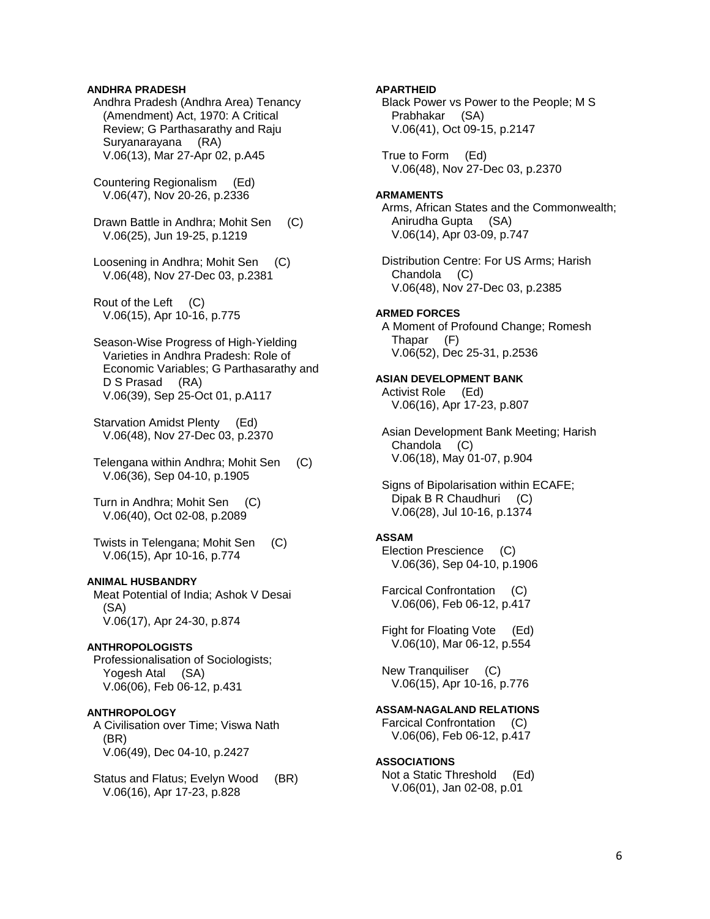**ANDHRA PRADESH**

Andhra Pradesh (Andhra Area) Tenancy (Amendment) Act, 1970: A Critical Review; G Parthasarathy and Raju Suryanarayana (RA)
V.06(13), Mar 27-Apr 02, p.A45

Countering Regionalism (Ed)
V.06(47), Nov 20-26, p.2336

Drawn Battle in Andhra; Mohit Sen (C)
V.06(25), Jun 19-25, p.1219

Loosening in Andhra; Mohit Sen (C)
V.06(48), Nov 27-Dec 03, p.2381

Rout of the Left (C)
V.06(15), Apr 10-16, p.775

Season-Wise Progress of High-Yielding Varieties in Andhra Pradesh: Role of Economic Variables; G Parthasarathy and D S Prasad (RA)
V.06(39), Sep 25-Oct 01, p.A117

Starvation Amidst Plenty (Ed)
V.06(48), Nov 27-Dec 03, p.2370

Telengana within Andhra; Mohit Sen (C)
V.06(36), Sep 04-10, p.1905

Turn in Andhra; Mohit Sen (C)
V.06(40), Oct 02-08, p.2089

Twists in Telengana; Mohit Sen (C)
V.06(15), Apr 10-16, p.774

**ANIMAL HUSBANDRY**

Meat Potential of India; Ashok V Desai (SA)
V.06(17), Apr 24-30, p.874

**ANTHROPOLOGISTS**

Professionalisation of Sociologists; Yogesh Atal (SA)
V.06(06), Feb 06-12, p.431

**ANTHROPOLOGY**

A Civilisation over Time; Viswa Nath (BR)
V.06(49), Dec 04-10, p.2427

Status and Flatus; Evelyn Wood (BR)
V.06(16), Apr 17-23, p.828

**APARTHEID**

Black Power vs Power to the People; M S Prabhakar (SA)
V.06(41), Oct 09-15, p.2147

True to Form (Ed)
V.06(48), Nov 27-Dec 03, p.2370

**ARMAMENTS**

Arms, African States and the Commonwealth; Anirudha Gupta (SA)
V.06(14), Apr 03-09, p.747

Distribution Centre: For US Arms; Harish Chandola (C)
V.06(48), Nov 27-Dec 03, p.2385

**ARMED FORCES**

A Moment of Profound Change; Romesh Thapar (F)
V.06(52), Dec 25-31, p.2536

**ASIAN DEVELOPMENT BANK**

Activist Role (Ed)
V.06(16), Apr 17-23, p.807

Asian Development Bank Meeting; Harish Chandola (C)
V.06(18), May 01-07, p.904

Signs of Bipolarisation within ECAFE; Dipak B R Chaudhuri (C)
V.06(28), Jul 10-16, p.1374

**ASSAM**

Election Prescience (C)
V.06(36), Sep 04-10, p.1906

Farcical Confrontation (C)
V.06(06), Feb 06-12, p.417

Fight for Floating Vote (Ed)
V.06(10), Mar 06-12, p.554

New Tranquiliser (C)
V.06(15), Apr 10-16, p.776

**ASSAM-NAGALAND RELATIONS**

Farcical Confrontation (C)
V.06(06), Feb 06-12, p.417

**ASSOCIATIONS**

Not a Static Threshold (Ed)
V.06(01), Jan 02-08, p.01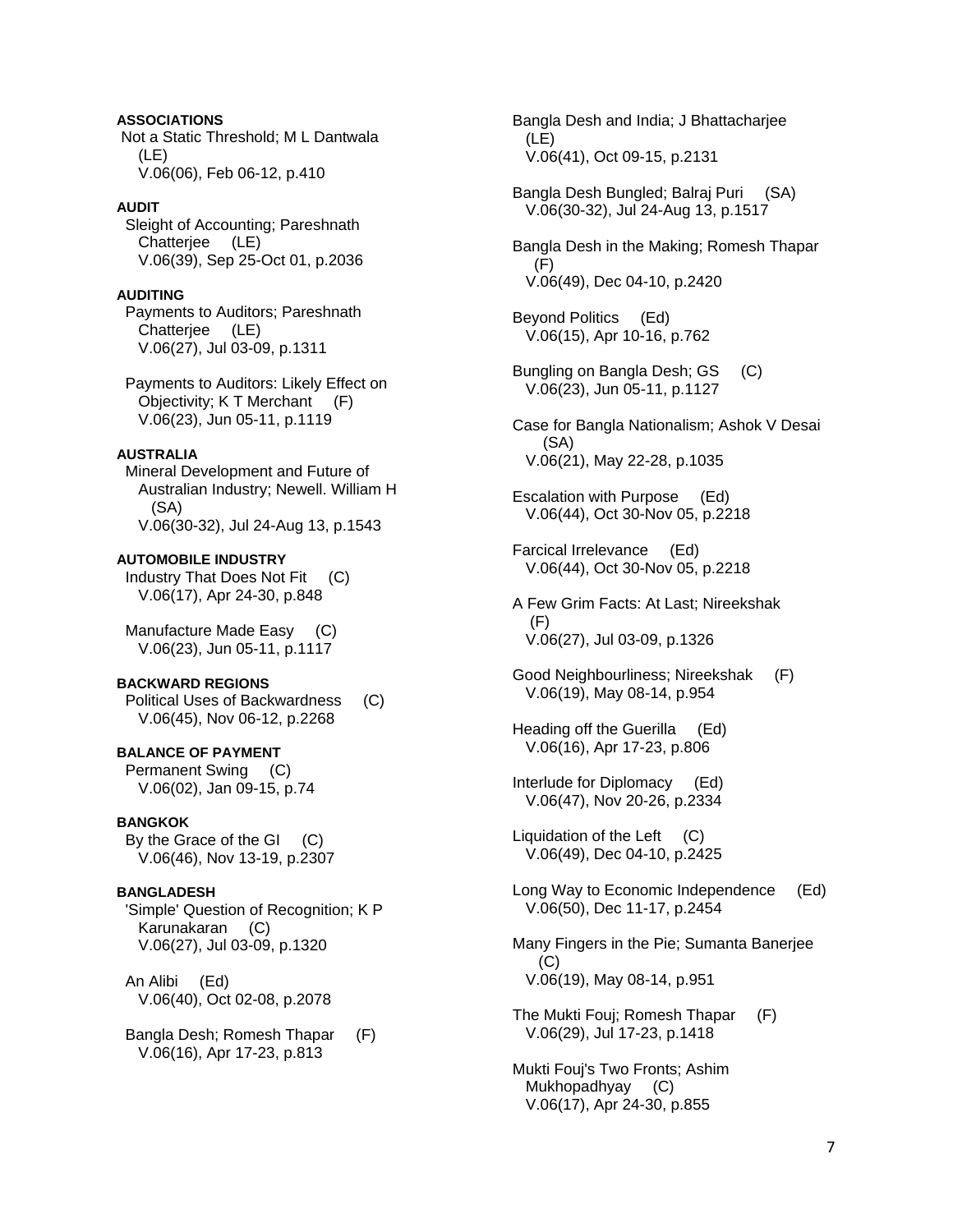**ASSOCIATIONS**

Not a Static Threshold; M L Dantwala (LE)
V.06(06), Feb 06-12, p.410

**AUDIT**

Sleight of Accounting; Pareshnath Chatterjee (LE)
V.06(39), Sep 25-Oct 01, p.2036

**AUDITING**

Payments to Auditors; Pareshnath Chatterjee (LE)
V.06(27), Jul 03-09, p.1311

Payments to Auditors: Likely Effect on Objectivity; K T Merchant (F)
V.06(23), Jun 05-11, p.1119

**AUSTRALIA**

Mineral Development and Future of Australian Industry; Newell. William H (SA)
V.06(30-32), Jul 24-Aug 13, p.1543

**AUTOMOBILE INDUSTRY**

Industry That Does Not Fit (C)
V.06(17), Apr 24-30, p.848

Manufacture Made Easy (C)
V.06(23), Jun 05-11, p.1117

**BACKWARD REGIONS**

Political Uses of Backwardness (C)
V.06(45), Nov 06-12, p.2268

**BALANCE OF PAYMENT**

Permanent Swing (C)
V.06(02), Jan 09-15, p.74

**BANGKOK**

By the Grace of the GI (C)
V.06(46), Nov 13-19, p.2307

**BANGLADESH**

'Simple' Question of Recognition; K P Karunakaran (C)
V.06(27), Jul 03-09, p.1320

An Alibi (Ed)
V.06(40), Oct 02-08, p.2078

Bangla Desh; Romesh Thapar (F)
V.06(16), Apr 17-23, p.813

Bangla Desh and India; J Bhattacharjee (LE)
V.06(41), Oct 09-15, p.2131

Bangla Desh Bungled; Balraj Puri (SA)
V.06(30-32), Jul 24-Aug 13, p.1517

Bangla Desh in the Making; Romesh Thapar (F)
V.06(49), Dec 04-10, p.2420

Beyond Politics (Ed)
V.06(15), Apr 10-16, p.762

Bungling on Bangla Desh; GS (C)
V.06(23), Jun 05-11, p.1127

Case for Bangla Nationalism; Ashok V Desai (SA)
V.06(21), May 22-28, p.1035

Escalation with Purpose (Ed)
V.06(44), Oct 30-Nov 05, p.2218

Farcical Irrelevance (Ed)
V.06(44), Oct 30-Nov 05, p.2218

A Few Grim Facts: At Last; Nireekshak (F)
V.06(27), Jul 03-09, p.1326

Good Neighbourliness; Nireekshak (F)
V.06(19), May 08-14, p.954

Heading off the Guerilla (Ed)
V.06(16), Apr 17-23, p.806

Interlude for Diplomacy (Ed)
V.06(47), Nov 20-26, p.2334

Liquidation of the Left (C)
V.06(49), Dec 04-10, p.2425

Long Way to Economic Independence (Ed)
V.06(50), Dec 11-17, p.2454

Many Fingers in the Pie; Sumanta Banerjee (C)
V.06(19), May 08-14, p.951

The Mukti Fouj; Romesh Thapar (F)
V.06(29), Jul 17-23, p.1418

Mukti Fouj's Two Fronts; Ashim Mukhopadhyay (C)
V.06(17), Apr 24-30, p.855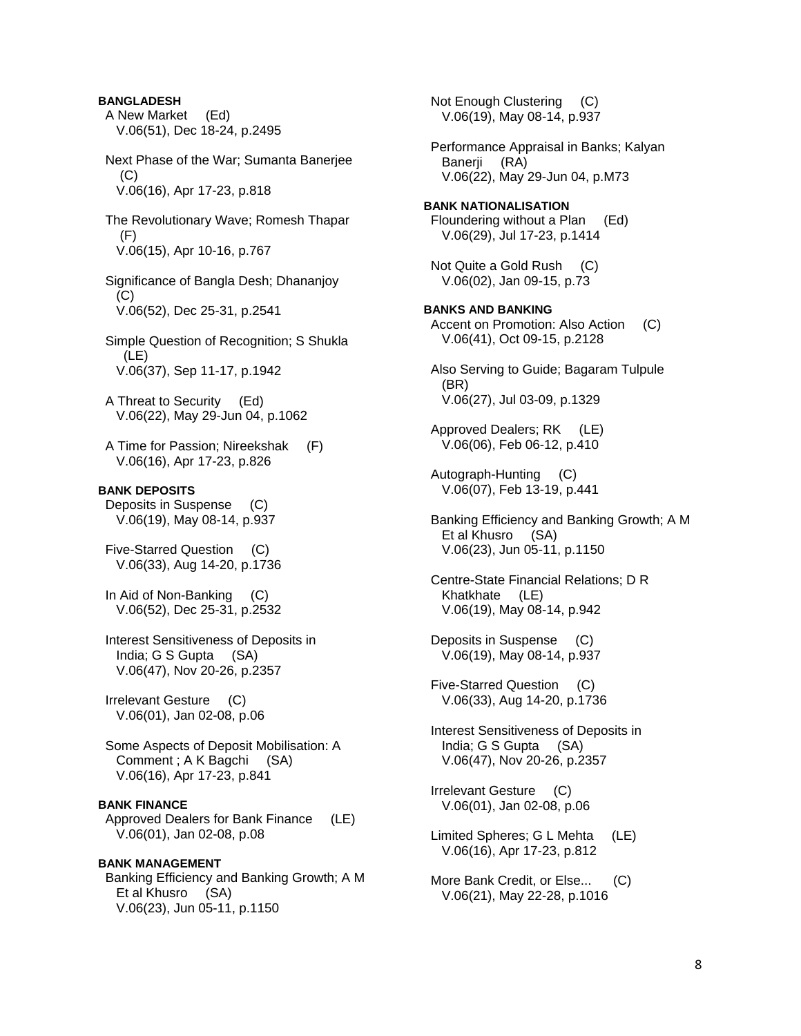**BANGLADESH**

A New Market (Ed)
V.06(51), Dec 18-24, p.2495

Next Phase of the War; Sumanta Banerjee (C)
V.06(16), Apr 17-23, p.818

The Revolutionary Wave; Romesh Thapar (F)
V.06(15), Apr 10-16, p.767

Significance of Bangla Desh; Dhananjoy (C)
V.06(52), Dec 25-31, p.2541

Simple Question of Recognition; S Shukla (LE)
V.06(37), Sep 11-17, p.1942

A Threat to Security (Ed)
V.06(22), May 29-Jun 04, p.1062

A Time for Passion; Nireekshak (F)
V.06(16), Apr 17-23, p.826

**BANK DEPOSITS**

Deposits in Suspense (C)
V.06(19), May 08-14, p.937

Five-Starred Question (C)
V.06(33), Aug 14-20, p.1736

In Aid of Non-Banking (C)
V.06(52), Dec 25-31, p.2532

Interest Sensitiveness of Deposits in India; G S Gupta (SA)
V.06(47), Nov 20-26, p.2357

Irrelevant Gesture (C)
V.06(01), Jan 02-08, p.06

Some Aspects of Deposit Mobilisation: A Comment ; A K Bagchi (SA)
V.06(16), Apr 17-23, p.841

**BANK FINANCE**

Approved Dealers for Bank Finance (LE)
V.06(01), Jan 02-08, p.08

**BANK MANAGEMENT**

Banking Efficiency and Banking Growth; A M Et al Khusro (SA)
V.06(23), Jun 05-11, p.1150

Not Enough Clustering (C)
V.06(19), May 08-14, p.937

Performance Appraisal in Banks; Kalyan Banerji (RA)
V.06(22), May 29-Jun 04, p.M73

**BANK NATIONALISATION**

Floundering without a Plan (Ed)
V.06(29), Jul 17-23, p.1414

Not Quite a Gold Rush (C)
V.06(02), Jan 09-15, p.73

**BANKS AND BANKING**

Accent on Promotion: Also Action (C)
V.06(41), Oct 09-15, p.2128

Also Serving to Guide; Bagaram Tulpule (BR)
V.06(27), Jul 03-09, p.1329

Approved Dealers; RK (LE)
V.06(06), Feb 06-12, p.410

Autograph-Hunting (C)
V.06(07), Feb 13-19, p.441

Banking Efficiency and Banking Growth; A M Et al Khusro (SA)
V.06(23), Jun 05-11, p.1150

Centre-State Financial Relations; D R Khatkhate (LE)
V.06(19), May 08-14, p.942

Deposits in Suspense (C)
V.06(19), May 08-14, p.937

Five-Starred Question (C)
V.06(33), Aug 14-20, p.1736

Interest Sensitiveness of Deposits in India; G S Gupta (SA)
V.06(47), Nov 20-26, p.2357

Irrelevant Gesture (C)
V.06(01), Jan 02-08, p.06

Limited Spheres; G L Mehta (LE)
V.06(16), Apr 17-23, p.812

More Bank Credit, or Else... (C)
V.06(21), May 22-28, p.1016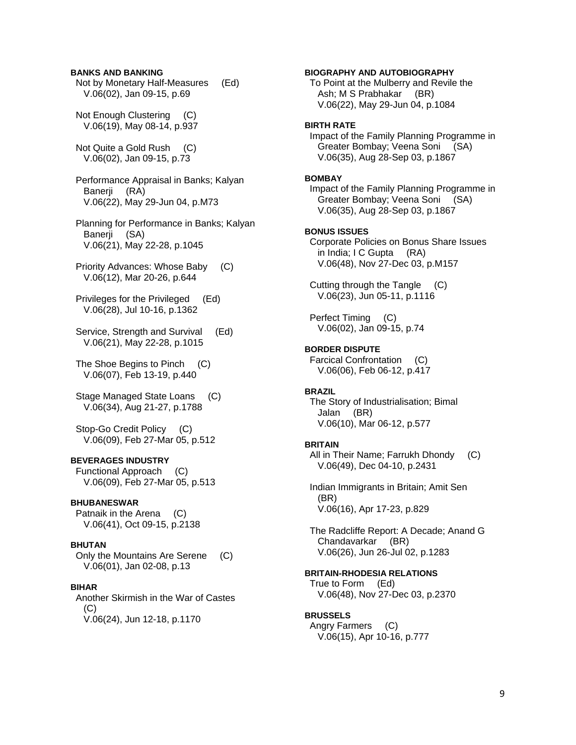**BANKS AND BANKING**

Not by Monetary Half-Measures (Ed)
V.06(02), Jan 09-15, p.69

Not Enough Clustering (C)
V.06(19), May 08-14, p.937

Not Quite a Gold Rush (C)
V.06(02), Jan 09-15, p.73

Performance Appraisal in Banks; Kalyan Banerji (RA)
V.06(22), May 29-Jun 04, p.M73

Planning for Performance in Banks; Kalyan Banerji (SA)
V.06(21), May 22-28, p.1045

Priority Advances: Whose Baby (C)
V.06(12), Mar 20-26, p.644

Privileges for the Privileged (Ed)
V.06(28), Jul 10-16, p.1362

Service, Strength and Survival (Ed)
V.06(21), May 22-28, p.1015

The Shoe Begins to Pinch (C)
V.06(07), Feb 13-19, p.440

Stage Managed State Loans (C)
V.06(34), Aug 21-27, p.1788

Stop-Go Credit Policy (C)
V.06(09), Feb 27-Mar 05, p.512

**BEVERAGES INDUSTRY**

Functional Approach (C)
V.06(09), Feb 27-Mar 05, p.513

**BHUBANESWAR**

Patnaik in the Arena (C)
V.06(41), Oct 09-15, p.2138

**BHUTAN**

Only the Mountains Are Serene (C)
V.06(01), Jan 02-08, p.13

**BIHAR**

Another Skirmish in the War of Castes (C)
V.06(24), Jun 12-18, p.1170

**BIOGRAPHY AND AUTOBIOGRAPHY**

To Point at the Mulberry and Revile the Ash; M S Prabhakar (BR)
V.06(22), May 29-Jun 04, p.1084

**BIRTH RATE**

Impact of the Family Planning Programme in Greater Bombay; Veena Soni (SA)
V.06(35), Aug 28-Sep 03, p.1867

**BOMBAY**

Impact of the Family Planning Programme in Greater Bombay; Veena Soni (SA)
V.06(35), Aug 28-Sep 03, p.1867

**BONUS ISSUES**

Corporate Policies on Bonus Share Issues in India; I C Gupta (RA)
V.06(48), Nov 27-Dec 03, p.M157

Cutting through the Tangle (C)
V.06(23), Jun 05-11, p.1116

Perfect Timing (C)
V.06(02), Jan 09-15, p.74

**BORDER DISPUTE**

Farcical Confrontation (C)
V.06(06), Feb 06-12, p.417

**BRAZIL**

The Story of Industrialisation; Bimal Jalan (BR)
V.06(10), Mar 06-12, p.577

**BRITAIN**

All in Their Name; Farrukh Dhondy (C)
V.06(49), Dec 04-10, p.2431

Indian Immigrants in Britain; Amit Sen (BR)
V.06(16), Apr 17-23, p.829

The Radcliffe Report: A Decade; Anand G Chandavarkar (BR)
V.06(26), Jun 26-Jul 02, p.1283

**BRITAIN-RHODESIA RELATIONS**

True to Form (Ed)
V.06(48), Nov 27-Dec 03, p.2370

**BRUSSELS**

Angry Farmers (C)
V.06(15), Apr 10-16, p.777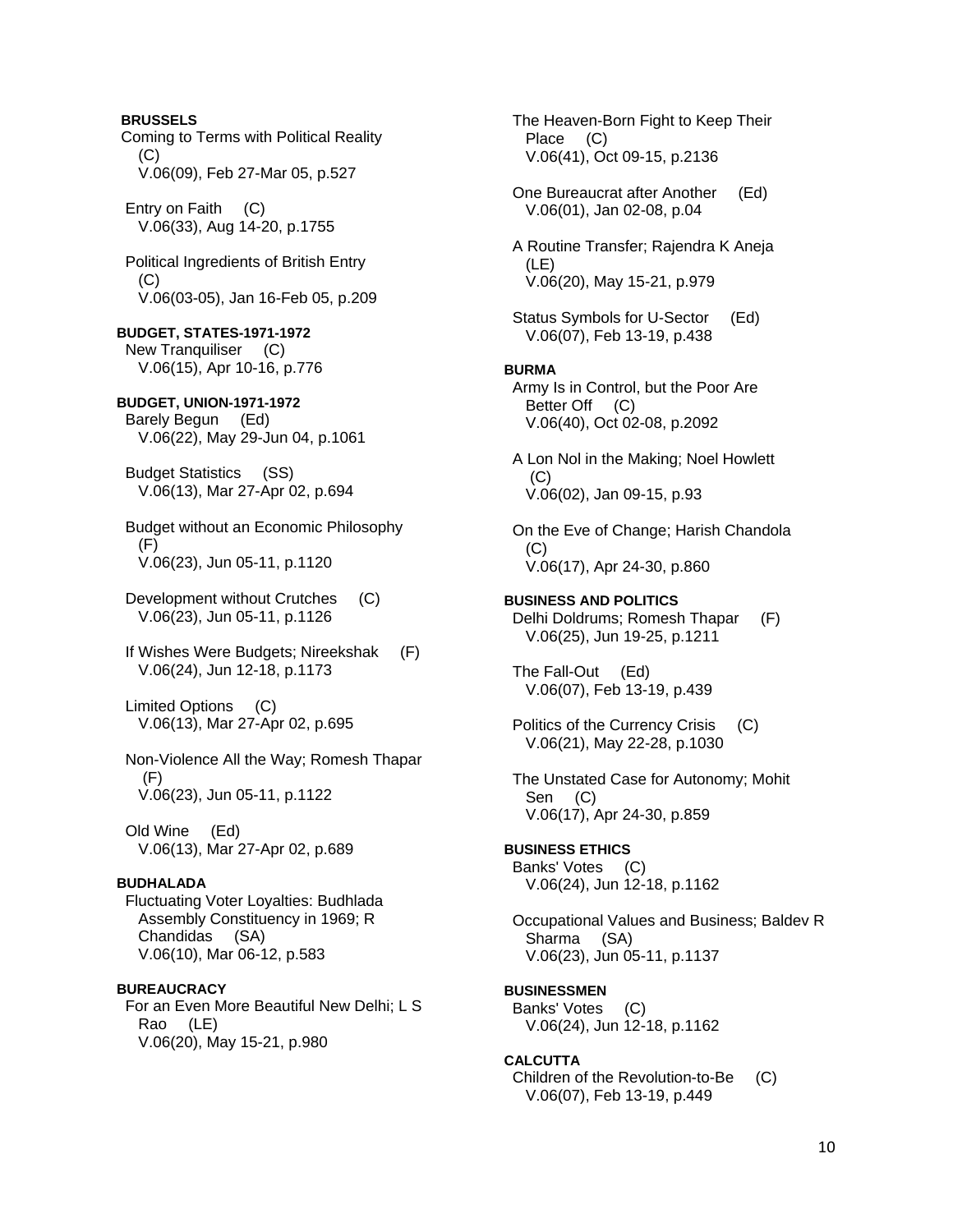**BRUSSELS**

Coming to Terms with Political Reality (C)
V.06(09), Feb 27-Mar 05, p.527

Entry on Faith (C)
V.06(33), Aug 14-20, p.1755

Political Ingredients of British Entry (C)
V.06(03-05), Jan 16-Feb 05, p.209

**BUDGET, STATES-1971-1972**

New Tranquiliser (C)
V.06(15), Apr 10-16, p.776

**BUDGET, UNION-1971-1972**

Barely Begun (Ed)
V.06(22), May 29-Jun 04, p.1061

Budget Statistics (SS)
V.06(13), Mar 27-Apr 02, p.694

Budget without an Economic Philosophy (F)
V.06(23), Jun 05-11, p.1120

Development without Crutches (C)
V.06(23), Jun 05-11, p.1126

If Wishes Were Budgets; Nireekshak (F)
V.06(24), Jun 12-18, p.1173

Limited Options (C)
V.06(13), Mar 27-Apr 02, p.695

Non-Violence All the Way; Romesh Thapar (F)
V.06(23), Jun 05-11, p.1122

Old Wine (Ed)
V.06(13), Mar 27-Apr 02, p.689

**BUDHALADA**

Fluctuating Voter Loyalties: Budhlada Assembly Constituency in 1969; R Chandidas (SA)
V.06(10), Mar 06-12, p.583

**BUREAUCRACY**

For an Even More Beautiful New Delhi; L S Rao (LE)
V.06(20), May 15-21, p.980

The Heaven-Born Fight to Keep Their Place (C)
V.06(41), Oct 09-15, p.2136

One Bureaucrat after Another (Ed)
V.06(01), Jan 02-08, p.04

A Routine Transfer; Rajendra K Aneja (LE)
V.06(20), May 15-21, p.979

Status Symbols for U-Sector (Ed)
V.06(07), Feb 13-19, p.438

**BURMA**

Army Is in Control, but the Poor Are Better Off (C)
V.06(40), Oct 02-08, p.2092

A Lon Nol in the Making; Noel Howlett (C)
V.06(02), Jan 09-15, p.93

On the Eve of Change; Harish Chandola (C)
V.06(17), Apr 24-30, p.860

**BUSINESS AND POLITICS**

Delhi Doldrums; Romesh Thapar (F)
V.06(25), Jun 19-25, p.1211

The Fall-Out (Ed)
V.06(07), Feb 13-19, p.439

Politics of the Currency Crisis (C)
V.06(21), May 22-28, p.1030

The Unstated Case for Autonomy; Mohit Sen (C)
V.06(17), Apr 24-30, p.859

**BUSINESS ETHICS**

Banks' Votes (C)
V.06(24), Jun 12-18, p.1162

Occupational Values and Business; Baldev R Sharma (SA)
V.06(23), Jun 05-11, p.1137

**BUSINESSMEN**

Banks' Votes (C)
V.06(24), Jun 12-18, p.1162

**CALCUTTA**

Children of the Revolution-to-Be (C)
V.06(07), Feb 13-19, p.449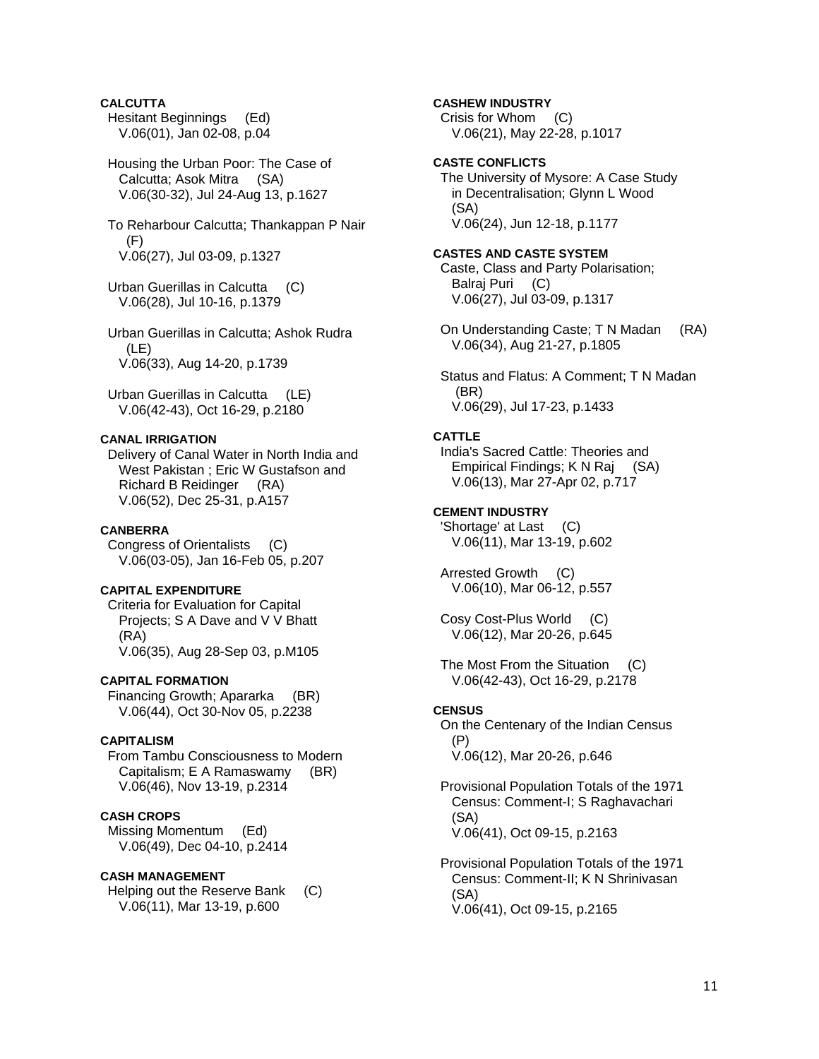**CALCUTTA**

Hesitant Beginnings (Ed)
V.06(01), Jan 02-08, p.04

Housing the Urban Poor: The Case of Calcutta; Asok Mitra (SA)
V.06(30-32), Jul 24-Aug 13, p.1627

To Reharbour Calcutta; Thankappan P Nair (F)
V.06(27), Jul 03-09, p.1327

Urban Guerillas in Calcutta (C)
V.06(28), Jul 10-16, p.1379

Urban Guerillas in Calcutta; Ashok Rudra (LE)
V.06(33), Aug 14-20, p.1739

Urban Guerillas in Calcutta (LE)
V.06(42-43), Oct 16-29, p.2180

**CANAL IRRIGATION**

Delivery of Canal Water in North India and West Pakistan ; Eric W Gustafson and Richard B Reidinger (RA)
V.06(52), Dec 25-31, p.A157

**CANBERRA**

Congress of Orientalists (C)
V.06(03-05), Jan 16-Feb 05, p.207

**CAPITAL EXPENDITURE**

Criteria for Evaluation for Capital Projects; S A Dave and V V Bhatt (RA)
V.06(35), Aug 28-Sep 03, p.M105

**CAPITAL FORMATION**

Financing Growth; Apararka (BR)
V.06(44), Oct 30-Nov 05, p.2238

**CAPITALISM**

From Tambu Consciousness to Modern Capitalism; E A Ramaswamy (BR)
V.06(46), Nov 13-19, p.2314

**CASH CROPS**

Missing Momentum (Ed)
V.06(49), Dec 04-10, p.2414

**CASH MANAGEMENT**

Helping out the Reserve Bank (C)
V.06(11), Mar 13-19, p.600

**CASHEW INDUSTRY**

Crisis for Whom (C)
V.06(21), May 22-28, p.1017

**CASTE CONFLICTS**

The University of Mysore: A Case Study in Decentralisation; Glynn L Wood (SA)
V.06(24), Jun 12-18, p.1177

**CASTES AND CASTE SYSTEM**

Caste, Class and Party Polarisation; Balraj Puri (C)
V.06(27), Jul 03-09, p.1317

On Understanding Caste; T N Madan (RA)
V.06(34), Aug 21-27, p.1805

Status and Flatus: A Comment; T N Madan (BR)
V.06(29), Jul 17-23, p.1433

**CATTLE**

India's Sacred Cattle: Theories and Empirical Findings; K N Raj (SA)
V.06(13), Mar 27-Apr 02, p.717

**CEMENT INDUSTRY**

'Shortage' at Last (C)
V.06(11), Mar 13-19, p.602

Arrested Growth (C)
V.06(10), Mar 06-12, p.557

Cosy Cost-Plus World (C)
V.06(12), Mar 20-26, p.645

The Most From the Situation (C)
V.06(42-43), Oct 16-29, p.2178

**CENSUS**

On the Centenary of the Indian Census (P)
V.06(12), Mar 20-26, p.646

Provisional Population Totals of the 1971 Census: Comment-I; S Raghavachari (SA)
V.06(41), Oct 09-15, p.2163

Provisional Population Totals of the 1971 Census: Comment-II; K N Shrinivasan (SA)
V.06(41), Oct 09-15, p.2165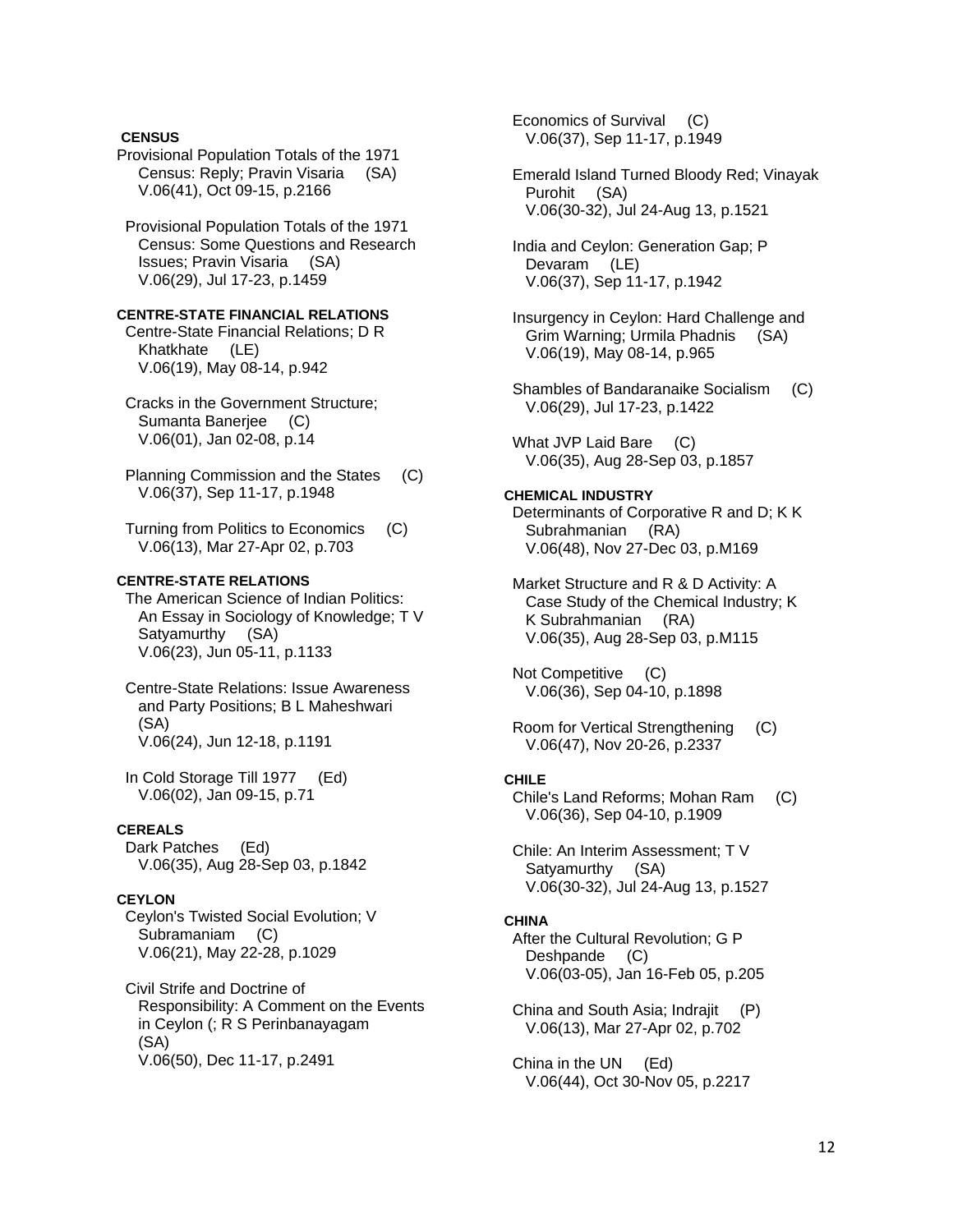**CENSUS**

Provisional Population Totals of the 1971 Census: Reply; Pravin Visaria (SA)
V.06(41), Oct 09-15, p.2166

Provisional Population Totals of the 1971 Census: Some Questions and Research Issues; Pravin Visaria (SA)
V.06(29), Jul 17-23, p.1459

**CENTRE-STATE FINANCIAL RELATIONS**

Centre-State Financial Relations; D R Khatkhate (LE)
V.06(19), May 08-14, p.942

Cracks in the Government Structure; Sumanta Banerjee (C)
V.06(01), Jan 02-08, p.14

Planning Commission and the States (C)
V.06(37), Sep 11-17, p.1948

Turning from Politics to Economics (C)
V.06(13), Mar 27-Apr 02, p.703

**CENTRE-STATE RELATIONS**

The American Science of Indian Politics: An Essay in Sociology of Knowledge; T V Satyamurthy (SA)
V.06(23), Jun 05-11, p.1133

Centre-State Relations: Issue Awareness and Party Positions; B L Maheshwari (SA)
V.06(24), Jun 12-18, p.1191

In Cold Storage Till 1977 (Ed)
V.06(02), Jan 09-15, p.71

**CEREALS**

Dark Patches (Ed)
V.06(35), Aug 28-Sep 03, p.1842

**CEYLON**

Ceylon's Twisted Social Evolution; V Subramaniam (C)
V.06(21), May 22-28, p.1029

Civil Strife and Doctrine of Responsibility: A Comment on the Events in Ceylon (; R S Perinbanayagam (SA)
V.06(50), Dec 11-17, p.2491

Economics of Survival (C)
V.06(37), Sep 11-17, p.1949

Emerald Island Turned Bloody Red; Vinayak Purohit (SA)
V.06(30-32), Jul 24-Aug 13, p.1521

India and Ceylon: Generation Gap; P Devaram (LE)
V.06(37), Sep 11-17, p.1942

Insurgency in Ceylon: Hard Challenge and Grim Warning; Urmila Phadnis (SA)
V.06(19), May 08-14, p.965

Shambles of Bandaranaike Socialism (C)
V.06(29), Jul 17-23, p.1422

What JVP Laid Bare (C)
V.06(35), Aug 28-Sep 03, p.1857

**CHEMICAL INDUSTRY**

Determinants of Corporative R and D; K K Subrahmanian (RA)
V.06(48), Nov 27-Dec 03, p.M169

Market Structure and R & D Activity: A Case Study of the Chemical Industry; K K Subrahmanian (RA)
V.06(35), Aug 28-Sep 03, p.M115

Not Competitive (C)
V.06(36), Sep 04-10, p.1898

Room for Vertical Strengthening (C)
V.06(47), Nov 20-26, p.2337

**CHILE**

Chile's Land Reforms; Mohan Ram (C)
V.06(36), Sep 04-10, p.1909

Chile: An Interim Assessment; T V Satyamurthy (SA)
V.06(30-32), Jul 24-Aug 13, p.1527

**CHINA**

After the Cultural Revolution; G P Deshpande (C)
V.06(03-05), Jan 16-Feb 05, p.205

China and South Asia; Indrajit (P)
V.06(13), Mar 27-Apr 02, p.702

China in the UN (Ed)
V.06(44), Oct 30-Nov 05, p.2217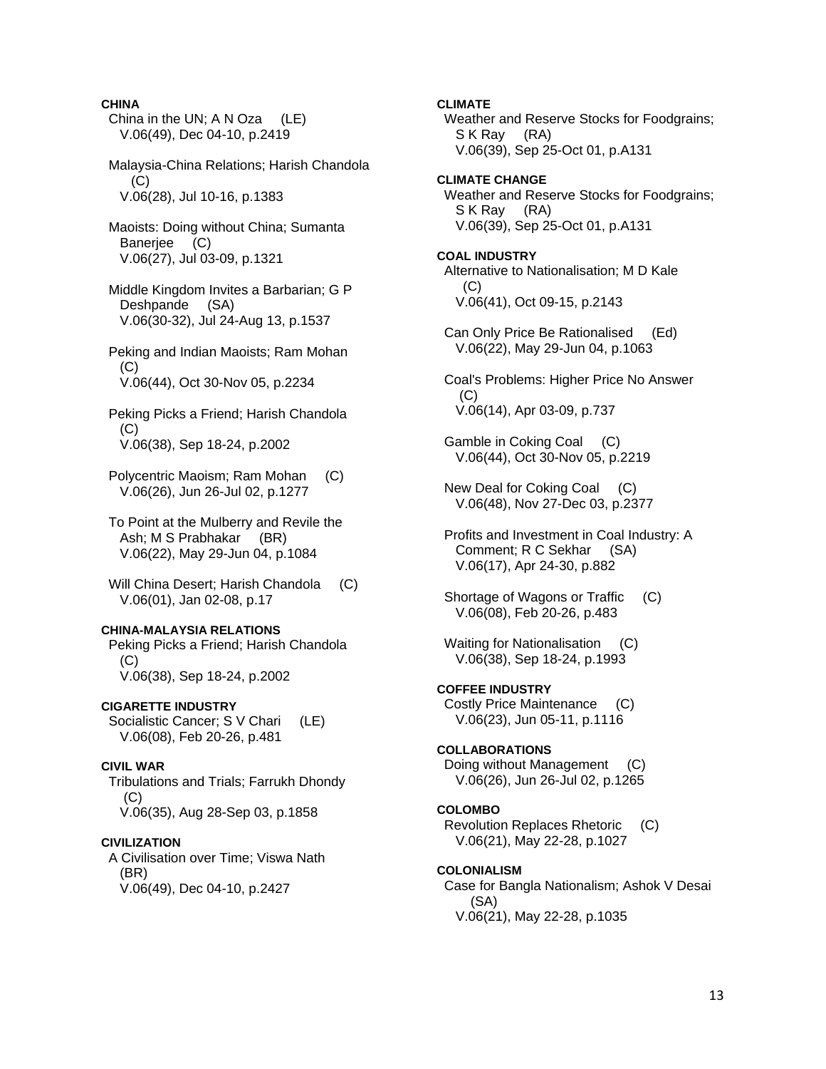**CHINA**

China in the UN; A N Oza (LE)
V.06(49), Dec 04-10, p.2419

Malaysia-China Relations; Harish Chandola (C)
V.06(28), Jul 10-16, p.1383

Maoists: Doing without China; Sumanta Banerjee (C)
V.06(27), Jul 03-09, p.1321

Middle Kingdom Invites a Barbarian; G P Deshpande (SA)
V.06(30-32), Jul 24-Aug 13, p.1537

Peking and Indian Maoists; Ram Mohan (C)
V.06(44), Oct 30-Nov 05, p.2234

Peking Picks a Friend; Harish Chandola (C)
V.06(38), Sep 18-24, p.2002

Polycentric Maoism; Ram Mohan (C)
V.06(26), Jun 26-Jul 02, p.1277

To Point at the Mulberry and Revile the Ash; M S Prabhakar (BR)
V.06(22), May 29-Jun 04, p.1084

Will China Desert; Harish Chandola (C)
V.06(01), Jan 02-08, p.17

**CHINA-MALAYSIA RELATIONS**

Peking Picks a Friend; Harish Chandola (C)
V.06(38), Sep 18-24, p.2002

**CIGARETTE INDUSTRY**

Socialistic Cancer; S V Chari (LE)
V.06(08), Feb 20-26, p.481

**CIVIL WAR**

Tribulations and Trials; Farrukh Dhondy (C)
V.06(35), Aug 28-Sep 03, p.1858

**CIVILIZATION**

A Civilisation over Time; Viswa Nath (BR)
V.06(49), Dec 04-10, p.2427

**CLIMATE**

Weather and Reserve Stocks for Foodgrains; S K Ray (RA)
V.06(39), Sep 25-Oct 01, p.A131

**CLIMATE CHANGE**

Weather and Reserve Stocks for Foodgrains; S K Ray (RA)
V.06(39), Sep 25-Oct 01, p.A131

**COAL INDUSTRY**

Alternative to Nationalisation; M D Kale (C)
V.06(41), Oct 09-15, p.2143

Can Only Price Be Rationalised (Ed)
V.06(22), May 29-Jun 04, p.1063

Coal's Problems: Higher Price No Answer (C)
V.06(14), Apr 03-09, p.737

Gamble in Coking Coal (C)
V.06(44), Oct 30-Nov 05, p.2219

New Deal for Coking Coal (C)
V.06(48), Nov 27-Dec 03, p.2377

Profits and Investment in Coal Industry: A Comment; R C Sekhar (SA)
V.06(17), Apr 24-30, p.882

Shortage of Wagons or Traffic (C)
V.06(08), Feb 20-26, p.483

Waiting for Nationalisation (C)
V.06(38), Sep 18-24, p.1993

**COFFEE INDUSTRY**

Costly Price Maintenance (C)
V.06(23), Jun 05-11, p.1116

**COLLABORATIONS**

Doing without Management (C)
V.06(26), Jun 26-Jul 02, p.1265

**COLOMBO**

Revolution Replaces Rhetoric (C)
V.06(21), May 22-28, p.1027

**COLONIALISM**

Case for Bangla Nationalism; Ashok V Desai (SA)
V.06(21), May 22-28, p.1035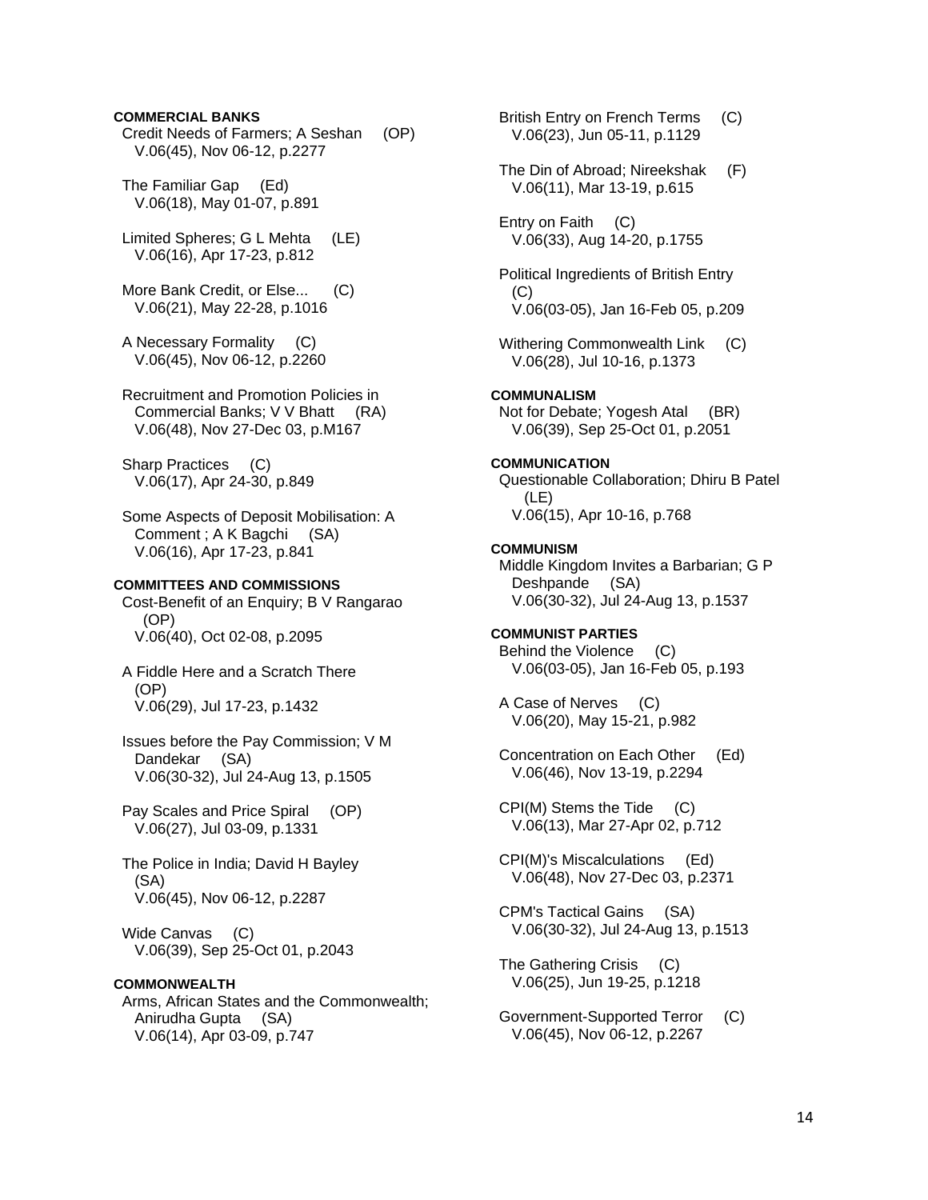**COMMERCIAL BANKS**

Credit Needs of Farmers; A Seshan (OP)
V.06(45), Nov 06-12, p.2277

The Familiar Gap (Ed)
V.06(18), May 01-07, p.891

Limited Spheres; G L Mehta (LE)
V.06(16), Apr 17-23, p.812

More Bank Credit, or Else... (C)
V.06(21), May 22-28, p.1016

A Necessary Formality (C)
V.06(45), Nov 06-12, p.2260

Recruitment and Promotion Policies in Commercial Banks; V V Bhatt (RA)
V.06(48), Nov 27-Dec 03, p.M167

Sharp Practices (C)
V.06(17), Apr 24-30, p.849

Some Aspects of Deposit Mobilisation: A Comment ; A K Bagchi (SA)
V.06(16), Apr 17-23, p.841

**COMMITTEES AND COMMISSIONS**

Cost-Benefit of an Enquiry; B V Rangarao (OP)
V.06(40), Oct 02-08, p.2095

A Fiddle Here and a Scratch There (OP)
V.06(29), Jul 17-23, p.1432

Issues before the Pay Commission; V M Dandekar (SA)
V.06(30-32), Jul 24-Aug 13, p.1505

Pay Scales and Price Spiral (OP)
V.06(27), Jul 03-09, p.1331

The Police in India; David H Bayley (SA)
V.06(45), Nov 06-12, p.2287

Wide Canvas (C)
V.06(39), Sep 25-Oct 01, p.2043

**COMMONWEALTH**

Arms, African States and the Commonwealth; Anirudha Gupta (SA)
V.06(14), Apr 03-09, p.747

British Entry on French Terms (C)
V.06(23), Jun 05-11, p.1129

The Din of Abroad; Nireekshak (F)
V.06(11), Mar 13-19, p.615

Entry on Faith (C)
V.06(33), Aug 14-20, p.1755

Political Ingredients of British Entry (C)
V.06(03-05), Jan 16-Feb 05, p.209

Withering Commonwealth Link (C)
V.06(28), Jul 10-16, p.1373

**COMMUNALISM**

Not for Debate; Yogesh Atal (BR)
V.06(39), Sep 25-Oct 01, p.2051

**COMMUNICATION**

Questionable Collaboration; Dhiru B Patel (LE)
V.06(15), Apr 10-16, p.768

**COMMUNISM**

Middle Kingdom Invites a Barbarian; G P Deshpande (SA)
V.06(30-32), Jul 24-Aug 13, p.1537

**COMMUNIST PARTIES**

Behind the Violence (C)
V.06(03-05), Jan 16-Feb 05, p.193

A Case of Nerves (C)
V.06(20), May 15-21, p.982

Concentration on Each Other (Ed)
V.06(46), Nov 13-19, p.2294

CPI(M) Stems the Tide (C)
V.06(13), Mar 27-Apr 02, p.712

CPI(M)'s Miscalculations (Ed)
V.06(48), Nov 27-Dec 03, p.2371

CPM's Tactical Gains (SA)
V.06(30-32), Jul 24-Aug 13, p.1513

The Gathering Crisis (C)
V.06(25), Jun 19-25, p.1218

Government-Supported Terror (C)
V.06(45), Nov 06-12, p.2267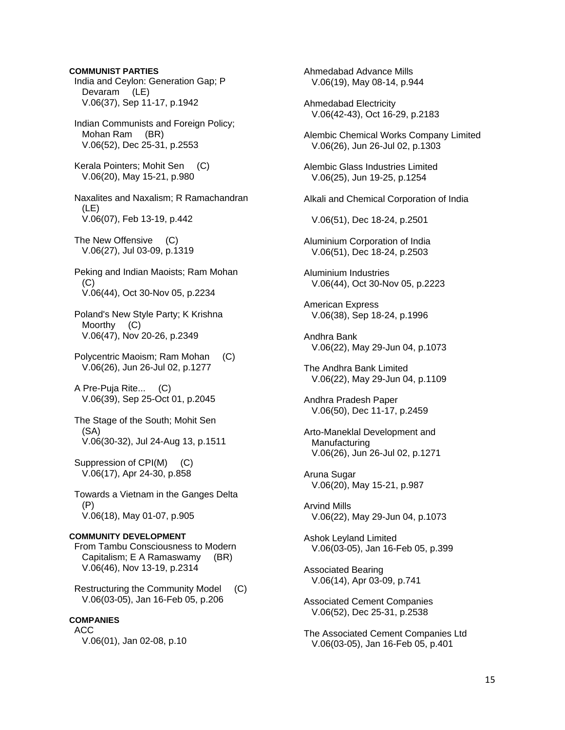**COMMUNIST PARTIES**

India and Ceylon: Generation Gap; P Devaram (LE)
V.06(37), Sep 11-17, p.1942

Indian Communists and Foreign Policy; Mohan Ram (BR)
V.06(52), Dec 25-31, p.2553

Kerala Pointers; Mohit Sen (C)
V.06(20), May 15-21, p.980

Naxalites and Naxalism; R Ramachandran (LE)
V.06(07), Feb 13-19, p.442

The New Offensive (C)
V.06(27), Jul 03-09, p.1319

Peking and Indian Maoists; Ram Mohan (C)
V.06(44), Oct 30-Nov 05, p.2234

Poland's New Style Party; K Krishna Moorthy (C)
V.06(47), Nov 20-26, p.2349

Polycentric Maoism; Ram Mohan (C)
V.06(26), Jun 26-Jul 02, p.1277

A Pre-Puja Rite... (C)
V.06(39), Sep 25-Oct 01, p.2045

The Stage of the South; Mohit Sen (SA)
V.06(30-32), Jul 24-Aug 13, p.1511

Suppression of CPI(M) (C)
V.06(17), Apr 24-30, p.858

Towards a Vietnam in the Ganges Delta (P)
V.06(18), May 01-07, p.905

**COMMUNITY DEVELOPMENT**

From Tambu Consciousness to Modern Capitalism; E A Ramaswamy (BR)
V.06(46), Nov 13-19, p.2314

Restructuring the Community Model (C)
V.06(03-05), Jan 16-Feb 05, p.206

**COMPANIES**

ACC
V.06(01), Jan 02-08, p.10

Ahmedabad Advance Mills
V.06(19), May 08-14, p.944

Ahmedabad Electricity
V.06(42-43), Oct 16-29, p.2183

Alembic Chemical Works Company Limited
V.06(26), Jun 26-Jul 02, p.1303

Alembic Glass Industries Limited
V.06(25), Jun 19-25, p.1254

Alkali and Chemical Corporation of India
V.06(51), Dec 18-24, p.2501

Aluminium Corporation of India
V.06(51), Dec 18-24, p.2503

Aluminium Industries
V.06(44), Oct 30-Nov 05, p.2223

American Express
V.06(38), Sep 18-24, p.1996

Andhra Bank
V.06(22), May 29-Jun 04, p.1073

The Andhra Bank Limited
V.06(22), May 29-Jun 04, p.1109

Andhra Pradesh Paper
V.06(50), Dec 11-17, p.2459

Arto-Maneklal Development and Manufacturing
V.06(26), Jun 26-Jul 02, p.1271

Aruna Sugar
V.06(20), May 15-21, p.987

Arvind Mills
V.06(22), May 29-Jun 04, p.1073

Ashok Leyland Limited
V.06(03-05), Jan 16-Feb 05, p.399

Associated Bearing
V.06(14), Apr 03-09, p.741

Associated Cement Companies
V.06(52), Dec 25-31, p.2538

The Associated Cement Companies Ltd
V.06(03-05), Jan 16-Feb 05, p.401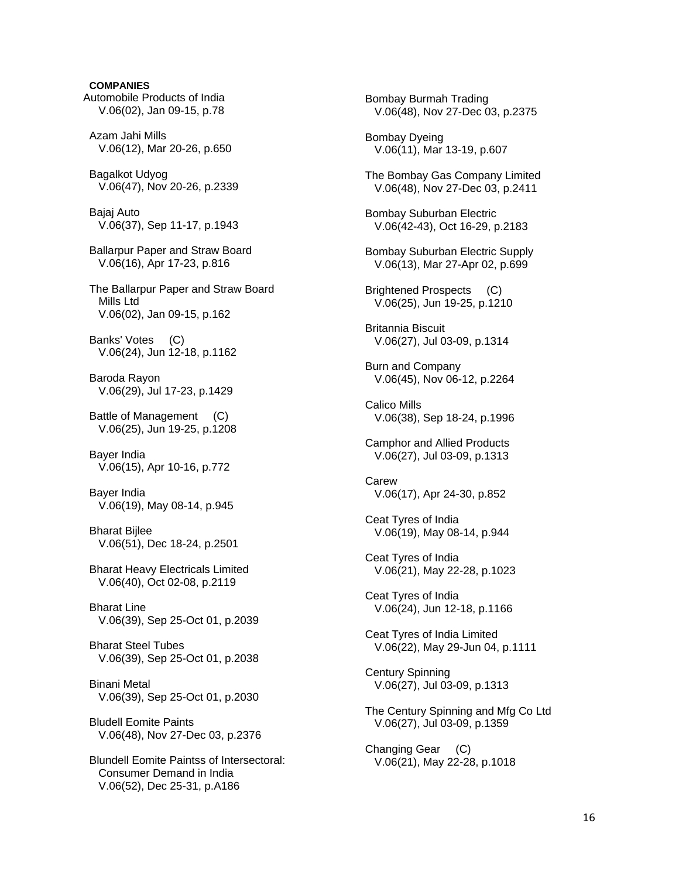**COMPANIES**

Automobile Products of India
V.06(02), Jan 09-15, p.78

Azam Jahi Mills
V.06(12), Mar 20-26, p.650

Bagalkot Udyog
V.06(47), Nov 20-26, p.2339

Bajaj Auto
V.06(37), Sep 11-17, p.1943

Ballarpur Paper and Straw Board
V.06(16), Apr 17-23, p.816

The Ballarpur Paper and Straw Board Mills Ltd
V.06(02), Jan 09-15, p.162

Banks' Votes (C)
V.06(24), Jun 12-18, p.1162

Baroda Rayon
V.06(29), Jul 17-23, p.1429

Battle of Management (C)
V.06(25), Jun 19-25, p.1208

Bayer India
V.06(15), Apr 10-16, p.772

Bayer India
V.06(19), May 08-14, p.945

Bharat Bijlee
V.06(51), Dec 18-24, p.2501

Bharat Heavy Electricals Limited
V.06(40), Oct 02-08, p.2119

Bharat Line
V.06(39), Sep 25-Oct 01, p.2039

Bharat Steel Tubes
V.06(39), Sep 25-Oct 01, p.2038

Binani Metal
V.06(39), Sep 25-Oct 01, p.2030

Bludell Eomite Paints
V.06(48), Nov 27-Dec 03, p.2376

Blundell Eomite Paintss of Intersectoral: Consumer Demand in India
V.06(52), Dec 25-31, p.A186

Bombay Burmah Trading
V.06(48), Nov 27-Dec 03, p.2375

Bombay Dyeing
V.06(11), Mar 13-19, p.607

The Bombay Gas Company Limited
V.06(48), Nov 27-Dec 03, p.2411

Bombay Suburban Electric
V.06(42-43), Oct 16-29, p.2183

Bombay Suburban Electric Supply
V.06(13), Mar 27-Apr 02, p.699

Brightened Prospects (C)
V.06(25), Jun 19-25, p.1210

Britannia Biscuit
V.06(27), Jul 03-09, p.1314

Burn and Company
V.06(45), Nov 06-12, p.2264

Calico Mills
V.06(38), Sep 18-24, p.1996

Camphor and Allied Products
V.06(27), Jul 03-09, p.1313

Carew
V.06(17), Apr 24-30, p.852

Ceat Tyres of India
V.06(19), May 08-14, p.944

Ceat Tyres of India
V.06(21), May 22-28, p.1023

Ceat Tyres of India
V.06(24), Jun 12-18, p.1166

Ceat Tyres of India Limited
V.06(22), May 29-Jun 04, p.1111

Century Spinning
V.06(27), Jul 03-09, p.1313

The Century Spinning and Mfg Co Ltd
V.06(27), Jul 03-09, p.1359

Changing Gear (C)
V.06(21), May 22-28, p.1018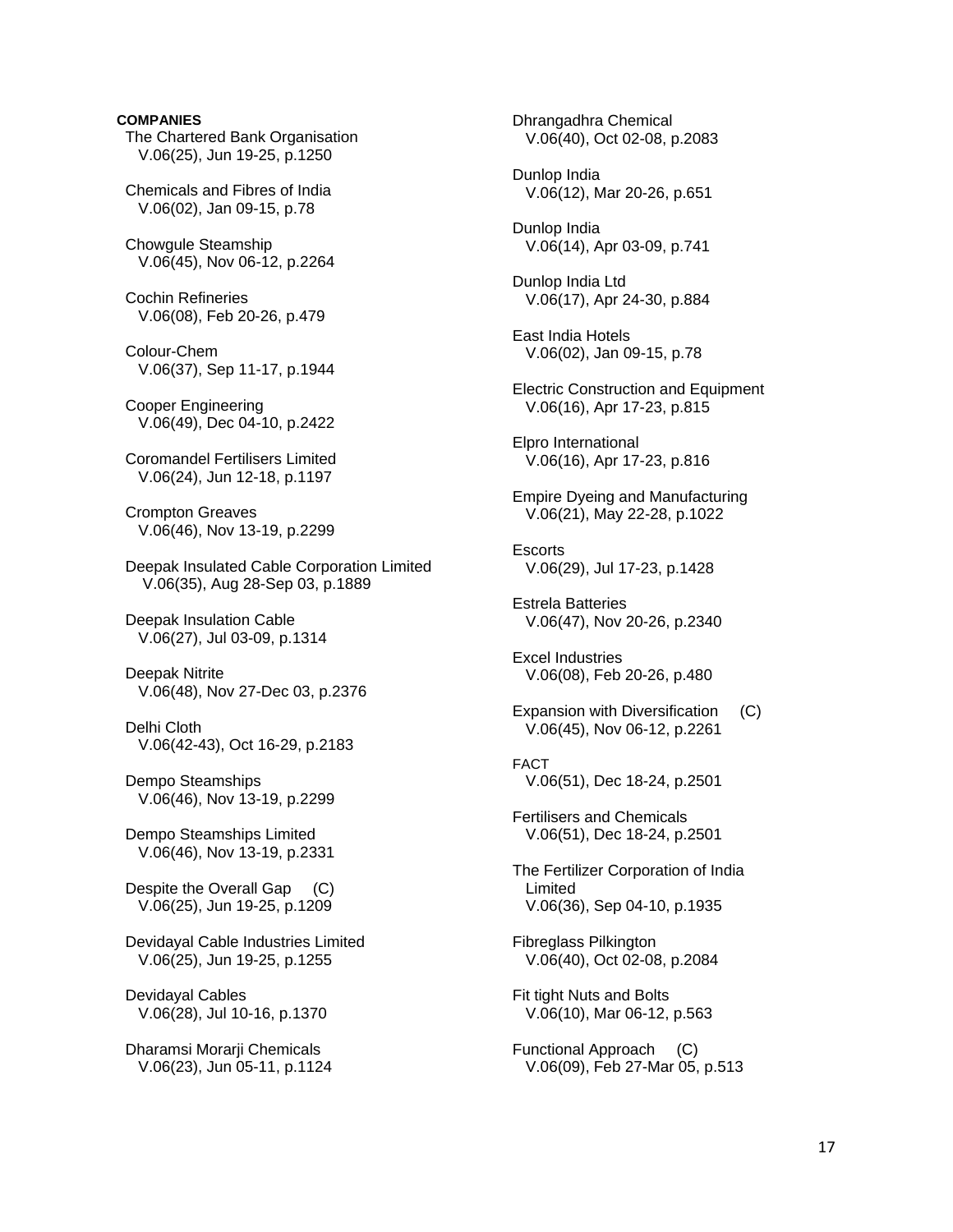**COMPANIES**

The Chartered Bank Organisation
V.06(25), Jun 19-25, p.1250

Chemicals and Fibres of India
V.06(02), Jan 09-15, p.78

Chowgule Steamship
V.06(45), Nov 06-12, p.2264

Cochin Refineries
V.06(08), Feb 20-26, p.479

Colour-Chem
V.06(37), Sep 11-17, p.1944

Cooper Engineering
V.06(49), Dec 04-10, p.2422

Coromandel Fertilisers Limited
V.06(24), Jun 12-18, p.1197

Crompton Greaves
V.06(46), Nov 13-19, p.2299

Deepak Insulated Cable Corporation Limited
V.06(35), Aug 28-Sep 03, p.1889

Deepak Insulation Cable
V.06(27), Jul 03-09, p.1314

Deepak Nitrite
V.06(48), Nov 27-Dec 03, p.2376

Delhi Cloth
V.06(42-43), Oct 16-29, p.2183

Dempo Steamships
V.06(46), Nov 13-19, p.2299

Dempo Steamships Limited
V.06(46), Nov 13-19, p.2331

Despite the Overall Gap (C)
V.06(25), Jun 19-25, p.1209

Devidayal Cable Industries Limited
V.06(25), Jun 19-25, p.1255

Devidayal Cables
V.06(28), Jul 10-16, p.1370

Dharamsi Morarji Chemicals
V.06(23), Jun 05-11, p.1124

Dhrangadhra Chemical
V.06(40), Oct 02-08, p.2083

Dunlop India
V.06(12), Mar 20-26, p.651

Dunlop India
V.06(14), Apr 03-09, p.741

Dunlop India Ltd
V.06(17), Apr 24-30, p.884

East India Hotels
V.06(02), Jan 09-15, p.78

Electric Construction and Equipment
V.06(16), Apr 17-23, p.815

Elpro International
V.06(16), Apr 17-23, p.816

Empire Dyeing and Manufacturing
V.06(21), May 22-28, p.1022

Escorts
V.06(29), Jul 17-23, p.1428

Estrela Batteries
V.06(47), Nov 20-26, p.2340

Excel Industries
V.06(08), Feb 20-26, p.480

Expansion with Diversification (C)
V.06(45), Nov 06-12, p.2261

FACT
V.06(51), Dec 18-24, p.2501

Fertilisers and Chemicals
V.06(51), Dec 18-24, p.2501

The Fertilizer Corporation of India Limited
V.06(36), Sep 04-10, p.1935

Fibreglass Pilkington
V.06(40), Oct 02-08, p.2084

Fit tight Nuts and Bolts
V.06(10), Mar 06-12, p.563

Functional Approach (C)
V.06(09), Feb 27-Mar 05, p.513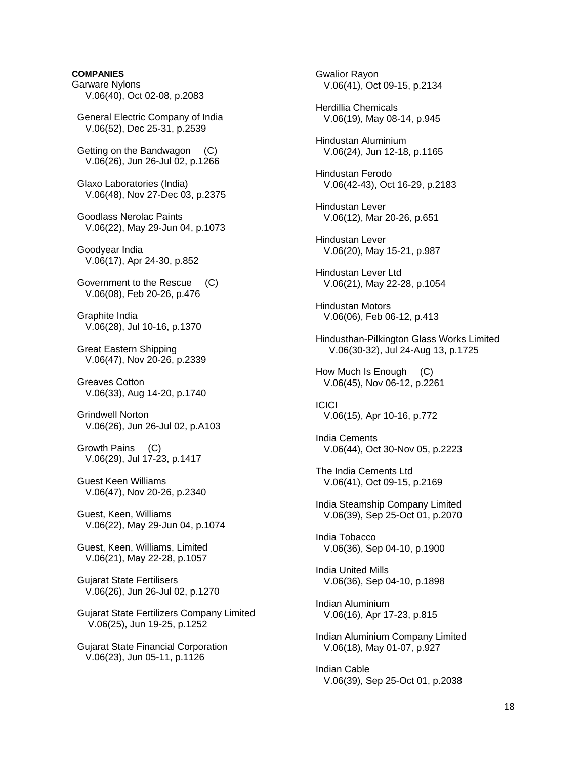**COMPANIES**

Garware Nylons
V.06(40), Oct 02-08, p.2083

General Electric Company of India
V.06(52), Dec 25-31, p.2539

Getting on the Bandwagon (C)
V.06(26), Jun 26-Jul 02, p.1266

Glaxo Laboratories (India)
V.06(48), Nov 27-Dec 03, p.2375

Goodlass Nerolac Paints
V.06(22), May 29-Jun 04, p.1073

Goodyear India
V.06(17), Apr 24-30, p.852

Government to the Rescue (C)
V.06(08), Feb 20-26, p.476

Graphite India
V.06(28), Jul 10-16, p.1370

Great Eastern Shipping
V.06(47), Nov 20-26, p.2339

Greaves Cotton
V.06(33), Aug 14-20, p.1740

Grindwell Norton
V.06(26), Jun 26-Jul 02, p.A103

Growth Pains (C)
V.06(29), Jul 17-23, p.1417

Guest Keen Williams
V.06(47), Nov 20-26, p.2340

Guest, Keen, Williams
V.06(22), May 29-Jun 04, p.1074

Guest, Keen, Williams, Limited
V.06(21), May 22-28, p.1057

Gujarat State Fertilisers
V.06(26), Jun 26-Jul 02, p.1270

Gujarat State Fertilizers Company Limited
V.06(25), Jun 19-25, p.1252

Gujarat State Financial Corporation
V.06(23), Jun 05-11, p.1126

Gwalior Rayon
V.06(41), Oct 09-15, p.2134

Herdillia Chemicals
V.06(19), May 08-14, p.945

Hindustan Aluminium
V.06(24), Jun 12-18, p.1165

Hindustan Ferodo
V.06(42-43), Oct 16-29, p.2183

Hindustan Lever
V.06(12), Mar 20-26, p.651

Hindustan Lever
V.06(20), May 15-21, p.987

Hindustan Lever Ltd
V.06(21), May 22-28, p.1054

Hindustan Motors
V.06(06), Feb 06-12, p.413

Hindusthan-Pilkington Glass Works Limited
V.06(30-32), Jul 24-Aug 13, p.1725

How Much Is Enough (C)
V.06(45), Nov 06-12, p.2261

ICICI
V.06(15), Apr 10-16, p.772

India Cements
V.06(44), Oct 30-Nov 05, p.2223

The India Cements Ltd
V.06(41), Oct 09-15, p.2169

India Steamship Company Limited
V.06(39), Sep 25-Oct 01, p.2070

India Tobacco
V.06(36), Sep 04-10, p.1900

India United Mills
V.06(36), Sep 04-10, p.1898

Indian Aluminium
V.06(16), Apr 17-23, p.815

Indian Aluminium Company Limited
V.06(18), May 01-07, p.927

Indian Cable
V.06(39), Sep 25-Oct 01, p.2038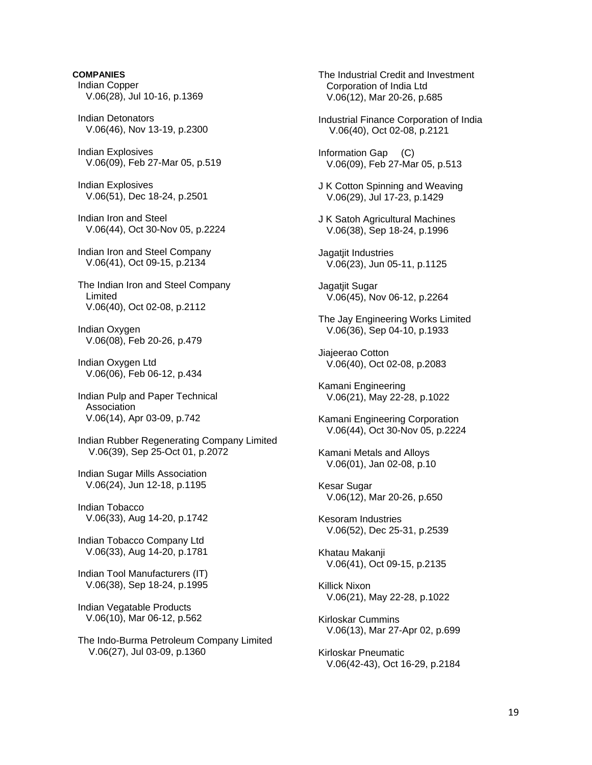**COMPANIES**

Indian Copper
V.06(28), Jul 10-16, p.1369

Indian Detonators
V.06(46), Nov 13-19, p.2300

Indian Explosives
V.06(09), Feb 27-Mar 05, p.519

Indian Explosives
V.06(51), Dec 18-24, p.2501

Indian Iron and Steel
V.06(44), Oct 30-Nov 05, p.2224

Indian Iron and Steel Company
V.06(41), Oct 09-15, p.2134

The Indian Iron and Steel Company Limited
V.06(40), Oct 02-08, p.2112

Indian Oxygen
V.06(08), Feb 20-26, p.479

Indian Oxygen Ltd
V.06(06), Feb 06-12, p.434

Indian Pulp and Paper Technical Association
V.06(14), Apr 03-09, p.742

Indian Rubber Regenerating Company Limited
V.06(39), Sep 25-Oct 01, p.2072

Indian Sugar Mills Association
V.06(24), Jun 12-18, p.1195

Indian Tobacco
V.06(33), Aug 14-20, p.1742

Indian Tobacco Company Ltd
V.06(33), Aug 14-20, p.1781

Indian Tool Manufacturers (IT)
V.06(38), Sep 18-24, p.1995

Indian Vegatable Products
V.06(10), Mar 06-12, p.562

The Indo-Burma Petroleum Company Limited
V.06(27), Jul 03-09, p.1360

The Industrial Credit and Investment Corporation of India Ltd
V.06(12), Mar 20-26, p.685

Industrial Finance Corporation of India
V.06(40), Oct 02-08, p.2121

Information Gap (C)
V.06(09), Feb 27-Mar 05, p.513

J K Cotton Spinning and Weaving
V.06(29), Jul 17-23, p.1429

J K Satoh Agricultural Machines
V.06(38), Sep 18-24, p.1996

Jagatjit Industries
V.06(23), Jun 05-11, p.1125

Jagatjit Sugar
V.06(45), Nov 06-12, p.2264

The Jay Engineering Works Limited
V.06(36), Sep 04-10, p.1933

Jiajeerao Cotton
V.06(40), Oct 02-08, p.2083

Kamani Engineering
V.06(21), May 22-28, p.1022

Kamani Engineering Corporation
V.06(44), Oct 30-Nov 05, p.2224

Kamani Metals and Alloys
V.06(01), Jan 02-08, p.10

Kesar Sugar
V.06(12), Mar 20-26, p.650

Kesoram Industries
V.06(52), Dec 25-31, p.2539

Khatau Makanji
V.06(41), Oct 09-15, p.2135

Killick Nixon
V.06(21), May 22-28, p.1022

Kirloskar Cummins
V.06(13), Mar 27-Apr 02, p.699

Kirloskar Pneumatic
V.06(42-43), Oct 16-29, p.2184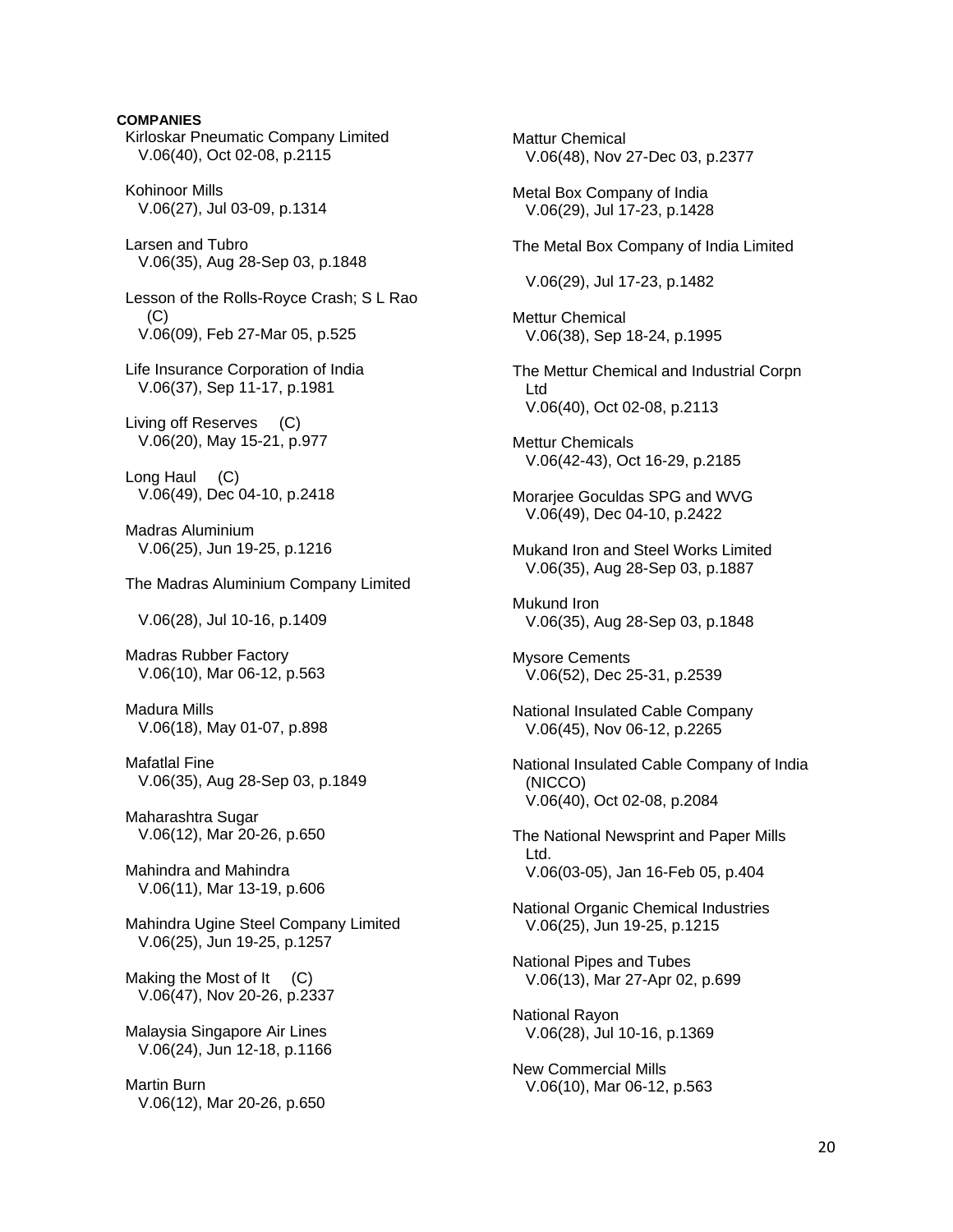**COMPANIES**

Kirloskar Pneumatic Company Limited
V.06(40), Oct 02-08, p.2115

Kohinoor Mills
V.06(27), Jul 03-09, p.1314

Larsen and Tubro
V.06(35), Aug 28-Sep 03, p.1848

Lesson of the Rolls-Royce Crash; S L Rao (C)
V.06(09), Feb 27-Mar 05, p.525

Life Insurance Corporation of India
V.06(37), Sep 11-17, p.1981

Living off Reserves (C)
V.06(20), May 15-21, p.977

Long Haul (C)
V.06(49), Dec 04-10, p.2418

Madras Aluminium
V.06(25), Jun 19-25, p.1216

The Madras Aluminium Company Limited
V.06(28), Jul 10-16, p.1409

Madras Rubber Factory
V.06(10), Mar 06-12, p.563

Madura Mills
V.06(18), May 01-07, p.898

Mafatlal Fine
V.06(35), Aug 28-Sep 03, p.1849

Maharashtra Sugar
V.06(12), Mar 20-26, p.650

Mahindra and Mahindra
V.06(11), Mar 13-19, p.606

Mahindra Ugine Steel Company Limited
V.06(25), Jun 19-25, p.1257

Making the Most of It (C)
V.06(47), Nov 20-26, p.2337

Malaysia Singapore Air Lines
V.06(24), Jun 12-18, p.1166

Martin Burn
V.06(12), Mar 20-26, p.650

Mattur Chemical
V.06(48), Nov 27-Dec 03, p.2377

Metal Box Company of India
V.06(29), Jul 17-23, p.1428

The Metal Box Company of India Limited
V.06(29), Jul 17-23, p.1482

Mettur Chemical
V.06(38), Sep 18-24, p.1995

The Mettur Chemical and Industrial Corpn Ltd
V.06(40), Oct 02-08, p.2113

Mettur Chemicals
V.06(42-43), Oct 16-29, p.2185

Morarjee Goculdas SPG and WVG
V.06(49), Dec 04-10, p.2422

Mukand Iron and Steel Works Limited
V.06(35), Aug 28-Sep 03, p.1887

Mukund Iron
V.06(35), Aug 28-Sep 03, p.1848

Mysore Cements
V.06(52), Dec 25-31, p.2539

National Insulated Cable Company
V.06(45), Nov 06-12, p.2265

National Insulated Cable Company of India (NICCO)
V.06(40), Oct 02-08, p.2084

The National Newsprint and Paper Mills Ltd.
V.06(03-05), Jan 16-Feb 05, p.404

National Organic Chemical Industries
V.06(25), Jun 19-25, p.1215

National Pipes and Tubes
V.06(13), Mar 27-Apr 02, p.699

National Rayon
V.06(28), Jul 10-16, p.1369

New Commercial Mills
V.06(10), Mar 06-12, p.563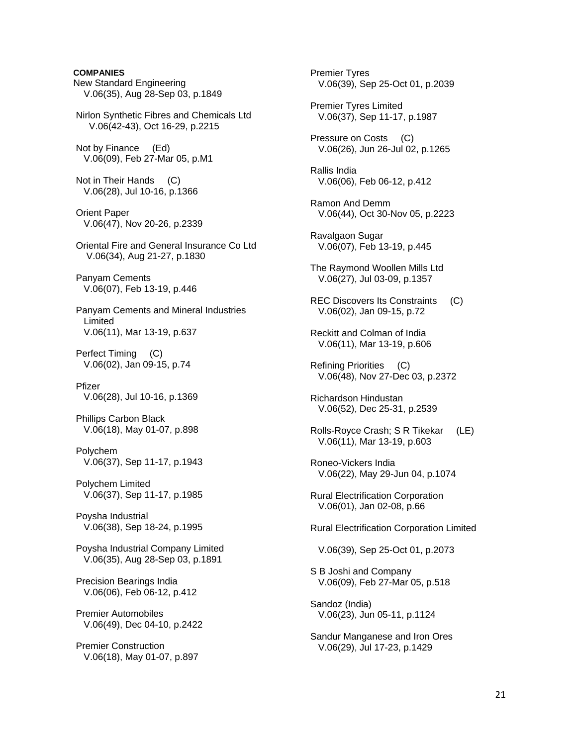**COMPANIES**

New Standard Engineering
V.06(35), Aug 28-Sep 03, p.1849

Nirlon Synthetic Fibres and Chemicals Ltd
V.06(42-43), Oct 16-29, p.2215

Not by Finance (Ed)
V.06(09), Feb 27-Mar 05, p.M1

Not in Their Hands (C)
V.06(28), Jul 10-16, p.1366

Orient Paper
V.06(47), Nov 20-26, p.2339

Oriental Fire and General Insurance Co Ltd
V.06(34), Aug 21-27, p.1830

Panyam Cements
V.06(07), Feb 13-19, p.446

Panyam Cements and Mineral Industries Limited
V.06(11), Mar 13-19, p.637

Perfect Timing (C)
V.06(02), Jan 09-15, p.74

Pfizer
V.06(28), Jul 10-16, p.1369

Phillips Carbon Black
V.06(18), May 01-07, p.898

Polychem
V.06(37), Sep 11-17, p.1943

Polychem Limited
V.06(37), Sep 11-17, p.1985

Poysha Industrial
V.06(38), Sep 18-24, p.1995

Poysha Industrial Company Limited
V.06(35), Aug 28-Sep 03, p.1891

Precision Bearings India
V.06(06), Feb 06-12, p.412

Premier Automobiles
V.06(49), Dec 04-10, p.2422

Premier Construction
V.06(18), May 01-07, p.897

Premier Tyres
V.06(39), Sep 25-Oct 01, p.2039

Premier Tyres Limited
V.06(37), Sep 11-17, p.1987

Pressure on Costs (C)
V.06(26), Jun 26-Jul 02, p.1265

Rallis India
V.06(06), Feb 06-12, p.412

Ramon And Demm
V.06(44), Oct 30-Nov 05, p.2223

Ravalgaon Sugar
V.06(07), Feb 13-19, p.445

The Raymond Woollen Mills Ltd
V.06(27), Jul 03-09, p.1357

REC Discovers Its Constraints (C)
V.06(02), Jan 09-15, p.72

Reckitt and Colman of India
V.06(11), Mar 13-19, p.606

Refining Priorities (C)
V.06(48), Nov 27-Dec 03, p.2372

Richardson Hindustan
V.06(52), Dec 25-31, p.2539

Rolls-Royce Crash; S R Tikekar (LE)
V.06(11), Mar 13-19, p.603

Roneo-Vickers India
V.06(22), May 29-Jun 04, p.1074

Rural Electrification Corporation
V.06(01), Jan 02-08, p.66

Rural Electrification Corporation Limited
V.06(39), Sep 25-Oct 01, p.2073

S B Joshi and Company
V.06(09), Feb 27-Mar 05, p.518

Sandoz (India)
V.06(23), Jun 05-11, p.1124

Sandur Manganese and Iron Ores
V.06(29), Jul 17-23, p.1429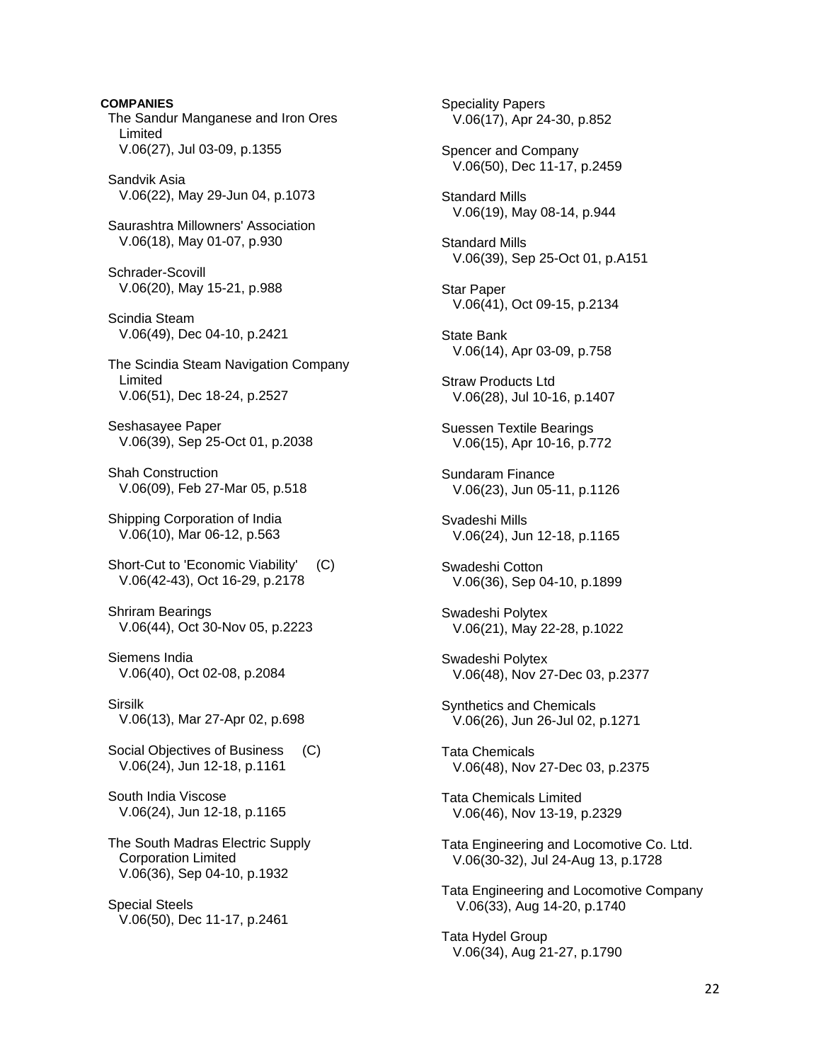**COMPANIES**

The Sandur Manganese and Iron Ores Limited
V.06(27), Jul 03-09, p.1355

Sandvik Asia
V.06(22), May 29-Jun 04, p.1073

Saurashtra Millowners' Association
V.06(18), May 01-07, p.930

Schrader-Scovill
V.06(20), May 15-21, p.988

Scindia Steam
V.06(49), Dec 04-10, p.2421

The Scindia Steam Navigation Company Limited
V.06(51), Dec 18-24, p.2527

Seshasayee Paper
V.06(39), Sep 25-Oct 01, p.2038

Shah Construction
V.06(09), Feb 27-Mar 05, p.518

Shipping Corporation of India
V.06(10), Mar 06-12, p.563

Short-Cut to 'Economic Viability' (C)
V.06(42-43), Oct 16-29, p.2178

Shriram Bearings
V.06(44), Oct 30-Nov 05, p.2223

Siemens India
V.06(40), Oct 02-08, p.2084

Sirsilk
V.06(13), Mar 27-Apr 02, p.698

Social Objectives of Business (C)
V.06(24), Jun 12-18, p.1161

South India Viscose
V.06(24), Jun 12-18, p.1165

The South Madras Electric Supply Corporation Limited
V.06(36), Sep 04-10, p.1932

Special Steels
V.06(50), Dec 11-17, p.2461

Speciality Papers
V.06(17), Apr 24-30, p.852

Spencer and Company
V.06(50), Dec 11-17, p.2459

Standard Mills
V.06(19), May 08-14, p.944

Standard Mills
V.06(39), Sep 25-Oct 01, p.A151

Star Paper
V.06(41), Oct 09-15, p.2134

State Bank
V.06(14), Apr 03-09, p.758

Straw Products Ltd
V.06(28), Jul 10-16, p.1407

Suessen Textile Bearings
V.06(15), Apr 10-16, p.772

Sundaram Finance
V.06(23), Jun 05-11, p.1126

Svadeshi Mills
V.06(24), Jun 12-18, p.1165

Swadeshi Cotton
V.06(36), Sep 04-10, p.1899

Swadeshi Polytex
V.06(21), May 22-28, p.1022

Swadeshi Polytex
V.06(48), Nov 27-Dec 03, p.2377

Synthetics and Chemicals
V.06(26), Jun 26-Jul 02, p.1271

Tata Chemicals
V.06(48), Nov 27-Dec 03, p.2375

Tata Chemicals Limited
V.06(46), Nov 13-19, p.2329

Tata Engineering and Locomotive Co. Ltd.
V.06(30-32), Jul 24-Aug 13, p.1728

Tata Engineering and Locomotive Company
V.06(33), Aug 14-20, p.1740

Tata Hydel Group
V.06(34), Aug 21-27, p.1790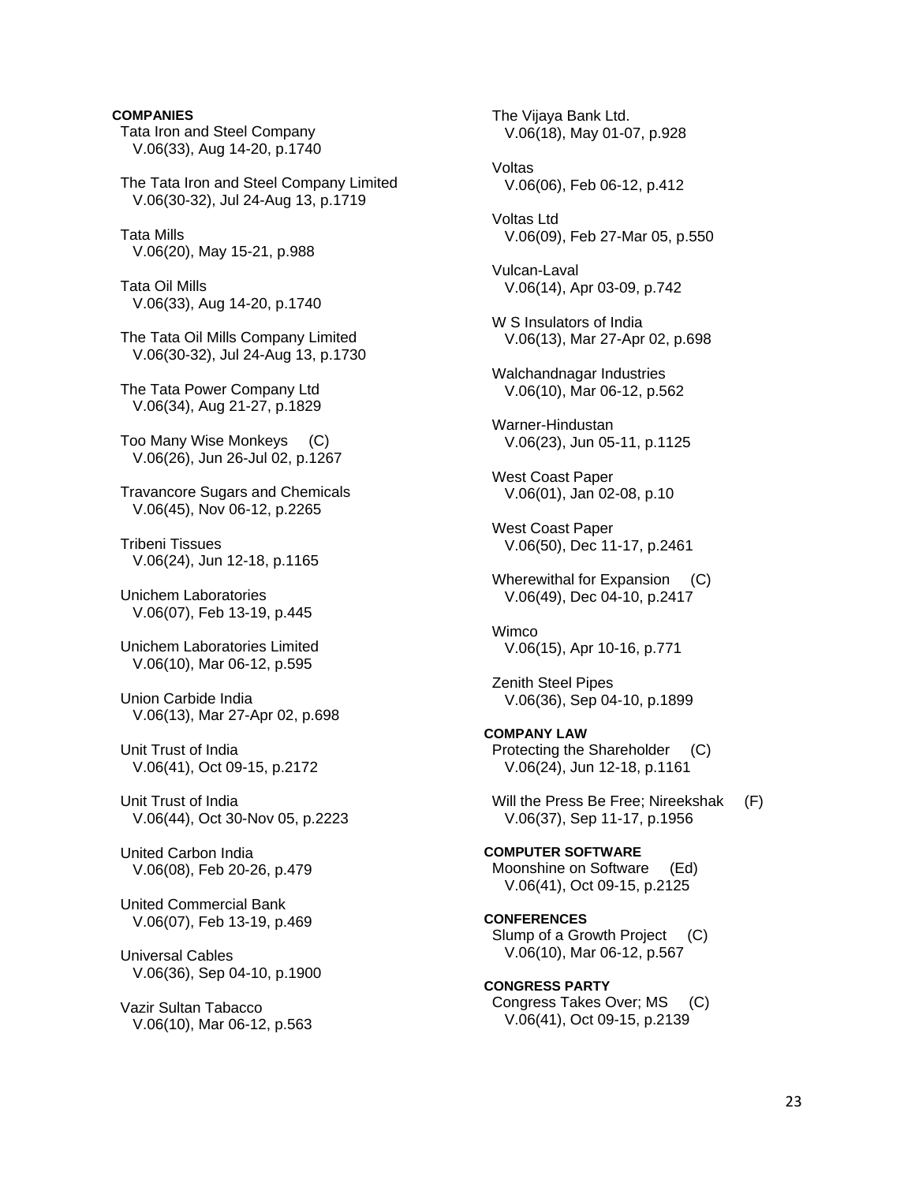**COMPANIES**

Tata Iron and Steel Company
V.06(33), Aug 14-20, p.1740

The Tata Iron and Steel Company Limited
V.06(30-32), Jul 24-Aug 13, p.1719

Tata Mills
V.06(20), May 15-21, p.988

Tata Oil Mills
V.06(33), Aug 14-20, p.1740

The Tata Oil Mills Company Limited
V.06(30-32), Jul 24-Aug 13, p.1730

The Tata Power Company Ltd
V.06(34), Aug 21-27, p.1829

Too Many Wise Monkeys (C)
V.06(26), Jun 26-Jul 02, p.1267

Travancore Sugars and Chemicals
V.06(45), Nov 06-12, p.2265

Tribeni Tissues
V.06(24), Jun 12-18, p.1165

Unichem Laboratories
V.06(07), Feb 13-19, p.445

Unichem Laboratories Limited
V.06(10), Mar 06-12, p.595

Union Carbide India
V.06(13), Mar 27-Apr 02, p.698

Unit Trust of India
V.06(41), Oct 09-15, p.2172

Unit Trust of India
V.06(44), Oct 30-Nov 05, p.2223

United Carbon India
V.06(08), Feb 20-26, p.479

United Commercial Bank
V.06(07), Feb 13-19, p.469

Universal Cables
V.06(36), Sep 04-10, p.1900

Vazir Sultan Tabacco
V.06(10), Mar 06-12, p.563

The Vijaya Bank Ltd.
V.06(18), May 01-07, p.928

Voltas
V.06(06), Feb 06-12, p.412

Voltas Ltd
V.06(09), Feb 27-Mar 05, p.550

Vulcan-Laval
V.06(14), Apr 03-09, p.742

W S Insulators of India
V.06(13), Mar 27-Apr 02, p.698

Walchandnagar Industries
V.06(10), Mar 06-12, p.562

Warner-Hindustan
V.06(23), Jun 05-11, p.1125

West Coast Paper
V.06(01), Jan 02-08, p.10

West Coast Paper
V.06(50), Dec 11-17, p.2461

Wherewithal for Expansion (C)
V.06(49), Dec 04-10, p.2417

Wimco
V.06(15), Apr 10-16, p.771

Zenith Steel Pipes
V.06(36), Sep 04-10, p.1899

**COMPANY LAW**

Protecting the Shareholder (C)
V.06(24), Jun 12-18, p.1161

Will the Press Be Free; Nireekshak (F)
V.06(37), Sep 11-17, p.1956

**COMPUTER SOFTWARE**

Moonshine on Software (Ed)
V.06(41), Oct 09-15, p.2125

**CONFERENCES**

Slump of a Growth Project (C)
V.06(10), Mar 06-12, p.567

**CONGRESS PARTY**

Congress Takes Over; MS (C)
V.06(41), Oct 09-15, p.2139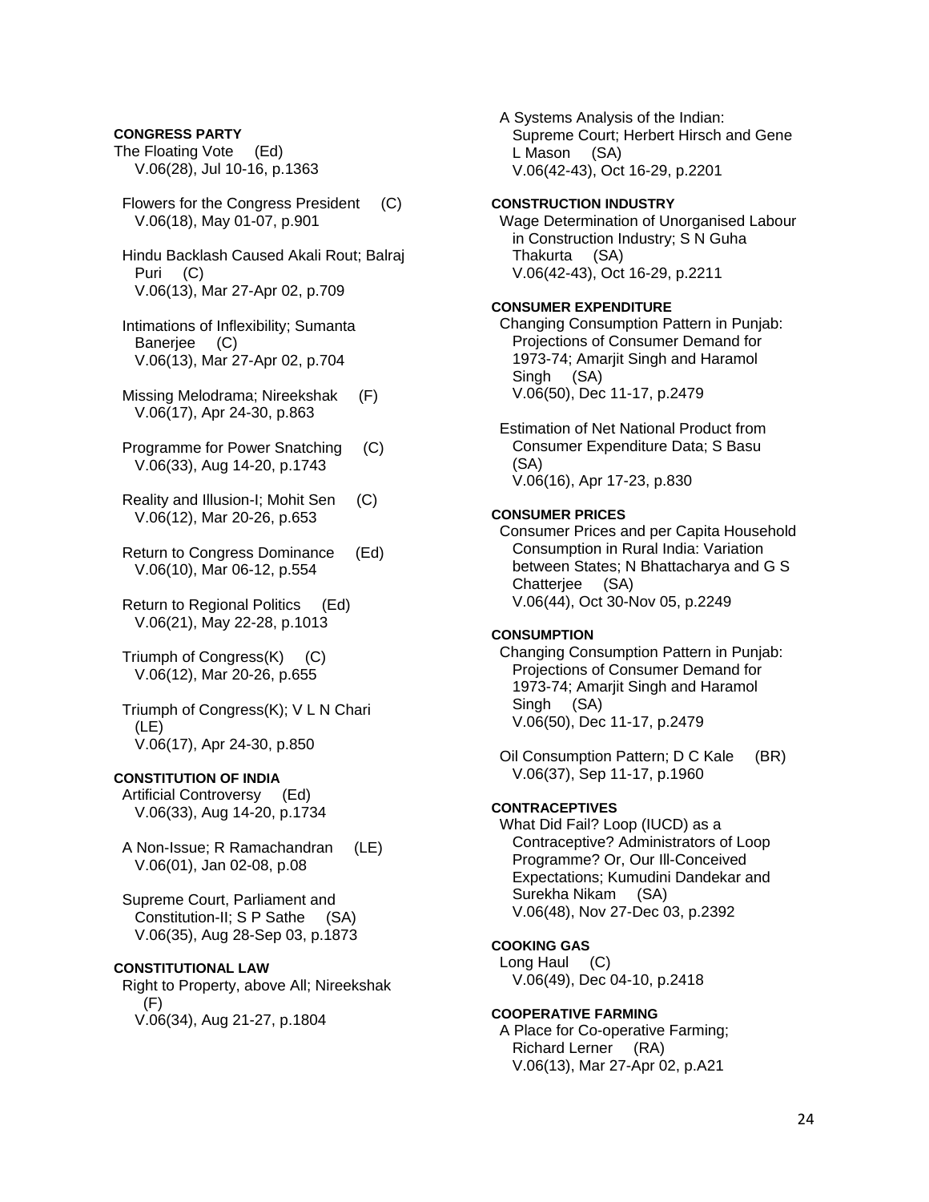**CONGRESS PARTY**

The Floating Vote (Ed)
V.06(28), Jul 10-16, p.1363

Flowers for the Congress President (C)
V.06(18), May 01-07, p.901

Hindu Backlash Caused Akali Rout; Balraj Puri (C)
V.06(13), Mar 27-Apr 02, p.709

Intimations of Inflexibility; Sumanta Banerjee (C)
V.06(13), Mar 27-Apr 02, p.704

Missing Melodrama; Nireekshak (F)
V.06(17), Apr 24-30, p.863

Programme for Power Snatching (C)
V.06(33), Aug 14-20, p.1743

Reality and Illusion-I; Mohit Sen (C)
V.06(12), Mar 20-26, p.653

Return to Congress Dominance (Ed)
V.06(10), Mar 06-12, p.554

Return to Regional Politics (Ed)
V.06(21), May 22-28, p.1013

Triumph of Congress(K) (C)
V.06(12), Mar 20-26, p.655

Triumph of Congress(K); V L N Chari (LE)
V.06(17), Apr 24-30, p.850

**CONSTITUTION OF INDIA**

Artificial Controversy (Ed)
V.06(33), Aug 14-20, p.1734

A Non-Issue; R Ramachandran (LE)
V.06(01), Jan 02-08, p.08

Supreme Court, Parliament and Constitution-II; S P Sathe (SA)
V.06(35), Aug 28-Sep 03, p.1873

**CONSTITUTIONAL LAW**

Right to Property, above All; Nireekshak (F)
V.06(34), Aug 21-27, p.1804

A Systems Analysis of the Indian: Supreme Court; Herbert Hirsch and Gene L Mason (SA)
V.06(42-43), Oct 16-29, p.2201

**CONSTRUCTION INDUSTRY**

Wage Determination of Unorganised Labour in Construction Industry; S N Guha Thakurta (SA)
V.06(42-43), Oct 16-29, p.2211

**CONSUMER EXPENDITURE**

Changing Consumption Pattern in Punjab: Projections of Consumer Demand for 1973-74; Amarjit Singh and Haramol Singh (SA)
V.06(50), Dec 11-17, p.2479

Estimation of Net National Product from Consumer Expenditure Data; S Basu (SA)
V.06(16), Apr 17-23, p.830

**CONSUMER PRICES**

Consumer Prices and per Capita Household Consumption in Rural India: Variation between States; N Bhattacharya and G S Chatterjee (SA)
V.06(44), Oct 30-Nov 05, p.2249

**CONSUMPTION**

Changing Consumption Pattern in Punjab: Projections of Consumer Demand for 1973-74; Amarjit Singh and Haramol Singh (SA)
V.06(50), Dec 11-17, p.2479

Oil Consumption Pattern; D C Kale (BR)
V.06(37), Sep 11-17, p.1960

**CONTRACEPTIVES**

What Did Fail? Loop (IUCD) as a Contraceptive? Administrators of Loop Programme? Or, Our Ill-Conceived Expectations; Kumudini Dandekar and Surekha Nikam (SA)
V.06(48), Nov 27-Dec 03, p.2392

**COOKING GAS**

Long Haul (C)
V.06(49), Dec 04-10, p.2418

**COOPERATIVE FARMING**

A Place for Co-operative Farming; Richard Lerner (RA)
V.06(13), Mar 27-Apr 02, p.A21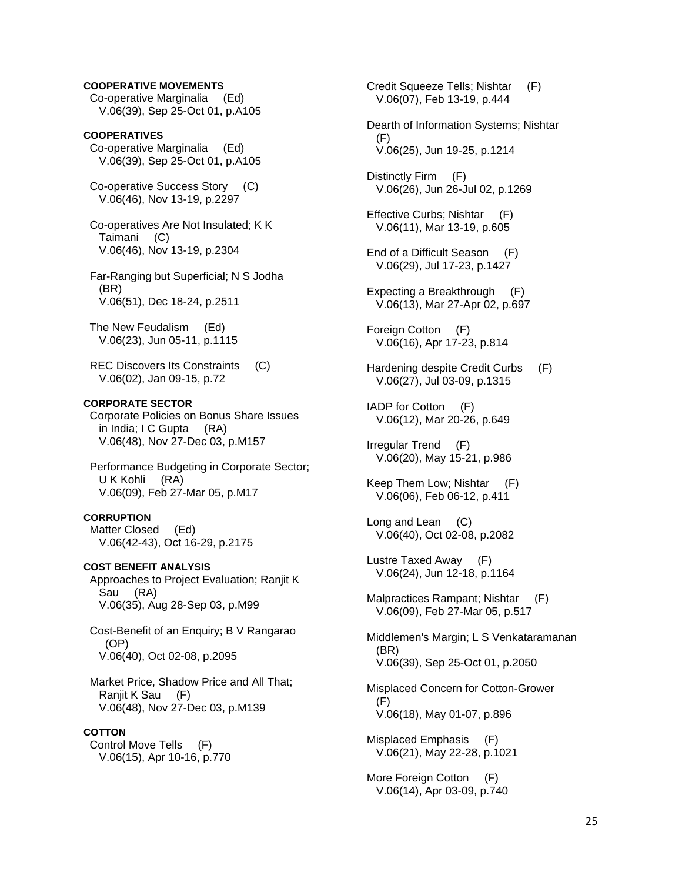**COOPERATIVE MOVEMENTS**

Co-operative Marginalia (Ed)
V.06(39), Sep 25-Oct 01, p.A105

**COOPERATIVES**

Co-operative Marginalia (Ed)
V.06(39), Sep 25-Oct 01, p.A105

Co-operative Success Story (C)
V.06(46), Nov 13-19, p.2297

Co-operatives Are Not Insulated; K K Taimani (C)
V.06(46), Nov 13-19, p.2304

Far-Ranging but Superficial; N S Jodha (BR)
V.06(51), Dec 18-24, p.2511

The New Feudalism (Ed)
V.06(23), Jun 05-11, p.1115

REC Discovers Its Constraints (C)
V.06(02), Jan 09-15, p.72

**CORPORATE SECTOR**

Corporate Policies on Bonus Share Issues in India; I C Gupta (RA)
V.06(48), Nov 27-Dec 03, p.M157

Performance Budgeting in Corporate Sector; U K Kohli (RA)
V.06(09), Feb 27-Mar 05, p.M17

**CORRUPTION**

Matter Closed (Ed)
V.06(42-43), Oct 16-29, p.2175

**COST BENEFIT ANALYSIS**

Approaches to Project Evaluation; Ranjit K Sau (RA)
V.06(35), Aug 28-Sep 03, p.M99

Cost-Benefit of an Enquiry; B V Rangarao (OP)
V.06(40), Oct 02-08, p.2095

Market Price, Shadow Price and All That; Ranjit K Sau (F)
V.06(48), Nov 27-Dec 03, p.M139

**COTTON**

Control Move Tells (F)
V.06(15), Apr 10-16, p.770

Credit Squeeze Tells; Nishtar (F)
V.06(07), Feb 13-19, p.444

Dearth of Information Systems; Nishtar (F)
V.06(25), Jun 19-25, p.1214

Distinctly Firm (F)
V.06(26), Jun 26-Jul 02, p.1269

Effective Curbs; Nishtar (F)
V.06(11), Mar 13-19, p.605

End of a Difficult Season (F)
V.06(29), Jul 17-23, p.1427

Expecting a Breakthrough (F)
V.06(13), Mar 27-Apr 02, p.697

Foreign Cotton (F)
V.06(16), Apr 17-23, p.814

Hardening despite Credit Curbs (F)
V.06(27), Jul 03-09, p.1315

IADP for Cotton (F)
V.06(12), Mar 20-26, p.649

Irregular Trend (F)
V.06(20), May 15-21, p.986

Keep Them Low; Nishtar (F)
V.06(06), Feb 06-12, p.411

Long and Lean (C)
V.06(40), Oct 02-08, p.2082

Lustre Taxed Away (F)
V.06(24), Jun 12-18, p.1164

Malpractices Rampant; Nishtar (F)
V.06(09), Feb 27-Mar 05, p.517

Middlemen's Margin; L S Venkataramanan (BR)
V.06(39), Sep 25-Oct 01, p.2050

Misplaced Concern for Cotton-Grower (F)
V.06(18), May 01-07, p.896

Misplaced Emphasis (F)
V.06(21), May 22-28, p.1021

More Foreign Cotton (F)
V.06(14), Apr 03-09, p.740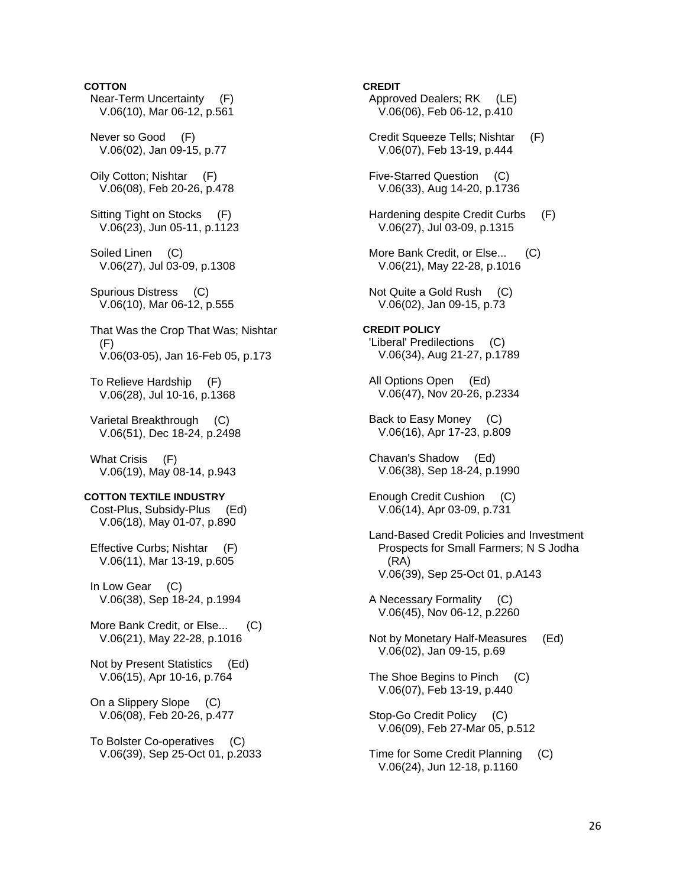**COTTON**

Near-Term Uncertainty (F)
V.06(10), Mar 06-12, p.561

Never so Good (F)
V.06(02), Jan 09-15, p.77

Oily Cotton; Nishtar (F)
V.06(08), Feb 20-26, p.478

Sitting Tight on Stocks (F)
V.06(23), Jun 05-11, p.1123

Soiled Linen (C)
V.06(27), Jul 03-09, p.1308

Spurious Distress (C)
V.06(10), Mar 06-12, p.555

That Was the Crop That Was; Nishtar (F)
V.06(03-05), Jan 16-Feb 05, p.173

To Relieve Hardship (F)
V.06(28), Jul 10-16, p.1368

Varietal Breakthrough (C)
V.06(51), Dec 18-24, p.2498

What Crisis (F)
V.06(19), May 08-14, p.943

**COTTON TEXTILE INDUSTRY**

Cost-Plus, Subsidy-Plus (Ed)
V.06(18), May 01-07, p.890

Effective Curbs; Nishtar (F)
V.06(11), Mar 13-19, p.605

In Low Gear (C)
V.06(38), Sep 18-24, p.1994

More Bank Credit, or Else... (C)
V.06(21), May 22-28, p.1016

Not by Present Statistics (Ed)
V.06(15), Apr 10-16, p.764

On a Slippery Slope (C)
V.06(08), Feb 20-26, p.477

To Bolster Co-operatives (C)
V.06(39), Sep 25-Oct 01, p.2033

**CREDIT**

Approved Dealers; RK (LE)
V.06(06), Feb 06-12, p.410

Credit Squeeze Tells; Nishtar (F)
V.06(07), Feb 13-19, p.444

Five-Starred Question (C)
V.06(33), Aug 14-20, p.1736

Hardening despite Credit Curbs (F)
V.06(27), Jul 03-09, p.1315

More Bank Credit, or Else... (C)
V.06(21), May 22-28, p.1016

Not Quite a Gold Rush (C)
V.06(02), Jan 09-15, p.73

**CREDIT POLICY**

'Liberal' Predilections (C)
V.06(34), Aug 21-27, p.1789

All Options Open (Ed)
V.06(47), Nov 20-26, p.2334

Back to Easy Money (C)
V.06(16), Apr 17-23, p.809

Chavan's Shadow (Ed)
V.06(38), Sep 18-24, p.1990

Enough Credit Cushion (C)
V.06(14), Apr 03-09, p.731

Land-Based Credit Policies and Investment Prospects for Small Farmers; N S Jodha (RA)
V.06(39), Sep 25-Oct 01, p.A143

A Necessary Formality (C)
V.06(45), Nov 06-12, p.2260

Not by Monetary Half-Measures (Ed)
V.06(02), Jan 09-15, p.69

The Shoe Begins to Pinch (C)
V.06(07), Feb 13-19, p.440

Stop-Go Credit Policy (C)
V.06(09), Feb 27-Mar 05, p.512

Time for Some Credit Planning (C)
V.06(24), Jun 12-18, p.1160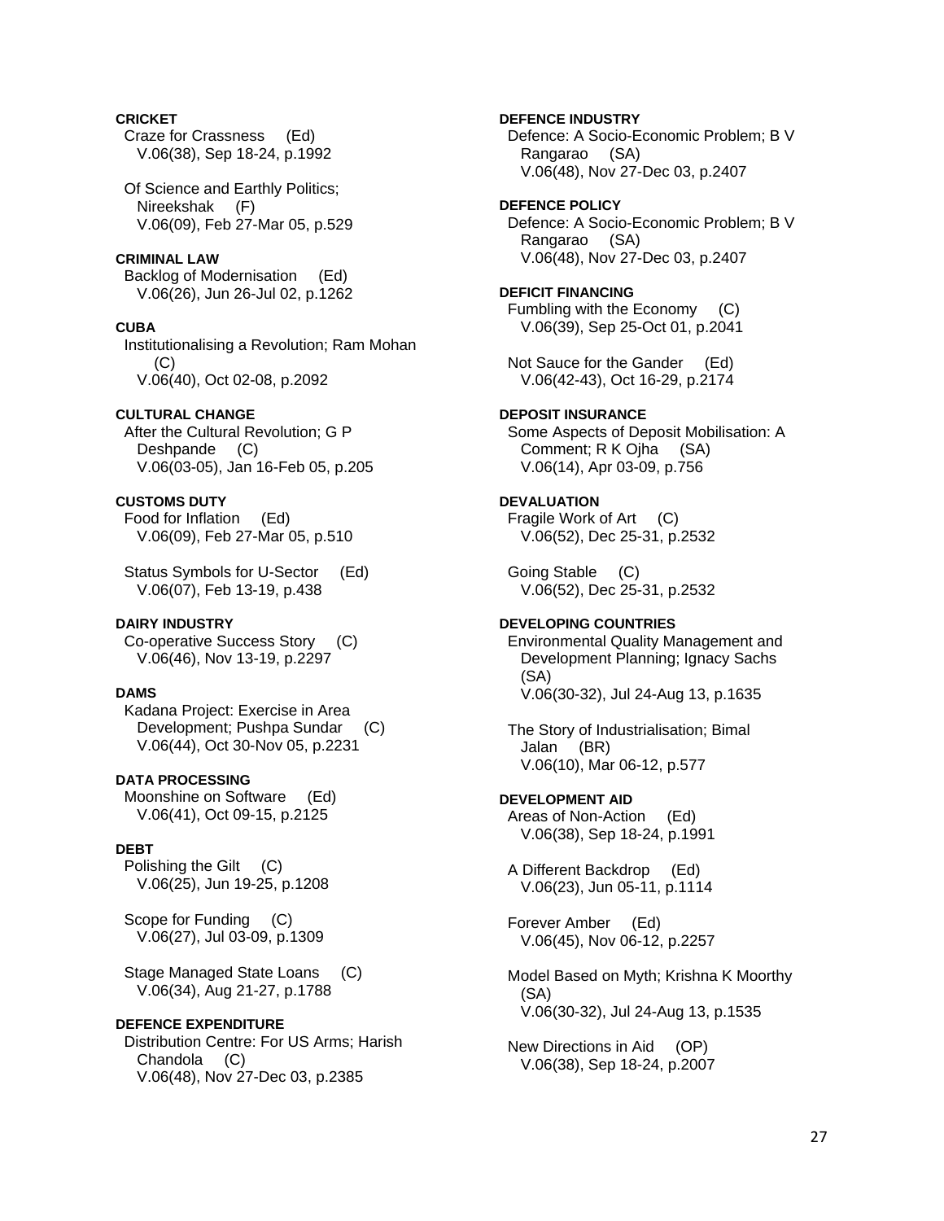**CRICKET**

Craze for Crassness (Ed)
V.06(38), Sep 18-24, p.1992

Of Science and Earthly Politics; Nireekshak (F)
V.06(09), Feb 27-Mar 05, p.529

**CRIMINAL LAW**

Backlog of Modernisation (Ed)
V.06(26), Jun 26-Jul 02, p.1262

**CUBA**

Institutionalising a Revolution; Ram Mohan (C)
V.06(40), Oct 02-08, p.2092

**CULTURAL CHANGE**

After the Cultural Revolution; G P Deshpande (C)
V.06(03-05), Jan 16-Feb 05, p.205

**CUSTOMS DUTY**

Food for Inflation (Ed)
V.06(09), Feb 27-Mar 05, p.510

Status Symbols for U-Sector (Ed)
V.06(07), Feb 13-19, p.438

**DAIRY INDUSTRY**

Co-operative Success Story (C)
V.06(46), Nov 13-19, p.2297

**DAMS**

Kadana Project: Exercise in Area Development; Pushpa Sundar (C)
V.06(44), Oct 30-Nov 05, p.2231

**DATA PROCESSING**

Moonshine on Software (Ed)
V.06(41), Oct 09-15, p.2125

**DEBT**

Polishing the Gilt (C)
V.06(25), Jun 19-25, p.1208

Scope for Funding (C)
V.06(27), Jul 03-09, p.1309

Stage Managed State Loans (C)
V.06(34), Aug 21-27, p.1788

**DEFENCE EXPENDITURE**

Distribution Centre: For US Arms; Harish Chandola (C)
V.06(48), Nov 27-Dec 03, p.2385

**DEFENCE INDUSTRY**

Defence: A Socio-Economic Problem; B V Rangarao (SA)
V.06(48), Nov 27-Dec 03, p.2407

**DEFENCE POLICY**

Defence: A Socio-Economic Problem; B V Rangarao (SA)
V.06(48), Nov 27-Dec 03, p.2407

**DEFICIT FINANCING**

Fumbling with the Economy (C)
V.06(39), Sep 25-Oct 01, p.2041

Not Sauce for the Gander (Ed)
V.06(42-43), Oct 16-29, p.2174

**DEPOSIT INSURANCE**

Some Aspects of Deposit Mobilisation: A Comment; R K Ojha (SA)
V.06(14), Apr 03-09, p.756

**DEVALUATION**

Fragile Work of Art (C)
V.06(52), Dec 25-31, p.2532

Going Stable (C)
V.06(52), Dec 25-31, p.2532

**DEVELOPING COUNTRIES**

Environmental Quality Management and Development Planning; Ignacy Sachs (SA)
V.06(30-32), Jul 24-Aug 13, p.1635

The Story of Industrialisation; Bimal Jalan (BR)
V.06(10), Mar 06-12, p.577

**DEVELOPMENT AID**

Areas of Non-Action (Ed)
V.06(38), Sep 18-24, p.1991

A Different Backdrop (Ed)
V.06(23), Jun 05-11, p.1114

Forever Amber (Ed)
V.06(45), Nov 06-12, p.2257

Model Based on Myth; Krishna K Moorthy (SA)
V.06(30-32), Jul 24-Aug 13, p.1535

New Directions in Aid (OP)
V.06(38), Sep 18-24, p.2007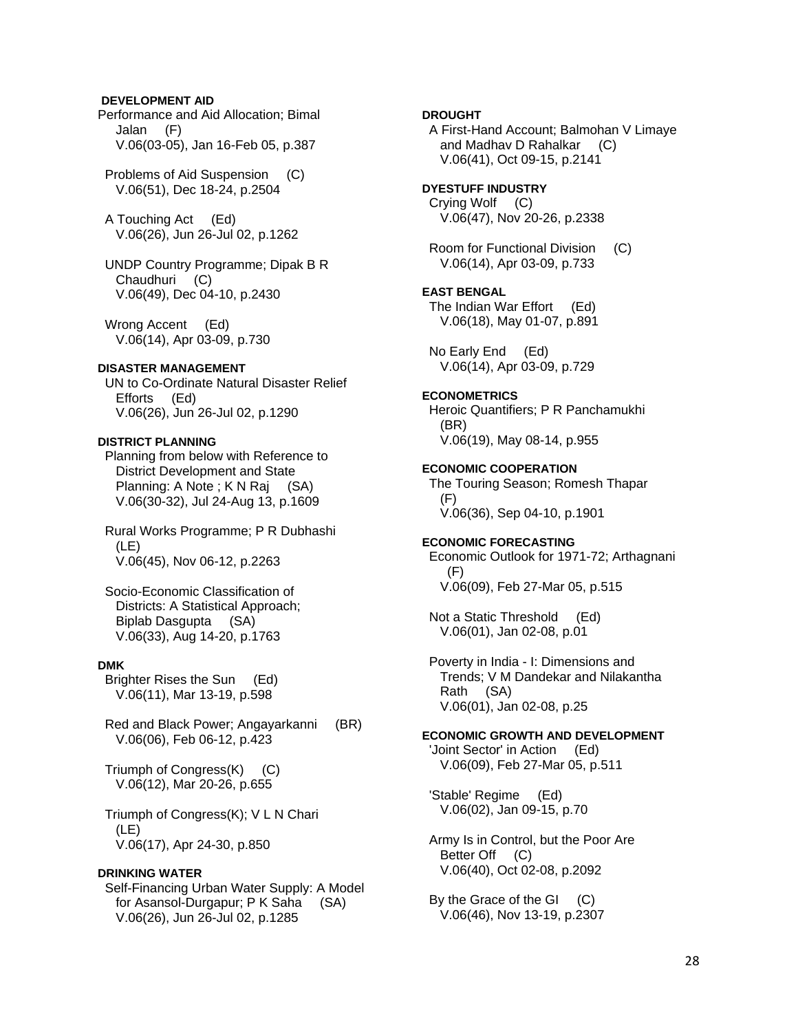**DEVELOPMENT AID**

Performance and Aid Allocation; Bimal Jalan (F)
V.06(03-05), Jan 16-Feb 05, p.387

Problems of Aid Suspension (C)
V.06(51), Dec 18-24, p.2504

A Touching Act (Ed)
V.06(26), Jun 26-Jul 02, p.1262

UNDP Country Programme; Dipak B R Chaudhuri (C)
V.06(49), Dec 04-10, p.2430

Wrong Accent (Ed)
V.06(14), Apr 03-09, p.730

**DISASTER MANAGEMENT**

UN to Co-Ordinate Natural Disaster Relief Efforts (Ed)
V.06(26), Jun 26-Jul 02, p.1290

**DISTRICT PLANNING**

Planning from below with Reference to District Development and State Planning: A Note ; K N Raj (SA)
V.06(30-32), Jul 24-Aug 13, p.1609

Rural Works Programme; P R Dubhashi (LE)
V.06(45), Nov 06-12, p.2263

Socio-Economic Classification of Districts: A Statistical Approach; Biplab Dasgupta (SA)
V.06(33), Aug 14-20, p.1763

**DMK**

Brighter Rises the Sun (Ed)
V.06(11), Mar 13-19, p.598

Red and Black Power; Angayarkanni (BR)
V.06(06), Feb 06-12, p.423

Triumph of Congress(K) (C)
V.06(12), Mar 20-26, p.655

Triumph of Congress(K); V L N Chari (LE)
V.06(17), Apr 24-30, p.850

**DRINKING WATER**

Self-Financing Urban Water Supply: A Model for Asansol-Durgapur; P K Saha (SA)
V.06(26), Jun 26-Jul 02, p.1285

**DROUGHT**

A First-Hand Account; Balmohan V Limaye and Madhav D Rahalkar (C)
V.06(41), Oct 09-15, p.2141

**DYESTUFF INDUSTRY**

Crying Wolf (C)
V.06(47), Nov 20-26, p.2338

Room for Functional Division (C)
V.06(14), Apr 03-09, p.733

**EAST BENGAL**

The Indian War Effort (Ed)
V.06(18), May 01-07, p.891

No Early End (Ed)
V.06(14), Apr 03-09, p.729

**ECONOMETRICS**

Heroic Quantifiers; P R Panchamukhi (BR)
V.06(19), May 08-14, p.955

**ECONOMIC COOPERATION**

The Touring Season; Romesh Thapar (F)
V.06(36), Sep 04-10, p.1901

**ECONOMIC FORECASTING**

Economic Outlook for 1971-72; Arthagnani (F)
V.06(09), Feb 27-Mar 05, p.515

Not a Static Threshold (Ed)
V.06(01), Jan 02-08, p.01

Poverty in India - I: Dimensions and Trends; V M Dandekar and Nilakantha Rath (SA)
V.06(01), Jan 02-08, p.25

**ECONOMIC GROWTH AND DEVELOPMENT**

'Joint Sector' in Action (Ed)
V.06(09), Feb 27-Mar 05, p.511

'Stable' Regime (Ed)
V.06(02), Jan 09-15, p.70

Army Is in Control, but the Poor Are Better Off (C)
V.06(40), Oct 02-08, p.2092

By the Grace of the GI (C)
V.06(46), Nov 13-19, p.2307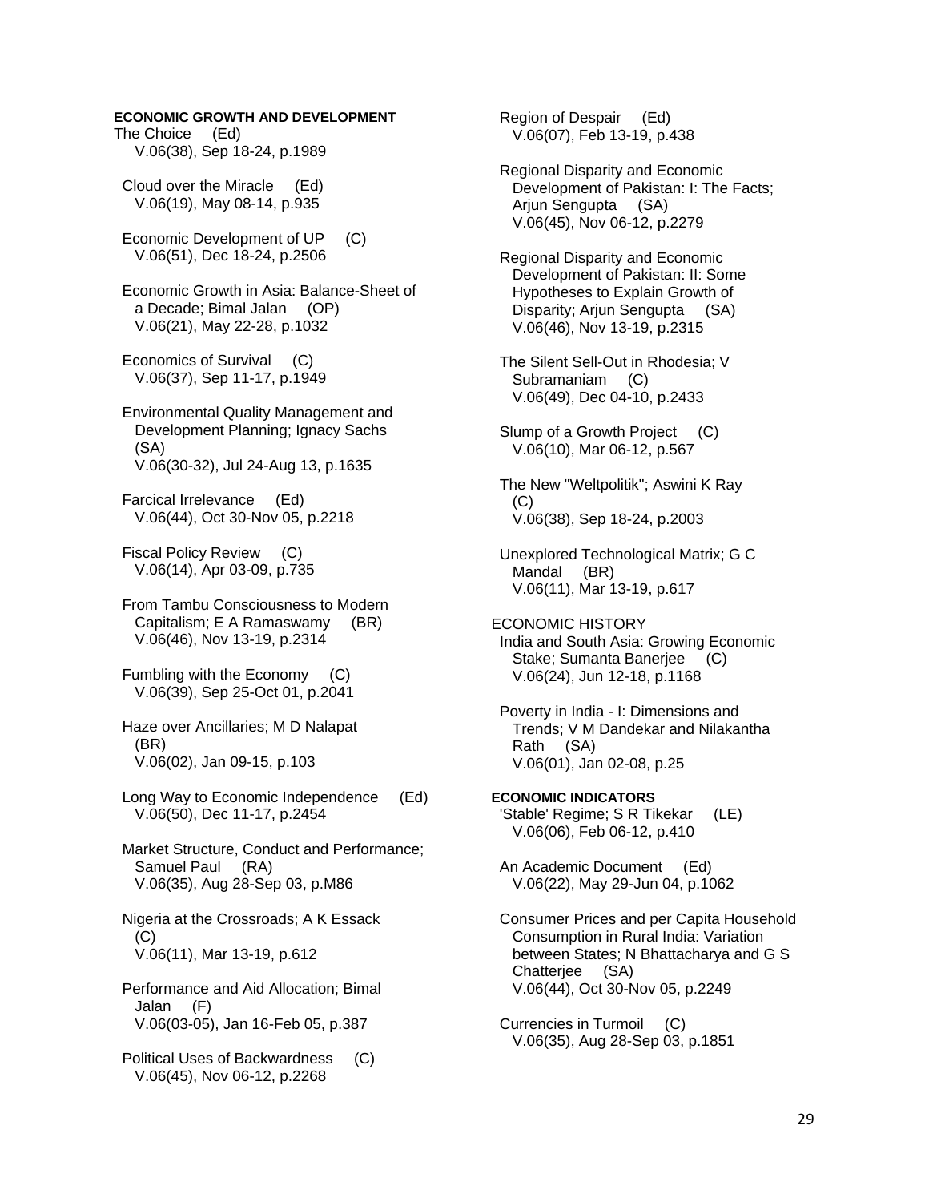**ECONOMIC GROWTH AND DEVELOPMENT**

The Choice (Ed)
V.06(38), Sep 18-24, p.1989

Cloud over the Miracle (Ed)
V.06(19), May 08-14, p.935

Economic Development of UP (C)
V.06(51), Dec 18-24, p.2506

Economic Growth in Asia: Balance-Sheet of a Decade; Bimal Jalan (OP)
V.06(21), May 22-28, p.1032

Economics of Survival (C)
V.06(37), Sep 11-17, p.1949

Environmental Quality Management and Development Planning; Ignacy Sachs (SA)
V.06(30-32), Jul 24-Aug 13, p.1635

Farcical Irrelevance (Ed)
V.06(44), Oct 30-Nov 05, p.2218

Fiscal Policy Review (C)
V.06(14), Apr 03-09, p.735

From Tambu Consciousness to Modern Capitalism; E A Ramaswamy (BR)
V.06(46), Nov 13-19, p.2314

Fumbling with the Economy (C)
V.06(39), Sep 25-Oct 01, p.2041

Haze over Ancillaries; M D Nalapat (BR)
V.06(02), Jan 09-15, p.103

Long Way to Economic Independence (Ed)
V.06(50), Dec 11-17, p.2454

Market Structure, Conduct and Performance; Samuel Paul (RA)
V.06(35), Aug 28-Sep 03, p.M86

Nigeria at the Crossroads; A K Essack (C)
V.06(11), Mar 13-19, p.612

Performance and Aid Allocation; Bimal Jalan (F)
V.06(03-05), Jan 16-Feb 05, p.387

Political Uses of Backwardness (C)
V.06(45), Nov 06-12, p.2268

Region of Despair (Ed)
V.06(07), Feb 13-19, p.438

Regional Disparity and Economic Development of Pakistan: I: The Facts; Arjun Sengupta (SA)
V.06(45), Nov 06-12, p.2279

Regional Disparity and Economic Development of Pakistan: II: Some Hypotheses to Explain Growth of Disparity; Arjun Sengupta (SA)
V.06(46), Nov 13-19, p.2315

The Silent Sell-Out in Rhodesia; V Subramaniam (C)
V.06(49), Dec 04-10, p.2433

Slump of a Growth Project (C)
V.06(10), Mar 06-12, p.567

The New "Weltpolitik"; Aswini K Ray (C)
V.06(38), Sep 18-24, p.2003

Unexplored Technological Matrix; G C Mandal (BR)
V.06(11), Mar 13-19, p.617

ECONOMIC HISTORY

India and South Asia: Growing Economic Stake; Sumanta Banerjee (C)
V.06(24), Jun 12-18, p.1168

Poverty in India - I: Dimensions and Trends; V M Dandekar and Nilakantha Rath (SA)
V.06(01), Jan 02-08, p.25

**ECONOMIC INDICATORS**

'Stable' Regime; S R Tikekar (LE)
V.06(06), Feb 06-12, p.410

An Academic Document (Ed)
V.06(22), May 29-Jun 04, p.1062

Consumer Prices and per Capita Household Consumption in Rural India: Variation between States; N Bhattacharya and G S Chatterjee (SA)
V.06(44), Oct 30-Nov 05, p.2249

Currencies in Turmoil (C)
V.06(35), Aug 28-Sep 03, p.1851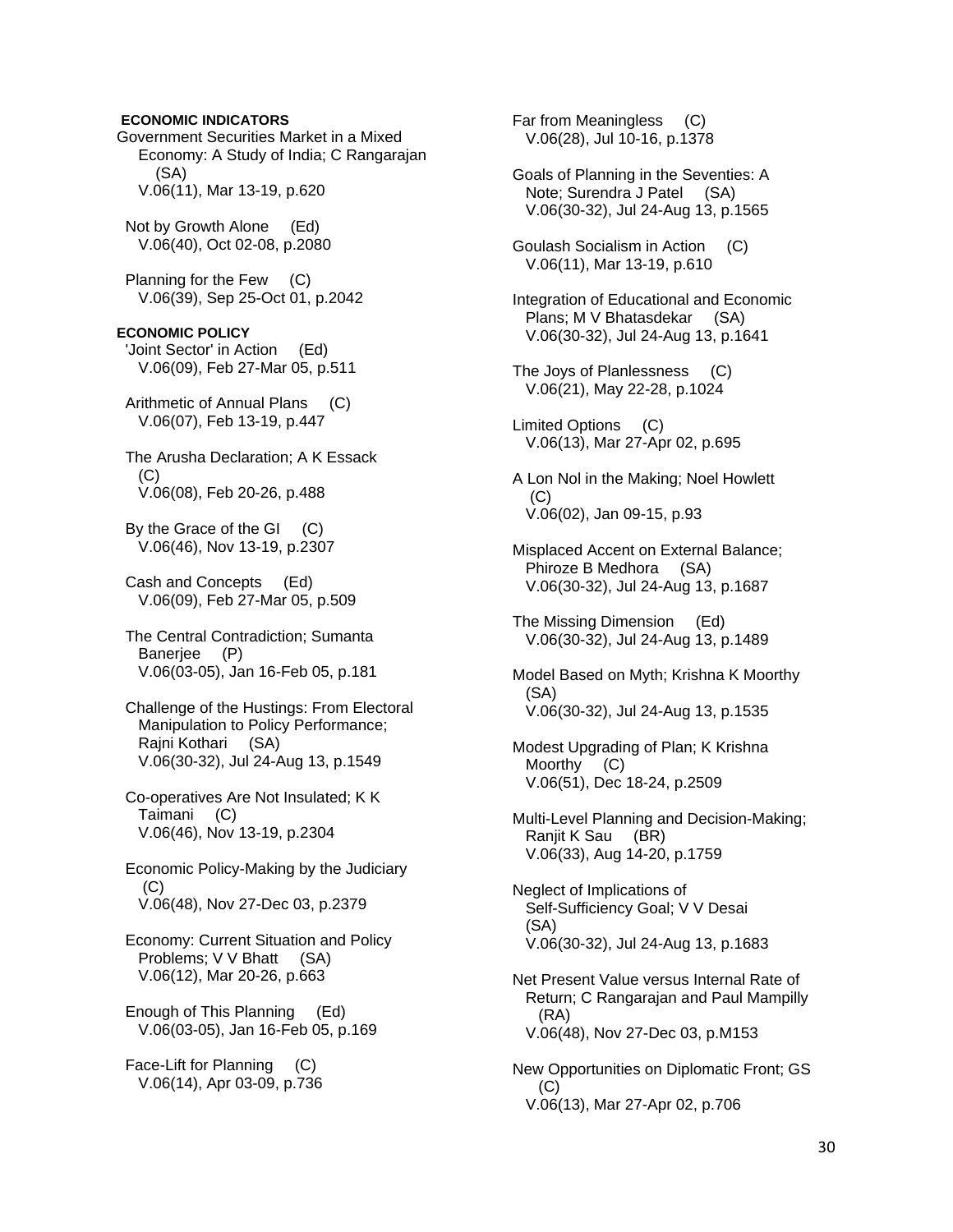**ECONOMIC INDICATORS**

Government Securities Market in a Mixed Economy: A Study of India; C Rangarajan (SA)
V.06(11), Mar 13-19, p.620

Not by Growth Alone (Ed)
V.06(40), Oct 02-08, p.2080

Planning for the Few (C)
V.06(39), Sep 25-Oct 01, p.2042

**ECONOMIC POLICY**

'Joint Sector' in Action (Ed)
V.06(09), Feb 27-Mar 05, p.511

Arithmetic of Annual Plans (C)
V.06(07), Feb 13-19, p.447

The Arusha Declaration; A K Essack (C)
V.06(08), Feb 20-26, p.488

By the Grace of the GI (C)
V.06(46), Nov 13-19, p.2307

Cash and Concepts (Ed)
V.06(09), Feb 27-Mar 05, p.509

The Central Contradiction; Sumanta Banerjee (P)
V.06(03-05), Jan 16-Feb 05, p.181

Challenge of the Hustings: From Electoral Manipulation to Policy Performance; Rajni Kothari (SA)
V.06(30-32), Jul 24-Aug 13, p.1549

Co-operatives Are Not Insulated; K K Taimani (C)
V.06(46), Nov 13-19, p.2304

Economic Policy-Making by the Judiciary (C)
V.06(48), Nov 27-Dec 03, p.2379

Economy: Current Situation and Policy Problems; V V Bhatt (SA)
V.06(12), Mar 20-26, p.663

Enough of This Planning (Ed)
V.06(03-05), Jan 16-Feb 05, p.169

Face-Lift for Planning (C)
V.06(14), Apr 03-09, p.736

Far from Meaningless (C)
V.06(28), Jul 10-16, p.1378

Goals of Planning in the Seventies: A Note; Surendra J Patel (SA)
V.06(30-32), Jul 24-Aug 13, p.1565

Goulash Socialism in Action (C)
V.06(11), Mar 13-19, p.610

Integration of Educational and Economic Plans; M V Bhatasdekar (SA)
V.06(30-32), Jul 24-Aug 13, p.1641

The Joys of Planlessness (C)
V.06(21), May 22-28, p.1024

Limited Options (C)
V.06(13), Mar 27-Apr 02, p.695

A Lon Nol in the Making; Noel Howlett (C)
V.06(02), Jan 09-15, p.93

Misplaced Accent on External Balance; Phiroze B Medhora (SA)
V.06(30-32), Jul 24-Aug 13, p.1687

The Missing Dimension (Ed)
V.06(30-32), Jul 24-Aug 13, p.1489

Model Based on Myth; Krishna K Moorthy (SA)
V.06(30-32), Jul 24-Aug 13, p.1535

Modest Upgrading of Plan; K Krishna Moorthy (C)
V.06(51), Dec 18-24, p.2509

Multi-Level Planning and Decision-Making; Ranjit K Sau (BR)
V.06(33), Aug 14-20, p.1759

Neglect of Implications of Self-Sufficiency Goal; V V Desai (SA)
V.06(30-32), Jul 24-Aug 13, p.1683

Net Present Value versus Internal Rate of Return; C Rangarajan and Paul Mampilly (RA)
V.06(48), Nov 27-Dec 03, p.M153

New Opportunities on Diplomatic Front; GS (C)
V.06(13), Mar 27-Apr 02, p.706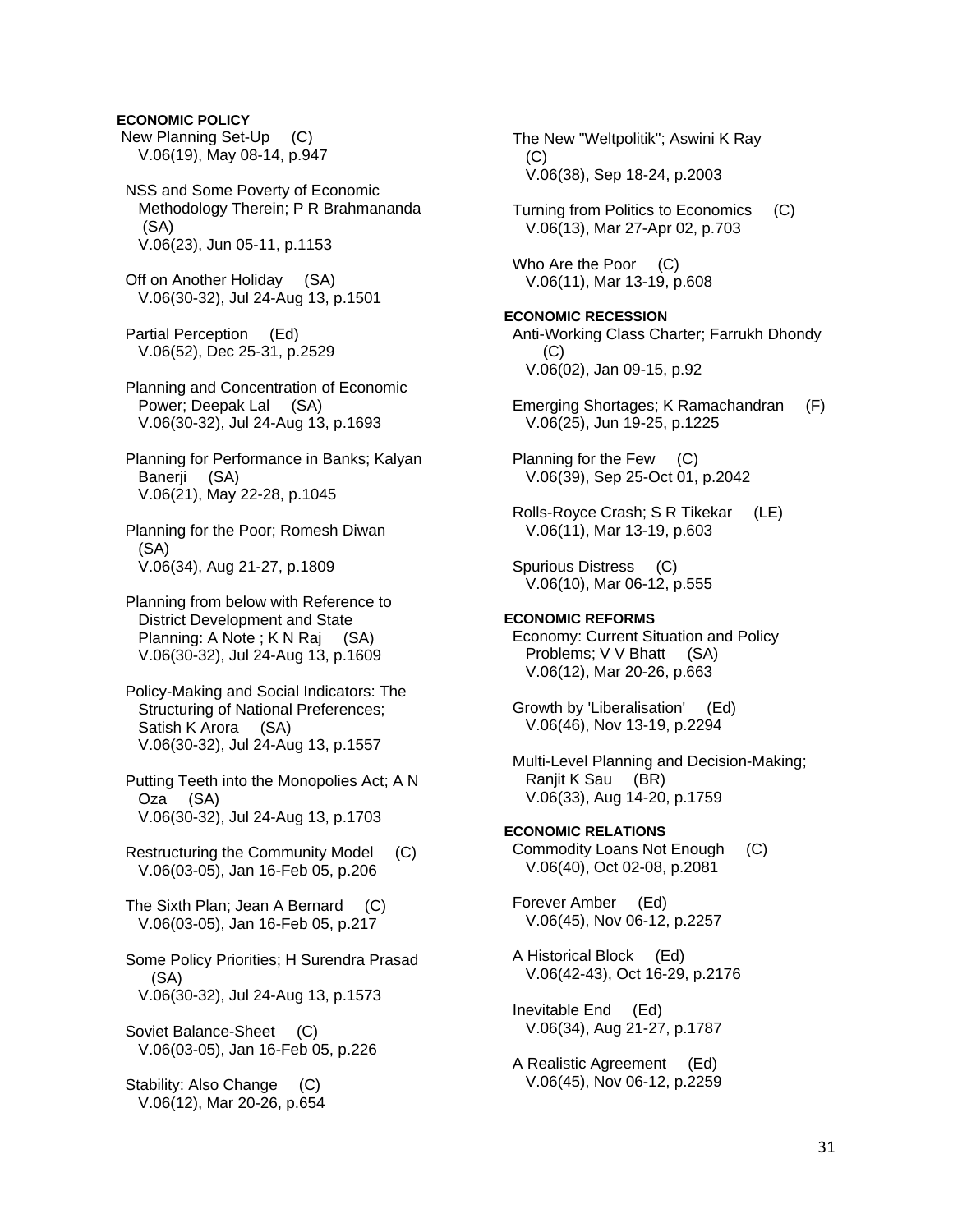**ECONOMIC POLICY**

New Planning Set-Up (C)
V.06(19), May 08-14, p.947

NSS and Some Poverty of Economic Methodology Therein; P R Brahmananda (SA)
V.06(23), Jun 05-11, p.1153

Off on Another Holiday (SA)
V.06(30-32), Jul 24-Aug 13, p.1501

Partial Perception (Ed)
V.06(52), Dec 25-31, p.2529

Planning and Concentration of Economic Power; Deepak Lal (SA)
V.06(30-32), Jul 24-Aug 13, p.1693

Planning for Performance in Banks; Kalyan Banerji (SA)
V.06(21), May 22-28, p.1045

Planning for the Poor; Romesh Diwan (SA)
V.06(34), Aug 21-27, p.1809

Planning from below with Reference to District Development and State Planning: A Note ; K N Raj (SA)
V.06(30-32), Jul 24-Aug 13, p.1609

Policy-Making and Social Indicators: The Structuring of National Preferences; Satish K Arora (SA)
V.06(30-32), Jul 24-Aug 13, p.1557

Putting Teeth into the Monopolies Act; A N Oza (SA)
V.06(30-32), Jul 24-Aug 13, p.1703

Restructuring the Community Model (C)
V.06(03-05), Jan 16-Feb 05, p.206

The Sixth Plan; Jean A Bernard (C)
V.06(03-05), Jan 16-Feb 05, p.217

Some Policy Priorities; H Surendra Prasad (SA)
V.06(30-32), Jul 24-Aug 13, p.1573

Soviet Balance-Sheet (C)
V.06(03-05), Jan 16-Feb 05, p.226

Stability: Also Change (C)
V.06(12), Mar 20-26, p.654

The New "Weltpolitik"; Aswini K Ray (C)
V.06(38), Sep 18-24, p.2003

Turning from Politics to Economics (C)
V.06(13), Mar 27-Apr 02, p.703

Who Are the Poor (C)
V.06(11), Mar 13-19, p.608

**ECONOMIC RECESSION**

Anti-Working Class Charter; Farrukh Dhondy (C)
V.06(02), Jan 09-15, p.92

Emerging Shortages; K Ramachandran (F)
V.06(25), Jun 19-25, p.1225

Planning for the Few (C)
V.06(39), Sep 25-Oct 01, p.2042

Rolls-Royce Crash; S R Tikekar (LE)
V.06(11), Mar 13-19, p.603

Spurious Distress (C)
V.06(10), Mar 06-12, p.555

**ECONOMIC REFORMS**

Economy: Current Situation and Policy Problems; V V Bhatt (SA)
V.06(12), Mar 20-26, p.663

Growth by 'Liberalisation' (Ed)
V.06(46), Nov 13-19, p.2294

Multi-Level Planning and Decision-Making; Ranjit K Sau (BR)
V.06(33), Aug 14-20, p.1759

**ECONOMIC RELATIONS**

Commodity Loans Not Enough (C)
V.06(40), Oct 02-08, p.2081

Forever Amber (Ed)
V.06(45), Nov 06-12, p.2257

A Historical Block (Ed)
V.06(42-43), Oct 16-29, p.2176

Inevitable End (Ed)
V.06(34), Aug 21-27, p.1787

A Realistic Agreement (Ed)
V.06(45), Nov 06-12, p.2259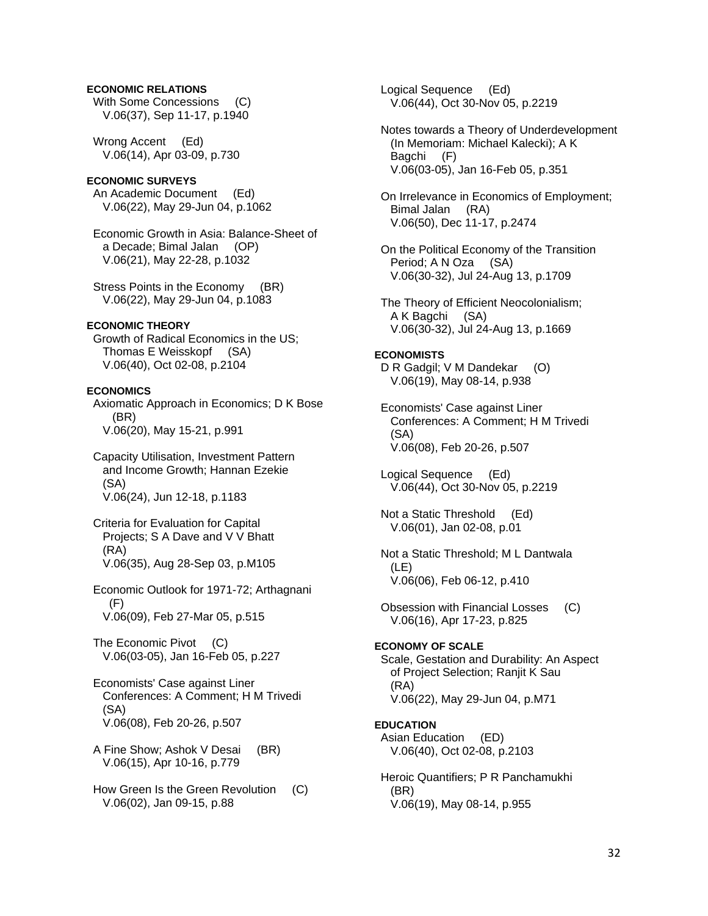**ECONOMIC RELATIONS**

With Some Concessions (C)
V.06(37), Sep 11-17, p.1940

Wrong Accent (Ed)
V.06(14), Apr 03-09, p.730

**ECONOMIC SURVEYS**

An Academic Document (Ed)
V.06(22), May 29-Jun 04, p.1062

Economic Growth in Asia: Balance-Sheet of a Decade; Bimal Jalan (OP)
V.06(21), May 22-28, p.1032

Stress Points in the Economy (BR)
V.06(22), May 29-Jun 04, p.1083

**ECONOMIC THEORY**

Growth of Radical Economics in the US; Thomas E Weisskopf (SA)
V.06(40), Oct 02-08, p.2104

**ECONOMICS**

Axiomatic Approach in Economics; D K Bose (BR)
V.06(20), May 15-21, p.991

Capacity Utilisation, Investment Pattern and Income Growth; Hannan Ezekie (SA)
V.06(24), Jun 12-18, p.1183

Criteria for Evaluation for Capital Projects; S A Dave and V V Bhatt (RA)
V.06(35), Aug 28-Sep 03, p.M105

Economic Outlook for 1971-72; Arthagnani (F)
V.06(09), Feb 27-Mar 05, p.515

The Economic Pivot (C)
V.06(03-05), Jan 16-Feb 05, p.227

Economists' Case against Liner Conferences: A Comment; H M Trivedi (SA)
V.06(08), Feb 20-26, p.507

A Fine Show; Ashok V Desai (BR)
V.06(15), Apr 10-16, p.779

How Green Is the Green Revolution (C)
V.06(02), Jan 09-15, p.88

Logical Sequence (Ed)
V.06(44), Oct 30-Nov 05, p.2219

Notes towards a Theory of Underdevelopment (In Memoriam: Michael Kalecki); A K Bagchi (F)
V.06(03-05), Jan 16-Feb 05, p.351

On Irrelevance in Economics of Employment; Bimal Jalan (RA)
V.06(50), Dec 11-17, p.2474

On the Political Economy of the Transition Period; A N Oza (SA)
V.06(30-32), Jul 24-Aug 13, p.1709

The Theory of Efficient Neocolonialism; A K Bagchi (SA)
V.06(30-32), Jul 24-Aug 13, p.1669

**ECONOMISTS**

D R Gadgil; V M Dandekar (O)
V.06(19), May 08-14, p.938

Economists' Case against Liner Conferences: A Comment; H M Trivedi (SA)
V.06(08), Feb 20-26, p.507

Logical Sequence (Ed)
V.06(44), Oct 30-Nov 05, p.2219

Not a Static Threshold (Ed)
V.06(01), Jan 02-08, p.01

Not a Static Threshold; M L Dantwala (LE)
V.06(06), Feb 06-12, p.410

Obsession with Financial Losses (C)
V.06(16), Apr 17-23, p.825

**ECONOMY OF SCALE**

Scale, Gestation and Durability: An Aspect of Project Selection; Ranjit K Sau (RA)
V.06(22), May 29-Jun 04, p.M71

**EDUCATION**

Asian Education (ED)
V.06(40), Oct 02-08, p.2103

Heroic Quantifiers; P R Panchamukhi (BR)
V.06(19), May 08-14, p.955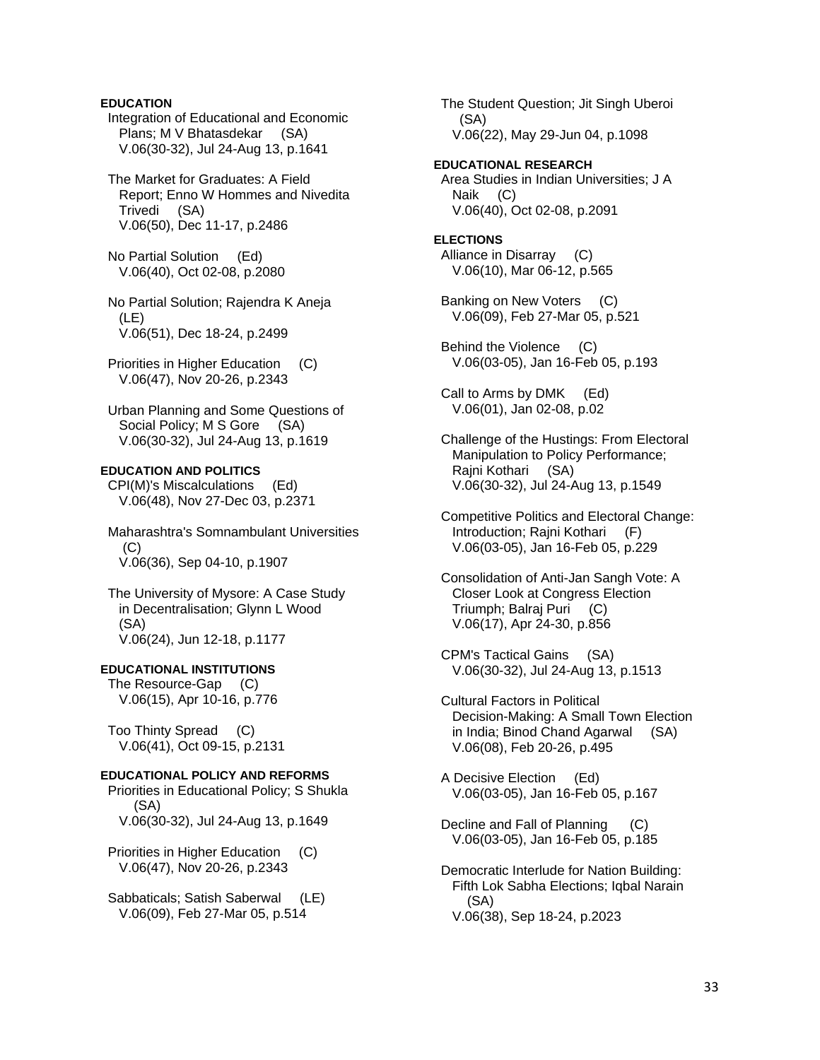**EDUCATION**

Integration of Educational and Economic Plans; M V Bhatasdekar (SA)
V.06(30-32), Jul 24-Aug 13, p.1641

The Market for Graduates: A Field Report; Enno W Hommes and Nivedita Trivedi (SA)
V.06(50), Dec 11-17, p.2486

No Partial Solution (Ed)
V.06(40), Oct 02-08, p.2080

No Partial Solution; Rajendra K Aneja (LE)
V.06(51), Dec 18-24, p.2499

Priorities in Higher Education (C)
V.06(47), Nov 20-26, p.2343

Urban Planning and Some Questions of Social Policy; M S Gore (SA)
V.06(30-32), Jul 24-Aug 13, p.1619

**EDUCATION AND POLITICS**

CPI(M)'s Miscalculations (Ed)
V.06(48), Nov 27-Dec 03, p.2371

Maharashtra's Somnambulant Universities (C)
V.06(36), Sep 04-10, p.1907

The University of Mysore: A Case Study in Decentralisation; Glynn L Wood (SA)
V.06(24), Jun 12-18, p.1177

**EDUCATIONAL INSTITUTIONS**

The Resource-Gap (C)
V.06(15), Apr 10-16, p.776

Too Thinty Spread (C)
V.06(41), Oct 09-15, p.2131

**EDUCATIONAL POLICY AND REFORMS**

Priorities in Educational Policy; S Shukla (SA)
V.06(30-32), Jul 24-Aug 13, p.1649

Priorities in Higher Education (C)
V.06(47), Nov 20-26, p.2343

Sabbaticals; Satish Saberwal (LE)
V.06(09), Feb 27-Mar 05, p.514

The Student Question; Jit Singh Uberoi (SA)
V.06(22), May 29-Jun 04, p.1098

**EDUCATIONAL RESEARCH**

Area Studies in Indian Universities; J A Naik (C)
V.06(40), Oct 02-08, p.2091

**ELECTIONS**

Alliance in Disarray (C)
V.06(10), Mar 06-12, p.565

Banking on New Voters (C)
V.06(09), Feb 27-Mar 05, p.521

Behind the Violence (C)
V.06(03-05), Jan 16-Feb 05, p.193

Call to Arms by DMK (Ed)
V.06(01), Jan 02-08, p.02

Challenge of the Hustings: From Electoral Manipulation to Policy Performance; Rajni Kothari (SA)
V.06(30-32), Jul 24-Aug 13, p.1549

Competitive Politics and Electoral Change: Introduction; Rajni Kothari (F)
V.06(03-05), Jan 16-Feb 05, p.229

Consolidation of Anti-Jan Sangh Vote: A Closer Look at Congress Election Triumph; Balraj Puri (C)
V.06(17), Apr 24-30, p.856

CPM's Tactical Gains (SA)
V.06(30-32), Jul 24-Aug 13, p.1513

Cultural Factors in Political Decision-Making: A Small Town Election in India; Binod Chand Agarwal (SA)
V.06(08), Feb 20-26, p.495

A Decisive Election (Ed)
V.06(03-05), Jan 16-Feb 05, p.167

Decline and Fall of Planning (C)
V.06(03-05), Jan 16-Feb 05, p.185

Democratic Interlude for Nation Building: Fifth Lok Sabha Elections; Iqbal Narain (SA)
V.06(38), Sep 18-24, p.2023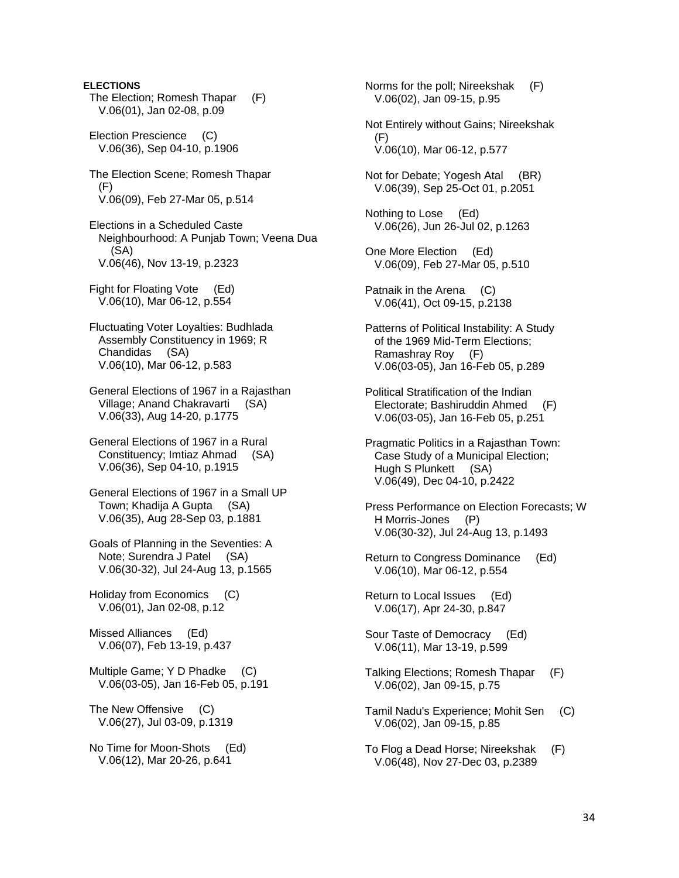**ELECTIONS**

The Election; Romesh Thapar (F)
V.06(01), Jan 02-08, p.09

Election Prescience (C)
V.06(36), Sep 04-10, p.1906

The Election Scene; Romesh Thapar (F)
V.06(09), Feb 27-Mar 05, p.514

Elections in a Scheduled Caste Neighbourhood: A Punjab Town; Veena Dua (SA)
V.06(46), Nov 13-19, p.2323

Fight for Floating Vote (Ed)
V.06(10), Mar 06-12, p.554

Fluctuating Voter Loyalties: Budhlada Assembly Constituency in 1969; R Chandidas (SA)
V.06(10), Mar 06-12, p.583

General Elections of 1967 in a Rajasthan Village; Anand Chakravarti (SA)
V.06(33), Aug 14-20, p.1775

General Elections of 1967 in a Rural Constituency; Imtiaz Ahmad (SA)
V.06(36), Sep 04-10, p.1915

General Elections of 1967 in a Small UP Town; Khadija A Gupta (SA)
V.06(35), Aug 28-Sep 03, p.1881

Goals of Planning in the Seventies: A Note; Surendra J Patel (SA)
V.06(30-32), Jul 24-Aug 13, p.1565

Holiday from Economics (C)
V.06(01), Jan 02-08, p.12

Missed Alliances (Ed)
V.06(07), Feb 13-19, p.437

Multiple Game; Y D Phadke (C)
V.06(03-05), Jan 16-Feb 05, p.191

The New Offensive (C)
V.06(27), Jul 03-09, p.1319

No Time for Moon-Shots (Ed)
V.06(12), Mar 20-26, p.641

Norms for the poll; Nireekshak (F)
V.06(02), Jan 09-15, p.95

Not Entirely without Gains; Nireekshak (F)
V.06(10), Mar 06-12, p.577

Not for Debate; Yogesh Atal (BR)
V.06(39), Sep 25-Oct 01, p.2051

Nothing to Lose (Ed)
V.06(26), Jun 26-Jul 02, p.1263

One More Election (Ed)
V.06(09), Feb 27-Mar 05, p.510

Patnaik in the Arena (C)
V.06(41), Oct 09-15, p.2138

Patterns of Political Instability: A Study of the 1969 Mid-Term Elections; Ramashray Roy (F)
V.06(03-05), Jan 16-Feb 05, p.289

Political Stratification of the Indian Electorate; Bashiruddin Ahmed (F)
V.06(03-05), Jan 16-Feb 05, p.251

Pragmatic Politics in a Rajasthan Town: Case Study of a Municipal Election; Hugh S Plunkett (SA)
V.06(49), Dec 04-10, p.2422

Press Performance on Election Forecasts; W H Morris-Jones (P)
V.06(30-32), Jul 24-Aug 13, p.1493

Return to Congress Dominance (Ed)
V.06(10), Mar 06-12, p.554

Return to Local Issues (Ed)
V.06(17), Apr 24-30, p.847

Sour Taste of Democracy (Ed)
V.06(11), Mar 13-19, p.599

Talking Elections; Romesh Thapar (F)
V.06(02), Jan 09-15, p.75

Tamil Nadu's Experience; Mohit Sen (C)
V.06(02), Jan 09-15, p.85

To Flog a Dead Horse; Nireekshak (F)
V.06(48), Nov 27-Dec 03, p.2389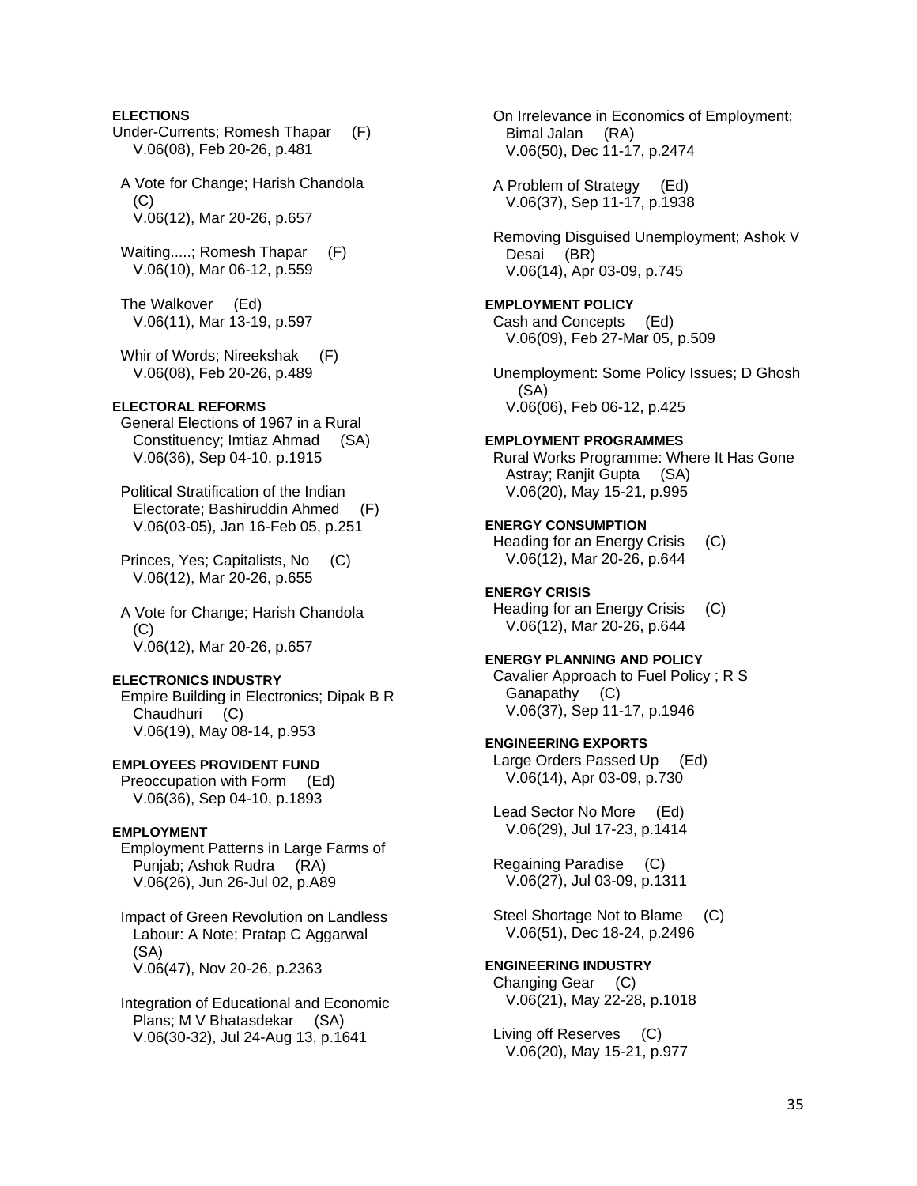**ELECTIONS**

Under-Currents; Romesh Thapar (F)
V.06(08), Feb 20-26, p.481

A Vote for Change; Harish Chandola (C)
V.06(12), Mar 20-26, p.657

Waiting.....; Romesh Thapar (F)
V.06(10), Mar 06-12, p.559

The Walkover (Ed)
V.06(11), Mar 13-19, p.597

Whir of Words; Nireekshak (F)
V.06(08), Feb 20-26, p.489

**ELECTORAL REFORMS**

General Elections of 1967 in a Rural Constituency; Imtiaz Ahmad (SA)
V.06(36), Sep 04-10, p.1915

Political Stratification of the Indian Electorate; Bashiruddin Ahmed (F)
V.06(03-05), Jan 16-Feb 05, p.251

Princes, Yes; Capitalists, No (C)
V.06(12), Mar 20-26, p.655

A Vote for Change; Harish Chandola (C)
V.06(12), Mar 20-26, p.657

**ELECTRONICS INDUSTRY**

Empire Building in Electronics; Dipak B R Chaudhuri (C)
V.06(19), May 08-14, p.953

**EMPLOYEES PROVIDENT FUND**

Preoccupation with Form (Ed)
V.06(36), Sep 04-10, p.1893

**EMPLOYMENT**

Employment Patterns in Large Farms of Punjab; Ashok Rudra (RA)
V.06(26), Jun 26-Jul 02, p.A89

Impact of Green Revolution on Landless Labour: A Note; Pratap C Aggarwal (SA)
V.06(47), Nov 20-26, p.2363

Integration of Educational and Economic Plans; M V Bhatasdekar (SA)
V.06(30-32), Jul 24-Aug 13, p.1641

On Irrelevance in Economics of Employment; Bimal Jalan (RA)
V.06(50), Dec 11-17, p.2474

A Problem of Strategy (Ed)
V.06(37), Sep 11-17, p.1938

Removing Disguised Unemployment; Ashok V Desai (BR)
V.06(14), Apr 03-09, p.745

**EMPLOYMENT POLICY**

Cash and Concepts (Ed)
V.06(09), Feb 27-Mar 05, p.509

Unemployment: Some Policy Issues; D Ghosh (SA)
V.06(06), Feb 06-12, p.425

**EMPLOYMENT PROGRAMMES**

Rural Works Programme: Where It Has Gone Astray; Ranjit Gupta (SA)
V.06(20), May 15-21, p.995

**ENERGY CONSUMPTION**

Heading for an Energy Crisis (C)
V.06(12), Mar 20-26, p.644

**ENERGY CRISIS**

Heading for an Energy Crisis (C)
V.06(12), Mar 20-26, p.644

**ENERGY PLANNING AND POLICY**

Cavalier Approach to Fuel Policy ; R S Ganapathy (C)
V.06(37), Sep 11-17, p.1946

**ENGINEERING EXPORTS**

Large Orders Passed Up (Ed)
V.06(14), Apr 03-09, p.730

Lead Sector No More (Ed)
V.06(29), Jul 17-23, p.1414

Regaining Paradise (C)
V.06(27), Jul 03-09, p.1311

Steel Shortage Not to Blame (C)
V.06(51), Dec 18-24, p.2496

**ENGINEERING INDUSTRY**

Changing Gear (C)
V.06(21), May 22-28, p.1018

Living off Reserves (C)
V.06(20), May 15-21, p.977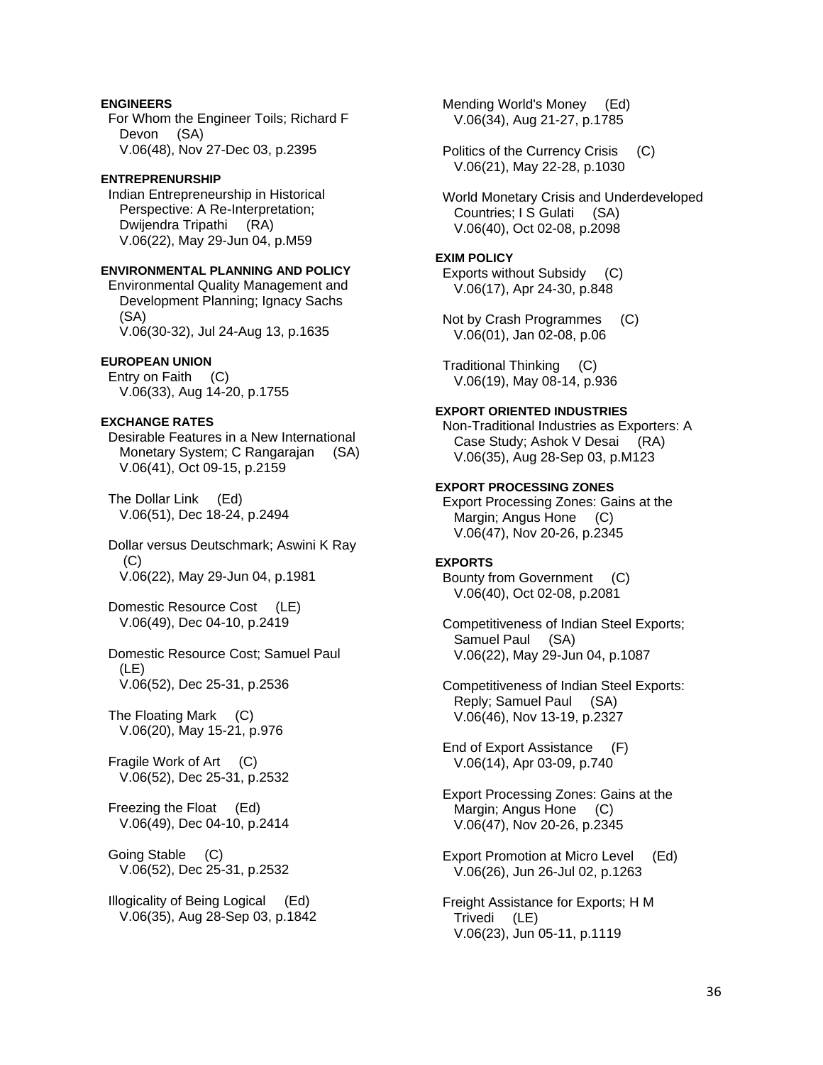**ENGINEERS**

For Whom the Engineer Toils; Richard F Devon (SA)
V.06(48), Nov 27-Dec 03, p.2395

**ENTREPRENURSHIP**

Indian Entrepreneurship in Historical Perspective: A Re-Interpretation; Dwijendra Tripathi (RA)
V.06(22), May 29-Jun 04, p.M59

**ENVIRONMENTAL PLANNING AND POLICY**

Environmental Quality Management and Development Planning; Ignacy Sachs (SA)
V.06(30-32), Jul 24-Aug 13, p.1635

**EUROPEAN UNION**

Entry on Faith (C)
V.06(33), Aug 14-20, p.1755

**EXCHANGE RATES**

Desirable Features in a New International Monetary System; C Rangarajan (SA)
V.06(41), Oct 09-15, p.2159

The Dollar Link (Ed)
V.06(51), Dec 18-24, p.2494

Dollar versus Deutschmark; Aswini K Ray (C)
V.06(22), May 29-Jun 04, p.1981

Domestic Resource Cost (LE)
V.06(49), Dec 04-10, p.2419

Domestic Resource Cost; Samuel Paul (LE)
V.06(52), Dec 25-31, p.2536

The Floating Mark (C)
V.06(20), May 15-21, p.976

Fragile Work of Art (C)
V.06(52), Dec 25-31, p.2532

Freezing the Float (Ed)
V.06(49), Dec 04-10, p.2414

Going Stable (C)
V.06(52), Dec 25-31, p.2532

Illogicality of Being Logical (Ed)
V.06(35), Aug 28-Sep 03, p.1842

Mending World's Money (Ed)
V.06(34), Aug 21-27, p.1785

Politics of the Currency Crisis (C)
V.06(21), May 22-28, p.1030

World Monetary Crisis and Underdeveloped Countries; I S Gulati (SA)
V.06(40), Oct 02-08, p.2098

**EXIM POLICY**

Exports without Subsidy (C)
V.06(17), Apr 24-30, p.848

Not by Crash Programmes (C)
V.06(01), Jan 02-08, p.06

Traditional Thinking (C)
V.06(19), May 08-14, p.936

**EXPORT ORIENTED INDUSTRIES**

Non-Traditional Industries as Exporters: A Case Study; Ashok V Desai (RA)
V.06(35), Aug 28-Sep 03, p.M123

**EXPORT PROCESSING ZONES**

Export Processing Zones: Gains at the Margin; Angus Hone (C)
V.06(47), Nov 20-26, p.2345

**EXPORTS**

Bounty from Government (C)
V.06(40), Oct 02-08, p.2081

Competitiveness of Indian Steel Exports; Samuel Paul (SA)
V.06(22), May 29-Jun 04, p.1087

Competitiveness of Indian Steel Exports: Reply; Samuel Paul (SA)
V.06(46), Nov 13-19, p.2327

End of Export Assistance (F)
V.06(14), Apr 03-09, p.740

Export Processing Zones: Gains at the Margin; Angus Hone (C)
V.06(47), Nov 20-26, p.2345

Export Promotion at Micro Level (Ed)
V.06(26), Jun 26-Jul 02, p.1263

Freight Assistance for Exports; H M Trivedi (LE)
V.06(23), Jun 05-11, p.1119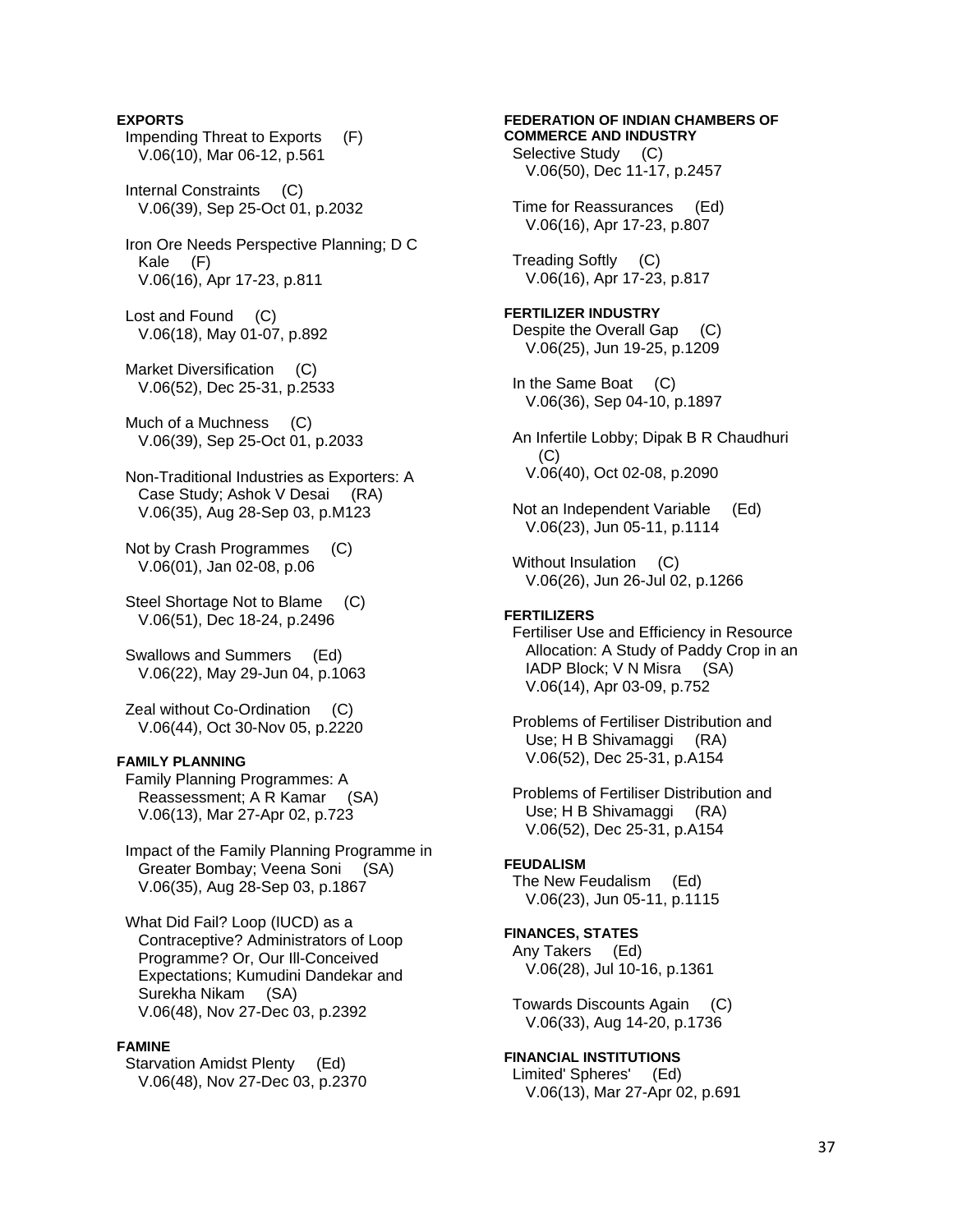**EXPORTS**

Impending Threat to Exports (F)
V.06(10), Mar 06-12, p.561

Internal Constraints (C)
V.06(39), Sep 25-Oct 01, p.2032

Iron Ore Needs Perspective Planning; D C Kale (F)
V.06(16), Apr 17-23, p.811

Lost and Found (C)
V.06(18), May 01-07, p.892

Market Diversification (C)
V.06(52), Dec 25-31, p.2533

Much of a Muchness (C)
V.06(39), Sep 25-Oct 01, p.2033

Non-Traditional Industries as Exporters: A Case Study; Ashok V Desai (RA)
V.06(35), Aug 28-Sep 03, p.M123

Not by Crash Programmes (C)
V.06(01), Jan 02-08, p.06

Steel Shortage Not to Blame (C)
V.06(51), Dec 18-24, p.2496

Swallows and Summers (Ed)
V.06(22), May 29-Jun 04, p.1063

Zeal without Co-Ordination (C)
V.06(44), Oct 30-Nov 05, p.2220

**FAMILY PLANNING**

Family Planning Programmes: A Reassessment; A R Kamar (SA)
V.06(13), Mar 27-Apr 02, p.723

Impact of the Family Planning Programme in Greater Bombay; Veena Soni (SA)
V.06(35), Aug 28-Sep 03, p.1867

What Did Fail? Loop (IUCD) as a Contraceptive? Administrators of Loop Programme? Or, Our Ill-Conceived Expectations; Kumudini Dandekar and Surekha Nikam (SA)
V.06(48), Nov 27-Dec 03, p.2392

**FAMINE**

Starvation Amidst Plenty (Ed)
V.06(48), Nov 27-Dec 03, p.2370

**FEDERATION OF INDIAN CHAMBERS OF COMMERCE AND INDUSTRY**

Selective Study (C)
V.06(50), Dec 11-17, p.2457

Time for Reassurances (Ed)
V.06(16), Apr 17-23, p.807

Treading Softly (C)
V.06(16), Apr 17-23, p.817

**FERTILIZER INDUSTRY**

Despite the Overall Gap (C)
V.06(25), Jun 19-25, p.1209

In the Same Boat (C)
V.06(36), Sep 04-10, p.1897

An Infertile Lobby; Dipak B R Chaudhuri (C)
V.06(40), Oct 02-08, p.2090

Not an Independent Variable (Ed)
V.06(23), Jun 05-11, p.1114

Without Insulation (C)
V.06(26), Jun 26-Jul 02, p.1266

**FERTILIZERS**

Fertiliser Use and Efficiency in Resource Allocation: A Study of Paddy Crop in an IADP Block; V N Misra (SA)
V.06(14), Apr 03-09, p.752

Problems of Fertiliser Distribution and Use; H B Shivamaggi (RA)
V.06(52), Dec 25-31, p.A154

Problems of Fertiliser Distribution and Use; H B Shivamaggi (RA)
V.06(52), Dec 25-31, p.A154

**FEUDALISM**

The New Feudalism (Ed)
V.06(23), Jun 05-11, p.1115

**FINANCES, STATES**

Any Takers (Ed)
V.06(28), Jul 10-16, p.1361

Towards Discounts Again (C)
V.06(33), Aug 14-20, p.1736

**FINANCIAL INSTITUTIONS**

Limited' Spheres' (Ed)
V.06(13), Mar 27-Apr 02, p.691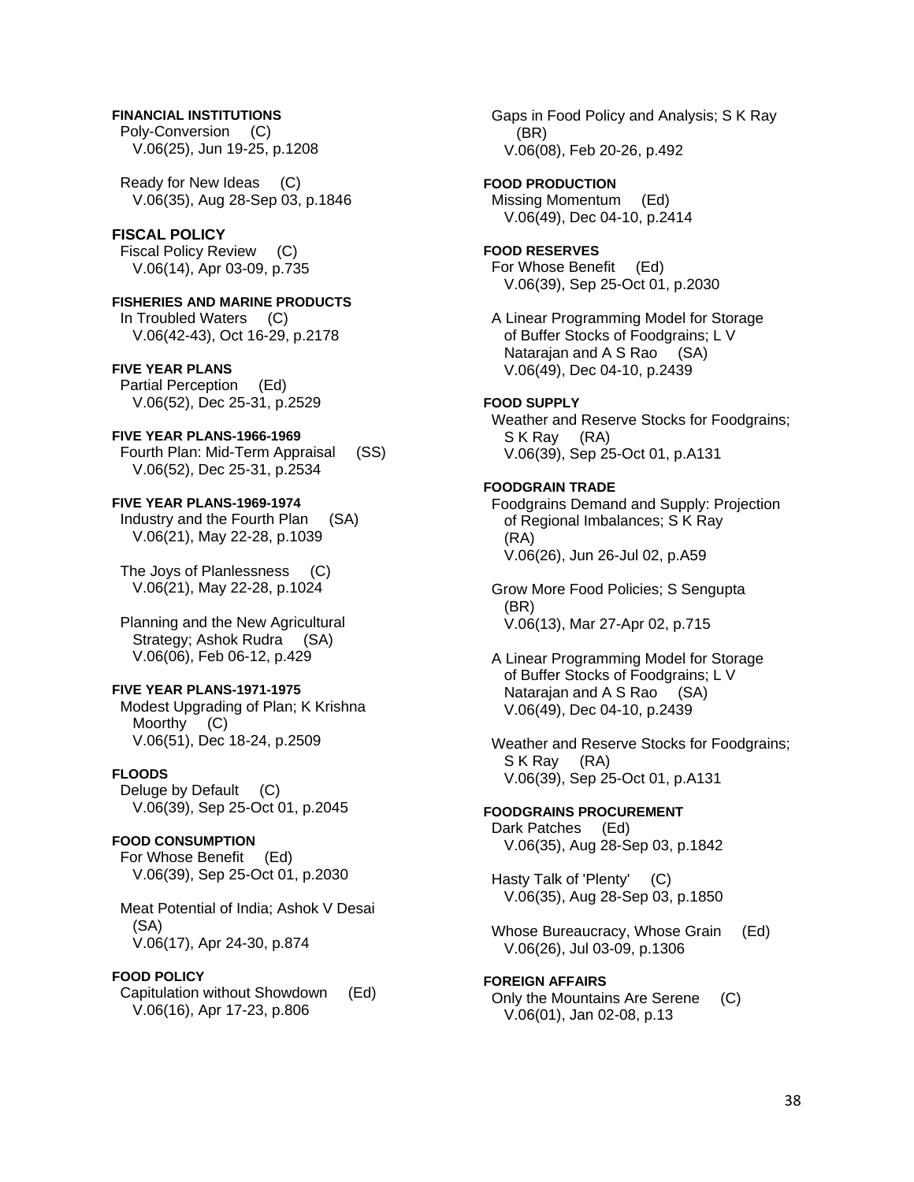**FINANCIAL INSTITUTIONS**

Poly-Conversion (C)
V.06(25), Jun 19-25, p.1208

Ready for New Ideas (C)
V.06(35), Aug 28-Sep 03, p.1846

**FISCAL POLICY**

Fiscal Policy Review (C)
V.06(14), Apr 03-09, p.735

**FISHERIES AND MARINE PRODUCTS**

In Troubled Waters (C)
V.06(42-43), Oct 16-29, p.2178

**FIVE YEAR PLANS**

Partial Perception (Ed)
V.06(52), Dec 25-31, p.2529

**FIVE YEAR PLANS-1966-1969**

Fourth Plan: Mid-Term Appraisal (SS)
V.06(52), Dec 25-31, p.2534

**FIVE YEAR PLANS-1969-1974**

Industry and the Fourth Plan (SA)
V.06(21), May 22-28, p.1039

The Joys of Planlessness (C)
V.06(21), May 22-28, p.1024

Planning and the New Agricultural Strategy; Ashok Rudra (SA)
V.06(06), Feb 06-12, p.429

**FIVE YEAR PLANS-1971-1975**

Modest Upgrading of Plan; K Krishna Moorthy (C)
V.06(51), Dec 18-24, p.2509

**FLOODS**

Deluge by Default (C)
V.06(39), Sep 25-Oct 01, p.2045

**FOOD CONSUMPTION**

For Whose Benefit (Ed)
V.06(39), Sep 25-Oct 01, p.2030

Meat Potential of India; Ashok V Desai (SA)
V.06(17), Apr 24-30, p.874

**FOOD POLICY**

Capitulation without Showdown (Ed)
V.06(16), Apr 17-23, p.806

Gaps in Food Policy and Analysis; S K Ray (BR)
V.06(08), Feb 20-26, p.492

**FOOD PRODUCTION**

Missing Momentum (Ed)
V.06(49), Dec 04-10, p.2414

**FOOD RESERVES**

For Whose Benefit (Ed)
V.06(39), Sep 25-Oct 01, p.2030

A Linear Programming Model for Storage of Buffer Stocks of Foodgrains; L V Natarajan and A S Rao (SA)
V.06(49), Dec 04-10, p.2439

**FOOD SUPPLY**

Weather and Reserve Stocks for Foodgrains; S K Ray (RA)
V.06(39), Sep 25-Oct 01, p.A131

**FOODGRAIN TRADE**

Foodgrains Demand and Supply: Projection of Regional Imbalances; S K Ray (RA)
V.06(26), Jun 26-Jul 02, p.A59

Grow More Food Policies; S Sengupta (BR)
V.06(13), Mar 27-Apr 02, p.715

A Linear Programming Model for Storage of Buffer Stocks of Foodgrains; L V Natarajan and A S Rao (SA)
V.06(49), Dec 04-10, p.2439

Weather and Reserve Stocks for Foodgrains; S K Ray (RA)
V.06(39), Sep 25-Oct 01, p.A131

**FOODGRAINS PROCUREMENT**

Dark Patches (Ed)
V.06(35), Aug 28-Sep 03, p.1842

Hasty Talk of 'Plenty' (C)
V.06(35), Aug 28-Sep 03, p.1850

Whose Bureaucracy, Whose Grain (Ed)
V.06(26), Jul 03-09, p.1306

**FOREIGN AFFAIRS**

Only the Mountains Are Serene (C)
V.06(01), Jan 02-08, p.13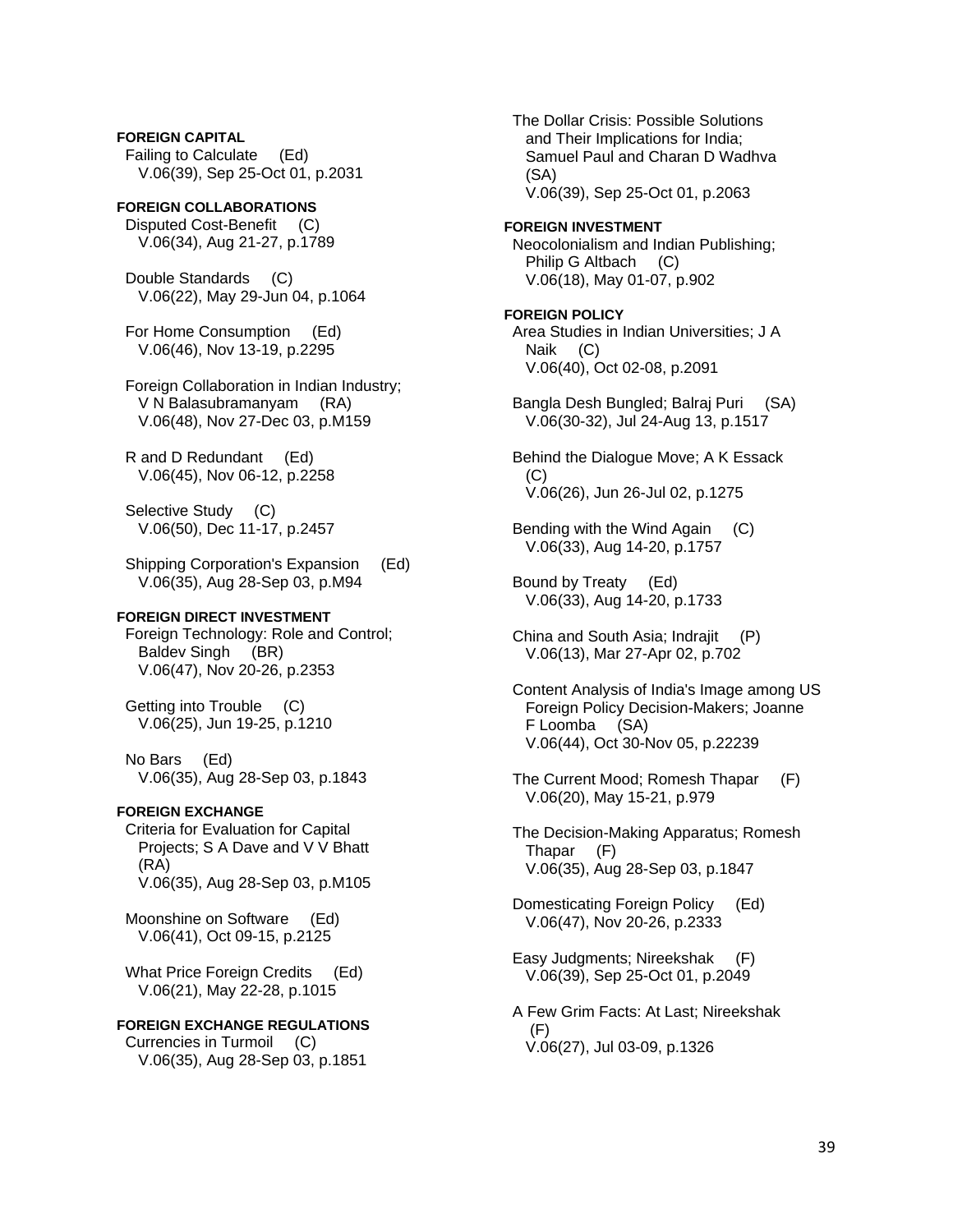**FOREIGN CAPITAL**

Failing to Calculate (Ed)
V.06(39), Sep 25-Oct 01, p.2031

**FOREIGN COLLABORATIONS**

Disputed Cost-Benefit (C)
V.06(34), Aug 21-27, p.1789

Double Standards (C)
V.06(22), May 29-Jun 04, p.1064

For Home Consumption (Ed)
V.06(46), Nov 13-19, p.2295

Foreign Collaboration in Indian Industry; V N Balasubramanyam (RA)
V.06(48), Nov 27-Dec 03, p.M159

R and D Redundant (Ed)
V.06(45), Nov 06-12, p.2258

Selective Study (C)
V.06(50), Dec 11-17, p.2457

Shipping Corporation's Expansion (Ed)
V.06(35), Aug 28-Sep 03, p.M94

**FOREIGN DIRECT INVESTMENT**

Foreign Technology: Role and Control; Baldev Singh (BR)
V.06(47), Nov 20-26, p.2353

Getting into Trouble (C)
V.06(25), Jun 19-25, p.1210

No Bars (Ed)
V.06(35), Aug 28-Sep 03, p.1843

**FOREIGN EXCHANGE**

Criteria for Evaluation for Capital Projects; S A Dave and V V Bhatt (RA)
V.06(35), Aug 28-Sep 03, p.M105

Moonshine on Software (Ed)
V.06(41), Oct 09-15, p.2125

What Price Foreign Credits (Ed)
V.06(21), May 22-28, p.1015

**FOREIGN EXCHANGE REGULATIONS**

Currencies in Turmoil (C)
V.06(35), Aug 28-Sep 03, p.1851

The Dollar Crisis: Possible Solutions and Their Implications for India; Samuel Paul and Charan D Wadhva (SA)
V.06(39), Sep 25-Oct 01, p.2063

**FOREIGN INVESTMENT**

Neocolonialism and Indian Publishing; Philip G Altbach (C)
V.06(18), May 01-07, p.902

**FOREIGN POLICY**

Area Studies in Indian Universities; J A Naik (C)
V.06(40), Oct 02-08, p.2091

Bangla Desh Bungled; Balraj Puri (SA)
V.06(30-32), Jul 24-Aug 13, p.1517

Behind the Dialogue Move; A K Essack (C)
V.06(26), Jun 26-Jul 02, p.1275

Bending with the Wind Again (C)
V.06(33), Aug 14-20, p.1757

Bound by Treaty (Ed)
V.06(33), Aug 14-20, p.1733

China and South Asia; Indrajit (P)
V.06(13), Mar 27-Apr 02, p.702

Content Analysis of India's Image among US Foreign Policy Decision-Makers; Joanne F Loomba (SA)
V.06(44), Oct 30-Nov 05, p.22239

The Current Mood; Romesh Thapar (F)
V.06(20), May 15-21, p.979

The Decision-Making Apparatus; Romesh Thapar (F)
V.06(35), Aug 28-Sep 03, p.1847

Domesticating Foreign Policy (Ed)
V.06(47), Nov 20-26, p.2333

Easy Judgments; Nireekshak (F)
V.06(39), Sep 25-Oct 01, p.2049

A Few Grim Facts: At Last; Nireekshak (F)
V.06(27), Jul 03-09, p.1326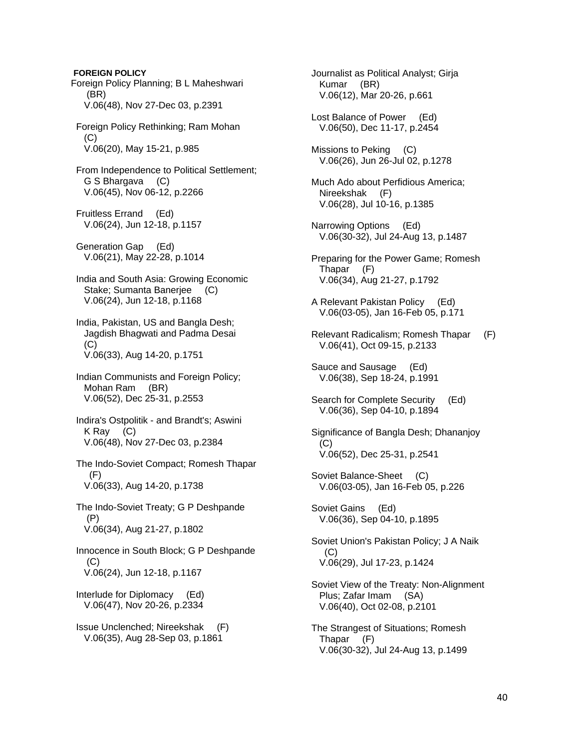**FOREIGN POLICY**

Foreign Policy Planning; B L Maheshwari (BR)
V.06(48), Nov 27-Dec 03, p.2391

Foreign Policy Rethinking; Ram Mohan (C)
V.06(20), May 15-21, p.985

From Independence to Political Settlement; G S Bhargava (C)
V.06(45), Nov 06-12, p.2266

Fruitless Errand (Ed)
V.06(24), Jun 12-18, p.1157

Generation Gap (Ed)
V.06(21), May 22-28, p.1014

India and South Asia: Growing Economic Stake; Sumanta Banerjee (C)
V.06(24), Jun 12-18, p.1168

India, Pakistan, US and Bangla Desh; Jagdish Bhagwati and Padma Desai (C)
V.06(33), Aug 14-20, p.1751

Indian Communists and Foreign Policy; Mohan Ram (BR)
V.06(52), Dec 25-31, p.2553

Indira's Ostpolitik - and Brandt's; Aswini K Ray (C)
V.06(48), Nov 27-Dec 03, p.2384

The Indo-Soviet Compact; Romesh Thapar (F)
V.06(33), Aug 14-20, p.1738

The Indo-Soviet Treaty; G P Deshpande (P)
V.06(34), Aug 21-27, p.1802

Innocence in South Block; G P Deshpande (C)
V.06(24), Jun 12-18, p.1167

Interlude for Diplomacy (Ed)
V.06(47), Nov 20-26, p.2334

Issue Unclenched; Nireekshak (F)
V.06(35), Aug 28-Sep 03, p.1861

Journalist as Political Analyst; Girja Kumar (BR)
V.06(12), Mar 20-26, p.661

Lost Balance of Power (Ed)
V.06(50), Dec 11-17, p.2454

Missions to Peking (C)
V.06(26), Jun 26-Jul 02, p.1278

Much Ado about Perfidious America; Nireekshak (F)
V.06(28), Jul 10-16, p.1385

Narrowing Options (Ed)
V.06(30-32), Jul 24-Aug 13, p.1487

Preparing for the Power Game; Romesh Thapar (F)
V.06(34), Aug 21-27, p.1792

A Relevant Pakistan Policy (Ed)
V.06(03-05), Jan 16-Feb 05, p.171

Relevant Radicalism; Romesh Thapar (F)
V.06(41), Oct 09-15, p.2133

Sauce and Sausage (Ed)
V.06(38), Sep 18-24, p.1991

Search for Complete Security (Ed)
V.06(36), Sep 04-10, p.1894

Significance of Bangla Desh; Dhananjoy (C)
V.06(52), Dec 25-31, p.2541

Soviet Balance-Sheet (C)
V.06(03-05), Jan 16-Feb 05, p.226

Soviet Gains (Ed)
V.06(36), Sep 04-10, p.1895

Soviet Union's Pakistan Policy; J A Naik (C)
V.06(29), Jul 17-23, p.1424

Soviet View of the Treaty: Non-Alignment Plus; Zafar Imam (SA)
V.06(40), Oct 02-08, p.2101

The Strangest of Situations; Romesh Thapar (F)
V.06(30-32), Jul 24-Aug 13, p.1499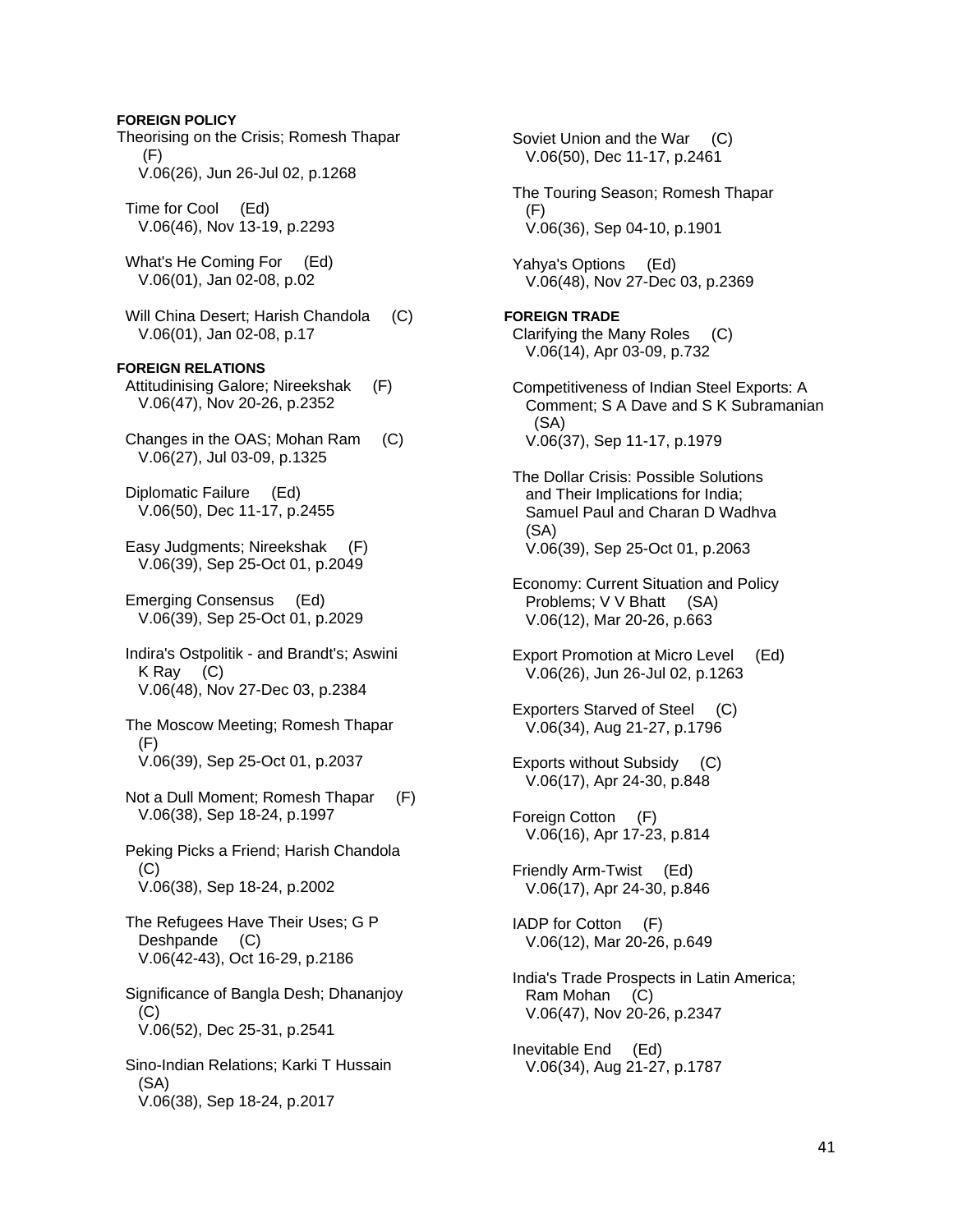**FOREIGN POLICY**

Theorising on the Crisis; Romesh Thapar (F)
V.06(26), Jun 26-Jul 02, p.1268

Time for Cool (Ed)
V.06(46), Nov 13-19, p.2293

What's He Coming For (Ed)
V.06(01), Jan 02-08, p.02

Will China Desert; Harish Chandola (C)
V.06(01), Jan 02-08, p.17

**FOREIGN RELATIONS**

Attitudinising Galore; Nireekshak (F)
V.06(47), Nov 20-26, p.2352

Changes in the OAS; Mohan Ram (C)
V.06(27), Jul 03-09, p.1325

Diplomatic Failure (Ed)
V.06(50), Dec 11-17, p.2455

Easy Judgments; Nireekshak (F)
V.06(39), Sep 25-Oct 01, p.2049

Emerging Consensus (Ed)
V.06(39), Sep 25-Oct 01, p.2029

Indira's Ostpolitik - and Brandt's; Aswini K Ray (C)
V.06(48), Nov 27-Dec 03, p.2384

The Moscow Meeting; Romesh Thapar (F)
V.06(39), Sep 25-Oct 01, p.2037

Not a Dull Moment; Romesh Thapar (F)
V.06(38), Sep 18-24, p.1997

Peking Picks a Friend; Harish Chandola (C)
V.06(38), Sep 18-24, p.2002

The Refugees Have Their Uses; G P Deshpande (C)
V.06(42-43), Oct 16-29, p.2186

Significance of Bangla Desh; Dhananjoy (C)
V.06(52), Dec 25-31, p.2541

Sino-Indian Relations; Karki T Hussain (SA)
V.06(38), Sep 18-24, p.2017

Soviet Union and the War (C)
V.06(50), Dec 11-17, p.2461

The Touring Season; Romesh Thapar (F)
V.06(36), Sep 04-10, p.1901

Yahya's Options (Ed)
V.06(48), Nov 27-Dec 03, p.2369

**FOREIGN TRADE**

Clarifying the Many Roles (C)
V.06(14), Apr 03-09, p.732

Competitiveness of Indian Steel Exports: A Comment; S A Dave and S K Subramanian (SA)
V.06(37), Sep 11-17, p.1979

The Dollar Crisis: Possible Solutions and Their Implications for India; Samuel Paul and Charan D Wadhva (SA)
V.06(39), Sep 25-Oct 01, p.2063

Economy: Current Situation and Policy Problems; V V Bhatt (SA)
V.06(12), Mar 20-26, p.663

Export Promotion at Micro Level (Ed)
V.06(26), Jun 26-Jul 02, p.1263

Exporters Starved of Steel (C)
V.06(34), Aug 21-27, p.1796

Exports without Subsidy (C)
V.06(17), Apr 24-30, p.848

Foreign Cotton (F)
V.06(16), Apr 17-23, p.814

Friendly Arm-Twist (Ed)
V.06(17), Apr 24-30, p.846

IADP for Cotton (F)
V.06(12), Mar 20-26, p.649

India's Trade Prospects in Latin America; Ram Mohan (C)
V.06(47), Nov 20-26, p.2347

Inevitable End (Ed)
V.06(34), Aug 21-27, p.1787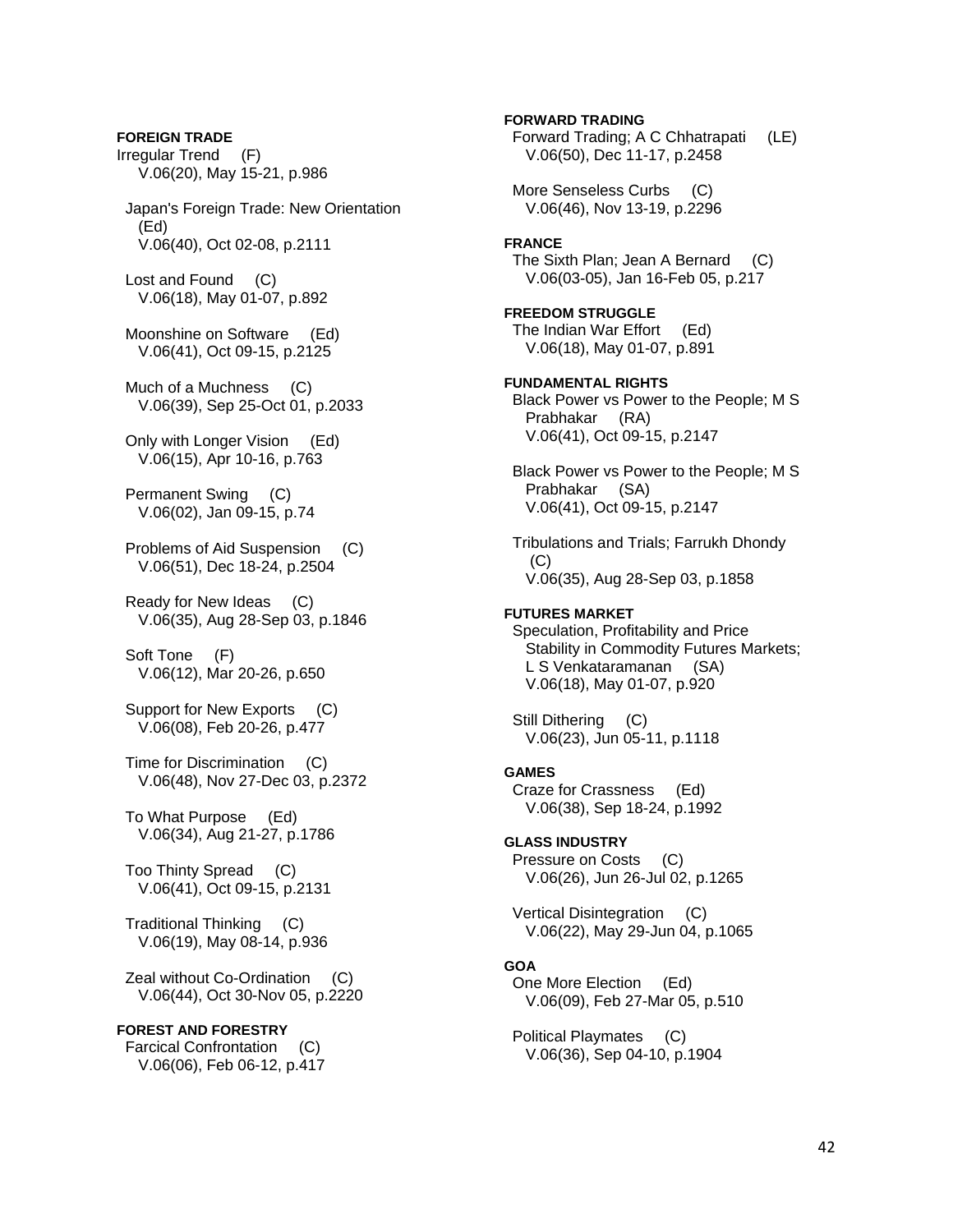**FOREIGN TRADE**

Irregular Trend (F)
V.06(20), May 15-21, p.986

Japan's Foreign Trade: New Orientation (Ed)
V.06(40), Oct 02-08, p.2111

Lost and Found (C)
V.06(18), May 01-07, p.892

Moonshine on Software (Ed)
V.06(41), Oct 09-15, p.2125

Much of a Muchness (C)
V.06(39), Sep 25-Oct 01, p.2033

Only with Longer Vision (Ed)
V.06(15), Apr 10-16, p.763

Permanent Swing (C)
V.06(02), Jan 09-15, p.74

Problems of Aid Suspension (C)
V.06(51), Dec 18-24, p.2504

Ready for New Ideas (C)
V.06(35), Aug 28-Sep 03, p.1846

Soft Tone (F)
V.06(12), Mar 20-26, p.650

Support for New Exports (C)
V.06(08), Feb 20-26, p.477

Time for Discrimination (C)
V.06(48), Nov 27-Dec 03, p.2372

To What Purpose (Ed)
V.06(34), Aug 21-27, p.1786

Too Thinty Spread (C)
V.06(41), Oct 09-15, p.2131

Traditional Thinking (C)
V.06(19), May 08-14, p.936

Zeal without Co-Ordination (C)
V.06(44), Oct 30-Nov 05, p.2220

**FOREST AND FORESTRY**

Farcical Confrontation (C)
V.06(06), Feb 06-12, p.417

**FORWARD TRADING**

Forward Trading; A C Chhatrapati (LE)
V.06(50), Dec 11-17, p.2458

More Senseless Curbs (C)
V.06(46), Nov 13-19, p.2296

**FRANCE**

The Sixth Plan; Jean A Bernard (C)
V.06(03-05), Jan 16-Feb 05, p.217

**FREEDOM STRUGGLE**

The Indian War Effort (Ed)
V.06(18), May 01-07, p.891

**FUNDAMENTAL RIGHTS**

Black Power vs Power to the People; M S Prabhakar (RA)
V.06(41), Oct 09-15, p.2147

Black Power vs Power to the People; M S Prabhakar (SA)
V.06(41), Oct 09-15, p.2147

Tribulations and Trials; Farrukh Dhondy (C)
V.06(35), Aug 28-Sep 03, p.1858

**FUTURES MARKET**

Speculation, Profitability and Price Stability in Commodity Futures Markets; L S Venkataramanan (SA)
V.06(18), May 01-07, p.920

Still Dithering (C)
V.06(23), Jun 05-11, p.1118

**GAMES**

Craze for Crassness (Ed)
V.06(38), Sep 18-24, p.1992

**GLASS INDUSTRY**

Pressure on Costs (C)
V.06(26), Jun 26-Jul 02, p.1265

Vertical Disintegration (C)
V.06(22), May 29-Jun 04, p.1065

**GOA**

One More Election (Ed)
V.06(09), Feb 27-Mar 05, p.510

Political Playmates (C)
V.06(36), Sep 04-10, p.1904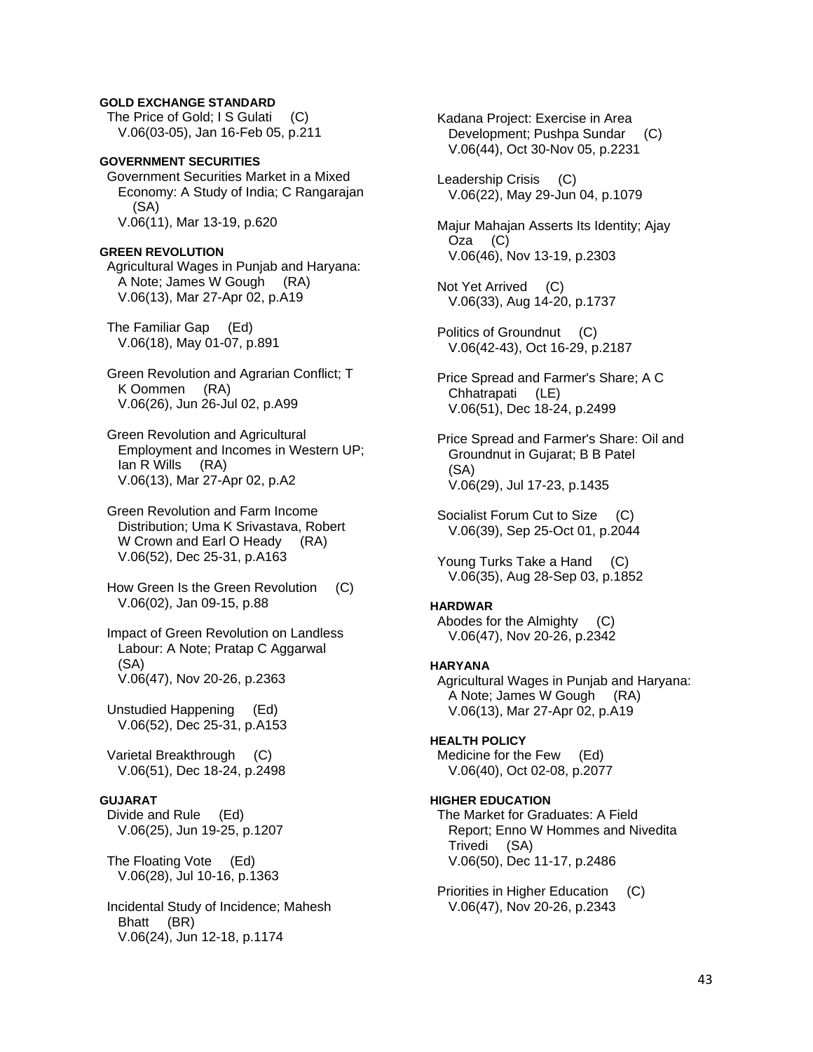**GOLD EXCHANGE STANDARD**

The Price of Gold; I S Gulati (C)
V.06(03-05), Jan 16-Feb 05, p.211

**GOVERNMENT SECURITIES**

Government Securities Market in a Mixed Economy: A Study of India; C Rangarajan (SA)
V.06(11), Mar 13-19, p.620

**GREEN REVOLUTION**

Agricultural Wages in Punjab and Haryana: A Note; James W Gough (RA)
V.06(13), Mar 27-Apr 02, p.A19

The Familiar Gap (Ed)
V.06(18), May 01-07, p.891

Green Revolution and Agrarian Conflict; T K Oommen (RA)
V.06(26), Jun 26-Jul 02, p.A99

Green Revolution and Agricultural Employment and Incomes in Western UP; Ian R Wills (RA)
V.06(13), Mar 27-Apr 02, p.A2

Green Revolution and Farm Income Distribution; Uma K Srivastava, Robert W Crown and Earl O Heady (RA)
V.06(52), Dec 25-31, p.A163

How Green Is the Green Revolution (C)
V.06(02), Jan 09-15, p.88

Impact of Green Revolution on Landless Labour: A Note; Pratap C Aggarwal (SA)
V.06(47), Nov 20-26, p.2363

Unstudied Happening (Ed)
V.06(52), Dec 25-31, p.A153

Varietal Breakthrough (C)
V.06(51), Dec 18-24, p.2498

**GUJARAT**

Divide and Rule (Ed)
V.06(25), Jun 19-25, p.1207

The Floating Vote (Ed)
V.06(28), Jul 10-16, p.1363

Incidental Study of Incidence; Mahesh Bhatt (BR)
V.06(24), Jun 12-18, p.1174

Kadana Project: Exercise in Area Development; Pushpa Sundar (C)
V.06(44), Oct 30-Nov 05, p.2231

Leadership Crisis (C)
V.06(22), May 29-Jun 04, p.1079

Majur Mahajan Asserts Its Identity; Ajay Oza (C)
V.06(46), Nov 13-19, p.2303

Not Yet Arrived (C)
V.06(33), Aug 14-20, p.1737

Politics of Groundnut (C)
V.06(42-43), Oct 16-29, p.2187

Price Spread and Farmer's Share; A C Chhatrapati (LE)
V.06(51), Dec 18-24, p.2499

Price Spread and Farmer's Share: Oil and Groundnut in Gujarat; B B Patel (SA)
V.06(29), Jul 17-23, p.1435

Socialist Forum Cut to Size (C)
V.06(39), Sep 25-Oct 01, p.2044

Young Turks Take a Hand (C)
V.06(35), Aug 28-Sep 03, p.1852

**HARDWAR**

Abodes for the Almighty (C)
V.06(47), Nov 20-26, p.2342

**HARYANA**

Agricultural Wages in Punjab and Haryana: A Note; James W Gough (RA)
V.06(13), Mar 27-Apr 02, p.A19

**HEALTH POLICY**

Medicine for the Few (Ed)
V.06(40), Oct 02-08, p.2077

**HIGHER EDUCATION**

The Market for Graduates: A Field Report; Enno W Hommes and Nivedita Trivedi (SA)
V.06(50), Dec 11-17, p.2486

Priorities in Higher Education (C)
V.06(47), Nov 20-26, p.2343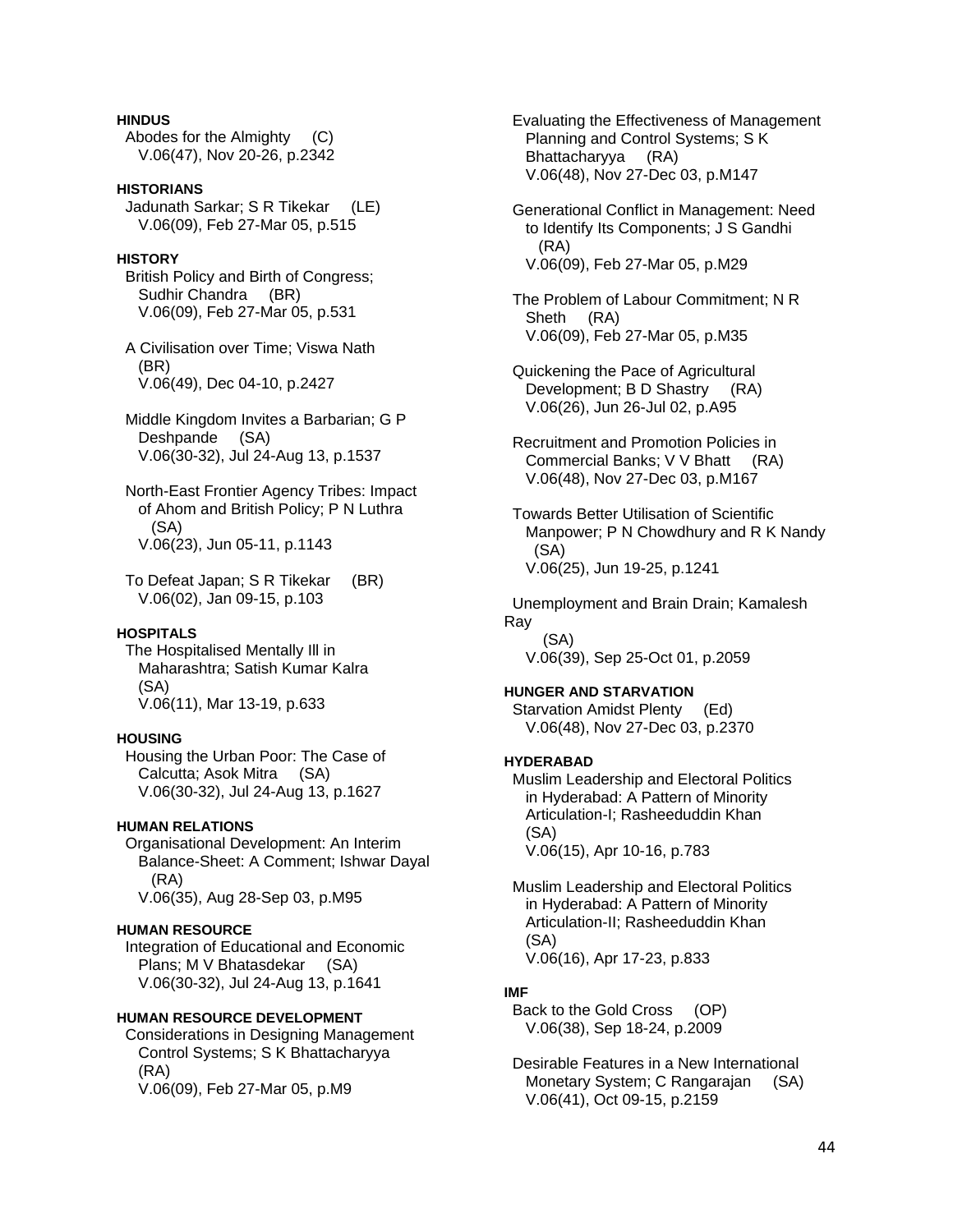**HINDUS**

Abodes for the Almighty (C)
V.06(47), Nov 20-26, p.2342

**HISTORIANS**

Jadunath Sarkar; S R Tikekar (LE)
V.06(09), Feb 27-Mar 05, p.515

**HISTORY**

British Policy and Birth of Congress; Sudhir Chandra (BR)
V.06(09), Feb 27-Mar 05, p.531

A Civilisation over Time; Viswa Nath (BR)
V.06(49), Dec 04-10, p.2427

Middle Kingdom Invites a Barbarian; G P Deshpande (SA)
V.06(30-32), Jul 24-Aug 13, p.1537

North-East Frontier Agency Tribes: Impact of Ahom and British Policy; P N Luthra (SA)
V.06(23), Jun 05-11, p.1143

To Defeat Japan; S R Tikekar (BR)
V.06(02), Jan 09-15, p.103

**HOSPITALS**

The Hospitalised Mentally Ill in Maharashtra; Satish Kumar Kalra (SA)
V.06(11), Mar 13-19, p.633

**HOUSING**

Housing the Urban Poor: The Case of Calcutta; Asok Mitra (SA)
V.06(30-32), Jul 24-Aug 13, p.1627

**HUMAN RELATIONS**

Organisational Development: An Interim Balance-Sheet: A Comment; Ishwar Dayal (RA)
V.06(35), Aug 28-Sep 03, p.M95

**HUMAN RESOURCE**

Integration of Educational and Economic Plans; M V Bhatasdekar (SA)
V.06(30-32), Jul 24-Aug 13, p.1641

**HUMAN RESOURCE DEVELOPMENT**

Considerations in Designing Management Control Systems; S K Bhattacharyya (RA)
V.06(09), Feb 27-Mar 05, p.M9

Evaluating the Effectiveness of Management Planning and Control Systems; S K Bhattacharyya (RA)
V.06(48), Nov 27-Dec 03, p.M147

Generational Conflict in Management: Need to Identify Its Components; J S Gandhi (RA)
V.06(09), Feb 27-Mar 05, p.M29

The Problem of Labour Commitment; N R Sheth (RA)
V.06(09), Feb 27-Mar 05, p.M35

Quickening the Pace of Agricultural Development; B D Shastry (RA)
V.06(26), Jun 26-Jul 02, p.A95

Recruitment and Promotion Policies in Commercial Banks; V V Bhatt (RA)
V.06(48), Nov 27-Dec 03, p.M167

Towards Better Utilisation of Scientific Manpower; P N Chowdhury and R K Nandy (SA)
V.06(25), Jun 19-25, p.1241

Unemployment and Brain Drain; Kamalesh Ray (SA)
V.06(39), Sep 25-Oct 01, p.2059

**HUNGER AND STARVATION**

Starvation Amidst Plenty (Ed)
V.06(48), Nov 27-Dec 03, p.2370

**HYDERABAD**

Muslim Leadership and Electoral Politics in Hyderabad: A Pattern of Minority Articulation-I; Rasheeduddin Khan (SA)
V.06(15), Apr 10-16, p.783

Muslim Leadership and Electoral Politics in Hyderabad: A Pattern of Minority Articulation-II; Rasheeduddin Khan (SA)
V.06(16), Apr 17-23, p.833

**IMF**

Back to the Gold Cross (OP)
V.06(38), Sep 18-24, p.2009

Desirable Features in a New International Monetary System; C Rangarajan (SA)
V.06(41), Oct 09-15, p.2159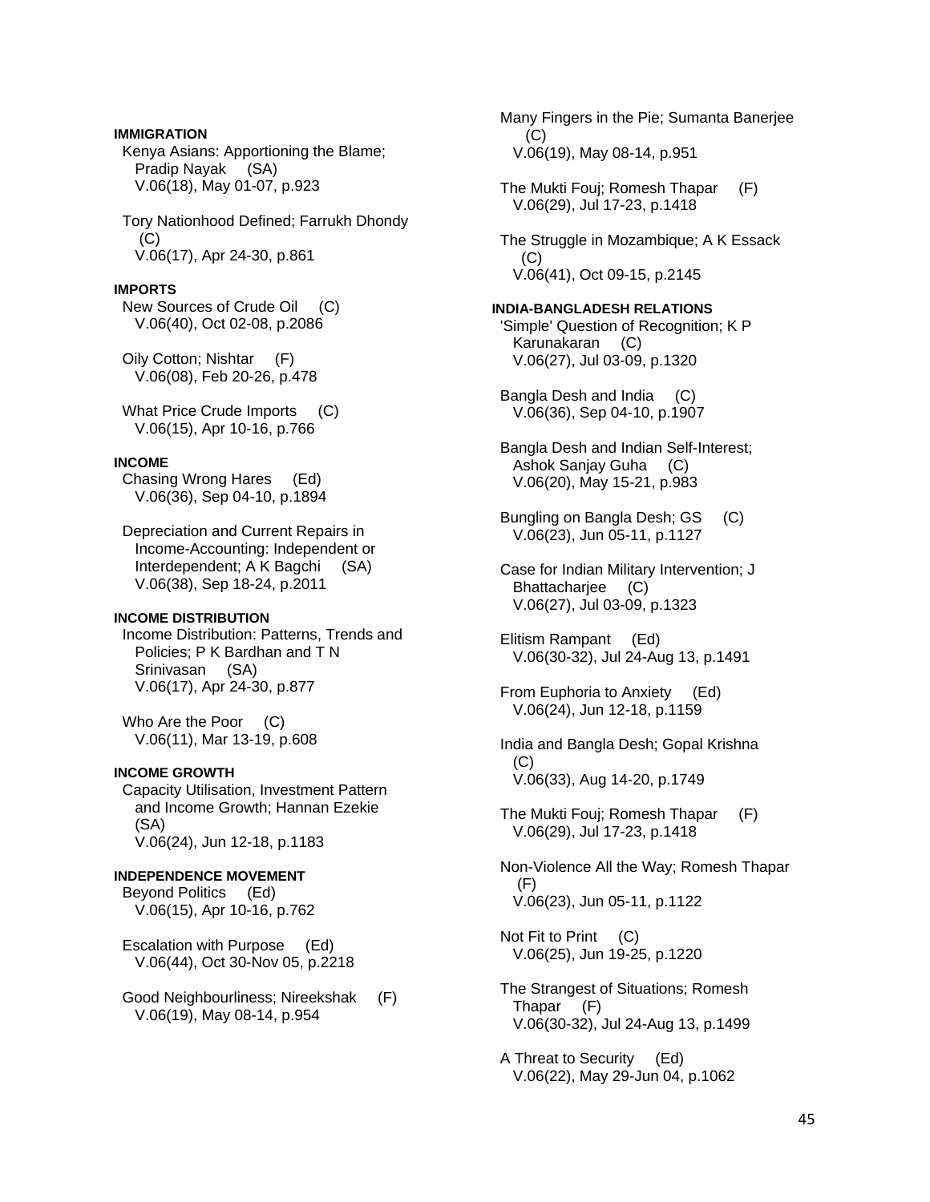**IMMIGRATION**

Kenya Asians: Apportioning the Blame; Pradip Nayak (SA)
V.06(18), May 01-07, p.923

Tory Nationhood Defined; Farrukh Dhondy (C)
V.06(17), Apr 24-30, p.861

**IMPORTS**

New Sources of Crude Oil (C)
V.06(40), Oct 02-08, p.2086

Oily Cotton; Nishtar (F)
V.06(08), Feb 20-26, p.478

What Price Crude Imports (C)
V.06(15), Apr 10-16, p.766

**INCOME**

Chasing Wrong Hares (Ed)
V.06(36), Sep 04-10, p.1894

Depreciation and Current Repairs in Income-Accounting: Independent or Interdependent; A K Bagchi (SA)
V.06(38), Sep 18-24, p.2011

**INCOME DISTRIBUTION**

Income Distribution: Patterns, Trends and Policies; P K Bardhan and T N Srinivasan (SA)
V.06(17), Apr 24-30, p.877

Who Are the Poor (C)
V.06(11), Mar 13-19, p.608

**INCOME GROWTH**

Capacity Utilisation, Investment Pattern and Income Growth; Hannan Ezekie (SA)
V.06(24), Jun 12-18, p.1183

**INDEPENDENCE MOVEMENT**

Beyond Politics (Ed)
V.06(15), Apr 10-16, p.762

Escalation with Purpose (Ed)
V.06(44), Oct 30-Nov 05, p.2218

Good Neighbourliness; Nireekshak (F)
V.06(19), May 08-14, p.954

Many Fingers in the Pie; Sumanta Banerjee (C)
V.06(19), May 08-14, p.951

The Mukti Fouj; Romesh Thapar (F)
V.06(29), Jul 17-23, p.1418

The Struggle in Mozambique; A K Essack (C)
V.06(41), Oct 09-15, p.2145

**INDIA-BANGLADESH RELATIONS**

'Simple' Question of Recognition; K P Karunakaran (C)
V.06(27), Jul 03-09, p.1320

Bangla Desh and India (C)
V.06(36), Sep 04-10, p.1907

Bangla Desh and Indian Self-Interest; Ashok Sanjay Guha (C)
V.06(20), May 15-21, p.983

Bungling on Bangla Desh; GS (C)
V.06(23), Jun 05-11, p.1127

Case for Indian Military Intervention; J Bhattacharjee (C)
V.06(27), Jul 03-09, p.1323

Elitism Rampant (Ed)
V.06(30-32), Jul 24-Aug 13, p.1491

From Euphoria to Anxiety (Ed)
V.06(24), Jun 12-18, p.1159

India and Bangla Desh; Gopal Krishna (C)
V.06(33), Aug 14-20, p.1749

The Mukti Fouj; Romesh Thapar (F)
V.06(29), Jul 17-23, p.1418

Non-Violence All the Way; Romesh Thapar (F)
V.06(23), Jun 05-11, p.1122

Not Fit to Print (C)
V.06(25), Jun 19-25, p.1220

The Strangest of Situations; Romesh Thapar (F)
V.06(30-32), Jul 24-Aug 13, p.1499

A Threat to Security (Ed)
V.06(22), May 29-Jun 04, p.1062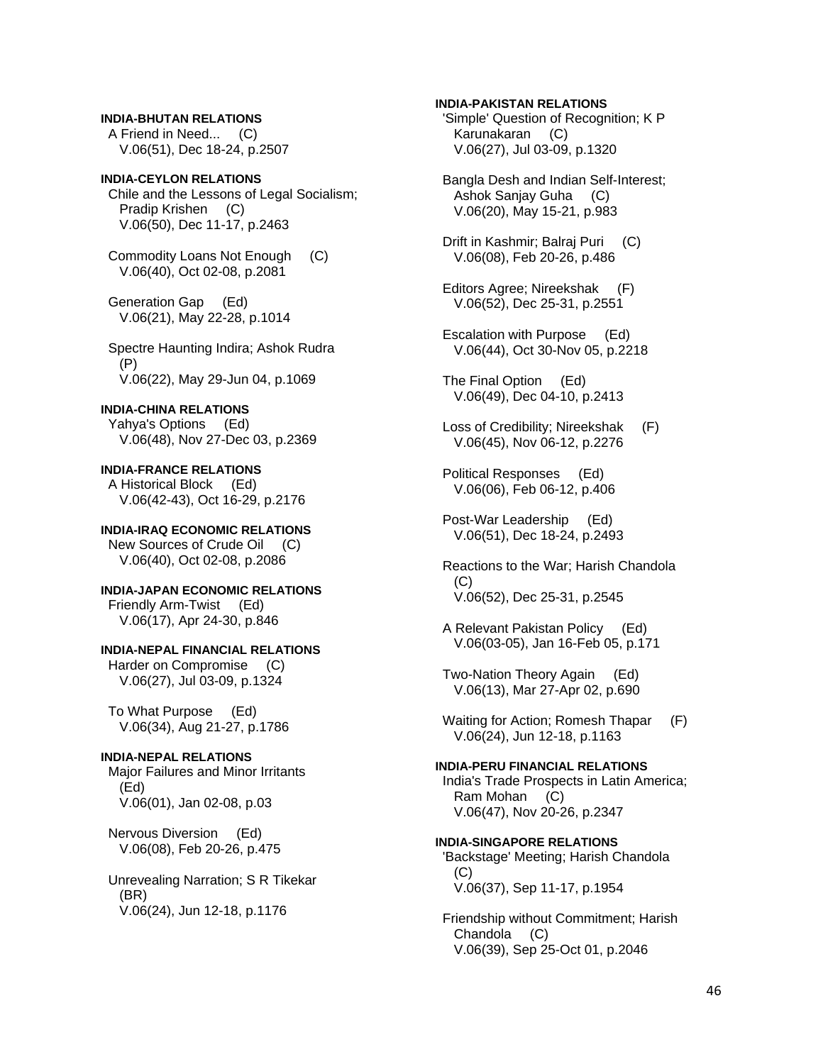**INDIA-BHUTAN RELATIONS**

A Friend in Need... (C)
V.06(51), Dec 18-24, p.2507

**INDIA-CEYLON RELATIONS**

Chile and the Lessons of Legal Socialism; Pradip Krishen (C)
V.06(50), Dec 11-17, p.2463

Commodity Loans Not Enough (C)
V.06(40), Oct 02-08, p.2081

Generation Gap (Ed)
V.06(21), May 22-28, p.1014

Spectre Haunting Indira; Ashok Rudra (P)
V.06(22), May 29-Jun 04, p.1069

**INDIA-CHINA RELATIONS**

Yahya's Options (Ed)
V.06(48), Nov 27-Dec 03, p.2369

**INDIA-FRANCE RELATIONS**

A Historical Block (Ed)
V.06(42-43), Oct 16-29, p.2176

**INDIA-IRAQ ECONOMIC RELATIONS**

New Sources of Crude Oil (C)
V.06(40), Oct 02-08, p.2086

**INDIA-JAPAN ECONOMIC RELATIONS**

Friendly Arm-Twist (Ed)
V.06(17), Apr 24-30, p.846

**INDIA-NEPAL FINANCIAL RELATIONS**

Harder on Compromise (C)
V.06(27), Jul 03-09, p.1324

To What Purpose (Ed)
V.06(34), Aug 21-27, p.1786

**INDIA-NEPAL RELATIONS**

Major Failures and Minor Irritants (Ed)
V.06(01), Jan 02-08, p.03

Nervous Diversion (Ed)
V.06(08), Feb 20-26, p.475

Unrevealing Narration; S R Tikekar (BR)
V.06(24), Jun 12-18, p.1176

**INDIA-PAKISTAN RELATIONS**

'Simple' Question of Recognition; K P Karunakaran (C)
V.06(27), Jul 03-09, p.1320

Bangla Desh and Indian Self-Interest; Ashok Sanjay Guha (C)
V.06(20), May 15-21, p.983

Drift in Kashmir; Balraj Puri (C)
V.06(08), Feb 20-26, p.486

Editors Agree; Nireekshak (F)
V.06(52), Dec 25-31, p.2551

Escalation with Purpose (Ed)
V.06(44), Oct 30-Nov 05, p.2218

The Final Option (Ed)
V.06(49), Dec 04-10, p.2413

Loss of Credibility; Nireekshak (F)
V.06(45), Nov 06-12, p.2276

Political Responses (Ed)
V.06(06), Feb 06-12, p.406

Post-War Leadership (Ed)
V.06(51), Dec 18-24, p.2493

Reactions to the War; Harish Chandola (C)
V.06(52), Dec 25-31, p.2545

A Relevant Pakistan Policy (Ed)
V.06(03-05), Jan 16-Feb 05, p.171

Two-Nation Theory Again (Ed)
V.06(13), Mar 27-Apr 02, p.690

Waiting for Action; Romesh Thapar (F)
V.06(24), Jun 12-18, p.1163

**INDIA-PERU FINANCIAL RELATIONS**

India's Trade Prospects in Latin America; Ram Mohan (C)
V.06(47), Nov 20-26, p.2347

**INDIA-SINGAPORE RELATIONS**

'Backstage' Meeting; Harish Chandola (C)
V.06(37), Sep 11-17, p.1954

Friendship without Commitment; Harish Chandola (C)
V.06(39), Sep 25-Oct 01, p.2046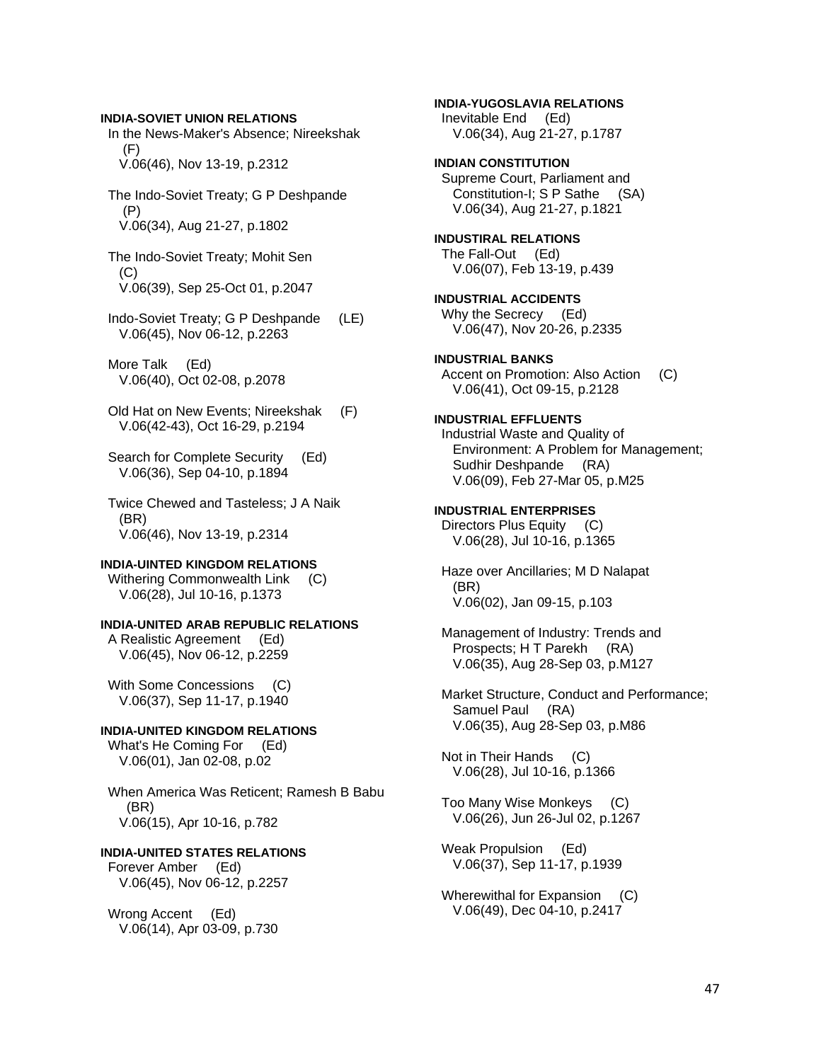**INDIA-SOVIET UNION RELATIONS**

In the News-Maker's Absence; Nireekshak (F)
V.06(46), Nov 13-19, p.2312

The Indo-Soviet Treaty; G P Deshpande (P)
V.06(34), Aug 21-27, p.1802

The Indo-Soviet Treaty; Mohit Sen (C)
V.06(39), Sep 25-Oct 01, p.2047

Indo-Soviet Treaty; G P Deshpande (LE)
V.06(45), Nov 06-12, p.2263

More Talk (Ed)
V.06(40), Oct 02-08, p.2078

Old Hat on New Events; Nireekshak (F)
V.06(42-43), Oct 16-29, p.2194

Search for Complete Security (Ed)
V.06(36), Sep 04-10, p.1894

Twice Chewed and Tasteless; J A Naik (BR)
V.06(46), Nov 13-19, p.2314

**INDIA-UINTED KINGDOM RELATIONS**

Withering Commonwealth Link (C)
V.06(28), Jul 10-16, p.1373

**INDIA-UNITED ARAB REPUBLIC RELATIONS**

A Realistic Agreement (Ed)
V.06(45), Nov 06-12, p.2259

With Some Concessions (C)
V.06(37), Sep 11-17, p.1940

**INDIA-UNITED KINGDOM RELATIONS**

What's He Coming For (Ed)
V.06(01), Jan 02-08, p.02

When America Was Reticent; Ramesh B Babu (BR)
V.06(15), Apr 10-16, p.782

**INDIA-UNITED STATES RELATIONS**

Forever Amber (Ed)
V.06(45), Nov 06-12, p.2257

Wrong Accent (Ed)
V.06(14), Apr 03-09, p.730

**INDIA-YUGOSLAVIA RELATIONS**

Inevitable End (Ed)
V.06(34), Aug 21-27, p.1787

**INDIAN CONSTITUTION**

Supreme Court, Parliament and Constitution-I; S P Sathe (SA)
V.06(34), Aug 21-27, p.1821

**INDUSTIRAL RELATIONS**

The Fall-Out (Ed)
V.06(07), Feb 13-19, p.439

**INDUSTRIAL ACCIDENTS**

Why the Secrecy (Ed)
V.06(47), Nov 20-26, p.2335

**INDUSTRIAL BANKS**

Accent on Promotion: Also Action (C)
V.06(41), Oct 09-15, p.2128

**INDUSTRIAL EFFLUENTS**

Industrial Waste and Quality of Environment: A Problem for Management; Sudhir Deshpande (RA)
V.06(09), Feb 27-Mar 05, p.M25

**INDUSTRIAL ENTERPRISES**

Directors Plus Equity (C)
V.06(28), Jul 10-16, p.1365

Haze over Ancillaries; M D Nalapat (BR)
V.06(02), Jan 09-15, p.103

Management of Industry: Trends and Prospects; H T Parekh (RA)
V.06(35), Aug 28-Sep 03, p.M127

Market Structure, Conduct and Performance; Samuel Paul (RA)
V.06(35), Aug 28-Sep 03, p.M86

Not in Their Hands (C)
V.06(28), Jul 10-16, p.1366

Too Many Wise Monkeys (C)
V.06(26), Jun 26-Jul 02, p.1267

Weak Propulsion (Ed)
V.06(37), Sep 11-17, p.1939

Wherewithal for Expansion (C)
V.06(49), Dec 04-10, p.2417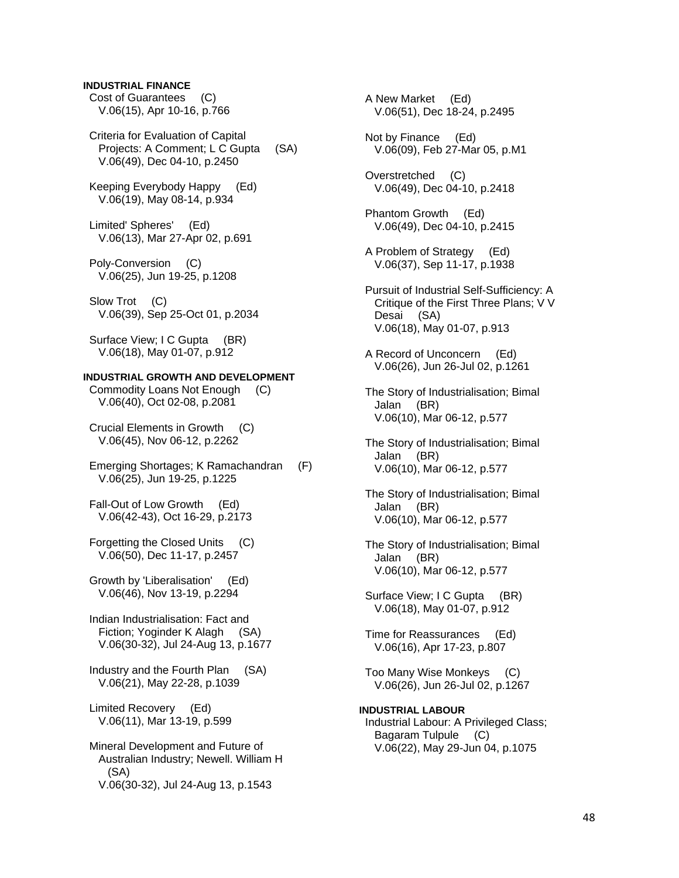**INDUSTRIAL FINANCE**

Cost of Guarantees (C)
V.06(15), Apr 10-16, p.766

Criteria for Evaluation of Capital Projects: A Comment; L C Gupta (SA)
V.06(49), Dec 04-10, p.2450

Keeping Everybody Happy (Ed)
V.06(19), May 08-14, p.934

Limited' Spheres' (Ed)
V.06(13), Mar 27-Apr 02, p.691

Poly-Conversion (C)
V.06(25), Jun 19-25, p.1208

Slow Trot (C)
V.06(39), Sep 25-Oct 01, p.2034

Surface View; I C Gupta (BR)
V.06(18), May 01-07, p.912

**INDUSTRIAL GROWTH AND DEVELOPMENT**

Commodity Loans Not Enough (C)
V.06(40), Oct 02-08, p.2081

Crucial Elements in Growth (C)
V.06(45), Nov 06-12, p.2262

Emerging Shortages; K Ramachandran (F)
V.06(25), Jun 19-25, p.1225

Fall-Out of Low Growth (Ed)
V.06(42-43), Oct 16-29, p.2173

Forgetting the Closed Units (C)
V.06(50), Dec 11-17, p.2457

Growth by 'Liberalisation' (Ed)
V.06(46), Nov 13-19, p.2294

Indian Industrialisation: Fact and Fiction; Yoginder K Alagh (SA)
V.06(30-32), Jul 24-Aug 13, p.1677

Industry and the Fourth Plan (SA)
V.06(21), May 22-28, p.1039

Limited Recovery (Ed)
V.06(11), Mar 13-19, p.599

Mineral Development and Future of Australian Industry; Newell. William H (SA)
V.06(30-32), Jul 24-Aug 13, p.1543

A New Market (Ed)
V.06(51), Dec 18-24, p.2495

Not by Finance (Ed)
V.06(09), Feb 27-Mar 05, p.M1

Overstretched (C)
V.06(49), Dec 04-10, p.2418

Phantom Growth (Ed)
V.06(49), Dec 04-10, p.2415

A Problem of Strategy (Ed)
V.06(37), Sep 11-17, p.1938

Pursuit of Industrial Self-Sufficiency: A Critique of the First Three Plans; V V Desai (SA)
V.06(18), May 01-07, p.913

A Record of Unconcern (Ed)
V.06(26), Jun 26-Jul 02, p.1261

The Story of Industrialisation; Bimal Jalan (BR)
V.06(10), Mar 06-12, p.577

The Story of Industrialisation; Bimal Jalan (BR)
V.06(10), Mar 06-12, p.577

The Story of Industrialisation; Bimal Jalan (BR)
V.06(10), Mar 06-12, p.577

The Story of Industrialisation; Bimal Jalan (BR)
V.06(10), Mar 06-12, p.577

Surface View; I C Gupta (BR)
V.06(18), May 01-07, p.912

Time for Reassurances (Ed)
V.06(16), Apr 17-23, p.807

Too Many Wise Monkeys (C)
V.06(26), Jun 26-Jul 02, p.1267

**INDUSTRIAL LABOUR**

Industrial Labour: A Privileged Class; Bagaram Tulpule (C)
V.06(22), May 29-Jun 04, p.1075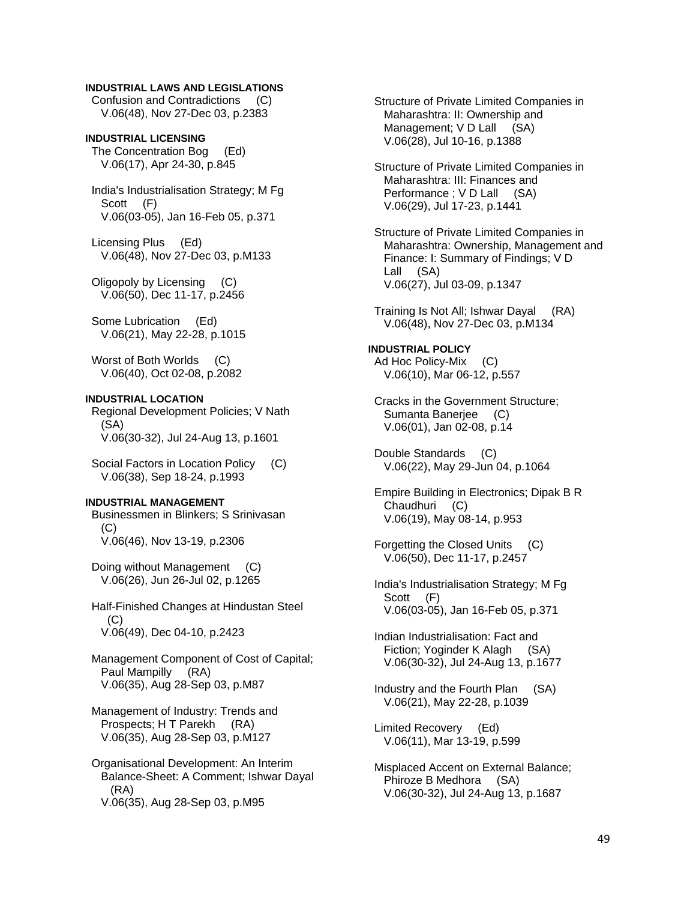**INDUSTRIAL LAWS AND LEGISLATIONS**

Confusion and Contradictions (C)
V.06(48), Nov 27-Dec 03, p.2383

**INDUSTRIAL LICENSING**

The Concentration Bog (Ed)
V.06(17), Apr 24-30, p.845

India's Industrialisation Strategy; M Fg Scott (F)
V.06(03-05), Jan 16-Feb 05, p.371

Licensing Plus (Ed)
V.06(48), Nov 27-Dec 03, p.M133

Oligopoly by Licensing (C)
V.06(50), Dec 11-17, p.2456

Some Lubrication (Ed)
V.06(21), May 22-28, p.1015

Worst of Both Worlds (C)
V.06(40), Oct 02-08, p.2082

**INDUSTRIAL LOCATION**

Regional Development Policies; V Nath (SA)
V.06(30-32), Jul 24-Aug 13, p.1601

Social Factors in Location Policy (C)
V.06(38), Sep 18-24, p.1993

**INDUSTRIAL MANAGEMENT**

Businessmen in Blinkers; S Srinivasan (C)
V.06(46), Nov 13-19, p.2306

Doing without Management (C)
V.06(26), Jun 26-Jul 02, p.1265

Half-Finished Changes at Hindustan Steel (C)
V.06(49), Dec 04-10, p.2423

Management Component of Cost of Capital; Paul Mampilly (RA)
V.06(35), Aug 28-Sep 03, p.M87

Management of Industry: Trends and Prospects; H T Parekh (RA)
V.06(35), Aug 28-Sep 03, p.M127

Organisational Development: An Interim Balance-Sheet: A Comment; Ishwar Dayal (RA)
V.06(35), Aug 28-Sep 03, p.M95

Structure of Private Limited Companies in Maharashtra: II: Ownership and Management; V D Lall (SA)
V.06(28), Jul 10-16, p.1388

Structure of Private Limited Companies in Maharashtra: III: Finances and Performance ; V D Lall (SA)
V.06(29), Jul 17-23, p.1441

Structure of Private Limited Companies in Maharashtra: Ownership, Management and Finance: I: Summary of Findings; V D Lall (SA)
V.06(27), Jul 03-09, p.1347

Training Is Not All; Ishwar Dayal (RA)
V.06(48), Nov 27-Dec 03, p.M134

**INDUSTRIAL POLICY**

Ad Hoc Policy-Mix (C)
V.06(10), Mar 06-12, p.557

Cracks in the Government Structure; Sumanta Banerjee (C)
V.06(01), Jan 02-08, p.14

Double Standards (C)
V.06(22), May 29-Jun 04, p.1064

Empire Building in Electronics; Dipak B R Chaudhuri (C)
V.06(19), May 08-14, p.953

Forgetting the Closed Units (C)
V.06(50), Dec 11-17, p.2457

India's Industrialisation Strategy; M Fg Scott (F)
V.06(03-05), Jan 16-Feb 05, p.371

Indian Industrialisation: Fact and Fiction; Yoginder K Alagh (SA)
V.06(30-32), Jul 24-Aug 13, p.1677

Industry and the Fourth Plan (SA)
V.06(21), May 22-28, p.1039

Limited Recovery (Ed)
V.06(11), Mar 13-19, p.599

Misplaced Accent on External Balance; Phiroze B Medhora (SA)
V.06(30-32), Jul 24-Aug 13, p.1687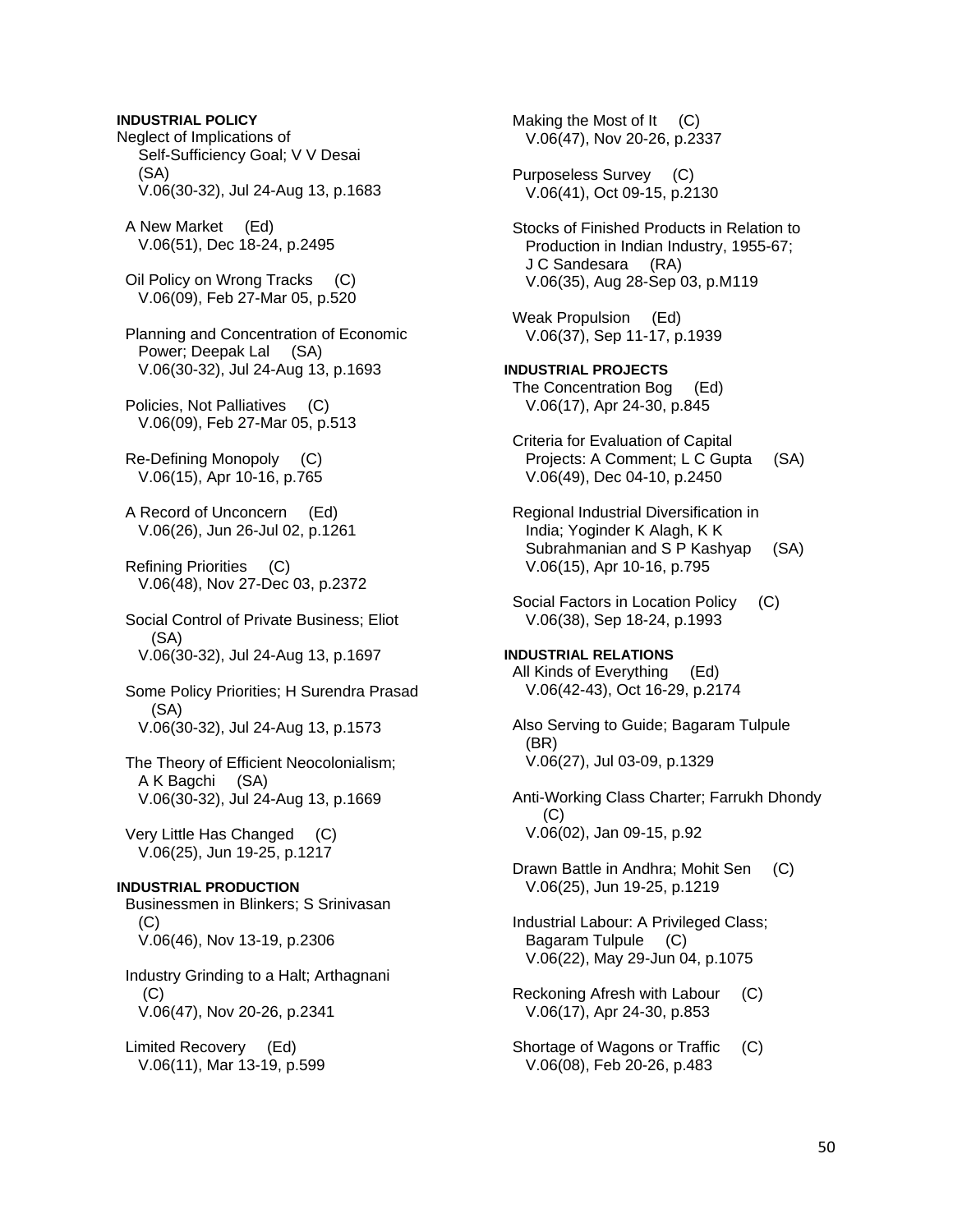**INDUSTRIAL POLICY**

Neglect of Implications of Self-Sufficiency Goal; V V Desai (SA)
V.06(30-32), Jul 24-Aug 13, p.1683

A New Market (Ed)
V.06(51), Dec 18-24, p.2495

Oil Policy on Wrong Tracks (C)
V.06(09), Feb 27-Mar 05, p.520

Planning and Concentration of Economic Power; Deepak Lal (SA)
V.06(30-32), Jul 24-Aug 13, p.1693

Policies, Not Palliatives (C)
V.06(09), Feb 27-Mar 05, p.513

Re-Defining Monopoly (C)
V.06(15), Apr 10-16, p.765

A Record of Unconcern (Ed)
V.06(26), Jun 26-Jul 02, p.1261

Refining Priorities (C)
V.06(48), Nov 27-Dec 03, p.2372

Social Control of Private Business; Eliot (SA)
V.06(30-32), Jul 24-Aug 13, p.1697

Some Policy Priorities; H Surendra Prasad (SA)
V.06(30-32), Jul 24-Aug 13, p.1573

The Theory of Efficient Neocolonialism; A K Bagchi (SA)
V.06(30-32), Jul 24-Aug 13, p.1669

Very Little Has Changed (C)
V.06(25), Jun 19-25, p.1217

**INDUSTRIAL PRODUCTION**

Businessmen in Blinkers; S Srinivasan (C)
V.06(46), Nov 13-19, p.2306

Industry Grinding to a Halt; Arthagnani (C)
V.06(47), Nov 20-26, p.2341

Limited Recovery (Ed)
V.06(11), Mar 13-19, p.599

Making the Most of It (C)
V.06(47), Nov 20-26, p.2337

Purposeless Survey (C)
V.06(41), Oct 09-15, p.2130

Stocks of Finished Products in Relation to Production in Indian Industry, 1955-67; J C Sandesara (RA)
V.06(35), Aug 28-Sep 03, p.M119

Weak Propulsion (Ed)
V.06(37), Sep 11-17, p.1939

**INDUSTRIAL PROJECTS**

The Concentration Bog (Ed)
V.06(17), Apr 24-30, p.845

Criteria for Evaluation of Capital Projects: A Comment; L C Gupta (SA)
V.06(49), Dec 04-10, p.2450

Regional Industrial Diversification in India; Yoginder K Alagh, K K Subrahmanian and S P Kashyap (SA)
V.06(15), Apr 10-16, p.795

Social Factors in Location Policy (C)
V.06(38), Sep 18-24, p.1993

**INDUSTRIAL RELATIONS**

All Kinds of Everything (Ed)
V.06(42-43), Oct 16-29, p.2174

Also Serving to Guide; Bagaram Tulpule (BR)
V.06(27), Jul 03-09, p.1329

Anti-Working Class Charter; Farrukh Dhondy (C)
V.06(02), Jan 09-15, p.92

Drawn Battle in Andhra; Mohit Sen (C)
V.06(25), Jun 19-25, p.1219

Industrial Labour: A Privileged Class; Bagaram Tulpule (C)
V.06(22), May 29-Jun 04, p.1075

Reckoning Afresh with Labour (C)
V.06(17), Apr 24-30, p.853

Shortage of Wagons or Traffic (C)
V.06(08), Feb 20-26, p.483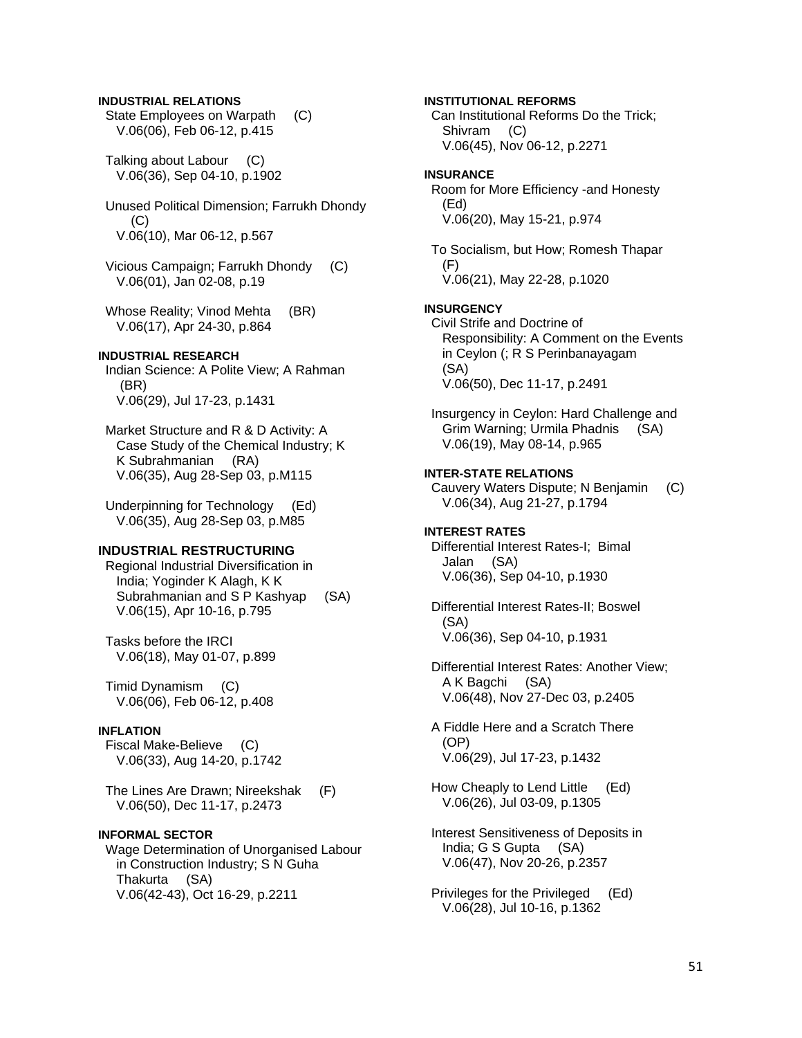**INDUSTRIAL RELATIONS**

State Employees on Warpath (C)
V.06(06), Feb 06-12, p.415

Talking about Labour (C)
V.06(36), Sep 04-10, p.1902

Unused Political Dimension; Farrukh Dhondy (C)
V.06(10), Mar 06-12, p.567

Vicious Campaign; Farrukh Dhondy (C)
V.06(01), Jan 02-08, p.19

Whose Reality; Vinod Mehta (BR)
V.06(17), Apr 24-30, p.864

**INDUSTRIAL RESEARCH**

Indian Science: A Polite View; A Rahman (BR)
V.06(29), Jul 17-23, p.1431

Market Structure and R & D Activity: A Case Study of the Chemical Industry; K K Subrahmanian (RA)
V.06(35), Aug 28-Sep 03, p.M115

Underpinning for Technology (Ed)
V.06(35), Aug 28-Sep 03, p.M85

**INDUSTRIAL RESTRUCTURING**

Regional Industrial Diversification in India; Yoginder K Alagh, K K Subrahmanian and S P Kashyap (SA)
V.06(15), Apr 10-16, p.795

Tasks before the IRCI
V.06(18), May 01-07, p.899

Timid Dynamism (C)
V.06(06), Feb 06-12, p.408

**INFLATION**

Fiscal Make-Believe (C)
V.06(33), Aug 14-20, p.1742

The Lines Are Drawn; Nireekshak (F)
V.06(50), Dec 11-17, p.2473

**INFORMAL SECTOR**

Wage Determination of Unorganised Labour in Construction Industry; S N Guha Thakurta (SA)
V.06(42-43), Oct 16-29, p.2211

**INSTITUTIONAL REFORMS**

Can Institutional Reforms Do the Trick; Shivram (C)
V.06(45), Nov 06-12, p.2271

**INSURANCE**

Room for More Efficiency -and Honesty (Ed)
V.06(20), May 15-21, p.974

To Socialism, but How; Romesh Thapar (F)
V.06(21), May 22-28, p.1020

**INSURGENCY**

Civil Strife and Doctrine of Responsibility: A Comment on the Events in Ceylon (; R S Perinbanayagam (SA)
V.06(50), Dec 11-17, p.2491

Insurgency in Ceylon: Hard Challenge and Grim Warning; Urmila Phadnis (SA)
V.06(19), May 08-14, p.965

**INTER-STATE RELATIONS**

Cauvery Waters Dispute; N Benjamin (C)
V.06(34), Aug 21-27, p.1794

**INTEREST RATES**

Differential Interest Rates-I; Bimal Jalan (SA)
V.06(36), Sep 04-10, p.1930

Differential Interest Rates-II; Boswel (SA)
V.06(36), Sep 04-10, p.1931

Differential Interest Rates: Another View; A K Bagchi (SA)
V.06(48), Nov 27-Dec 03, p.2405

A Fiddle Here and a Scratch There (OP)
V.06(29), Jul 17-23, p.1432

How Cheaply to Lend Little (Ed)
V.06(26), Jul 03-09, p.1305

Interest Sensitiveness of Deposits in India; G S Gupta (SA)
V.06(47), Nov 20-26, p.2357

Privileges for the Privileged (Ed)
V.06(28), Jul 10-16, p.1362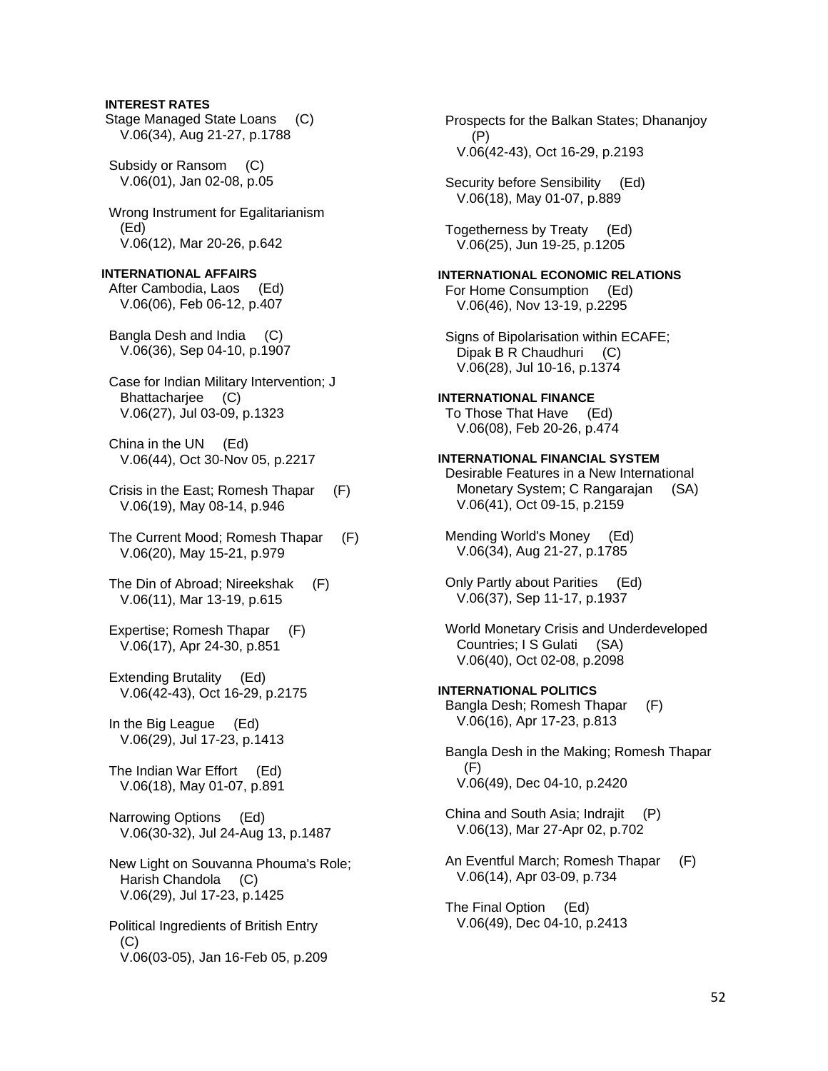**INTEREST RATES**

Stage Managed State Loans (C)
V.06(34), Aug 21-27, p.1788

Subsidy or Ransom (C)
V.06(01), Jan 02-08, p.05

Wrong Instrument for Egalitarianism (Ed)
V.06(12), Mar 20-26, p.642

**INTERNATIONAL AFFAIRS**

After Cambodia, Laos (Ed)
V.06(06), Feb 06-12, p.407

Bangla Desh and India (C)
V.06(36), Sep 04-10, p.1907

Case for Indian Military Intervention; J Bhattacharjee (C)
V.06(27), Jul 03-09, p.1323

China in the UN (Ed)
V.06(44), Oct 30-Nov 05, p.2217

Crisis in the East; Romesh Thapar (F)
V.06(19), May 08-14, p.946

The Current Mood; Romesh Thapar (F)
V.06(20), May 15-21, p.979

The Din of Abroad; Nireekshak (F)
V.06(11), Mar 13-19, p.615

Expertise; Romesh Thapar (F)
V.06(17), Apr 24-30, p.851

Extending Brutality (Ed)
V.06(42-43), Oct 16-29, p.2175

In the Big League (Ed)
V.06(29), Jul 17-23, p.1413

The Indian War Effort (Ed)
V.06(18), May 01-07, p.891

Narrowing Options (Ed)
V.06(30-32), Jul 24-Aug 13, p.1487

New Light on Souvanna Phouma's Role; Harish Chandola (C)
V.06(29), Jul 17-23, p.1425

Political Ingredients of British Entry (C)
V.06(03-05), Jan 16-Feb 05, p.209

Prospects for the Balkan States; Dhananjoy (P)
V.06(42-43), Oct 16-29, p.2193

Security before Sensibility (Ed)
V.06(18), May 01-07, p.889

Togetherness by Treaty (Ed)
V.06(25), Jun 19-25, p.1205

**INTERNATIONAL ECONOMIC RELATIONS**

For Home Consumption (Ed)
V.06(46), Nov 13-19, p.2295

Signs of Bipolarisation within ECAFE; Dipak B R Chaudhuri (C)
V.06(28), Jul 10-16, p.1374

**INTERNATIONAL FINANCE**

To Those That Have (Ed)
V.06(08), Feb 20-26, p.474

**INTERNATIONAL FINANCIAL SYSTEM**

Desirable Features in a New International Monetary System; C Rangarajan (SA)
V.06(41), Oct 09-15, p.2159

Mending World's Money (Ed)
V.06(34), Aug 21-27, p.1785

Only Partly about Parities (Ed)
V.06(37), Sep 11-17, p.1937

World Monetary Crisis and Underdeveloped Countries; I S Gulati (SA)
V.06(40), Oct 02-08, p.2098

**INTERNATIONAL POLITICS**

Bangla Desh; Romesh Thapar (F)
V.06(16), Apr 17-23, p.813

Bangla Desh in the Making; Romesh Thapar (F)
V.06(49), Dec 04-10, p.2420

China and South Asia; Indrajit (P)
V.06(13), Mar 27-Apr 02, p.702

An Eventful March; Romesh Thapar (F)
V.06(14), Apr 03-09, p.734

The Final Option (Ed)
V.06(49), Dec 04-10, p.2413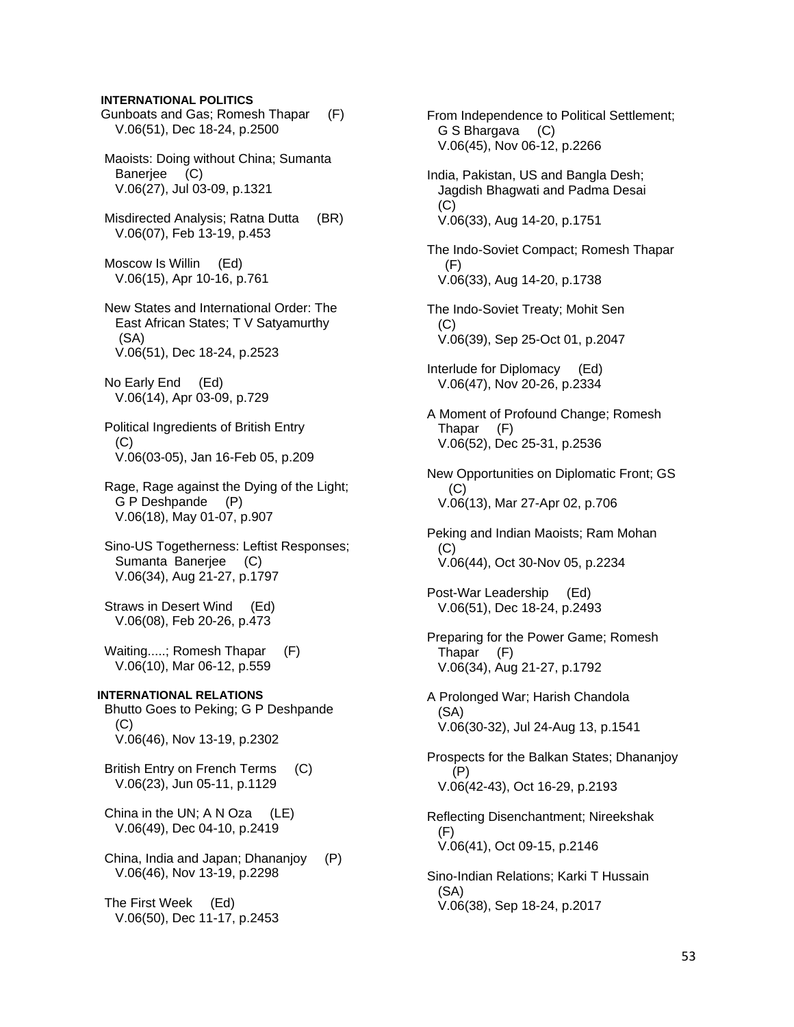**INTERNATIONAL POLITICS**

Gunboats and Gas; Romesh Thapar (F)
V.06(51), Dec 18-24, p.2500

Maoists: Doing without China; Sumanta Banerjee (C)
V.06(27), Jul 03-09, p.1321

Misdirected Analysis; Ratna Dutta (BR)
V.06(07), Feb 13-19, p.453

Moscow Is Willin (Ed)
V.06(15), Apr 10-16, p.761

New States and International Order: The East African States; T V Satyamurthy (SA)
V.06(51), Dec 18-24, p.2523

No Early End (Ed)
V.06(14), Apr 03-09, p.729

Political Ingredients of British Entry (C)
V.06(03-05), Jan 16-Feb 05, p.209

Rage, Rage against the Dying of the Light; G P Deshpande (P)
V.06(18), May 01-07, p.907

Sino-US Togetherness: Leftist Responses; Sumanta Banerjee (C)
V.06(34), Aug 21-27, p.1797

Straws in Desert Wind (Ed)
V.06(08), Feb 20-26, p.473

Waiting.....; Romesh Thapar (F)
V.06(10), Mar 06-12, p.559

**INTERNATIONAL RELATIONS**

Bhutto Goes to Peking; G P Deshpande (C)
V.06(46), Nov 13-19, p.2302

British Entry on French Terms (C)
V.06(23), Jun 05-11, p.1129

China in the UN; A N Oza (LE)
V.06(49), Dec 04-10, p.2419

China, India and Japan; Dhananjoy (P)
V.06(46), Nov 13-19, p.2298

The First Week (Ed)
V.06(50), Dec 11-17, p.2453

From Independence to Political Settlement; G S Bhargava (C)
V.06(45), Nov 06-12, p.2266

India, Pakistan, US and Bangla Desh; Jagdish Bhagwati and Padma Desai (C)
V.06(33), Aug 14-20, p.1751

The Indo-Soviet Compact; Romesh Thapar (F)
V.06(33), Aug 14-20, p.1738

The Indo-Soviet Treaty; Mohit Sen (C)
V.06(39), Sep 25-Oct 01, p.2047

Interlude for Diplomacy (Ed)
V.06(47), Nov 20-26, p.2334

A Moment of Profound Change; Romesh Thapar (F)
V.06(52), Dec 25-31, p.2536

New Opportunities on Diplomatic Front; GS (C)
V.06(13), Mar 27-Apr 02, p.706

Peking and Indian Maoists; Ram Mohan (C)
V.06(44), Oct 30-Nov 05, p.2234

Post-War Leadership (Ed)
V.06(51), Dec 18-24, p.2493

Preparing for the Power Game; Romesh Thapar (F)
V.06(34), Aug 21-27, p.1792

A Prolonged War; Harish Chandola (SA)
V.06(30-32), Jul 24-Aug 13, p.1541

Prospects for the Balkan States; Dhananjoy (P)
V.06(42-43), Oct 16-29, p.2193

Reflecting Disenchantment; Nireekshak (F)
V.06(41), Oct 09-15, p.2146

Sino-Indian Relations; Karki T Hussain (SA)
V.06(38), Sep 18-24, p.2017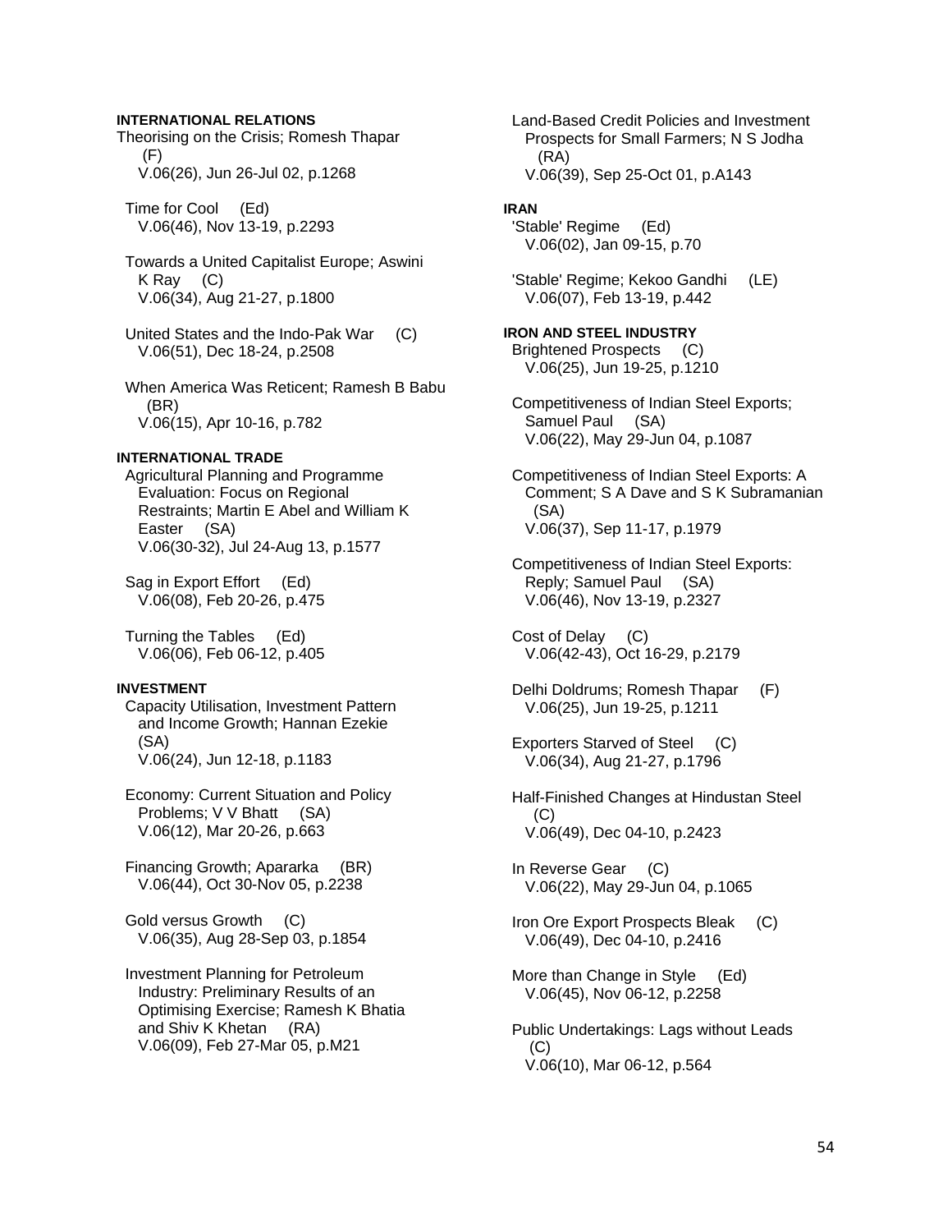**INTERNATIONAL RELATIONS**

Theorising on the Crisis; Romesh Thapar (F)
V.06(26), Jun 26-Jul 02, p.1268

Time for Cool (Ed)
V.06(46), Nov 13-19, p.2293

Towards a United Capitalist Europe; Aswini K Ray (C)
V.06(34), Aug 21-27, p.1800

United States and the Indo-Pak War (C)
V.06(51), Dec 18-24, p.2508

When America Was Reticent; Ramesh B Babu (BR)
V.06(15), Apr 10-16, p.782

**INTERNATIONAL TRADE**

Agricultural Planning and Programme Evaluation: Focus on Regional Restraints; Martin E Abel and William K Easter (SA)
V.06(30-32), Jul 24-Aug 13, p.1577

Sag in Export Effort (Ed)
V.06(08), Feb 20-26, p.475

Turning the Tables (Ed)
V.06(06), Feb 06-12, p.405

**INVESTMENT**

Capacity Utilisation, Investment Pattern and Income Growth; Hannan Ezekie (SA)
V.06(24), Jun 12-18, p.1183

Economy: Current Situation and Policy Problems; V V Bhatt (SA)
V.06(12), Mar 20-26, p.663

Financing Growth; Apararka (BR)
V.06(44), Oct 30-Nov 05, p.2238

Gold versus Growth (C)
V.06(35), Aug 28-Sep 03, p.1854

Investment Planning for Petroleum Industry: Preliminary Results of an Optimising Exercise; Ramesh K Bhatia and Shiv K Khetan (RA)
V.06(09), Feb 27-Mar 05, p.M21

Land-Based Credit Policies and Investment Prospects for Small Farmers; N S Jodha (RA)
V.06(39), Sep 25-Oct 01, p.A143

**IRAN**

'Stable' Regime (Ed)
V.06(02), Jan 09-15, p.70

'Stable' Regime; Kekoo Gandhi (LE)
V.06(07), Feb 13-19, p.442

**IRON AND STEEL INDUSTRY**

Brightened Prospects (C)
V.06(25), Jun 19-25, p.1210

Competitiveness of Indian Steel Exports; Samuel Paul (SA)
V.06(22), May 29-Jun 04, p.1087

Competitiveness of Indian Steel Exports: A Comment; S A Dave and S K Subramanian (SA)
V.06(37), Sep 11-17, p.1979

Competitiveness of Indian Steel Exports: Reply; Samuel Paul (SA)
V.06(46), Nov 13-19, p.2327

Cost of Delay (C)
V.06(42-43), Oct 16-29, p.2179

Delhi Doldrums; Romesh Thapar (F)
V.06(25), Jun 19-25, p.1211

Exporters Starved of Steel (C)
V.06(34), Aug 21-27, p.1796

Half-Finished Changes at Hindustan Steel (C)
V.06(49), Dec 04-10, p.2423

In Reverse Gear (C)
V.06(22), May 29-Jun 04, p.1065

Iron Ore Export Prospects Bleak (C)
V.06(49), Dec 04-10, p.2416

More than Change in Style (Ed)
V.06(45), Nov 06-12, p.2258

Public Undertakings: Lags without Leads (C)
V.06(10), Mar 06-12, p.564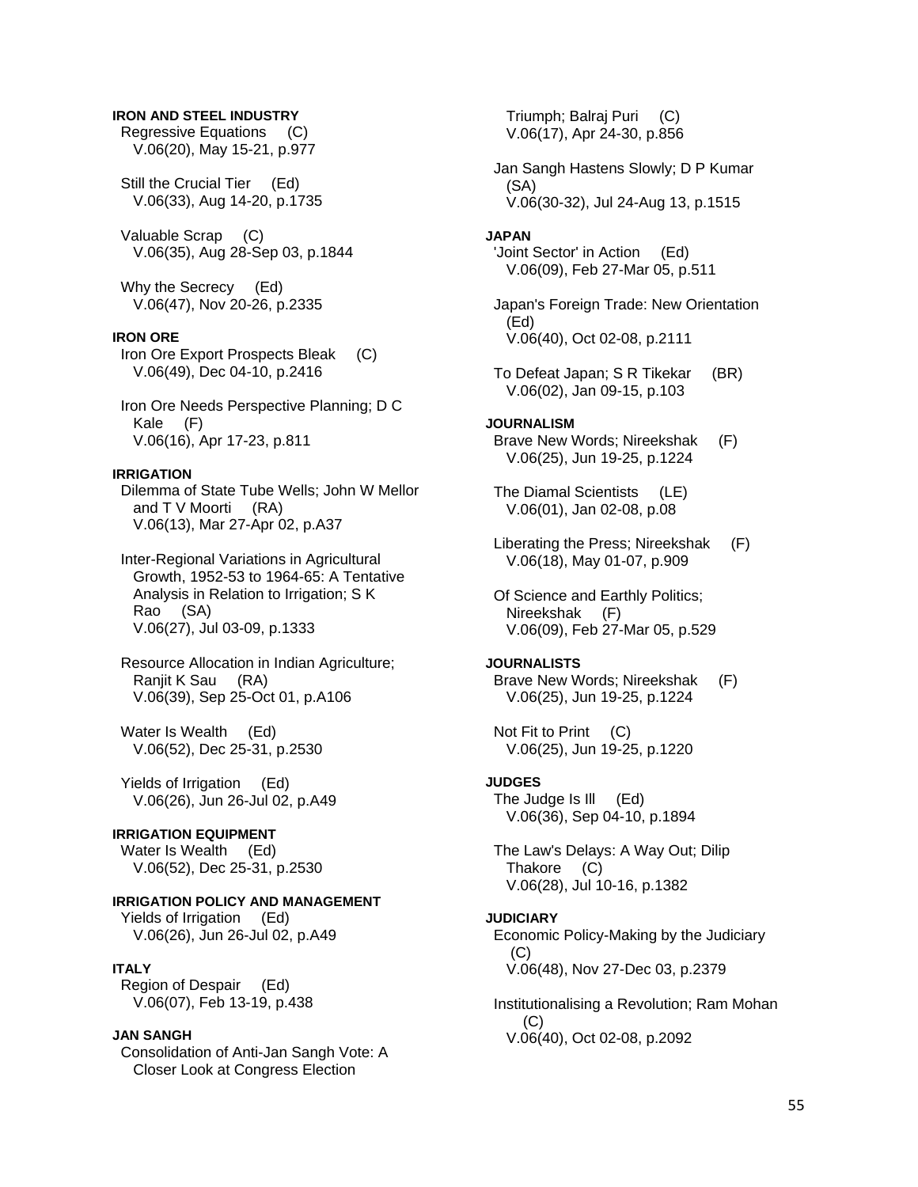**IRON AND STEEL INDUSTRY**

Regressive Equations (C)
V.06(20), May 15-21, p.977

Still the Crucial Tier (Ed)
V.06(33), Aug 14-20, p.1735

Valuable Scrap (C)
V.06(35), Aug 28-Sep 03, p.1844

Why the Secrecy (Ed)
V.06(47), Nov 20-26, p.2335

**IRON ORE**

Iron Ore Export Prospects Bleak (C)
V.06(49), Dec 04-10, p.2416

Iron Ore Needs Perspective Planning; D C Kale (F)
V.06(16), Apr 17-23, p.811

**IRRIGATION**

Dilemma of State Tube Wells; John W Mellor and T V Moorti (RA)
V.06(13), Mar 27-Apr 02, p.A37

Inter-Regional Variations in Agricultural Growth, 1952-53 to 1964-65: A Tentative Analysis in Relation to Irrigation; S K Rao (SA)
V.06(27), Jul 03-09, p.1333

Resource Allocation in Indian Agriculture; Ranjit K Sau (RA)
V.06(39), Sep 25-Oct 01, p.A106

Water Is Wealth (Ed)
V.06(52), Dec 25-31, p.2530

Yields of Irrigation (Ed)
V.06(26), Jun 26-Jul 02, p.A49

**IRRIGATION EQUIPMENT**

Water Is Wealth (Ed)
V.06(52), Dec 25-31, p.2530

**IRRIGATION POLICY AND MANAGEMENT**

Yields of Irrigation (Ed)
V.06(26), Jun 26-Jul 02, p.A49

**ITALY**

Region of Despair (Ed)
V.06(07), Feb 13-19, p.438

**JAN SANGH**

Consolidation of Anti-Jan Sangh Vote: A Closer Look at Congress Election Triumph; Balraj Puri (C)
V.06(17), Apr 24-30, p.856

Jan Sangh Hastens Slowly; D P Kumar (SA)
V.06(30-32), Jul 24-Aug 13, p.1515

**JAPAN**

'Joint Sector' in Action (Ed)
V.06(09), Feb 27-Mar 05, p.511

Japan's Foreign Trade: New Orientation (Ed)
V.06(40), Oct 02-08, p.2111

To Defeat Japan; S R Tikekar (BR)
V.06(02), Jan 09-15, p.103

**JOURNALISM**

Brave New Words; Nireekshak (F)
V.06(25), Jun 19-25, p.1224

The Diamal Scientists (LE)
V.06(01), Jan 02-08, p.08

Liberating the Press; Nireekshak (F)
V.06(18), May 01-07, p.909

Of Science and Earthly Politics; Nireekshak (F)
V.06(09), Feb 27-Mar 05, p.529

**JOURNALISTS**

Brave New Words; Nireekshak (F)
V.06(25), Jun 19-25, p.1224

Not Fit to Print (C)
V.06(25), Jun 19-25, p.1220

**JUDGES**

The Judge Is Ill (Ed)
V.06(36), Sep 04-10, p.1894

The Law's Delays: A Way Out; Dilip Thakore (C)
V.06(28), Jul 10-16, p.1382

**JUDICIARY**

Economic Policy-Making by the Judiciary (C)
V.06(48), Nov 27-Dec 03, p.2379

Institutionalising a Revolution; Ram Mohan (C)
V.06(40), Oct 02-08, p.2092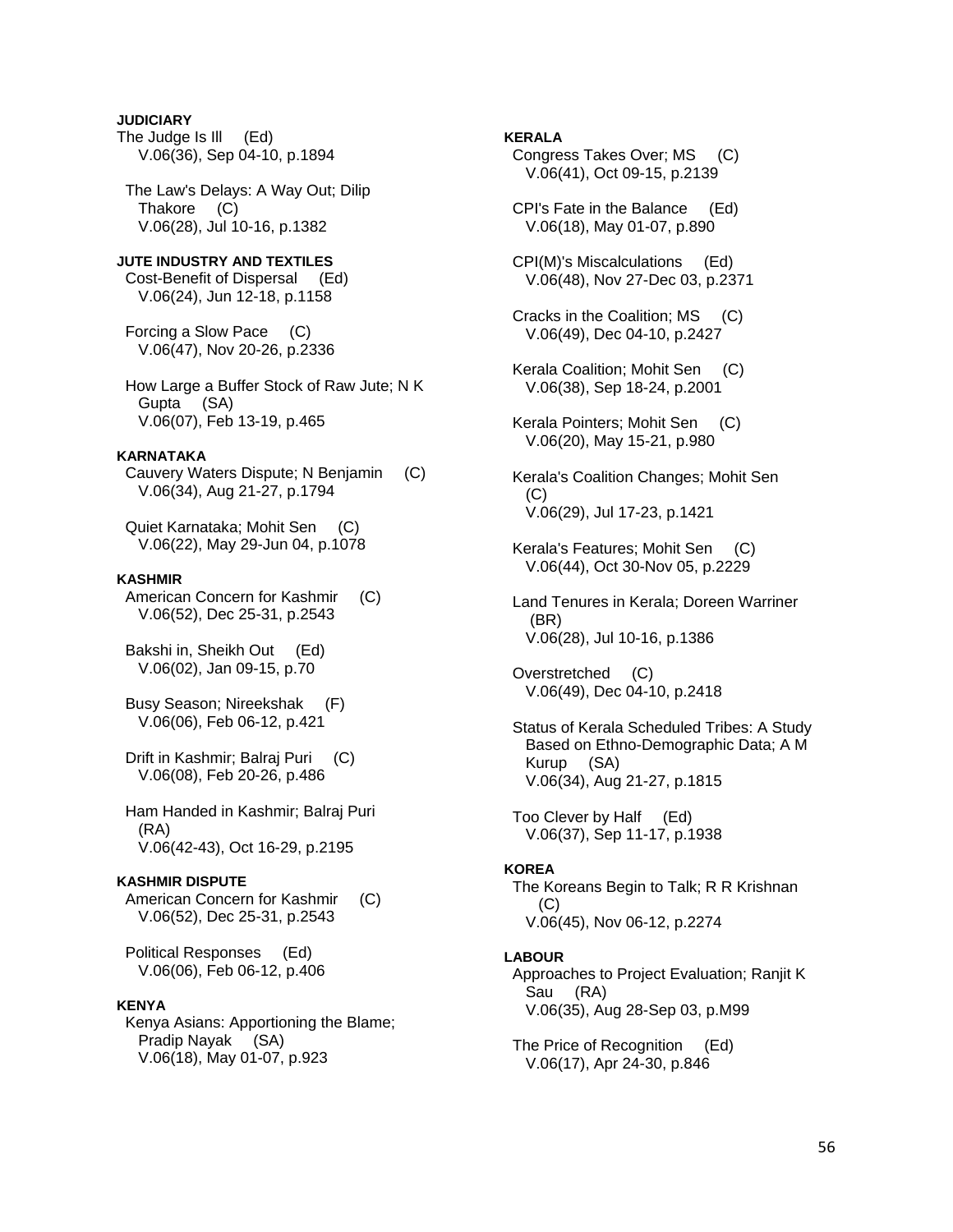**JUDICIARY**

The Judge Is Ill (Ed)
V.06(36), Sep 04-10, p.1894

The Law's Delays: A Way Out; Dilip Thakore (C)
V.06(28), Jul 10-16, p.1382

**JUTE INDUSTRY AND TEXTILES**

Cost-Benefit of Dispersal (Ed)
V.06(24), Jun 12-18, p.1158

Forcing a Slow Pace (C)
V.06(47), Nov 20-26, p.2336

How Large a Buffer Stock of Raw Jute; N K Gupta (SA)
V.06(07), Feb 13-19, p.465

**KARNATAKA**

Cauvery Waters Dispute; N Benjamin (C)
V.06(34), Aug 21-27, p.1794

Quiet Karnataka; Mohit Sen (C)
V.06(22), May 29-Jun 04, p.1078

**KASHMIR**

American Concern for Kashmir (C)
V.06(52), Dec 25-31, p.2543

Bakshi in, Sheikh Out (Ed)
V.06(02), Jan 09-15, p.70

Busy Season; Nireekshak (F)
V.06(06), Feb 06-12, p.421

Drift in Kashmir; Balraj Puri (C)
V.06(08), Feb 20-26, p.486

Ham Handed in Kashmir; Balraj Puri (RA)
V.06(42-43), Oct 16-29, p.2195

**KASHMIR DISPUTE**

American Concern for Kashmir (C)
V.06(52), Dec 25-31, p.2543

Political Responses (Ed)
V.06(06), Feb 06-12, p.406

**KENYA**

Kenya Asians: Apportioning the Blame; Pradip Nayak (SA)
V.06(18), May 01-07, p.923

**KERALA**

Congress Takes Over; MS (C)
V.06(41), Oct 09-15, p.2139

CPI's Fate in the Balance (Ed)
V.06(18), May 01-07, p.890

CPI(M)'s Miscalculations (Ed)
V.06(48), Nov 27-Dec 03, p.2371

Cracks in the Coalition; MS (C)
V.06(49), Dec 04-10, p.2427

Kerala Coalition; Mohit Sen (C)
V.06(38), Sep 18-24, p.2001

Kerala Pointers; Mohit Sen (C)
V.06(20), May 15-21, p.980

Kerala's Coalition Changes; Mohit Sen (C)
V.06(29), Jul 17-23, p.1421

Kerala's Features; Mohit Sen (C)
V.06(44), Oct 30-Nov 05, p.2229

Land Tenures in Kerala; Doreen Warriner (BR)
V.06(28), Jul 10-16, p.1386

Overstretched (C)
V.06(49), Dec 04-10, p.2418

Status of Kerala Scheduled Tribes: A Study Based on Ethno-Demographic Data; A M Kurup (SA)
V.06(34), Aug 21-27, p.1815

Too Clever by Half (Ed)
V.06(37), Sep 11-17, p.1938

**KOREA**

The Koreans Begin to Talk; R R Krishnan (C)
V.06(45), Nov 06-12, p.2274

**LABOUR**

Approaches to Project Evaluation; Ranjit K Sau (RA)
V.06(35), Aug 28-Sep 03, p.M99

The Price of Recognition (Ed)
V.06(17), Apr 24-30, p.846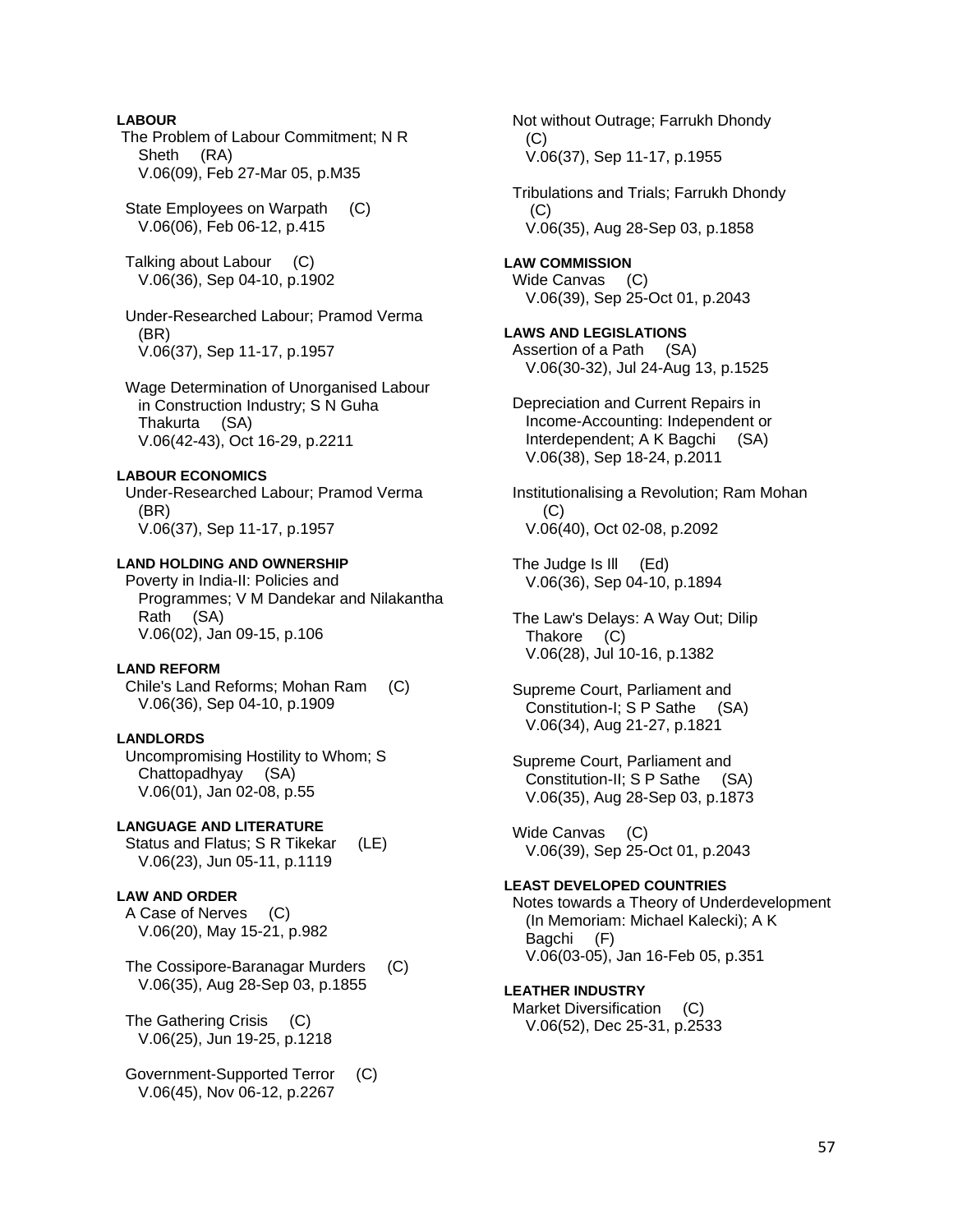**LABOUR**

The Problem of Labour Commitment; N R Sheth (RA)
V.06(09), Feb 27-Mar 05, p.M35

State Employees on Warpath (C)
V.06(06), Feb 06-12, p.415

Talking about Labour (C)
V.06(36), Sep 04-10, p.1902

Under-Researched Labour; Pramod Verma (BR)
V.06(37), Sep 11-17, p.1957

Wage Determination of Unorganised Labour in Construction Industry; S N Guha Thakurta (SA)
V.06(42-43), Oct 16-29, p.2211

**LABOUR ECONOMICS**

Under-Researched Labour; Pramod Verma (BR)
V.06(37), Sep 11-17, p.1957

**LAND HOLDING AND OWNERSHIP**

Poverty in India-II: Policies and Programmes; V M Dandekar and Nilakantha Rath (SA)
V.06(02), Jan 09-15, p.106

**LAND REFORM**

Chile's Land Reforms; Mohan Ram (C)
V.06(36), Sep 04-10, p.1909

**LANDLORDS**

Uncompromising Hostility to Whom; S Chattopadhyay (SA)
V.06(01), Jan 02-08, p.55

**LANGUAGE AND LITERATURE**

Status and Flatus; S R Tikekar (LE)
V.06(23), Jun 05-11, p.1119

**LAW AND ORDER**

A Case of Nerves (C)
V.06(20), May 15-21, p.982

The Cossipore-Baranagar Murders (C)
V.06(35), Aug 28-Sep 03, p.1855

The Gathering Crisis (C)
V.06(25), Jun 19-25, p.1218

Government-Supported Terror (C)
V.06(45), Nov 06-12, p.2267

Not without Outrage; Farrukh Dhondy (C)
V.06(37), Sep 11-17, p.1955

Tribulations and Trials; Farrukh Dhondy (C)
V.06(35), Aug 28-Sep 03, p.1858

**LAW COMMISSION**

Wide Canvas (C)
V.06(39), Sep 25-Oct 01, p.2043

**LAWS AND LEGISLATIONS**

Assertion of a Path (SA)
V.06(30-32), Jul 24-Aug 13, p.1525

Depreciation and Current Repairs in Income-Accounting: Independent or Interdependent; A K Bagchi (SA)
V.06(38), Sep 18-24, p.2011

Institutionalising a Revolution; Ram Mohan (C)
V.06(40), Oct 02-08, p.2092

The Judge Is Ill (Ed)
V.06(36), Sep 04-10, p.1894

The Law's Delays: A Way Out; Dilip Thakore (C)
V.06(28), Jul 10-16, p.1382

Supreme Court, Parliament and Constitution-I; S P Sathe (SA)
V.06(34), Aug 21-27, p.1821

Supreme Court, Parliament and Constitution-II; S P Sathe (SA)
V.06(35), Aug 28-Sep 03, p.1873

Wide Canvas (C)
V.06(39), Sep 25-Oct 01, p.2043

**LEAST DEVELOPED COUNTRIES**

Notes towards a Theory of Underdevelopment (In Memoriam: Michael Kalecki); A K Bagchi (F)
V.06(03-05), Jan 16-Feb 05, p.351

**LEATHER INDUSTRY**

Market Diversification (C)
V.06(52), Dec 25-31, p.2533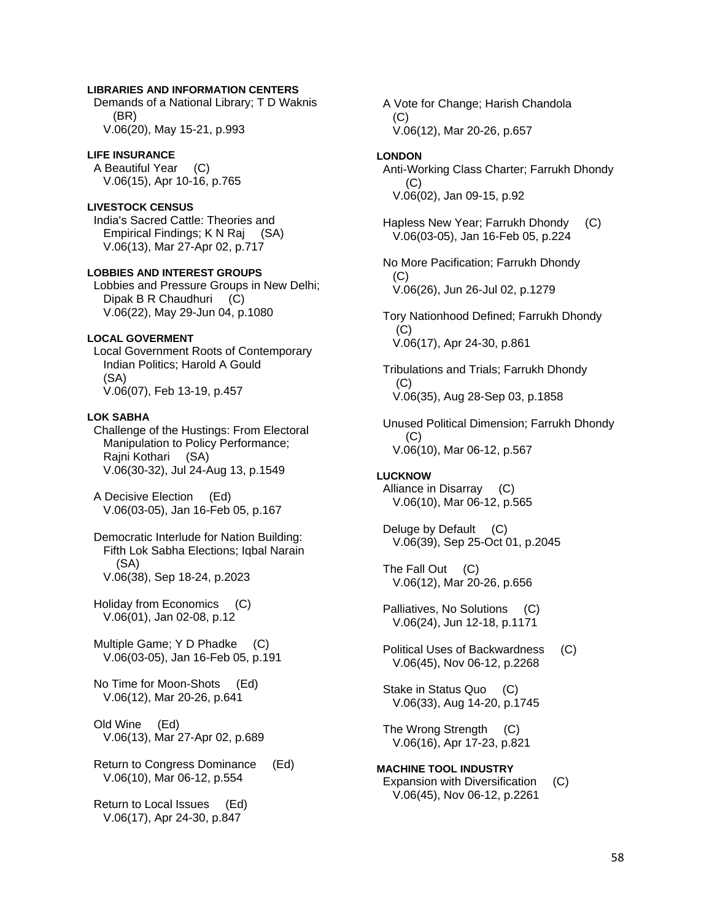**LIBRARIES AND INFORMATION CENTERS**

Demands of a National Library; T D Waknis (BR)
V.06(20), May 15-21, p.993

**LIFE INSURANCE**

A Beautiful Year (C)
V.06(15), Apr 10-16, p.765

**LIVESTOCK CENSUS**

India's Sacred Cattle: Theories and Empirical Findings; K N Raj (SA)
V.06(13), Mar 27-Apr 02, p.717

**LOBBIES AND INTEREST GROUPS**

Lobbies and Pressure Groups in New Delhi; Dipak B R Chaudhuri (C)
V.06(22), May 29-Jun 04, p.1080

**LOCAL GOVERMENT**

Local Government Roots of Contemporary Indian Politics; Harold A Gould (SA)
V.06(07), Feb 13-19, p.457

**LOK SABHA**

Challenge of the Hustings: From Electoral Manipulation to Policy Performance; Rajni Kothari (SA)
V.06(30-32), Jul 24-Aug 13, p.1549

A Decisive Election (Ed)
V.06(03-05), Jan 16-Feb 05, p.167

Democratic Interlude for Nation Building: Fifth Lok Sabha Elections; Iqbal Narain (SA)
V.06(38), Sep 18-24, p.2023

Holiday from Economics (C)
V.06(01), Jan 02-08, p.12

Multiple Game; Y D Phadke (C)
V.06(03-05), Jan 16-Feb 05, p.191

No Time for Moon-Shots (Ed)
V.06(12), Mar 20-26, p.641

Old Wine (Ed)
V.06(13), Mar 27-Apr 02, p.689

Return to Congress Dominance (Ed)
V.06(10), Mar 06-12, p.554

Return to Local Issues (Ed)
V.06(17), Apr 24-30, p.847

A Vote for Change; Harish Chandola (C)
V.06(12), Mar 20-26, p.657

**LONDON**

Anti-Working Class Charter; Farrukh Dhondy (C)
V.06(02), Jan 09-15, p.92

Hapless New Year; Farrukh Dhondy (C)
V.06(03-05), Jan 16-Feb 05, p.224

No More Pacification; Farrukh Dhondy (C)
V.06(26), Jun 26-Jul 02, p.1279

Tory Nationhood Defined; Farrukh Dhondy (C)
V.06(17), Apr 24-30, p.861

Tribulations and Trials; Farrukh Dhondy (C)
V.06(35), Aug 28-Sep 03, p.1858

Unused Political Dimension; Farrukh Dhondy (C)
V.06(10), Mar 06-12, p.567

**LUCKNOW**

Alliance in Disarray (C)
V.06(10), Mar 06-12, p.565

Deluge by Default (C)
V.06(39), Sep 25-Oct 01, p.2045

The Fall Out (C)
V.06(12), Mar 20-26, p.656

Palliatives, No Solutions (C)
V.06(24), Jun 12-18, p.1171

Political Uses of Backwardness (C)
V.06(45), Nov 06-12, p.2268

Stake in Status Quo (C)
V.06(33), Aug 14-20, p.1745

The Wrong Strength (C)
V.06(16), Apr 17-23, p.821

**MACHINE TOOL INDUSTRY**

Expansion with Diversification (C)
V.06(45), Nov 06-12, p.2261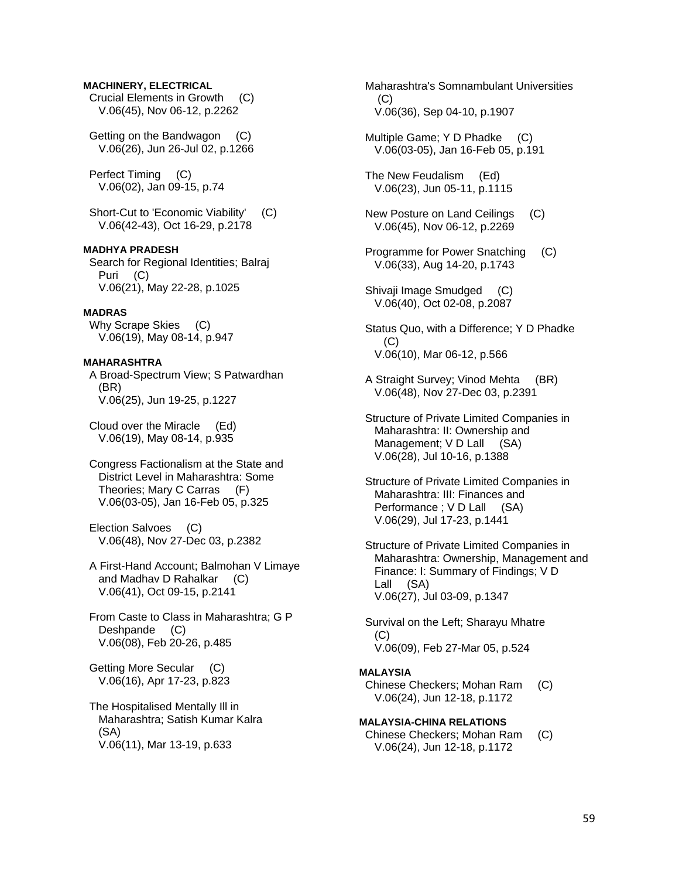**MACHINERY, ELECTRICAL**

Crucial Elements in Growth (C)
V.06(45), Nov 06-12, p.2262

Getting on the Bandwagon (C)
V.06(26), Jun 26-Jul 02, p.1266

Perfect Timing (C)
V.06(02), Jan 09-15, p.74

Short-Cut to 'Economic Viability' (C)
V.06(42-43), Oct 16-29, p.2178

**MADHYA PRADESH**

Search for Regional Identities; Balraj Puri (C)
V.06(21), May 22-28, p.1025

**MADRAS**

Why Scrape Skies (C)
V.06(19), May 08-14, p.947

**MAHARASHTRA**

A Broad-Spectrum View; S Patwardhan (BR)
V.06(25), Jun 19-25, p.1227

Cloud over the Miracle (Ed)
V.06(19), May 08-14, p.935

Congress Factionalism at the State and District Level in Maharashtra: Some Theories; Mary C Carras (F)
V.06(03-05), Jan 16-Feb 05, p.325

Election Salvoes (C)
V.06(48), Nov 27-Dec 03, p.2382

A First-Hand Account; Balmohan V Limaye and Madhav D Rahalkar (C)
V.06(41), Oct 09-15, p.2141

From Caste to Class in Maharashtra; G P Deshpande (C)
V.06(08), Feb 20-26, p.485

Getting More Secular (C)
V.06(16), Apr 17-23, p.823

The Hospitalised Mentally Ill in Maharashtra; Satish Kumar Kalra (SA)
V.06(11), Mar 13-19, p.633

Maharashtra's Somnambulant Universities (C)
V.06(36), Sep 04-10, p.1907

Multiple Game; Y D Phadke (C)
V.06(03-05), Jan 16-Feb 05, p.191

The New Feudalism (Ed)
V.06(23), Jun 05-11, p.1115

New Posture on Land Ceilings (C)
V.06(45), Nov 06-12, p.2269

Programme for Power Snatching (C)
V.06(33), Aug 14-20, p.1743

Shivaji Image Smudged (C)
V.06(40), Oct 02-08, p.2087

Status Quo, with a Difference; Y D Phadke (C)
V.06(10), Mar 06-12, p.566

A Straight Survey; Vinod Mehta (BR)
V.06(48), Nov 27-Dec 03, p.2391

Structure of Private Limited Companies in Maharashtra: II: Ownership and Management; V D Lall (SA)
V.06(28), Jul 10-16, p.1388

Structure of Private Limited Companies in Maharashtra: III: Finances and Performance ; V D Lall (SA)
V.06(29), Jul 17-23, p.1441

Structure of Private Limited Companies in Maharashtra: Ownership, Management and Finance: I: Summary of Findings; V D Lall (SA)
V.06(27), Jul 03-09, p.1347

Survival on the Left; Sharayu Mhatre (C)
V.06(09), Feb 27-Mar 05, p.524

**MALAYSIA**

Chinese Checkers; Mohan Ram (C)
V.06(24), Jun 12-18, p.1172

**MALAYSIA-CHINA RELATIONS**

Chinese Checkers; Mohan Ram (C)
V.06(24), Jun 12-18, p.1172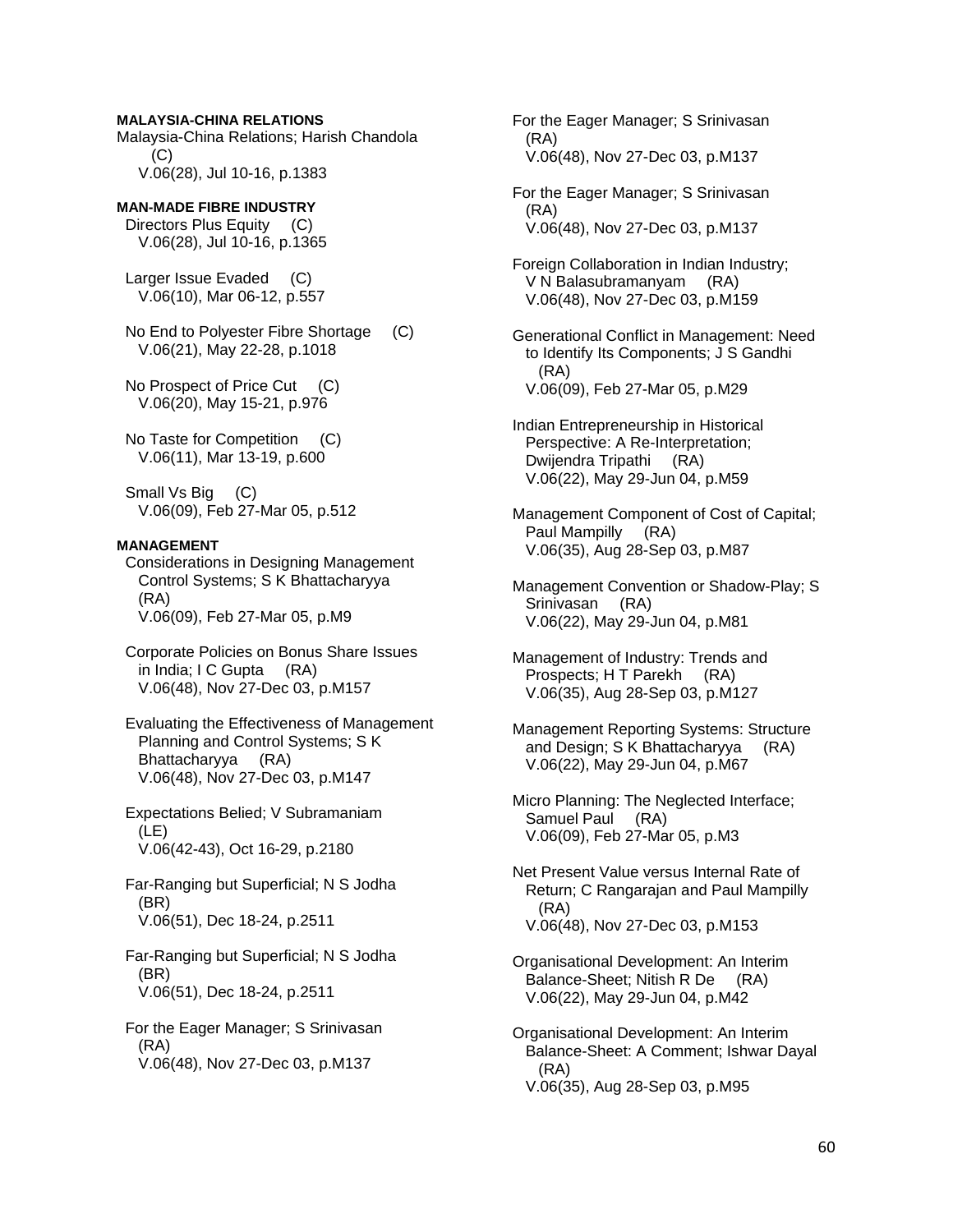**MALAYSIA-CHINA RELATIONS**

Malaysia-China Relations; Harish Chandola (C)
V.06(28), Jul 10-16, p.1383

**MAN-MADE FIBRE INDUSTRY**

Directors Plus Equity (C)
V.06(28), Jul 10-16, p.1365

Larger Issue Evaded (C)
V.06(10), Mar 06-12, p.557

No End to Polyester Fibre Shortage (C)
V.06(21), May 22-28, p.1018

No Prospect of Price Cut (C)
V.06(20), May 15-21, p.976

No Taste for Competition (C)
V.06(11), Mar 13-19, p.600

Small Vs Big (C)
V.06(09), Feb 27-Mar 05, p.512

**MANAGEMENT**

Considerations in Designing Management Control Systems; S K Bhattacharyya (RA)
V.06(09), Feb 27-Mar 05, p.M9

Corporate Policies on Bonus Share Issues in India; I C Gupta (RA)
V.06(48), Nov 27-Dec 03, p.M157

Evaluating the Effectiveness of Management Planning and Control Systems; S K Bhattacharyya (RA)
V.06(48), Nov 27-Dec 03, p.M147

Expectations Belied; V Subramaniam (LE)
V.06(42-43), Oct 16-29, p.2180

Far-Ranging but Superficial; N S Jodha (BR)
V.06(51), Dec 18-24, p.2511

Far-Ranging but Superficial; N S Jodha (BR)
V.06(51), Dec 18-24, p.2511

For the Eager Manager; S Srinivasan (RA)
V.06(48), Nov 27-Dec 03, p.M137

For the Eager Manager; S Srinivasan (RA)
V.06(48), Nov 27-Dec 03, p.M137

For the Eager Manager; S Srinivasan (RA)
V.06(48), Nov 27-Dec 03, p.M137

Foreign Collaboration in Indian Industry; V N Balasubramanyam (RA)
V.06(48), Nov 27-Dec 03, p.M159

Generational Conflict in Management: Need to Identify Its Components; J S Gandhi (RA)
V.06(09), Feb 27-Mar 05, p.M29

Indian Entrepreneurship in Historical Perspective: A Re-Interpretation; Dwijendra Tripathi (RA)
V.06(22), May 29-Jun 04, p.M59

Management Component of Cost of Capital; Paul Mampilly (RA)
V.06(35), Aug 28-Sep 03, p.M87

Management Convention or Shadow-Play; S Srinivasan (RA)
V.06(22), May 29-Jun 04, p.M81

Management of Industry: Trends and Prospects; H T Parekh (RA)
V.06(35), Aug 28-Sep 03, p.M127

Management Reporting Systems: Structure and Design; S K Bhattacharyya (RA)
V.06(22), May 29-Jun 04, p.M67

Micro Planning: The Neglected Interface; Samuel Paul (RA)
V.06(09), Feb 27-Mar 05, p.M3

Net Present Value versus Internal Rate of Return; C Rangarajan and Paul Mampilly (RA)
V.06(48), Nov 27-Dec 03, p.M153

Organisational Development: An Interim Balance-Sheet; Nitish R De (RA)
V.06(22), May 29-Jun 04, p.M42

Organisational Development: An Interim Balance-Sheet: A Comment; Ishwar Dayal (RA)
V.06(35), Aug 28-Sep 03, p.M95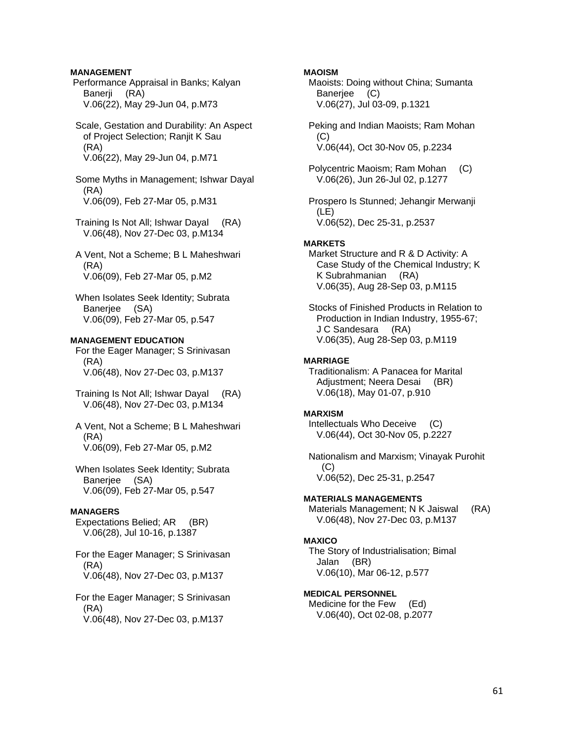**MANAGEMENT**

Performance Appraisal in Banks; Kalyan Banerji (RA)
V.06(22), May 29-Jun 04, p.M73

Scale, Gestation and Durability: An Aspect of Project Selection; Ranjit K Sau (RA)
V.06(22), May 29-Jun 04, p.M71

Some Myths in Management; Ishwar Dayal (RA)
V.06(09), Feb 27-Mar 05, p.M31

Training Is Not All; Ishwar Dayal (RA)
V.06(48), Nov 27-Dec 03, p.M134

A Vent, Not a Scheme; B L Maheshwari (RA)
V.06(09), Feb 27-Mar 05, p.M2

When Isolates Seek Identity; Subrata Banerjee (SA)
V.06(09), Feb 27-Mar 05, p.547

**MANAGEMENT EDUCATION**

For the Eager Manager; S Srinivasan (RA)
V.06(48), Nov 27-Dec 03, p.M137

Training Is Not All; Ishwar Dayal (RA)
V.06(48), Nov 27-Dec 03, p.M134

A Vent, Not a Scheme; B L Maheshwari (RA)
V.06(09), Feb 27-Mar 05, p.M2

When Isolates Seek Identity; Subrata Banerjee (SA)
V.06(09), Feb 27-Mar 05, p.547

**MANAGERS**

Expectations Belied; AR (BR)
V.06(28), Jul 10-16, p.1387

For the Eager Manager; S Srinivasan (RA)
V.06(48), Nov 27-Dec 03, p.M137

For the Eager Manager; S Srinivasan (RA)
V.06(48), Nov 27-Dec 03, p.M137

**MAOISM**

Maoists: Doing without China; Sumanta Banerjee (C)
V.06(27), Jul 03-09, p.1321

Peking and Indian Maoists; Ram Mohan (C)
V.06(44), Oct 30-Nov 05, p.2234

Polycentric Maoism; Ram Mohan (C)
V.06(26), Jun 26-Jul 02, p.1277

Prospero Is Stunned; Jehangir Merwanji (LE)
V.06(52), Dec 25-31, p.2537

**MARKETS**

Market Structure and R & D Activity: A Case Study of the Chemical Industry; K K Subrahmanian (RA)
V.06(35), Aug 28-Sep 03, p.M115

Stocks of Finished Products in Relation to Production in Indian Industry, 1955-67; J C Sandesara (RA)
V.06(35), Aug 28-Sep 03, p.M119

**MARRIAGE**

Traditionalism: A Panacea for Marital Adjustment; Neera Desai (BR)
V.06(18), May 01-07, p.910

**MARXISM**

Intellectuals Who Deceive (C)
V.06(44), Oct 30-Nov 05, p.2227

Nationalism and Marxism; Vinayak Purohit (C)
V.06(52), Dec 25-31, p.2547

**MATERIALS MANAGEMENTS**

Materials Management; N K Jaiswal (RA)
V.06(48), Nov 27-Dec 03, p.M137

**MAXICO**

The Story of Industrialisation; Bimal Jalan (BR)
V.06(10), Mar 06-12, p.577

**MEDICAL PERSONNEL**

Medicine for the Few (Ed)
V.06(40), Oct 02-08, p.2077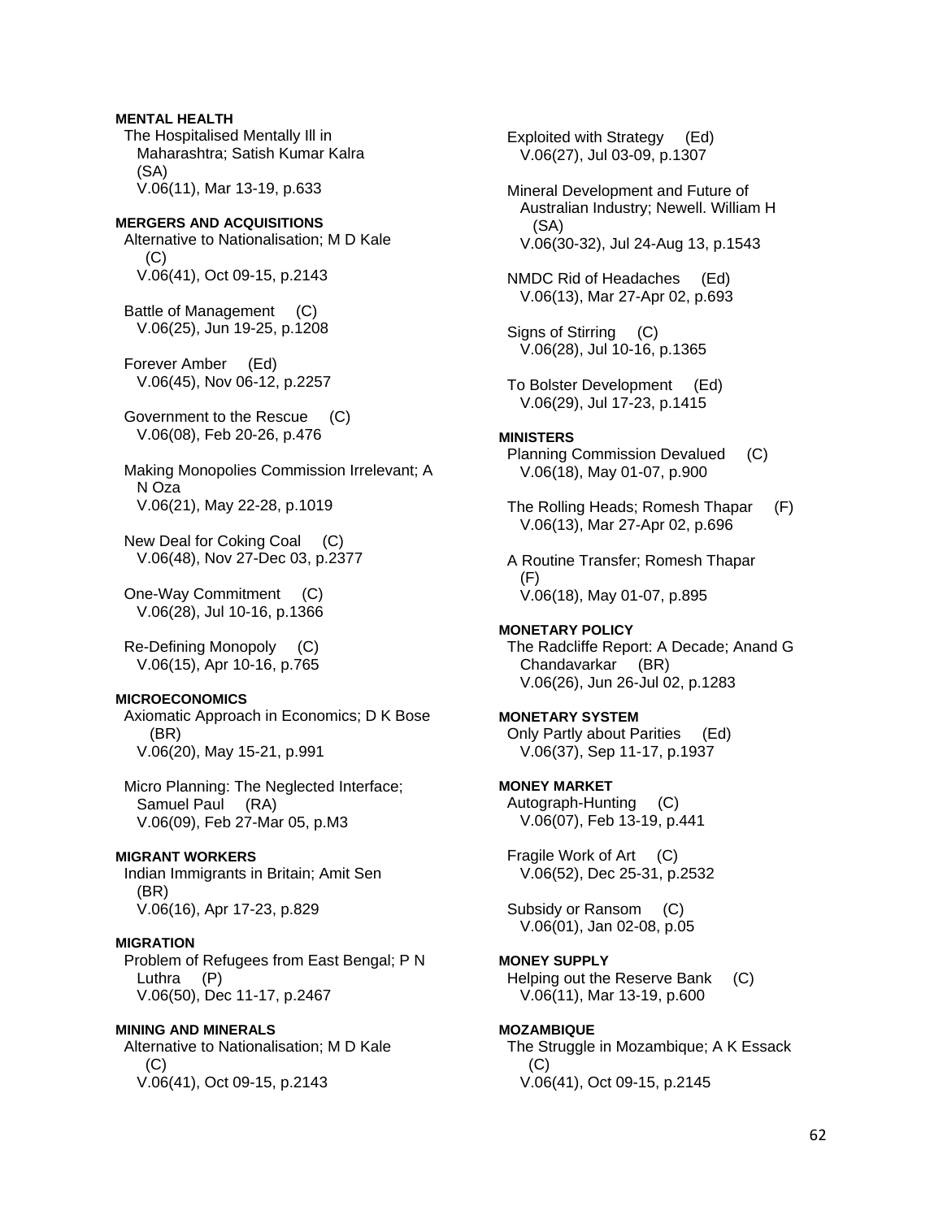**MENTAL HEALTH**

The Hospitalised Mentally Ill in Maharashtra; Satish Kumar Kalra (SA)
V.06(11), Mar 13-19, p.633

**MERGERS AND ACQUISITIONS**

Alternative to Nationalisation; M D Kale (C)
V.06(41), Oct 09-15, p.2143

Battle of Management (C)
V.06(25), Jun 19-25, p.1208

Forever Amber (Ed)
V.06(45), Nov 06-12, p.2257

Government to the Rescue (C)
V.06(08), Feb 20-26, p.476

Making Monopolies Commission Irrelevant; A N Oza
V.06(21), May 22-28, p.1019

New Deal for Coking Coal (C)
V.06(48), Nov 27-Dec 03, p.2377

One-Way Commitment (C)
V.06(28), Jul 10-16, p.1366

Re-Defining Monopoly (C)
V.06(15), Apr 10-16, p.765

**MICROECONOMICS**

Axiomatic Approach in Economics; D K Bose (BR)
V.06(20), May 15-21, p.991

Micro Planning: The Neglected Interface; Samuel Paul (RA)
V.06(09), Feb 27-Mar 05, p.M3

**MIGRANT WORKERS**

Indian Immigrants in Britain; Amit Sen (BR)
V.06(16), Apr 17-23, p.829

**MIGRATION**

Problem of Refugees from East Bengal; P N Luthra (P)
V.06(50), Dec 11-17, p.2467

**MINING AND MINERALS**

Alternative to Nationalisation; M D Kale (C)
V.06(41), Oct 09-15, p.2143

Exploited with Strategy (Ed)
V.06(27), Jul 03-09, p.1307

Mineral Development and Future of Australian Industry; Newell. William H (SA)
V.06(30-32), Jul 24-Aug 13, p.1543

NMDC Rid of Headaches (Ed)
V.06(13), Mar 27-Apr 02, p.693

Signs of Stirring (C)
V.06(28), Jul 10-16, p.1365

To Bolster Development (Ed)
V.06(29), Jul 17-23, p.1415

**MINISTERS**

Planning Commission Devalued (C)
V.06(18), May 01-07, p.900

The Rolling Heads; Romesh Thapar (F)
V.06(13), Mar 27-Apr 02, p.696

A Routine Transfer; Romesh Thapar (F)
V.06(18), May 01-07, p.895

**MONETARY POLICY**

The Radcliffe Report: A Decade; Anand G Chandavarkar (BR)
V.06(26), Jun 26-Jul 02, p.1283

**MONETARY SYSTEM**

Only Partly about Parities (Ed)
V.06(37), Sep 11-17, p.1937

**MONEY MARKET**

Autograph-Hunting (C)
V.06(07), Feb 13-19, p.441

Fragile Work of Art (C)
V.06(52), Dec 25-31, p.2532

Subsidy or Ransom (C)
V.06(01), Jan 02-08, p.05

**MONEY SUPPLY**

Helping out the Reserve Bank (C)
V.06(11), Mar 13-19, p.600

**MOZAMBIQUE**

The Struggle in Mozambique; A K Essack (C)
V.06(41), Oct 09-15, p.2145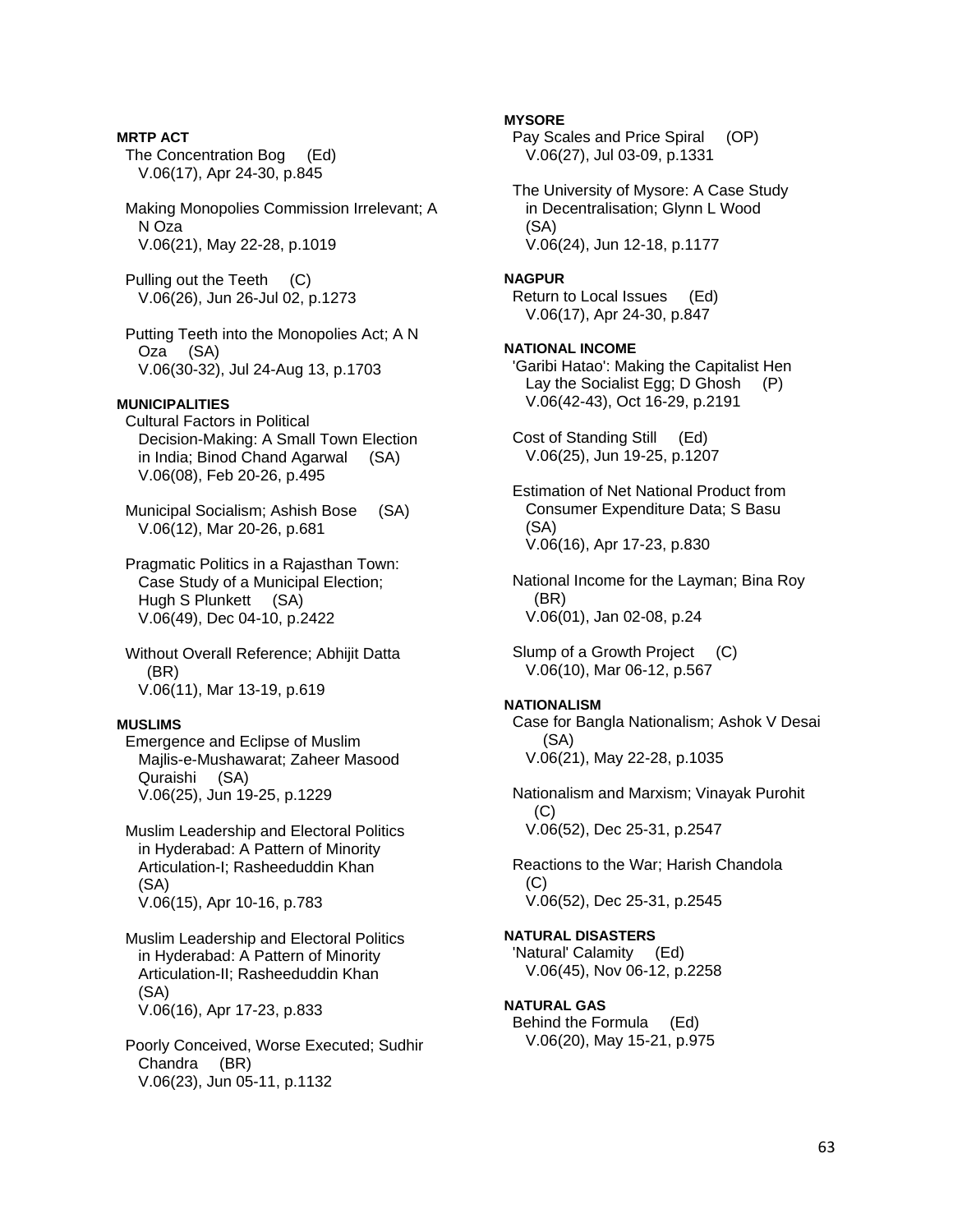**MRTP ACT**

The Concentration Bog (Ed)
V.06(17), Apr 24-30, p.845

Making Monopolies Commission Irrelevant; A N Oza
V.06(21), May 22-28, p.1019

Pulling out the Teeth (C)
V.06(26), Jun 26-Jul 02, p.1273

Putting Teeth into the Monopolies Act; A N Oza (SA)
V.06(30-32), Jul 24-Aug 13, p.1703

**MUNICIPALITIES**

Cultural Factors in Political Decision-Making: A Small Town Election in India; Binod Chand Agarwal (SA)
V.06(08), Feb 20-26, p.495

Municipal Socialism; Ashish Bose (SA)
V.06(12), Mar 20-26, p.681

Pragmatic Politics in a Rajasthan Town: Case Study of a Municipal Election; Hugh S Plunkett (SA)
V.06(49), Dec 04-10, p.2422

Without Overall Reference; Abhijit Datta (BR)
V.06(11), Mar 13-19, p.619

**MUSLIMS**

Emergence and Eclipse of Muslim Majlis-e-Mushawarat; Zaheer Masood Quraishi (SA)
V.06(25), Jun 19-25, p.1229

Muslim Leadership and Electoral Politics in Hyderabad: A Pattern of Minority Articulation-I; Rasheeduddin Khan (SA)
V.06(15), Apr 10-16, p.783

Muslim Leadership and Electoral Politics in Hyderabad: A Pattern of Minority Articulation-II; Rasheeduddin Khan (SA)
V.06(16), Apr 17-23, p.833

Poorly Conceived, Worse Executed; Sudhir Chandra (BR)
V.06(23), Jun 05-11, p.1132

**MYSORE**

Pay Scales and Price Spiral (OP)
V.06(27), Jul 03-09, p.1331

The University of Mysore: A Case Study in Decentralisation; Glynn L Wood (SA)
V.06(24), Jun 12-18, p.1177

**NAGPUR**

Return to Local Issues (Ed)
V.06(17), Apr 24-30, p.847

**NATIONAL INCOME**

'Garibi Hatao': Making the Capitalist Hen Lay the Socialist Egg; D Ghosh (P)
V.06(42-43), Oct 16-29, p.2191

Cost of Standing Still (Ed)
V.06(25), Jun 19-25, p.1207

Estimation of Net National Product from Consumer Expenditure Data; S Basu (SA)
V.06(16), Apr 17-23, p.830

National Income for the Layman; Bina Roy (BR)
V.06(01), Jan 02-08, p.24

Slump of a Growth Project (C)
V.06(10), Mar 06-12, p.567

**NATIONALISM**

Case for Bangla Nationalism; Ashok V Desai (SA)
V.06(21), May 22-28, p.1035

Nationalism and Marxism; Vinayak Purohit (C)
V.06(52), Dec 25-31, p.2547

Reactions to the War; Harish Chandola (C)
V.06(52), Dec 25-31, p.2545

**NATURAL DISASTERS**

'Natural' Calamity (Ed)
V.06(45), Nov 06-12, p.2258

**NATURAL GAS**

Behind the Formula (Ed)
V.06(20), May 15-21, p.975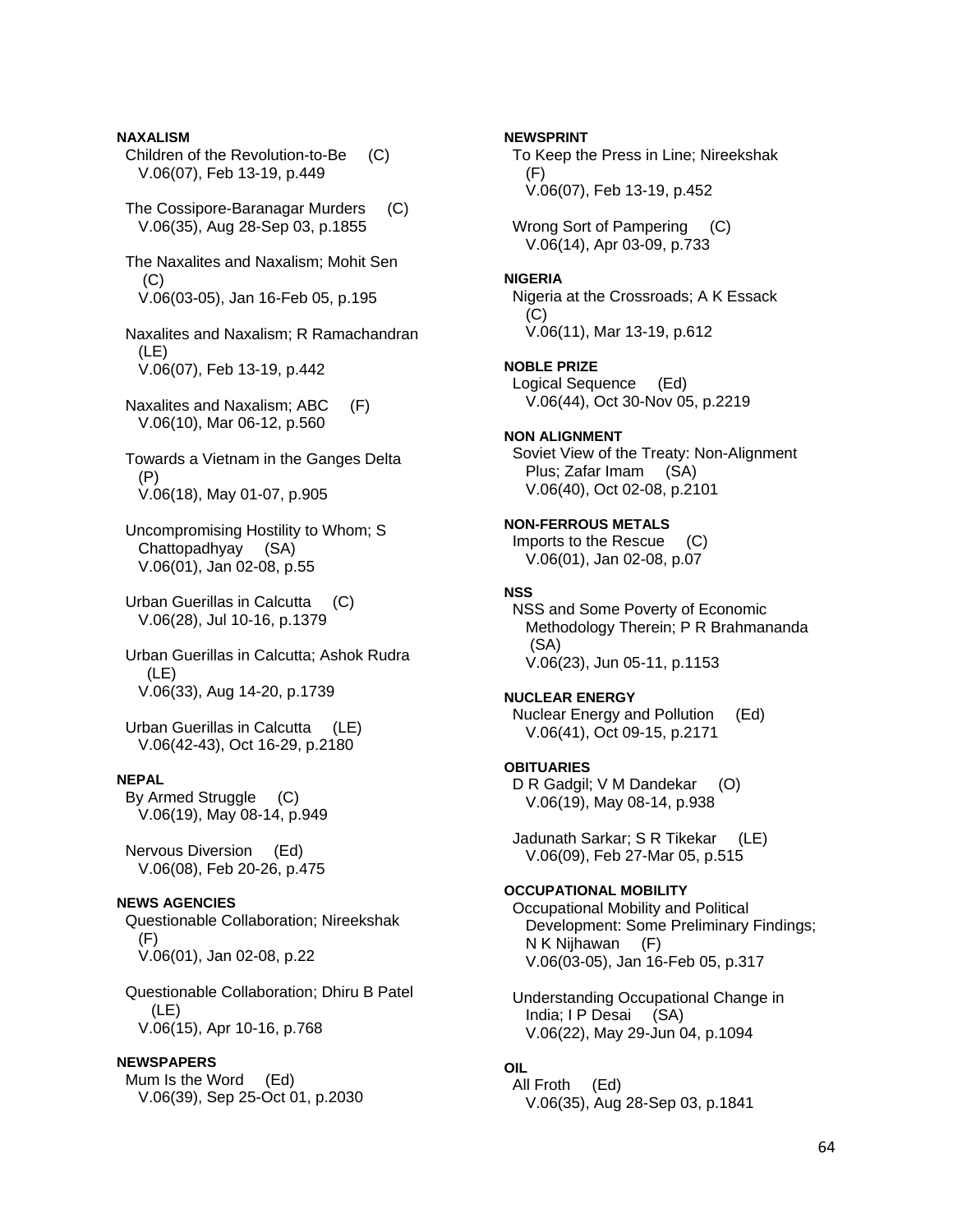**NAXALISM**

Children of the Revolution-to-Be (C)
V.06(07), Feb 13-19, p.449

The Cossipore-Baranagar Murders (C)
V.06(35), Aug 28-Sep 03, p.1855

The Naxalites and Naxalism; Mohit Sen (C)
V.06(03-05), Jan 16-Feb 05, p.195

Naxalites and Naxalism; R Ramachandran (LE)
V.06(07), Feb 13-19, p.442

Naxalites and Naxalism; ABC (F)
V.06(10), Mar 06-12, p.560

Towards a Vietnam in the Ganges Delta (P)
V.06(18), May 01-07, p.905

Uncompromising Hostility to Whom; S Chattopadhyay (SA)
V.06(01), Jan 02-08, p.55

Urban Guerillas in Calcutta (C)
V.06(28), Jul 10-16, p.1379

Urban Guerillas in Calcutta; Ashok Rudra (LE)
V.06(33), Aug 14-20, p.1739

Urban Guerillas in Calcutta (LE)
V.06(42-43), Oct 16-29, p.2180

**NEPAL**

By Armed Struggle (C)
V.06(19), May 08-14, p.949

Nervous Diversion (Ed)
V.06(08), Feb 20-26, p.475

**NEWS AGENCIES**

Questionable Collaboration; Nireekshak (F)
V.06(01), Jan 02-08, p.22

Questionable Collaboration; Dhiru B Patel (LE)
V.06(15), Apr 10-16, p.768

**NEWSPAPERS**

Mum Is the Word (Ed)
V.06(39), Sep 25-Oct 01, p.2030

**NEWSPRINT**

To Keep the Press in Line; Nireekshak (F)
V.06(07), Feb 13-19, p.452

Wrong Sort of Pampering (C)
V.06(14), Apr 03-09, p.733

**NIGERIA**

Nigeria at the Crossroads; A K Essack (C)
V.06(11), Mar 13-19, p.612

**NOBLE PRIZE**

Logical Sequence (Ed)
V.06(44), Oct 30-Nov 05, p.2219

**NON ALIGNMENT**

Soviet View of the Treaty: Non-Alignment Plus; Zafar Imam (SA)
V.06(40), Oct 02-08, p.2101

**NON-FERROUS METALS**

Imports to the Rescue (C)
V.06(01), Jan 02-08, p.07

**NSS**

NSS and Some Poverty of Economic Methodology Therein; P R Brahmananda (SA)
V.06(23), Jun 05-11, p.1153

**NUCLEAR ENERGY**

Nuclear Energy and Pollution (Ed)
V.06(41), Oct 09-15, p.2171

**OBITUARIES**

D R Gadgil; V M Dandekar (O)
V.06(19), May 08-14, p.938

Jadunath Sarkar; S R Tikekar (LE)
V.06(09), Feb 27-Mar 05, p.515

**OCCUPATIONAL MOBILITY**

Occupational Mobility and Political Development: Some Preliminary Findings; N K Nijhawan (F)
V.06(03-05), Jan 16-Feb 05, p.317

Understanding Occupational Change in India; I P Desai (SA)
V.06(22), May 29-Jun 04, p.1094

**OIL**

All Froth (Ed)
V.06(35), Aug 28-Sep 03, p.1841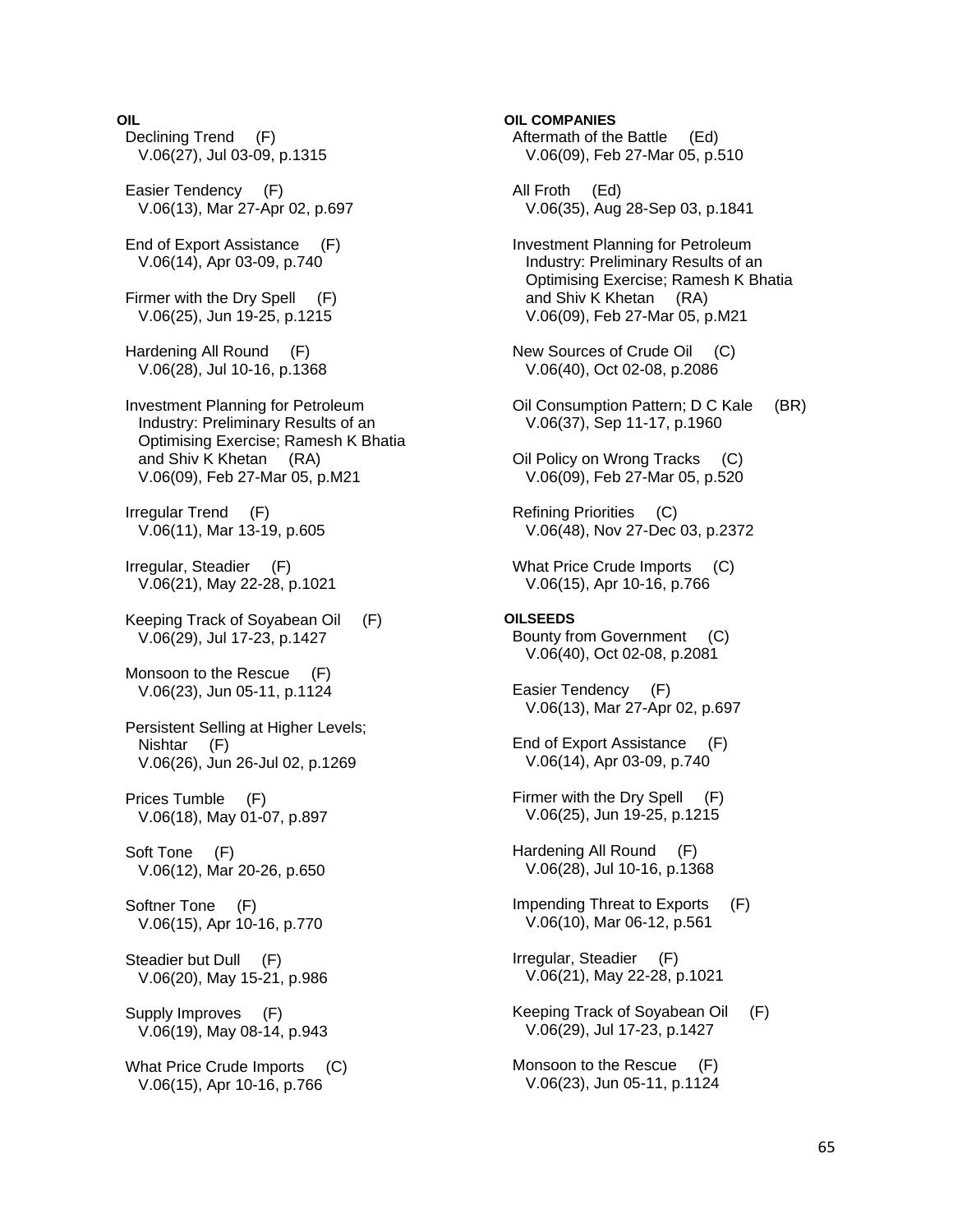**OIL**

Declining Trend (F)
V.06(27), Jul 03-09, p.1315

Easier Tendency (F)
V.06(13), Mar 27-Apr 02, p.697

End of Export Assistance (F)
V.06(14), Apr 03-09, p.740

Firmer with the Dry Spell (F)
V.06(25), Jun 19-25, p.1215

Hardening All Round (F)
V.06(28), Jul 10-16, p.1368

Investment Planning for Petroleum Industry: Preliminary Results of an Optimising Exercise; Ramesh K Bhatia and Shiv K Khetan (RA)
V.06(09), Feb 27-Mar 05, p.M21

Irregular Trend (F)
V.06(11), Mar 13-19, p.605

Irregular, Steadier (F)
V.06(21), May 22-28, p.1021

Keeping Track of Soyabean Oil (F)
V.06(29), Jul 17-23, p.1427

Monsoon to the Rescue (F)
V.06(23), Jun 05-11, p.1124

Persistent Selling at Higher Levels; Nishtar (F)
V.06(26), Jun 26-Jul 02, p.1269

Prices Tumble (F)
V.06(18), May 01-07, p.897

Soft Tone (F)
V.06(12), Mar 20-26, p.650

Softner Tone (F)
V.06(15), Apr 10-16, p.770

Steadier but Dull (F)
V.06(20), May 15-21, p.986

Supply Improves (F)
V.06(19), May 08-14, p.943

What Price Crude Imports (C)
V.06(15), Apr 10-16, p.766

**OIL COMPANIES**

Aftermath of the Battle (Ed)
V.06(09), Feb 27-Mar 05, p.510

All Froth (Ed)
V.06(35), Aug 28-Sep 03, p.1841

Investment Planning for Petroleum Industry: Preliminary Results of an Optimising Exercise; Ramesh K Bhatia and Shiv K Khetan (RA)
V.06(09), Feb 27-Mar 05, p.M21

New Sources of Crude Oil (C)
V.06(40), Oct 02-08, p.2086

Oil Consumption Pattern; D C Kale (BR)
V.06(37), Sep 11-17, p.1960

Oil Policy on Wrong Tracks (C)
V.06(09), Feb 27-Mar 05, p.520

Refining Priorities (C)
V.06(48), Nov 27-Dec 03, p.2372

What Price Crude Imports (C)
V.06(15), Apr 10-16, p.766

**OILSEEDS**

Bounty from Government (C)
V.06(40), Oct 02-08, p.2081

Easier Tendency (F)
V.06(13), Mar 27-Apr 02, p.697

End of Export Assistance (F)
V.06(14), Apr 03-09, p.740

Firmer with the Dry Spell (F)
V.06(25), Jun 19-25, p.1215

Hardening All Round (F)
V.06(28), Jul 10-16, p.1368

Impending Threat to Exports (F)
V.06(10), Mar 06-12, p.561

Irregular, Steadier (F)
V.06(21), May 22-28, p.1021

Keeping Track of Soyabean Oil (F)
V.06(29), Jul 17-23, p.1427

Monsoon to the Rescue (F)
V.06(23), Jun 05-11, p.1124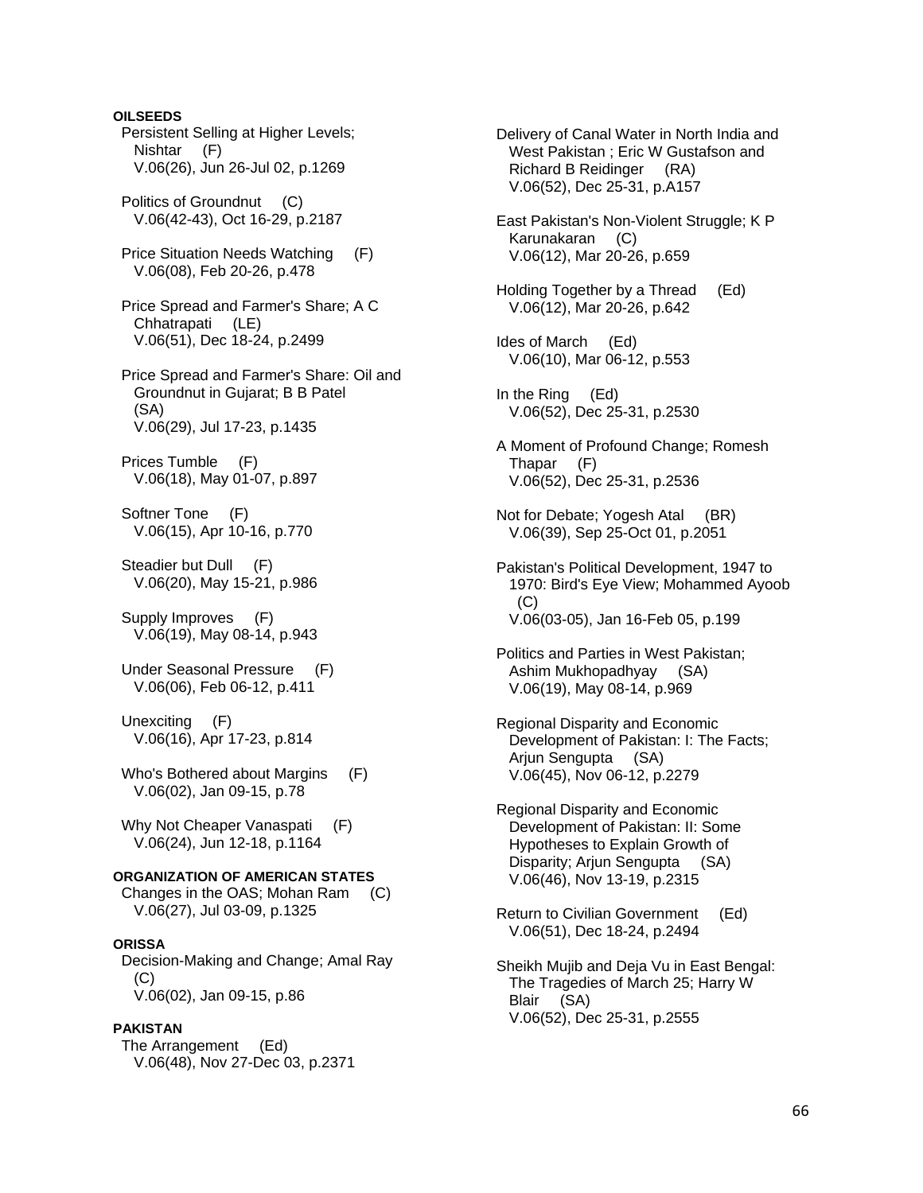**OILSEEDS**

Persistent Selling at Higher Levels; Nishtar (F)
V.06(26), Jun 26-Jul 02, p.1269

Politics of Groundnut (C)
V.06(42-43), Oct 16-29, p.2187

Price Situation Needs Watching (F)
V.06(08), Feb 20-26, p.478

Price Spread and Farmer's Share; A C Chhatrapati (LE)
V.06(51), Dec 18-24, p.2499

Price Spread and Farmer's Share: Oil and Groundnut in Gujarat; B B Patel (SA)
V.06(29), Jul 17-23, p.1435

Prices Tumble (F)
V.06(18), May 01-07, p.897

Softner Tone (F)
V.06(15), Apr 10-16, p.770

Steadier but Dull (F)
V.06(20), May 15-21, p.986

Supply Improves (F)
V.06(19), May 08-14, p.943

Under Seasonal Pressure (F)
V.06(06), Feb 06-12, p.411

Unexciting (F)
V.06(16), Apr 17-23, p.814

Who's Bothered about Margins (F)
V.06(02), Jan 09-15, p.78

Why Not Cheaper Vanaspati (F)
V.06(24), Jun 12-18, p.1164

**ORGANIZATION OF AMERICAN STATES**

Changes in the OAS; Mohan Ram (C)
V.06(27), Jul 03-09, p.1325

**ORISSA**

Decision-Making and Change; Amal Ray (C)
V.06(02), Jan 09-15, p.86

**PAKISTAN**

The Arrangement (Ed)
V.06(48), Nov 27-Dec 03, p.2371

Delivery of Canal Water in North India and West Pakistan ; Eric W Gustafson and Richard B Reidinger (RA)
V.06(52), Dec 25-31, p.A157

East Pakistan's Non-Violent Struggle; K P Karunakaran (C)
V.06(12), Mar 20-26, p.659

Holding Together by a Thread (Ed)
V.06(12), Mar 20-26, p.642

Ides of March (Ed)
V.06(10), Mar 06-12, p.553

In the Ring (Ed)
V.06(52), Dec 25-31, p.2530

A Moment of Profound Change; Romesh Thapar (F)
V.06(52), Dec 25-31, p.2536

Not for Debate; Yogesh Atal (BR)
V.06(39), Sep 25-Oct 01, p.2051

Pakistan's Political Development, 1947 to 1970: Bird's Eye View; Mohammed Ayoob (C)
V.06(03-05), Jan 16-Feb 05, p.199

Politics and Parties in West Pakistan; Ashim Mukhopadhyay (SA)
V.06(19), May 08-14, p.969

Regional Disparity and Economic Development of Pakistan: I: The Facts; Arjun Sengupta (SA)
V.06(45), Nov 06-12, p.2279

Regional Disparity and Economic Development of Pakistan: II: Some Hypotheses to Explain Growth of Disparity; Arjun Sengupta (SA)
V.06(46), Nov 13-19, p.2315

Return to Civilian Government (Ed)
V.06(51), Dec 18-24, p.2494

Sheikh Mujib and Deja Vu in East Bengal: The Tragedies of March 25; Harry W Blair (SA)
V.06(52), Dec 25-31, p.2555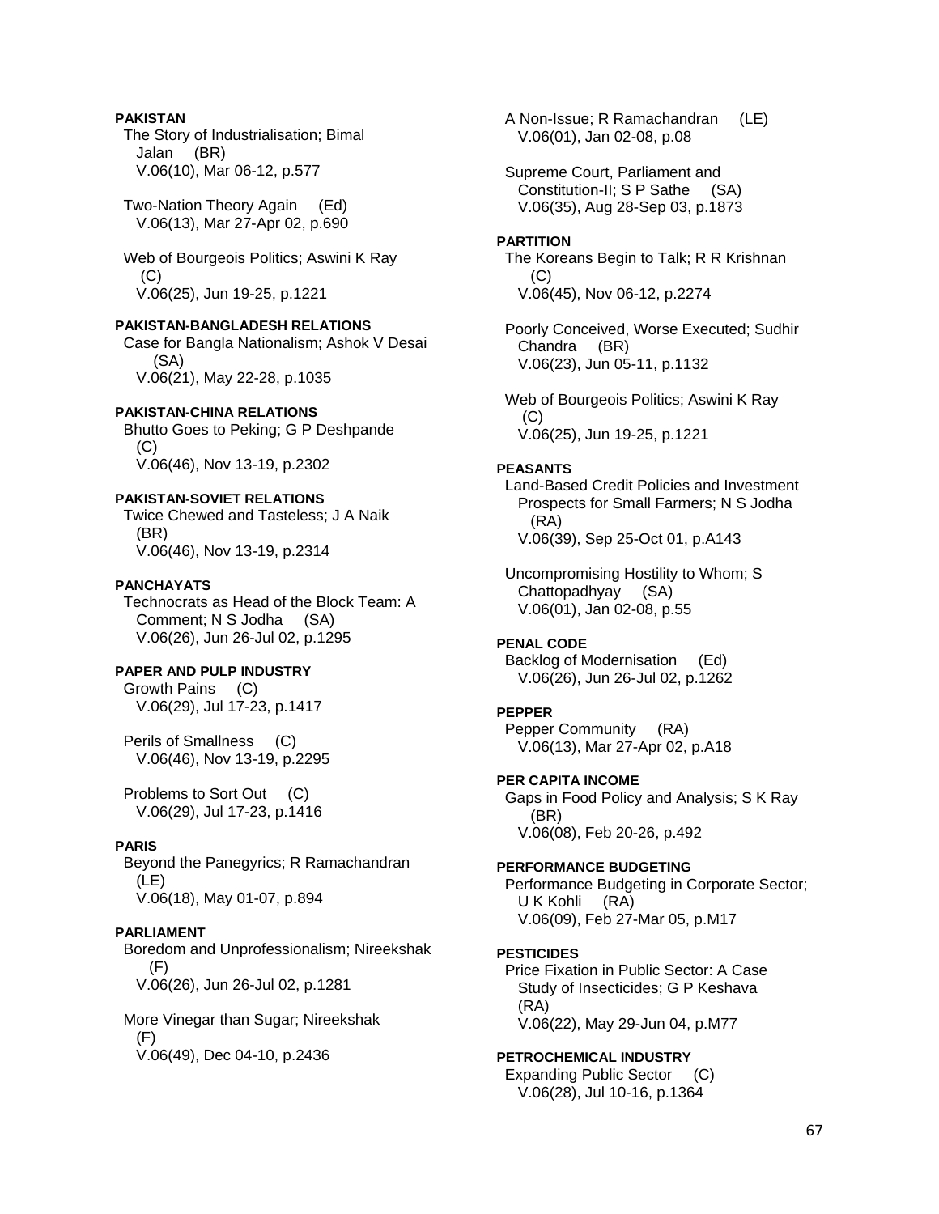**PAKISTAN**

The Story of Industrialisation; Bimal Jalan (BR)
V.06(10), Mar 06-12, p.577

Two-Nation Theory Again (Ed)
V.06(13), Mar 27-Apr 02, p.690

Web of Bourgeois Politics; Aswini K Ray (C)
V.06(25), Jun 19-25, p.1221

**PAKISTAN-BANGLADESH RELATIONS**

Case for Bangla Nationalism; Ashok V Desai (SA)
V.06(21), May 22-28, p.1035

**PAKISTAN-CHINA RELATIONS**

Bhutto Goes to Peking; G P Deshpande (C)
V.06(46), Nov 13-19, p.2302

**PAKISTAN-SOVIET RELATIONS**

Twice Chewed and Tasteless; J A Naik (BR)
V.06(46), Nov 13-19, p.2314

**PANCHAYATS**

Technocrats as Head of the Block Team: A Comment; N S Jodha (SA)
V.06(26), Jun 26-Jul 02, p.1295

**PAPER AND PULP INDUSTRY**

Growth Pains (C)
V.06(29), Jul 17-23, p.1417

Perils of Smallness (C)
V.06(46), Nov 13-19, p.2295

Problems to Sort Out (C)
V.06(29), Jul 17-23, p.1416

**PARIS**

Beyond the Panegyrics; R Ramachandran (LE)
V.06(18), May 01-07, p.894

**PARLIAMENT**

Boredom and Unprofessionalism; Nireekshak (F)
V.06(26), Jun 26-Jul 02, p.1281

More Vinegar than Sugar; Nireekshak (F)
V.06(49), Dec 04-10, p.2436

A Non-Issue; R Ramachandran (LE)
V.06(01), Jan 02-08, p.08

Supreme Court, Parliament and Constitution-II; S P Sathe (SA)
V.06(35), Aug 28-Sep 03, p.1873

**PARTITION**

The Koreans Begin to Talk; R R Krishnan (C)
V.06(45), Nov 06-12, p.2274

Poorly Conceived, Worse Executed; Sudhir Chandra (BR)
V.06(23), Jun 05-11, p.1132

Web of Bourgeois Politics; Aswini K Ray (C)
V.06(25), Jun 19-25, p.1221

**PEASANTS**

Land-Based Credit Policies and Investment Prospects for Small Farmers; N S Jodha (RA)
V.06(39), Sep 25-Oct 01, p.A143

Uncompromising Hostility to Whom; S Chattopadhyay (SA)
V.06(01), Jan 02-08, p.55

**PENAL CODE**

Backlog of Modernisation (Ed)
V.06(26), Jun 26-Jul 02, p.1262

**PEPPER**

Pepper Community (RA)
V.06(13), Mar 27-Apr 02, p.A18

**PER CAPITA INCOME**

Gaps in Food Policy and Analysis; S K Ray (BR)
V.06(08), Feb 20-26, p.492

**PERFORMANCE BUDGETING**

Performance Budgeting in Corporate Sector; U K Kohli (RA)
V.06(09), Feb 27-Mar 05, p.M17

**PESTICIDES**

Price Fixation in Public Sector: A Case Study of Insecticides; G P Keshava (RA)
V.06(22), May 29-Jun 04, p.M77

**PETROCHEMICAL INDUSTRY**

Expanding Public Sector (C)
V.06(28), Jul 10-16, p.1364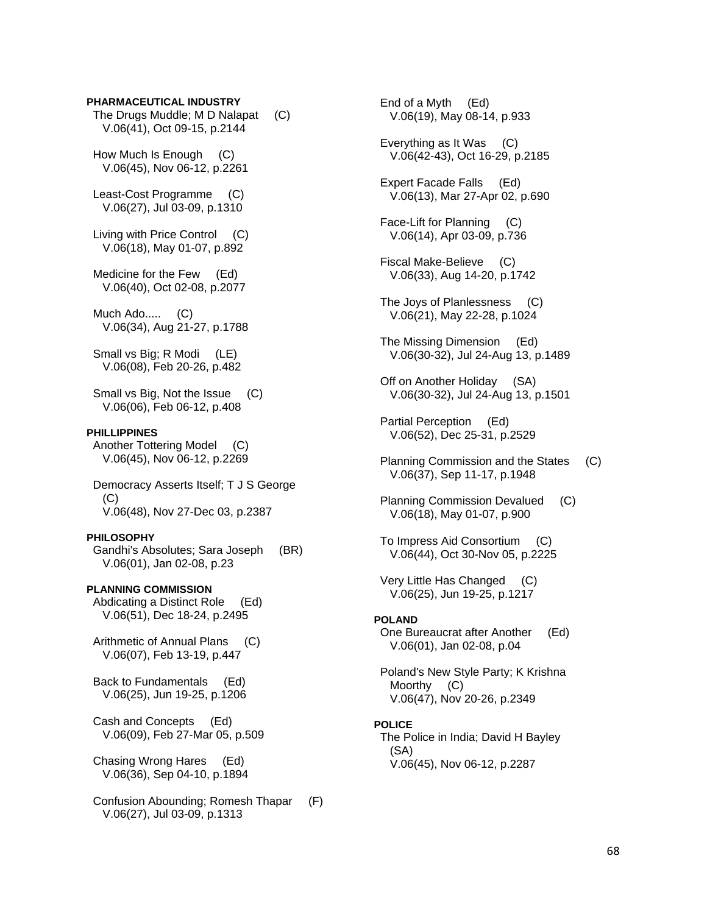**PHARMACEUTICAL INDUSTRY**

The Drugs Muddle; M D Nalapat (C)
V.06(41), Oct 09-15, p.2144

How Much Is Enough (C)
V.06(45), Nov 06-12, p.2261

Least-Cost Programme (C)
V.06(27), Jul 03-09, p.1310

Living with Price Control (C)
V.06(18), May 01-07, p.892

Medicine for the Few (Ed)
V.06(40), Oct 02-08, p.2077

Much Ado..... (C)
V.06(34), Aug 21-27, p.1788

Small vs Big; R Modi (LE)
V.06(08), Feb 20-26, p.482

Small vs Big, Not the Issue (C)
V.06(06), Feb 06-12, p.408

**PHILLIPPINES**

Another Tottering Model (C)
V.06(45), Nov 06-12, p.2269

Democracy Asserts Itself; T J S George (C)
V.06(48), Nov 27-Dec 03, p.2387

**PHILOSOPHY**

Gandhi's Absolutes; Sara Joseph (BR)
V.06(01), Jan 02-08, p.23

**PLANNING COMMISSION**

Abdicating a Distinct Role (Ed)
V.06(51), Dec 18-24, p.2495

Arithmetic of Annual Plans (C)
V.06(07), Feb 13-19, p.447

Back to Fundamentals (Ed)
V.06(25), Jun 19-25, p.1206

Cash and Concepts (Ed)
V.06(09), Feb 27-Mar 05, p.509

Chasing Wrong Hares (Ed)
V.06(36), Sep 04-10, p.1894

Confusion Abounding; Romesh Thapar (F)
V.06(27), Jul 03-09, p.1313

End of a Myth (Ed)
V.06(19), May 08-14, p.933

Everything as It Was (C)
V.06(42-43), Oct 16-29, p.2185

Expert Facade Falls (Ed)
V.06(13), Mar 27-Apr 02, p.690

Face-Lift for Planning (C)
V.06(14), Apr 03-09, p.736

Fiscal Make-Believe (C)
V.06(33), Aug 14-20, p.1742

The Joys of Planlessness (C)
V.06(21), May 22-28, p.1024

The Missing Dimension (Ed)
V.06(30-32), Jul 24-Aug 13, p.1489

Off on Another Holiday (SA)
V.06(30-32), Jul 24-Aug 13, p.1501

Partial Perception (Ed)
V.06(52), Dec 25-31, p.2529

Planning Commission and the States (C)
V.06(37), Sep 11-17, p.1948

Planning Commission Devalued (C)
V.06(18), May 01-07, p.900

To Impress Aid Consortium (C)
V.06(44), Oct 30-Nov 05, p.2225

Very Little Has Changed (C)
V.06(25), Jun 19-25, p.1217

**POLAND**

One Bureaucrat after Another (Ed)
V.06(01), Jan 02-08, p.04

Poland's New Style Party; K Krishna Moorthy (C)
V.06(47), Nov 20-26, p.2349

**POLICE**

The Police in India; David H Bayley (SA)
V.06(45), Nov 06-12, p.2287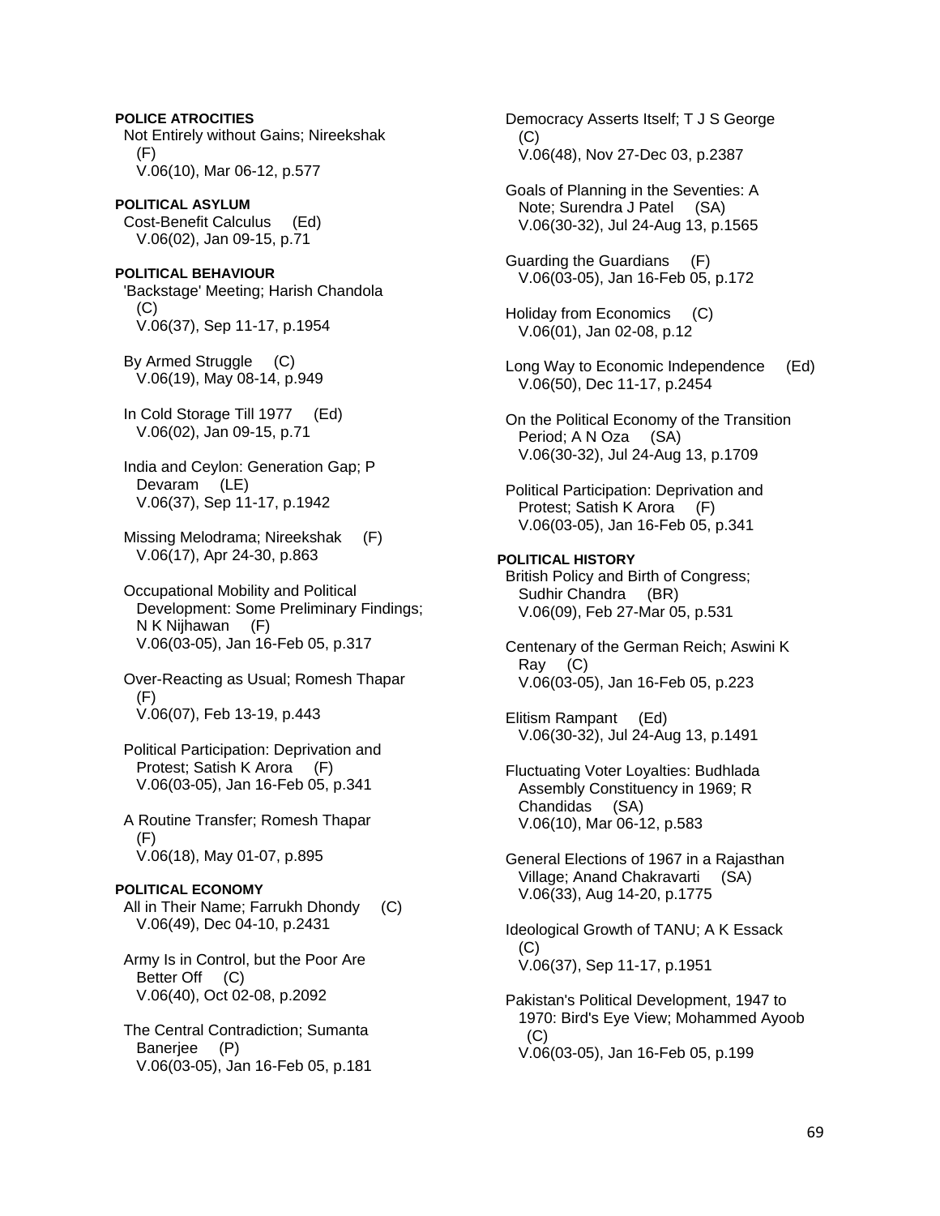**POLICE ATROCITIES**

Not Entirely without Gains; Nireekshak (F)
V.06(10), Mar 06-12, p.577

**POLITICAL ASYLUM**

Cost-Benefit Calculus (Ed)
V.06(02), Jan 09-15, p.71

**POLITICAL BEHAVIOUR**

'Backstage' Meeting; Harish Chandola (C)
V.06(37), Sep 11-17, p.1954

By Armed Struggle (C)
V.06(19), May 08-14, p.949

In Cold Storage Till 1977 (Ed)
V.06(02), Jan 09-15, p.71

India and Ceylon: Generation Gap; P Devaram (LE)
V.06(37), Sep 11-17, p.1942

Missing Melodrama; Nireekshak (F)
V.06(17), Apr 24-30, p.863

Occupational Mobility and Political Development: Some Preliminary Findings; N K Nijhawan (F)
V.06(03-05), Jan 16-Feb 05, p.317

Over-Reacting as Usual; Romesh Thapar (F)
V.06(07), Feb 13-19, p.443

Political Participation: Deprivation and Protest; Satish K Arora (F)
V.06(03-05), Jan 16-Feb 05, p.341

A Routine Transfer; Romesh Thapar (F)
V.06(18), May 01-07, p.895

**POLITICAL ECONOMY**

All in Their Name; Farrukh Dhondy (C)
V.06(49), Dec 04-10, p.2431

Army Is in Control, but the Poor Are Better Off (C)
V.06(40), Oct 02-08, p.2092

The Central Contradiction; Sumanta Banerjee (P)
V.06(03-05), Jan 16-Feb 05, p.181

Democracy Asserts Itself; T J S George (C)
V.06(48), Nov 27-Dec 03, p.2387

Goals of Planning in the Seventies: A Note; Surendra J Patel (SA)
V.06(30-32), Jul 24-Aug 13, p.1565

Guarding the Guardians (F)
V.06(03-05), Jan 16-Feb 05, p.172

Holiday from Economics (C)
V.06(01), Jan 02-08, p.12

Long Way to Economic Independence (Ed)
V.06(50), Dec 11-17, p.2454

On the Political Economy of the Transition Period; A N Oza (SA)
V.06(30-32), Jul 24-Aug 13, p.1709

Political Participation: Deprivation and Protest; Satish K Arora (F)
V.06(03-05), Jan 16-Feb 05, p.341

**POLITICAL HISTORY**

British Policy and Birth of Congress; Sudhir Chandra (BR)
V.06(09), Feb 27-Mar 05, p.531

Centenary of the German Reich; Aswini K Ray (C)
V.06(03-05), Jan 16-Feb 05, p.223

Elitism Rampant (Ed)
V.06(30-32), Jul 24-Aug 13, p.1491

Fluctuating Voter Loyalties: Budhlada Assembly Constituency in 1969; R Chandidas (SA)
V.06(10), Mar 06-12, p.583

General Elections of 1967 in a Rajasthan Village; Anand Chakravarti (SA)
V.06(33), Aug 14-20, p.1775

Ideological Growth of TANU; A K Essack (C)
V.06(37), Sep 11-17, p.1951

Pakistan's Political Development, 1947 to 1970: Bird's Eye View; Mohammed Ayoob (C)
V.06(03-05), Jan 16-Feb 05, p.199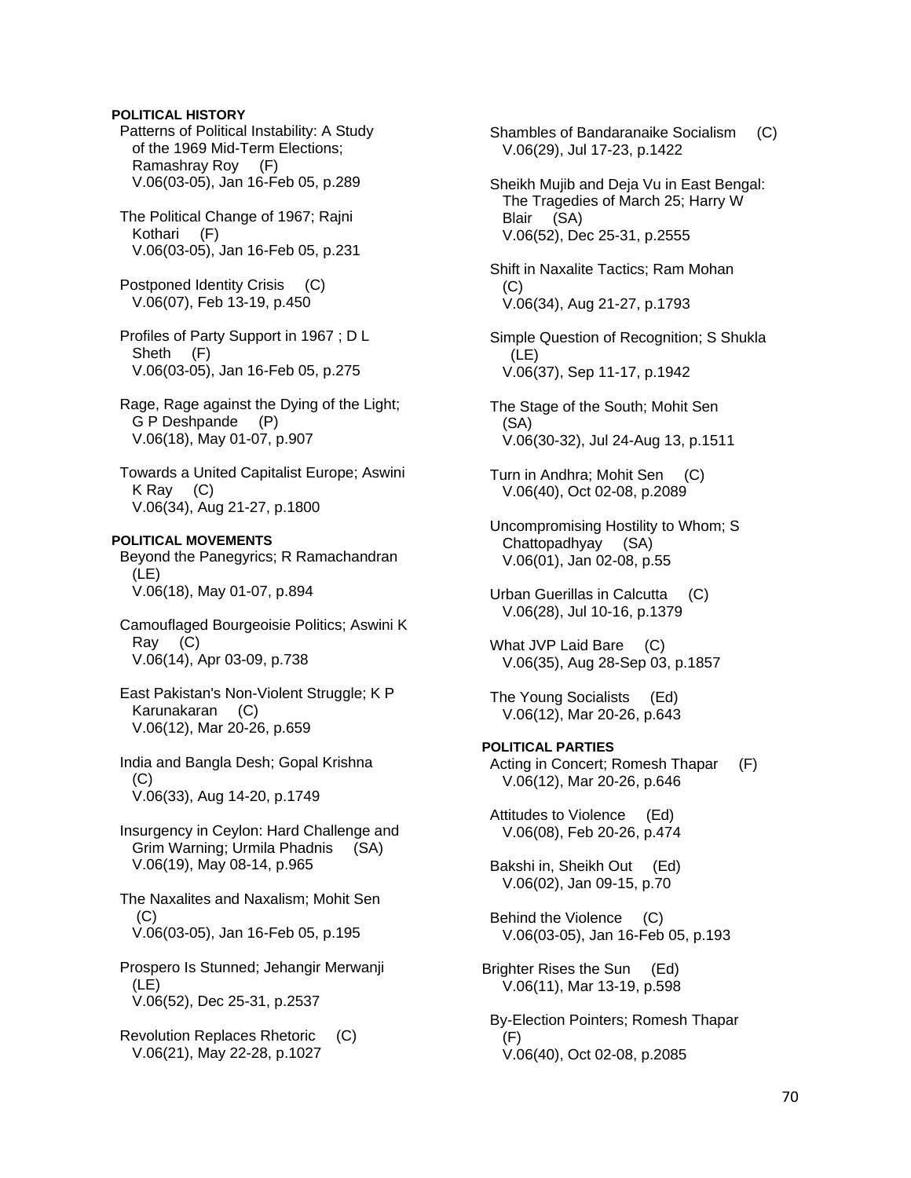**POLITICAL HISTORY**

Patterns of Political Instability: A Study of the 1969 Mid-Term Elections; Ramashray Roy (F)
V.06(03-05), Jan 16-Feb 05, p.289

The Political Change of 1967; Rajni Kothari (F)
V.06(03-05), Jan 16-Feb 05, p.231

Postponed Identity Crisis (C)
V.06(07), Feb 13-19, p.450

Profiles of Party Support in 1967 ; D L Sheth (F)
V.06(03-05), Jan 16-Feb 05, p.275

Rage, Rage against the Dying of the Light; G P Deshpande (P)
V.06(18), May 01-07, p.907

Towards a United Capitalist Europe; Aswini K Ray (C)
V.06(34), Aug 21-27, p.1800

**POLITICAL MOVEMENTS**

Beyond the Panegyrics; R Ramachandran (LE)
V.06(18), May 01-07, p.894

Camouflaged Bourgeoisie Politics; Aswini K Ray (C)
V.06(14), Apr 03-09, p.738

East Pakistan's Non-Violent Struggle; K P Karunakaran (C)
V.06(12), Mar 20-26, p.659

India and Bangla Desh; Gopal Krishna (C)
V.06(33), Aug 14-20, p.1749

Insurgency in Ceylon: Hard Challenge and Grim Warning; Urmila Phadnis (SA)
V.06(19), May 08-14, p.965

The Naxalites and Naxalism; Mohit Sen (C)
V.06(03-05), Jan 16-Feb 05, p.195

Prospero Is Stunned; Jehangir Merwanji (LE)
V.06(52), Dec 25-31, p.2537

Revolution Replaces Rhetoric (C)
V.06(21), May 22-28, p.1027

Shambles of Bandaranaike Socialism (C)
V.06(29), Jul 17-23, p.1422

Sheikh Mujib and Deja Vu in East Bengal: The Tragedies of March 25; Harry W Blair (SA)
V.06(52), Dec 25-31, p.2555

Shift in Naxalite Tactics; Ram Mohan (C)
V.06(34), Aug 21-27, p.1793

Simple Question of Recognition; S Shukla (LE)
V.06(37), Sep 11-17, p.1942

The Stage of the South; Mohit Sen (SA)
V.06(30-32), Jul 24-Aug 13, p.1511

Turn in Andhra; Mohit Sen (C)
V.06(40), Oct 02-08, p.2089

Uncompromising Hostility to Whom; S Chattopadhyay (SA)
V.06(01), Jan 02-08, p.55

Urban Guerillas in Calcutta (C)
V.06(28), Jul 10-16, p.1379

What JVP Laid Bare (C)
V.06(35), Aug 28-Sep 03, p.1857

The Young Socialists (Ed)
V.06(12), Mar 20-26, p.643

**POLITICAL PARTIES**

Acting in Concert; Romesh Thapar (F)
V.06(12), Mar 20-26, p.646

Attitudes to Violence (Ed)
V.06(08), Feb 20-26, p.474

Bakshi in, Sheikh Out (Ed)
V.06(02), Jan 09-15, p.70

Behind the Violence (C)
V.06(03-05), Jan 16-Feb 05, p.193

Brighter Rises the Sun (Ed)
V.06(11), Mar 13-19, p.598

By-Election Pointers; Romesh Thapar (F)
V.06(40), Oct 02-08, p.2085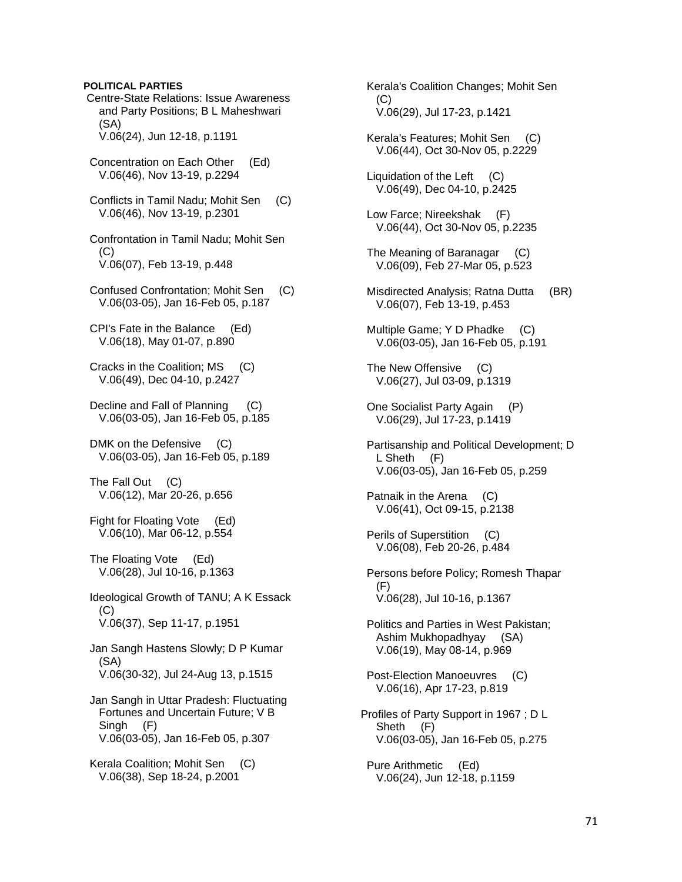**POLITICAL PARTIES**

Centre-State Relations: Issue Awareness and Party Positions; B L Maheshwari (SA)
V.06(24), Jun 12-18, p.1191

Concentration on Each Other (Ed)
V.06(46), Nov 13-19, p.2294

Conflicts in Tamil Nadu; Mohit Sen (C)
V.06(46), Nov 13-19, p.2301

Confrontation in Tamil Nadu; Mohit Sen (C)
V.06(07), Feb 13-19, p.448

Confused Confrontation; Mohit Sen (C)
V.06(03-05), Jan 16-Feb 05, p.187

CPI's Fate in the Balance (Ed)
V.06(18), May 01-07, p.890

Cracks in the Coalition; MS (C)
V.06(49), Dec 04-10, p.2427

Decline and Fall of Planning (C)
V.06(03-05), Jan 16-Feb 05, p.185

DMK on the Defensive (C)
V.06(03-05), Jan 16-Feb 05, p.189

The Fall Out (C)
V.06(12), Mar 20-26, p.656

Fight for Floating Vote (Ed)
V.06(10), Mar 06-12, p.554

The Floating Vote (Ed)
V.06(28), Jul 10-16, p.1363

Ideological Growth of TANU; A K Essack (C)
V.06(37), Sep 11-17, p.1951

Jan Sangh Hastens Slowly; D P Kumar (SA)
V.06(30-32), Jul 24-Aug 13, p.1515

Jan Sangh in Uttar Pradesh: Fluctuating Fortunes and Uncertain Future; V B Singh (F)
V.06(03-05), Jan 16-Feb 05, p.307

Kerala Coalition; Mohit Sen (C)
V.06(38), Sep 18-24, p.2001

Kerala's Coalition Changes; Mohit Sen (C)
V.06(29), Jul 17-23, p.1421

Kerala's Features; Mohit Sen (C)
V.06(44), Oct 30-Nov 05, p.2229

Liquidation of the Left (C)
V.06(49), Dec 04-10, p.2425

Low Farce; Nireekshak (F)
V.06(44), Oct 30-Nov 05, p.2235

The Meaning of Baranagar (C)
V.06(09), Feb 27-Mar 05, p.523

Misdirected Analysis; Ratna Dutta (BR)
V.06(07), Feb 13-19, p.453

Multiple Game; Y D Phadke (C)
V.06(03-05), Jan 16-Feb 05, p.191

The New Offensive (C)
V.06(27), Jul 03-09, p.1319

One Socialist Party Again (P)
V.06(29), Jul 17-23, p.1419

Partisanship and Political Development; D L Sheth (F)
V.06(03-05), Jan 16-Feb 05, p.259

Patnaik in the Arena (C)
V.06(41), Oct 09-15, p.2138

Perils of Superstition (C)
V.06(08), Feb 20-26, p.484

Persons before Policy; Romesh Thapar (F)
V.06(28), Jul 10-16, p.1367

Politics and Parties in West Pakistan; Ashim Mukhopadhyay (SA)
V.06(19), May 08-14, p.969

Post-Election Manoeuvres (C)
V.06(16), Apr 17-23, p.819

Profiles of Party Support in 1967 ; D L Sheth (F)
V.06(03-05), Jan 16-Feb 05, p.275

Pure Arithmetic (Ed)
V.06(24), Jun 12-18, p.1159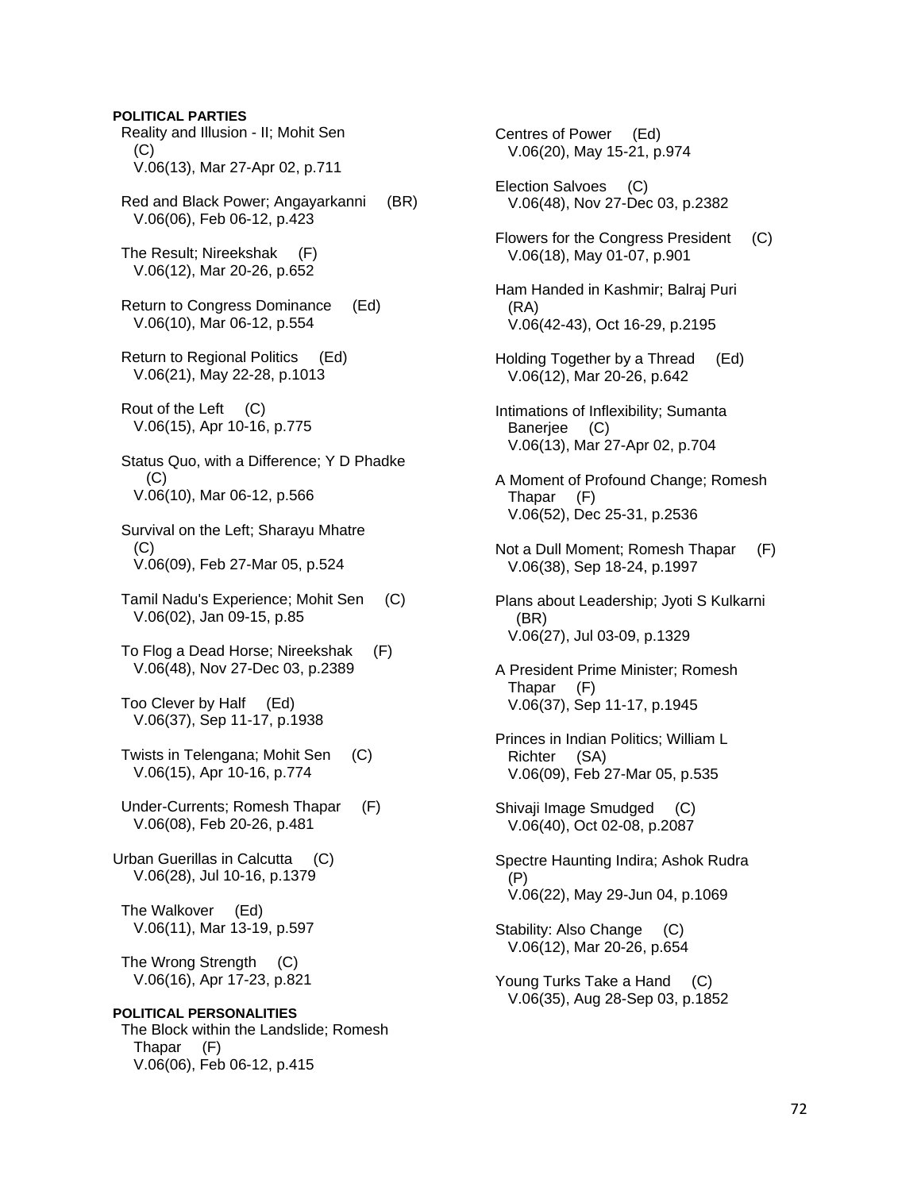**POLITICAL PARTIES**

Reality and Illusion - II; Mohit Sen (C)
V.06(13), Mar 27-Apr 02, p.711

Red and Black Power; Angayarkanni (BR)
V.06(06), Feb 06-12, p.423

The Result; Nireekshak (F)
V.06(12), Mar 20-26, p.652

Return to Congress Dominance (Ed)
V.06(10), Mar 06-12, p.554

Return to Regional Politics (Ed)
V.06(21), May 22-28, p.1013

Rout of the Left (C)
V.06(15), Apr 10-16, p.775

Status Quo, with a Difference; Y D Phadke (C)
V.06(10), Mar 06-12, p.566

Survival on the Left; Sharayu Mhatre (C)
V.06(09), Feb 27-Mar 05, p.524

Tamil Nadu's Experience; Mohit Sen (C)
V.06(02), Jan 09-15, p.85

To Flog a Dead Horse; Nireekshak (F)
V.06(48), Nov 27-Dec 03, p.2389

Too Clever by Half (Ed)
V.06(37), Sep 11-17, p.1938

Twists in Telengana; Mohit Sen (C)
V.06(15), Apr 10-16, p.774

Under-Currents; Romesh Thapar (F)
V.06(08), Feb 20-26, p.481

Urban Guerillas in Calcutta (C)
V.06(28), Jul 10-16, p.1379

The Walkover (Ed)
V.06(11), Mar 13-19, p.597

The Wrong Strength (C)
V.06(16), Apr 17-23, p.821

**POLITICAL PERSONALITIES**

The Block within the Landslide; Romesh Thapar (F)
V.06(06), Feb 06-12, p.415

Centres of Power (Ed)
V.06(20), May 15-21, p.974

Election Salvoes (C)
V.06(48), Nov 27-Dec 03, p.2382

Flowers for the Congress President (C)
V.06(18), May 01-07, p.901

Ham Handed in Kashmir; Balraj Puri (RA)
V.06(42-43), Oct 16-29, p.2195

Holding Together by a Thread (Ed)
V.06(12), Mar 20-26, p.642

Intimations of Inflexibility; Sumanta Banerjee (C)
V.06(13), Mar 27-Apr 02, p.704

A Moment of Profound Change; Romesh Thapar (F)
V.06(52), Dec 25-31, p.2536

Not a Dull Moment; Romesh Thapar (F)
V.06(38), Sep 18-24, p.1997

Plans about Leadership; Jyoti S Kulkarni (BR)
V.06(27), Jul 03-09, p.1329

A President Prime Minister; Romesh Thapar (F)
V.06(37), Sep 11-17, p.1945

Princes in Indian Politics; William L Richter (SA)
V.06(09), Feb 27-Mar 05, p.535

Shivaji Image Smudged (C)
V.06(40), Oct 02-08, p.2087

Spectre Haunting Indira; Ashok Rudra (P)
V.06(22), May 29-Jun 04, p.1069

Stability: Also Change (C)
V.06(12), Mar 20-26, p.654

Young Turks Take a Hand (C)
V.06(35), Aug 28-Sep 03, p.1852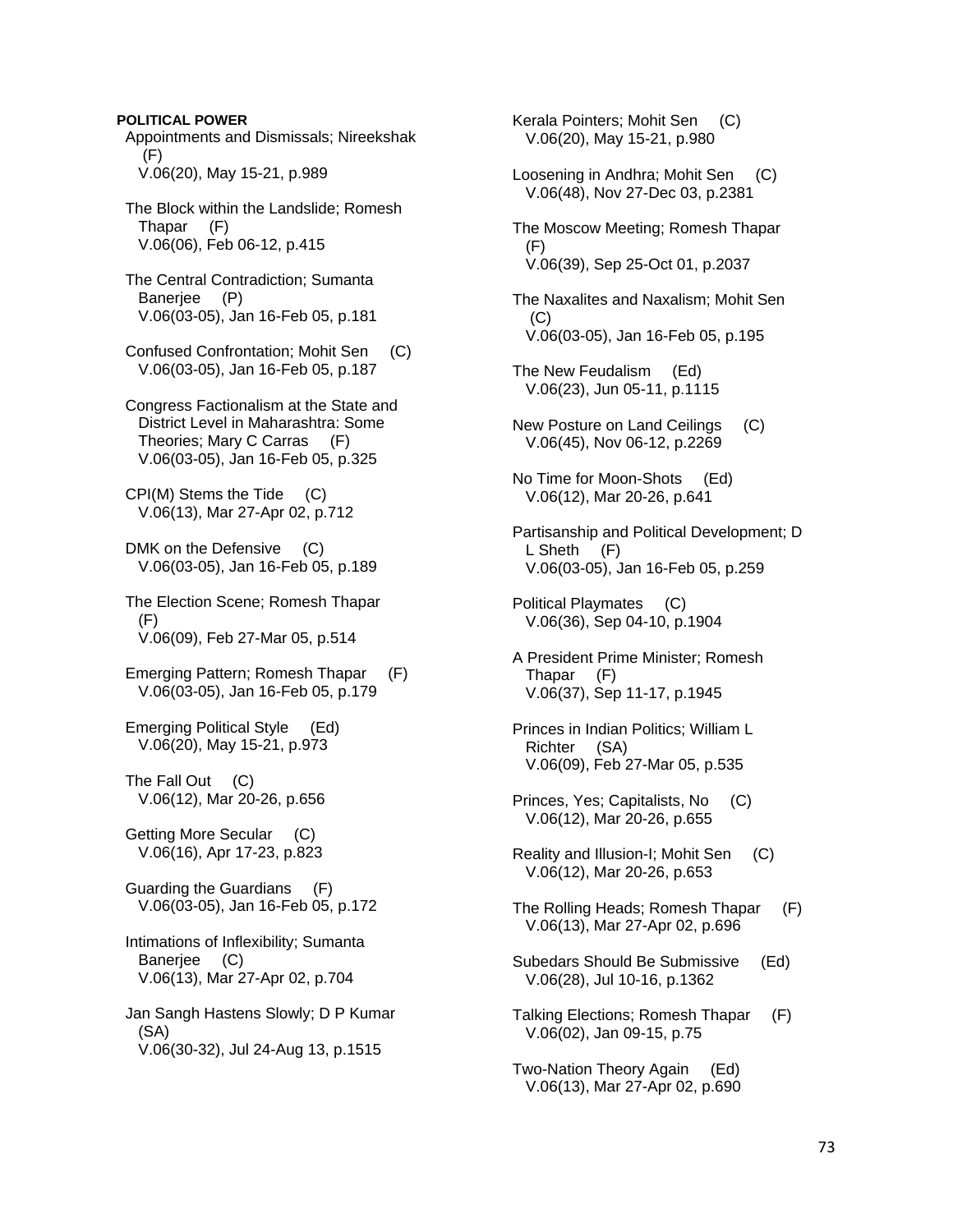**POLITICAL POWER**

Appointments and Dismissals; Nireekshak (F)
V.06(20), May 15-21, p.989

The Block within the Landslide; Romesh Thapar (F)
V.06(06), Feb 06-12, p.415

The Central Contradiction; Sumanta Banerjee (P)
V.06(03-05), Jan 16-Feb 05, p.181

Confused Confrontation; Mohit Sen (C)
V.06(03-05), Jan 16-Feb 05, p.187

Congress Factionalism at the State and District Level in Maharashtra: Some Theories; Mary C Carras (F)
V.06(03-05), Jan 16-Feb 05, p.325

CPI(M) Stems the Tide (C)
V.06(13), Mar 27-Apr 02, p.712

DMK on the Defensive (C)
V.06(03-05), Jan 16-Feb 05, p.189

The Election Scene; Romesh Thapar (F)
V.06(09), Feb 27-Mar 05, p.514

Emerging Pattern; Romesh Thapar (F)
V.06(03-05), Jan 16-Feb 05, p.179

Emerging Political Style (Ed)
V.06(20), May 15-21, p.973

The Fall Out (C)
V.06(12), Mar 20-26, p.656

Getting More Secular (C)
V.06(16), Apr 17-23, p.823

Guarding the Guardians (F)
V.06(03-05), Jan 16-Feb 05, p.172

Intimations of Inflexibility; Sumanta Banerjee (C)
V.06(13), Mar 27-Apr 02, p.704

Jan Sangh Hastens Slowly; D P Kumar (SA)
V.06(30-32), Jul 24-Aug 13, p.1515

Kerala Pointers; Mohit Sen (C)
V.06(20), May 15-21, p.980

Loosening in Andhra; Mohit Sen (C)
V.06(48), Nov 27-Dec 03, p.2381

The Moscow Meeting; Romesh Thapar (F)
V.06(39), Sep 25-Oct 01, p.2037

The Naxalites and Naxalism; Mohit Sen (C)
V.06(03-05), Jan 16-Feb 05, p.195

The New Feudalism (Ed)
V.06(23), Jun 05-11, p.1115

New Posture on Land Ceilings (C)
V.06(45), Nov 06-12, p.2269

No Time for Moon-Shots (Ed)
V.06(12), Mar 20-26, p.641

Partisanship and Political Development; D L Sheth (F)
V.06(03-05), Jan 16-Feb 05, p.259

Political Playmates (C)
V.06(36), Sep 04-10, p.1904

A President Prime Minister; Romesh Thapar (F)
V.06(37), Sep 11-17, p.1945

Princes in Indian Politics; William L Richter (SA)
V.06(09), Feb 27-Mar 05, p.535

Princes, Yes; Capitalists, No (C)
V.06(12), Mar 20-26, p.655

Reality and Illusion-I; Mohit Sen (C)
V.06(12), Mar 20-26, p.653

The Rolling Heads; Romesh Thapar (F)
V.06(13), Mar 27-Apr 02, p.696

Subedars Should Be Submissive (Ed)
V.06(28), Jul 10-16, p.1362

Talking Elections; Romesh Thapar (F)
V.06(02), Jan 09-15, p.75

Two-Nation Theory Again (Ed)
V.06(13), Mar 27-Apr 02, p.690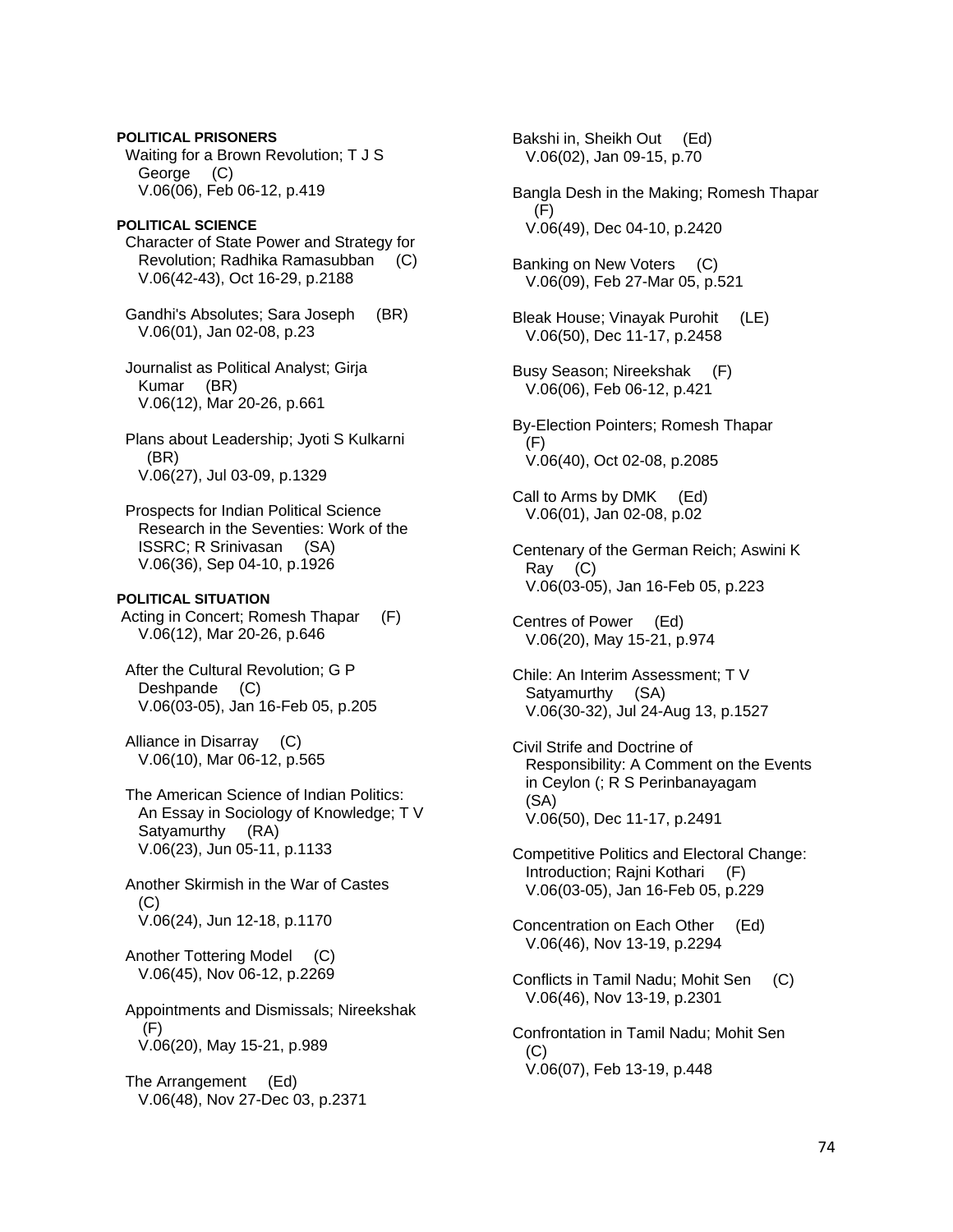**POLITICAL PRISONERS**

Waiting for a Brown Revolution; T J S George (C)
V.06(06), Feb 06-12, p.419

**POLITICAL SCIENCE**

Character of State Power and Strategy for Revolution; Radhika Ramasubban (C)
V.06(42-43), Oct 16-29, p.2188

Gandhi's Absolutes; Sara Joseph (BR)
V.06(01), Jan 02-08, p.23

Journalist as Political Analyst; Girja Kumar (BR)
V.06(12), Mar 20-26, p.661

Plans about Leadership; Jyoti S Kulkarni (BR)
V.06(27), Jul 03-09, p.1329

Prospects for Indian Political Science Research in the Seventies: Work of the ISSRC; R Srinivasan (SA)
V.06(36), Sep 04-10, p.1926

**POLITICAL SITUATION**

Acting in Concert; Romesh Thapar (F)
V.06(12), Mar 20-26, p.646

After the Cultural Revolution; G P Deshpande (C)
V.06(03-05), Jan 16-Feb 05, p.205

Alliance in Disarray (C)
V.06(10), Mar 06-12, p.565

The American Science of Indian Politics: An Essay in Sociology of Knowledge; T V Satyamurthy (RA)
V.06(23), Jun 05-11, p.1133

Another Skirmish in the War of Castes (C)
V.06(24), Jun 12-18, p.1170

Another Tottering Model (C)
V.06(45), Nov 06-12, p.2269

Appointments and Dismissals; Nireekshak (F)
V.06(20), May 15-21, p.989

The Arrangement (Ed)
V.06(48), Nov 27-Dec 03, p.2371

Bakshi in, Sheikh Out (Ed)
V.06(02), Jan 09-15, p.70

Bangla Desh in the Making; Romesh Thapar (F)
V.06(49), Dec 04-10, p.2420

Banking on New Voters (C)
V.06(09), Feb 27-Mar 05, p.521

Bleak House; Vinayak Purohit (LE)
V.06(50), Dec 11-17, p.2458

Busy Season; Nireekshak (F)
V.06(06), Feb 06-12, p.421

By-Election Pointers; Romesh Thapar (F)
V.06(40), Oct 02-08, p.2085

Call to Arms by DMK (Ed)
V.06(01), Jan 02-08, p.02

Centenary of the German Reich; Aswini K Ray (C)
V.06(03-05), Jan 16-Feb 05, p.223

Centres of Power (Ed)
V.06(20), May 15-21, p.974

Chile: An Interim Assessment; T V Satyamurthy (SA)
V.06(30-32), Jul 24-Aug 13, p.1527

Civil Strife and Doctrine of Responsibility: A Comment on the Events in Ceylon (; R S Perinbanayagam (SA)
V.06(50), Dec 11-17, p.2491

Competitive Politics and Electoral Change: Introduction; Rajni Kothari (F)
V.06(03-05), Jan 16-Feb 05, p.229

Concentration on Each Other (Ed)
V.06(46), Nov 13-19, p.2294

Conflicts in Tamil Nadu; Mohit Sen (C)
V.06(46), Nov 13-19, p.2301

Confrontation in Tamil Nadu; Mohit Sen (C)
V.06(07), Feb 13-19, p.448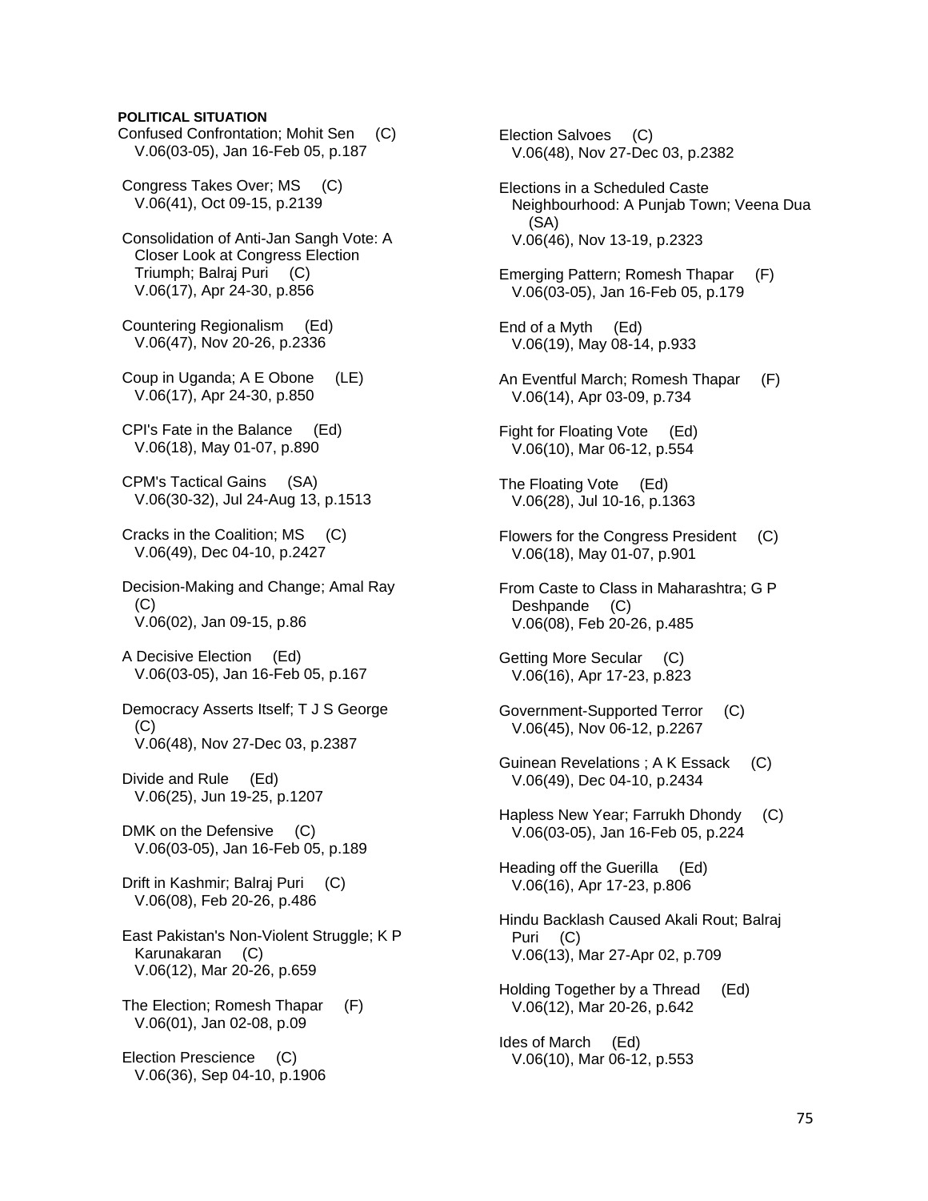**POLITICAL SITUATION**

Confused Confrontation; Mohit Sen (C)
V.06(03-05), Jan 16-Feb 05, p.187

Congress Takes Over; MS (C)
V.06(41), Oct 09-15, p.2139

Consolidation of Anti-Jan Sangh Vote: A Closer Look at Congress Election Triumph; Balraj Puri (C)
V.06(17), Apr 24-30, p.856

Countering Regionalism (Ed)
V.06(47), Nov 20-26, p.2336

Coup in Uganda; A E Obone (LE)
V.06(17), Apr 24-30, p.850

CPI's Fate in the Balance (Ed)
V.06(18), May 01-07, p.890

CPM's Tactical Gains (SA)
V.06(30-32), Jul 24-Aug 13, p.1513

Cracks in the Coalition; MS (C)
V.06(49), Dec 04-10, p.2427

Decision-Making and Change; Amal Ray (C)
V.06(02), Jan 09-15, p.86

A Decisive Election (Ed)
V.06(03-05), Jan 16-Feb 05, p.167

Democracy Asserts Itself; T J S George (C)
V.06(48), Nov 27-Dec 03, p.2387

Divide and Rule (Ed)
V.06(25), Jun 19-25, p.1207

DMK on the Defensive (C)
V.06(03-05), Jan 16-Feb 05, p.189

Drift in Kashmir; Balraj Puri (C)
V.06(08), Feb 20-26, p.486

East Pakistan's Non-Violent Struggle; K P Karunakaran (C)
V.06(12), Mar 20-26, p.659

The Election; Romesh Thapar (F)
V.06(01), Jan 02-08, p.09

Election Prescience (C)
V.06(36), Sep 04-10, p.1906

Election Salvoes (C)
V.06(48), Nov 27-Dec 03, p.2382

Elections in a Scheduled Caste Neighbourhood: A Punjab Town; Veena Dua (SA)
V.06(46), Nov 13-19, p.2323

Emerging Pattern; Romesh Thapar (F)
V.06(03-05), Jan 16-Feb 05, p.179

End of a Myth (Ed)
V.06(19), May 08-14, p.933

An Eventful March; Romesh Thapar (F)
V.06(14), Apr 03-09, p.734

Fight for Floating Vote (Ed)
V.06(10), Mar 06-12, p.554

The Floating Vote (Ed)
V.06(28), Jul 10-16, p.1363

Flowers for the Congress President (C)
V.06(18), May 01-07, p.901

From Caste to Class in Maharashtra; G P Deshpande (C)
V.06(08), Feb 20-26, p.485

Getting More Secular (C)
V.06(16), Apr 17-23, p.823

Government-Supported Terror (C)
V.06(45), Nov 06-12, p.2267

Guinean Revelations ; A K Essack (C)
V.06(49), Dec 04-10, p.2434

Hapless New Year; Farrukh Dhondy (C)
V.06(03-05), Jan 16-Feb 05, p.224

Heading off the Guerilla (Ed)
V.06(16), Apr 17-23, p.806

Hindu Backlash Caused Akali Rout; Balraj Puri (C)
V.06(13), Mar 27-Apr 02, p.709

Holding Together by a Thread (Ed)
V.06(12), Mar 20-26, p.642

Ides of March (Ed)
V.06(10), Mar 06-12, p.553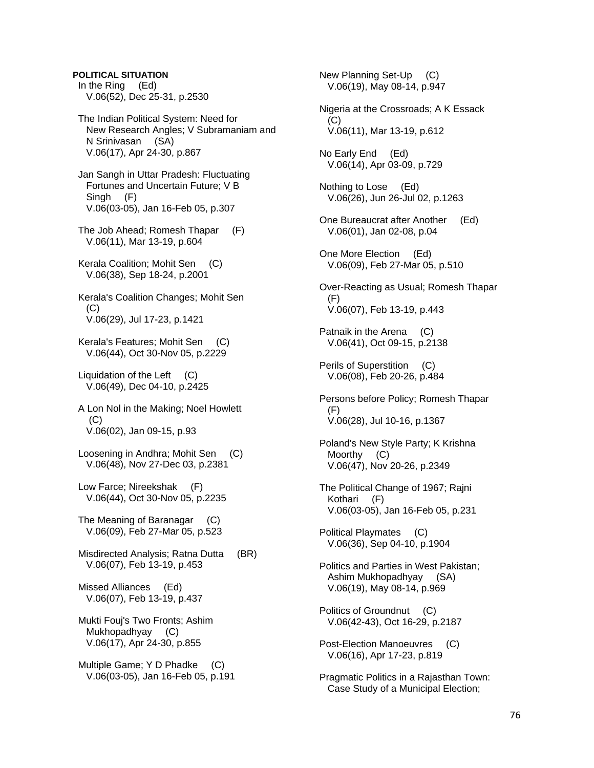**POLITICAL SITUATION**

In the Ring (Ed)
V.06(52), Dec 25-31, p.2530

The Indian Political System: Need for New Research Angles; V Subramaniam and N Srinivasan (SA)
V.06(17), Apr 24-30, p.867

Jan Sangh in Uttar Pradesh: Fluctuating Fortunes and Uncertain Future; V B Singh (F)
V.06(03-05), Jan 16-Feb 05, p.307

The Job Ahead; Romesh Thapar (F)
V.06(11), Mar 13-19, p.604

Kerala Coalition; Mohit Sen (C)
V.06(38), Sep 18-24, p.2001

Kerala's Coalition Changes; Mohit Sen (C)
V.06(29), Jul 17-23, p.1421

Kerala's Features; Mohit Sen (C)
V.06(44), Oct 30-Nov 05, p.2229

Liquidation of the Left (C)
V.06(49), Dec 04-10, p.2425

A Lon Nol in the Making; Noel Howlett (C)
V.06(02), Jan 09-15, p.93

Loosening in Andhra; Mohit Sen (C)
V.06(48), Nov 27-Dec 03, p.2381

Low Farce; Nireekshak (F)
V.06(44), Oct 30-Nov 05, p.2235

The Meaning of Baranagar (C)
V.06(09), Feb 27-Mar 05, p.523

Misdirected Analysis; Ratna Dutta (BR)
V.06(07), Feb 13-19, p.453

Missed Alliances (Ed)
V.06(07), Feb 13-19, p.437

Mukti Fouj's Two Fronts; Ashim Mukhopadhyay (C)
V.06(17), Apr 24-30, p.855

Multiple Game; Y D Phadke (C)
V.06(03-05), Jan 16-Feb 05, p.191

New Planning Set-Up (C)
V.06(19), May 08-14, p.947

Nigeria at the Crossroads; A K Essack (C)
V.06(11), Mar 13-19, p.612

No Early End (Ed)
V.06(14), Apr 03-09, p.729

Nothing to Lose (Ed)
V.06(26), Jun 26-Jul 02, p.1263

One Bureaucrat after Another (Ed)
V.06(01), Jan 02-08, p.04

One More Election (Ed)
V.06(09), Feb 27-Mar 05, p.510

Over-Reacting as Usual; Romesh Thapar (F)
V.06(07), Feb 13-19, p.443

Patnaik in the Arena (C)
V.06(41), Oct 09-15, p.2138

Perils of Superstition (C)
V.06(08), Feb 20-26, p.484

Persons before Policy; Romesh Thapar (F)
V.06(28), Jul 10-16, p.1367

Poland's New Style Party; K Krishna Moorthy (C)
V.06(47), Nov 20-26, p.2349

The Political Change of 1967; Rajni Kothari (F)
V.06(03-05), Jan 16-Feb 05, p.231

Political Playmates (C)
V.06(36), Sep 04-10, p.1904

Politics and Parties in West Pakistan; Ashim Mukhopadhyay (SA)
V.06(19), May 08-14, p.969

Politics of Groundnut (C)
V.06(42-43), Oct 16-29, p.2187

Post-Election Manoeuvres (C)
V.06(16), Apr 17-23, p.819

Pragmatic Politics in a Rajasthan Town: Case Study of a Municipal Election;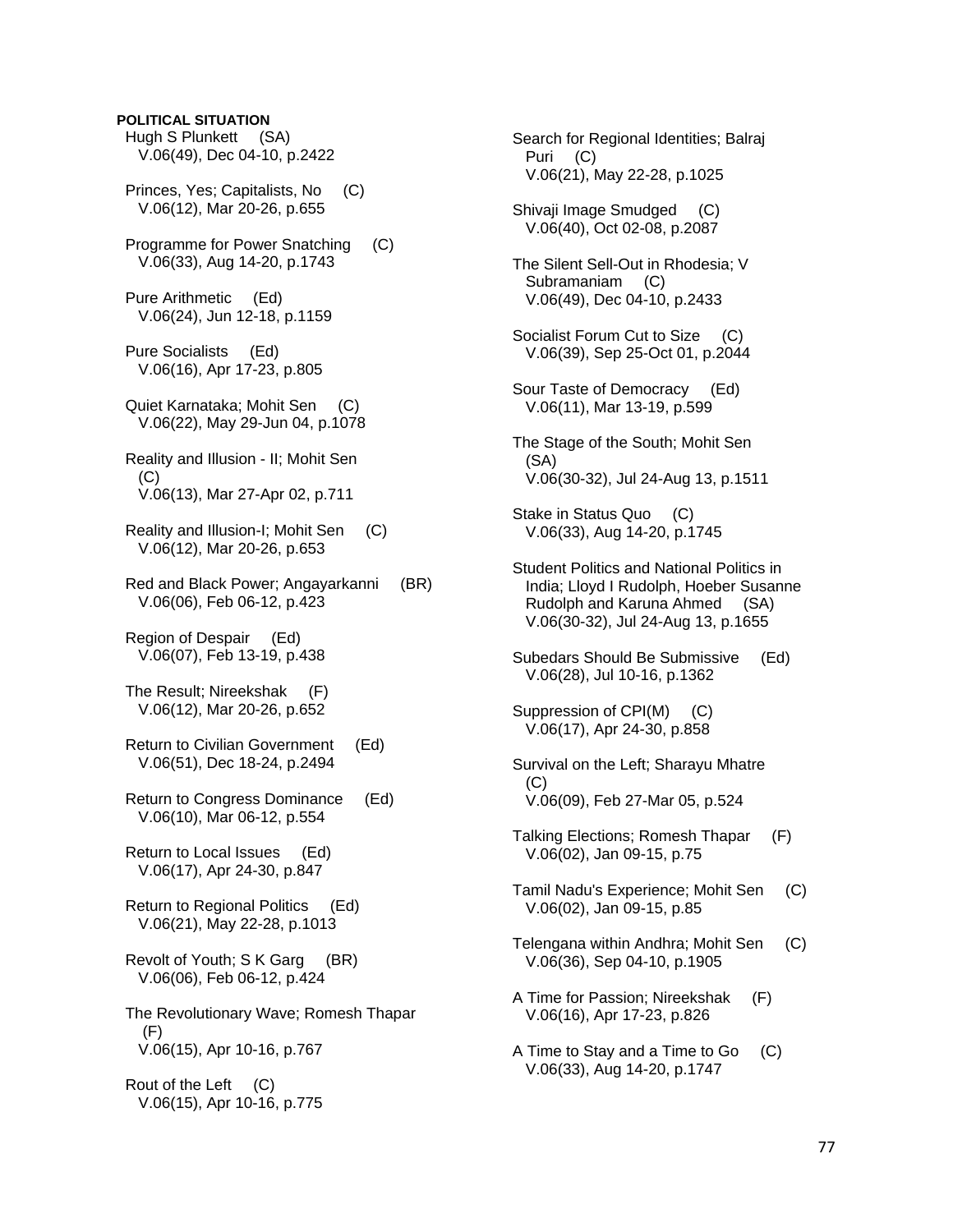**POLITICAL SITUATION**

Hugh S Plunkett (SA)
V.06(49), Dec 04-10, p.2422

Princes, Yes; Capitalists, No (C)
V.06(12), Mar 20-26, p.655

Programme for Power Snatching (C)
V.06(33), Aug 14-20, p.1743

Pure Arithmetic (Ed)
V.06(24), Jun 12-18, p.1159

Pure Socialists (Ed)
V.06(16), Apr 17-23, p.805

Quiet Karnataka; Mohit Sen (C)
V.06(22), May 29-Jun 04, p.1078

Reality and Illusion - II; Mohit Sen (C)
V.06(13), Mar 27-Apr 02, p.711

Reality and Illusion-I; Mohit Sen (C)
V.06(12), Mar 20-26, p.653

Red and Black Power; Angayarkanni (BR)
V.06(06), Feb 06-12, p.423

Region of Despair (Ed)
V.06(07), Feb 13-19, p.438

The Result; Nireekshak (F)
V.06(12), Mar 20-26, p.652

Return to Civilian Government (Ed)
V.06(51), Dec 18-24, p.2494

Return to Congress Dominance (Ed)
V.06(10), Mar 06-12, p.554

Return to Local Issues (Ed)
V.06(17), Apr 24-30, p.847

Return to Regional Politics (Ed)
V.06(21), May 22-28, p.1013

Revolt of Youth; S K Garg (BR)
V.06(06), Feb 06-12, p.424

The Revolutionary Wave; Romesh Thapar (F)
V.06(15), Apr 10-16, p.767

Rout of the Left (C)
V.06(15), Apr 10-16, p.775

Search for Regional Identities; Balraj Puri (C)
V.06(21), May 22-28, p.1025

Shivaji Image Smudged (C)
V.06(40), Oct 02-08, p.2087

The Silent Sell-Out in Rhodesia; V Subramaniam (C)
V.06(49), Dec 04-10, p.2433

Socialist Forum Cut to Size (C)
V.06(39), Sep 25-Oct 01, p.2044

Sour Taste of Democracy (Ed)
V.06(11), Mar 13-19, p.599

The Stage of the South; Mohit Sen (SA)
V.06(30-32), Jul 24-Aug 13, p.1511

Stake in Status Quo (C)
V.06(33), Aug 14-20, p.1745

Student Politics and National Politics in India; Lloyd I Rudolph, Hoeber Susanne Rudolph and Karuna Ahmed (SA)
V.06(30-32), Jul 24-Aug 13, p.1655

Subedars Should Be Submissive (Ed)
V.06(28), Jul 10-16, p.1362

Suppression of CPI(M) (C)
V.06(17), Apr 24-30, p.858

Survival on the Left; Sharayu Mhatre (C)
V.06(09), Feb 27-Mar 05, p.524

Talking Elections; Romesh Thapar (F)
V.06(02), Jan 09-15, p.75

Tamil Nadu's Experience; Mohit Sen (C)
V.06(02), Jan 09-15, p.85

Telengana within Andhra; Mohit Sen (C)
V.06(36), Sep 04-10, p.1905

A Time for Passion; Nireekshak (F)
V.06(16), Apr 17-23, p.826

A Time to Stay and a Time to Go (C)
V.06(33), Aug 14-20, p.1747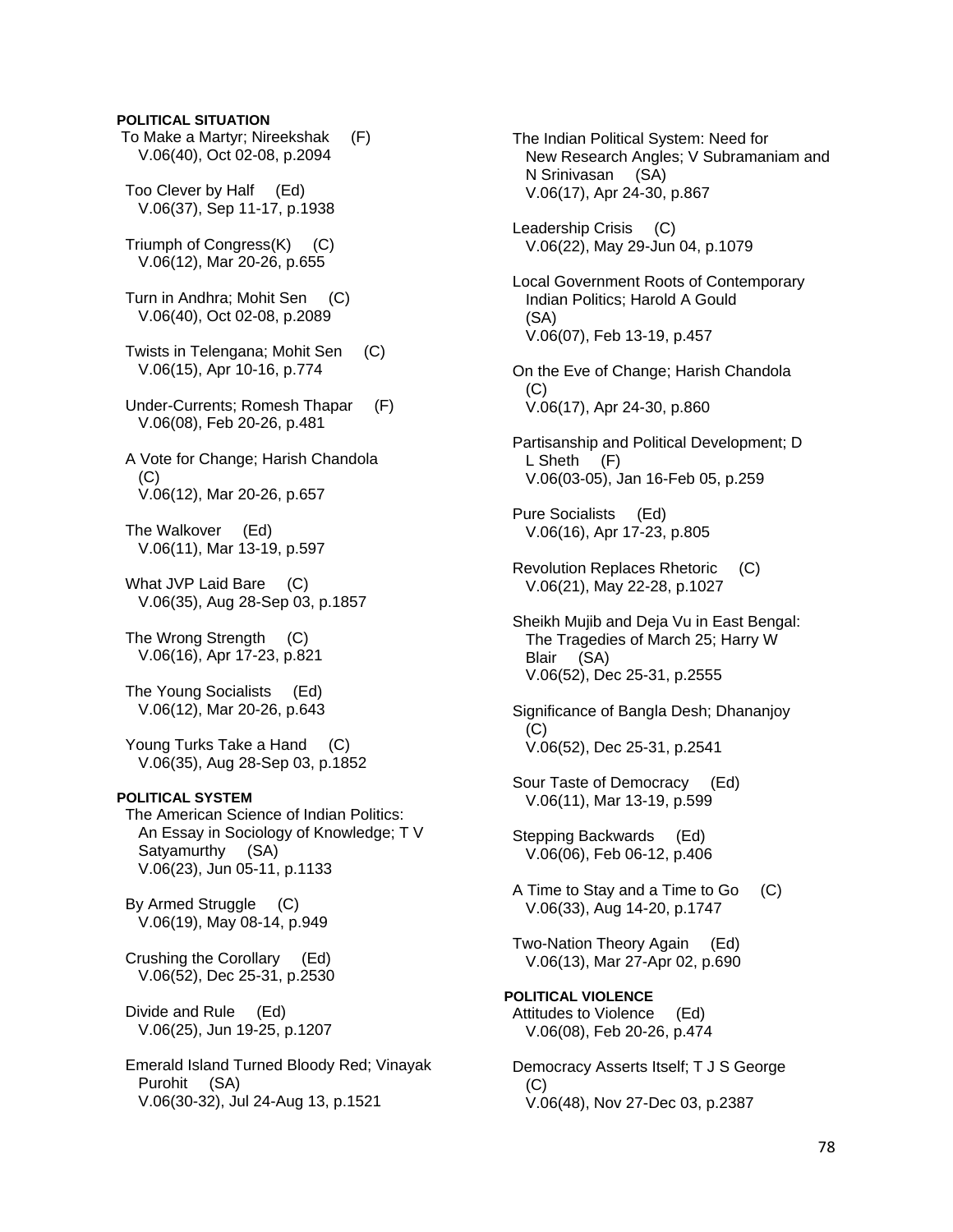**POLITICAL SITUATION**

To Make a Martyr; Nireekshak (F)
V.06(40), Oct 02-08, p.2094

Too Clever by Half (Ed)
V.06(37), Sep 11-17, p.1938

Triumph of Congress(K) (C)
V.06(12), Mar 20-26, p.655

Turn in Andhra; Mohit Sen (C)
V.06(40), Oct 02-08, p.2089

Twists in Telengana; Mohit Sen (C)
V.06(15), Apr 10-16, p.774

Under-Currents; Romesh Thapar (F)
V.06(08), Feb 20-26, p.481

A Vote for Change; Harish Chandola (C)
V.06(12), Mar 20-26, p.657

The Walkover (Ed)
V.06(11), Mar 13-19, p.597

What JVP Laid Bare (C)
V.06(35), Aug 28-Sep 03, p.1857

The Wrong Strength (C)
V.06(16), Apr 17-23, p.821

The Young Socialists (Ed)
V.06(12), Mar 20-26, p.643

Young Turks Take a Hand (C)
V.06(35), Aug 28-Sep 03, p.1852

**POLITICAL SYSTEM**

The American Science of Indian Politics: An Essay in Sociology of Knowledge; T V Satyamurthy (SA)
V.06(23), Jun 05-11, p.1133

By Armed Struggle (C)
V.06(19), May 08-14, p.949

Crushing the Corollary (Ed)
V.06(52), Dec 25-31, p.2530

Divide and Rule (Ed)
V.06(25), Jun 19-25, p.1207

Emerald Island Turned Bloody Red; Vinayak Purohit (SA)
V.06(30-32), Jul 24-Aug 13, p.1521

The Indian Political System: Need for New Research Angles; V Subramaniam and N Srinivasan (SA)
V.06(17), Apr 24-30, p.867

Leadership Crisis (C)
V.06(22), May 29-Jun 04, p.1079

Local Government Roots of Contemporary Indian Politics; Harold A Gould (SA)
V.06(07), Feb 13-19, p.457

On the Eve of Change; Harish Chandola (C)
V.06(17), Apr 24-30, p.860

Partisanship and Political Development; D L Sheth (F)
V.06(03-05), Jan 16-Feb 05, p.259

Pure Socialists (Ed)
V.06(16), Apr 17-23, p.805

Revolution Replaces Rhetoric (C)
V.06(21), May 22-28, p.1027

Sheikh Mujib and Deja Vu in East Bengal: The Tragedies of March 25; Harry W Blair (SA)
V.06(52), Dec 25-31, p.2555

Significance of Bangla Desh; Dhananjoy (C)
V.06(52), Dec 25-31, p.2541

Sour Taste of Democracy (Ed)
V.06(11), Mar 13-19, p.599

Stepping Backwards (Ed)
V.06(06), Feb 06-12, p.406

A Time to Stay and a Time to Go (C)
V.06(33), Aug 14-20, p.1747

Two-Nation Theory Again (Ed)
V.06(13), Mar 27-Apr 02, p.690

**POLITICAL VIOLENCE**

Attitudes to Violence (Ed)
V.06(08), Feb 20-26, p.474

Democracy Asserts Itself; T J S George (C)
V.06(48), Nov 27-Dec 03, p.2387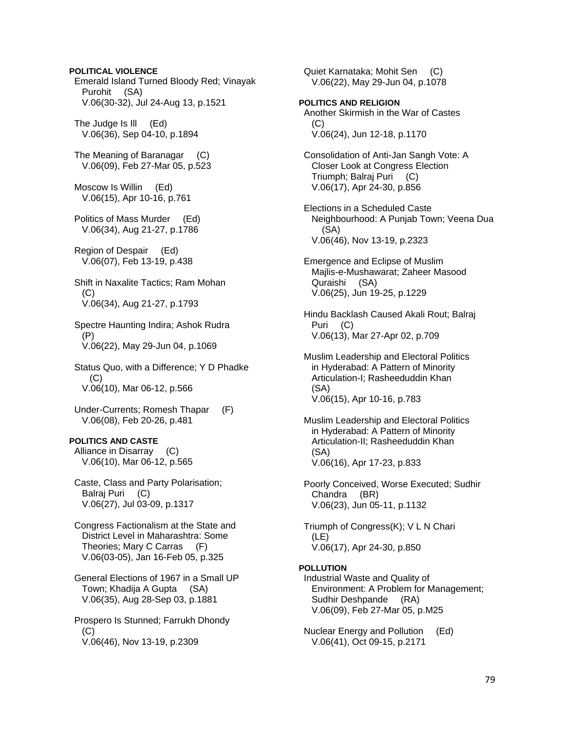**POLITICAL VIOLENCE**

Emerald Island Turned Bloody Red; Vinayak Purohit (SA)
V.06(30-32), Jul 24-Aug 13, p.1521

The Judge Is Ill (Ed)
V.06(36), Sep 04-10, p.1894

The Meaning of Baranagar (C)
V.06(09), Feb 27-Mar 05, p.523

Moscow Is Willin (Ed)
V.06(15), Apr 10-16, p.761

Politics of Mass Murder (Ed)
V.06(34), Aug 21-27, p.1786

Region of Despair (Ed)
V.06(07), Feb 13-19, p.438

Shift in Naxalite Tactics; Ram Mohan (C)
V.06(34), Aug 21-27, p.1793

Spectre Haunting Indira; Ashok Rudra (P)
V.06(22), May 29-Jun 04, p.1069

Status Quo, with a Difference; Y D Phadke (C)
V.06(10), Mar 06-12, p.566

Under-Currents; Romesh Thapar (F)
V.06(08), Feb 20-26, p.481

**POLITICS AND CASTE**

Alliance in Disarray (C)
V.06(10), Mar 06-12, p.565

Caste, Class and Party Polarisation; Balraj Puri (C)
V.06(27), Jul 03-09, p.1317

Congress Factionalism at the State and District Level in Maharashtra: Some Theories; Mary C Carras (F)
V.06(03-05), Jan 16-Feb 05, p.325

General Elections of 1967 in a Small UP Town; Khadija A Gupta (SA)
V.06(35), Aug 28-Sep 03, p.1881

Prospero Is Stunned; Farrukh Dhondy (C)
V.06(46), Nov 13-19, p.2309

Quiet Karnataka; Mohit Sen (C)
V.06(22), May 29-Jun 04, p.1078

**POLITICS AND RELIGION**

Another Skirmish in the War of Castes (C)
V.06(24), Jun 12-18, p.1170

Consolidation of Anti-Jan Sangh Vote: A Closer Look at Congress Election Triumph; Balraj Puri (C)
V.06(17), Apr 24-30, p.856

Elections in a Scheduled Caste Neighbourhood: A Punjab Town; Veena Dua (SA)
V.06(46), Nov 13-19, p.2323

Emergence and Eclipse of Muslim Majlis-e-Mushawarat; Zaheer Masood Quraishi (SA)
V.06(25), Jun 19-25, p.1229

Hindu Backlash Caused Akali Rout; Balraj Puri (C)
V.06(13), Mar 27-Apr 02, p.709

Muslim Leadership and Electoral Politics in Hyderabad: A Pattern of Minority Articulation-I; Rasheeduddin Khan (SA)
V.06(15), Apr 10-16, p.783

Muslim Leadership and Electoral Politics in Hyderabad: A Pattern of Minority Articulation-II; Rasheeduddin Khan (SA)
V.06(16), Apr 17-23, p.833

Poorly Conceived, Worse Executed; Sudhir Chandra (BR)
V.06(23), Jun 05-11, p.1132

Triumph of Congress(K); V L N Chari (LE)
V.06(17), Apr 24-30, p.850

**POLLUTION**

Industrial Waste and Quality of Environment: A Problem for Management; Sudhir Deshpande (RA)
V.06(09), Feb 27-Mar 05, p.M25

Nuclear Energy and Pollution (Ed)
V.06(41), Oct 09-15, p.2171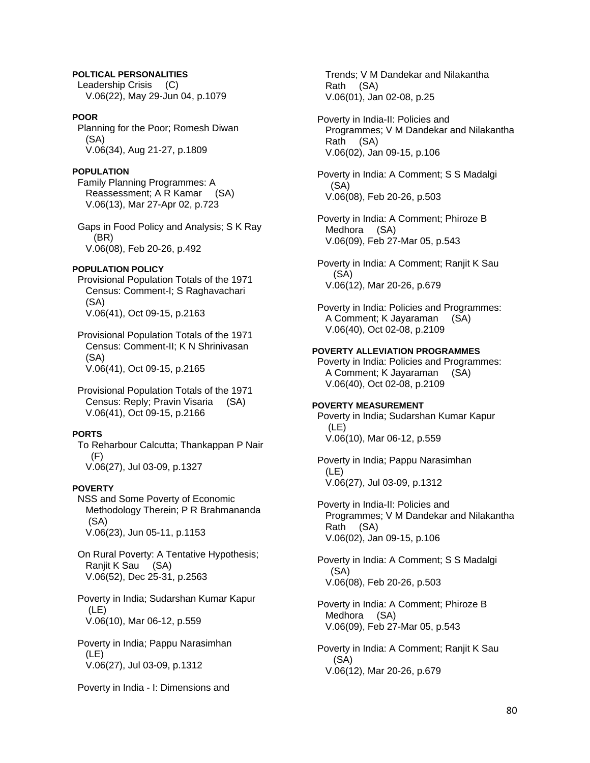**POLTICAL PERSONALITIES**

Leadership Crisis (C)
V.06(22), May 29-Jun 04, p.1079

**POOR**

Planning for the Poor; Romesh Diwan (SA)
V.06(34), Aug 21-27, p.1809

**POPULATION**

Family Planning Programmes: A Reassessment; A R Kamar (SA)
V.06(13), Mar 27-Apr 02, p.723

Gaps in Food Policy and Analysis; S K Ray (BR)
V.06(08), Feb 20-26, p.492

**POPULATION POLICY**

Provisional Population Totals of the 1971 Census: Comment-I; S Raghavachari (SA)
V.06(41), Oct 09-15, p.2163

Provisional Population Totals of the 1971 Census: Comment-II; K N Shrinivasan (SA)
V.06(41), Oct 09-15, p.2165

Provisional Population Totals of the 1971 Census: Reply; Pravin Visaria (SA)
V.06(41), Oct 09-15, p.2166

**PORTS**

To Reharbour Calcutta; Thankappan P Nair (F)
V.06(27), Jul 03-09, p.1327

**POVERTY**

NSS and Some Poverty of Economic Methodology Therein; P R Brahmananda (SA)
V.06(23), Jun 05-11, p.1153

On Rural Poverty: A Tentative Hypothesis; Ranjit K Sau (SA)
V.06(52), Dec 25-31, p.2563

Poverty in India; Sudarshan Kumar Kapur (LE)
V.06(10), Mar 06-12, p.559

Poverty in India; Pappu Narasimhan (LE)
V.06(27), Jul 03-09, p.1312

Poverty in India - I: Dimensions and Trends; V M Dandekar and Nilakantha Rath (SA)
V.06(01), Jan 02-08, p.25

Poverty in India-II: Policies and Programmes; V M Dandekar and Nilakantha Rath (SA)
V.06(02), Jan 09-15, p.106

Poverty in India: A Comment; S S Madalgi (SA)
V.06(08), Feb 20-26, p.503

Poverty in India: A Comment; Phiroze B Medhora (SA)
V.06(09), Feb 27-Mar 05, p.543

Poverty in India: A Comment; Ranjit K Sau (SA)
V.06(12), Mar 20-26, p.679

Poverty in India: Policies and Programmes: A Comment; K Jayaraman (SA)
V.06(40), Oct 02-08, p.2109

**POVERTY ALLEVIATION PROGRAMMES**

Poverty in India: Policies and Programmes: A Comment; K Jayaraman (SA)
V.06(40), Oct 02-08, p.2109

**POVERTY MEASUREMENT**

Poverty in India; Sudarshan Kumar Kapur (LE)
V.06(10), Mar 06-12, p.559

Poverty in India; Pappu Narasimhan (LE)
V.06(27), Jul 03-09, p.1312

Poverty in India-II: Policies and Programmes; V M Dandekar and Nilakantha Rath (SA)
V.06(02), Jan 09-15, p.106

Poverty in India: A Comment; S S Madalgi (SA)
V.06(08), Feb 20-26, p.503

Poverty in India: A Comment; Phiroze B Medhora (SA)
V.06(09), Feb 27-Mar 05, p.543

Poverty in India: A Comment; Ranjit K Sau (SA)
V.06(12), Mar 20-26, p.679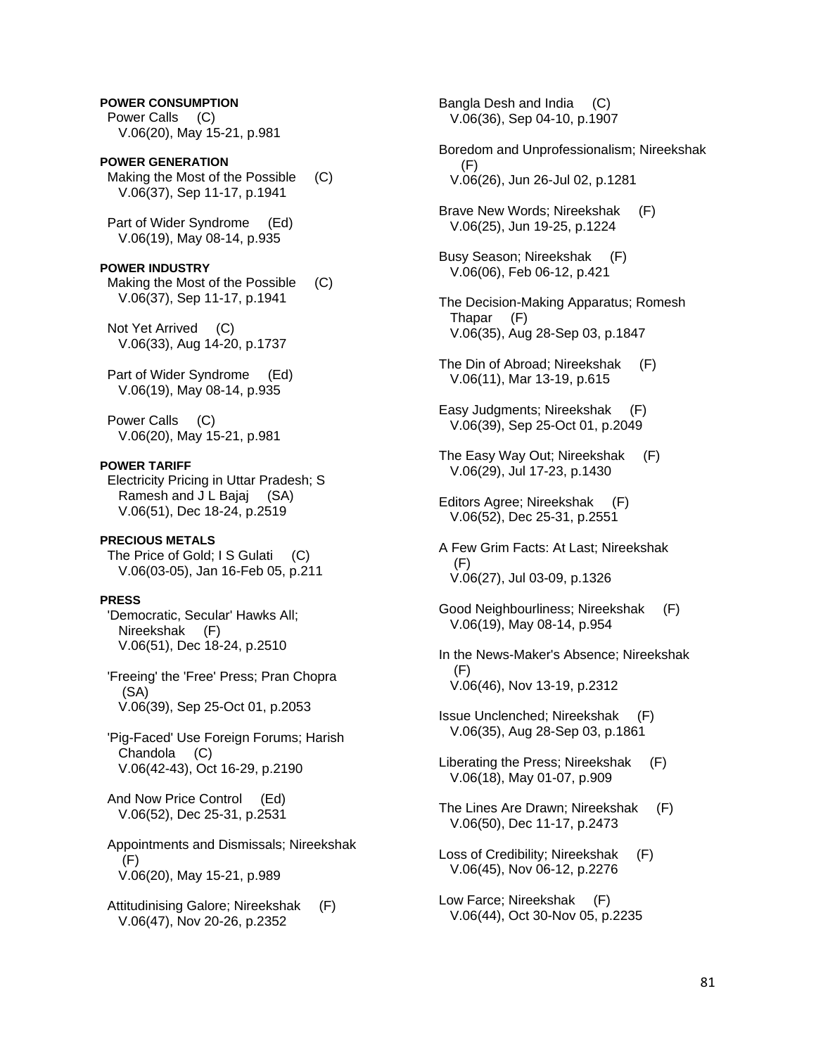**POWER CONSUMPTION**

Power Calls (C)
V.06(20), May 15-21, p.981

**POWER GENERATION**

Making the Most of the Possible (C)
V.06(37), Sep 11-17, p.1941

Part of Wider Syndrome (Ed)
V.06(19), May 08-14, p.935

**POWER INDUSTRY**

Making the Most of the Possible (C)
V.06(37), Sep 11-17, p.1941

Not Yet Arrived (C)
V.06(33), Aug 14-20, p.1737

Part of Wider Syndrome (Ed)
V.06(19), May 08-14, p.935

Power Calls (C)
V.06(20), May 15-21, p.981

**POWER TARIFF**

Electricity Pricing in Uttar Pradesh; S Ramesh and J L Bajaj (SA)
V.06(51), Dec 18-24, p.2519

**PRECIOUS METALS**

The Price of Gold; I S Gulati (C)
V.06(03-05), Jan 16-Feb 05, p.211

**PRESS**

'Democratic, Secular' Hawks All; Nireekshak (F)
V.06(51), Dec 18-24, p.2510

'Freeing' the 'Free' Press; Pran Chopra (SA)
V.06(39), Sep 25-Oct 01, p.2053

'Pig-Faced' Use Foreign Forums; Harish Chandola (C)
V.06(42-43), Oct 16-29, p.2190

And Now Price Control (Ed)
V.06(52), Dec 25-31, p.2531

Appointments and Dismissals; Nireekshak (F)
V.06(20), May 15-21, p.989

Attitudinising Galore; Nireekshak (F)
V.06(47), Nov 20-26, p.2352

Bangla Desh and India (C)
V.06(36), Sep 04-10, p.1907

Boredom and Unprofessionalism; Nireekshak (F)
V.06(26), Jun 26-Jul 02, p.1281

Brave New Words; Nireekshak (F)
V.06(25), Jun 19-25, p.1224

Busy Season; Nireekshak (F)
V.06(06), Feb 06-12, p.421

The Decision-Making Apparatus; Romesh Thapar (F)
V.06(35), Aug 28-Sep 03, p.1847

The Din of Abroad; Nireekshak (F)
V.06(11), Mar 13-19, p.615

Easy Judgments; Nireekshak (F)
V.06(39), Sep 25-Oct 01, p.2049

The Easy Way Out; Nireekshak (F)
V.06(29), Jul 17-23, p.1430

Editors Agree; Nireekshak (F)
V.06(52), Dec 25-31, p.2551

A Few Grim Facts: At Last; Nireekshak (F)
V.06(27), Jul 03-09, p.1326

Good Neighbourliness; Nireekshak (F)
V.06(19), May 08-14, p.954

In the News-Maker's Absence; Nireekshak (F)
V.06(46), Nov 13-19, p.2312

Issue Unclenched; Nireekshak (F)
V.06(35), Aug 28-Sep 03, p.1861

Liberating the Press; Nireekshak (F)
V.06(18), May 01-07, p.909

The Lines Are Drawn; Nireekshak (F)
V.06(50), Dec 11-17, p.2473

Loss of Credibility; Nireekshak (F)
V.06(45), Nov 06-12, p.2276

Low Farce; Nireekshak (F)
V.06(44), Oct 30-Nov 05, p.2235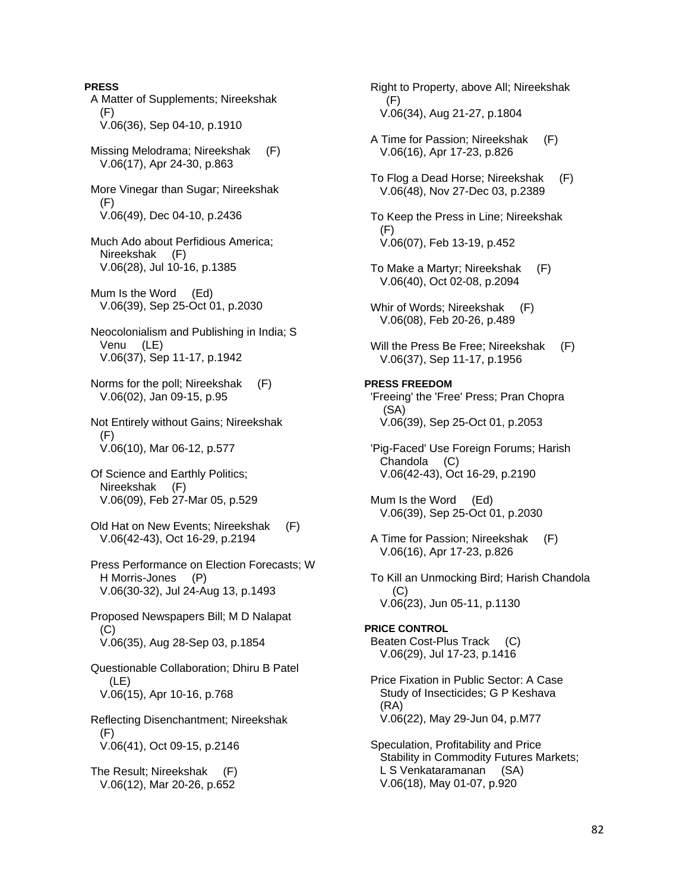**PRESS**

A Matter of Supplements; Nireekshak (F)
V.06(36), Sep 04-10, p.1910

Missing Melodrama; Nireekshak (F)
V.06(17), Apr 24-30, p.863

More Vinegar than Sugar; Nireekshak (F)
V.06(49), Dec 04-10, p.2436

Much Ado about Perfidious America; Nireekshak (F)
V.06(28), Jul 10-16, p.1385

Mum Is the Word (Ed)
V.06(39), Sep 25-Oct 01, p.2030

Neocolonialism and Publishing in India; S Venu (LE)
V.06(37), Sep 11-17, p.1942

Norms for the poll; Nireekshak (F)
V.06(02), Jan 09-15, p.95

Not Entirely without Gains; Nireekshak (F)
V.06(10), Mar 06-12, p.577

Of Science and Earthly Politics; Nireekshak (F)
V.06(09), Feb 27-Mar 05, p.529

Old Hat on New Events; Nireekshak (F)
V.06(42-43), Oct 16-29, p.2194

Press Performance on Election Forecasts; W H Morris-Jones (P)
V.06(30-32), Jul 24-Aug 13, p.1493

Proposed Newspapers Bill; M D Nalapat (C)
V.06(35), Aug 28-Sep 03, p.1854

Questionable Collaboration; Dhiru B Patel (LE)
V.06(15), Apr 10-16, p.768

Reflecting Disenchantment; Nireekshak (F)
V.06(41), Oct 09-15, p.2146

The Result; Nireekshak (F)
V.06(12), Mar 20-26, p.652

Right to Property, above All; Nireekshak (F)
V.06(34), Aug 21-27, p.1804

A Time for Passion; Nireekshak (F)
V.06(16), Apr 17-23, p.826

To Flog a Dead Horse; Nireekshak (F)
V.06(48), Nov 27-Dec 03, p.2389

To Keep the Press in Line; Nireekshak (F)
V.06(07), Feb 13-19, p.452

To Make a Martyr; Nireekshak (F)
V.06(40), Oct 02-08, p.2094

Whir of Words; Nireekshak (F)
V.06(08), Feb 20-26, p.489

Will the Press Be Free; Nireekshak (F)
V.06(37), Sep 11-17, p.1956

**PRESS FREEDOM**

'Freeing' the 'Free' Press; Pran Chopra (SA)
V.06(39), Sep 25-Oct 01, p.2053

'Pig-Faced' Use Foreign Forums; Harish Chandola (C)
V.06(42-43), Oct 16-29, p.2190

Mum Is the Word (Ed)
V.06(39), Sep 25-Oct 01, p.2030

A Time for Passion; Nireekshak (F)
V.06(16), Apr 17-23, p.826

To Kill an Unmocking Bird; Harish Chandola (C)
V.06(23), Jun 05-11, p.1130

**PRICE CONTROL**

Beaten Cost-Plus Track (C)
V.06(29), Jul 17-23, p.1416

Price Fixation in Public Sector: A Case Study of Insecticides; G P Keshava (RA)
V.06(22), May 29-Jun 04, p.M77

Speculation, Profitability and Price Stability in Commodity Futures Markets; L S Venkataramanan (SA)
V.06(18), May 01-07, p.920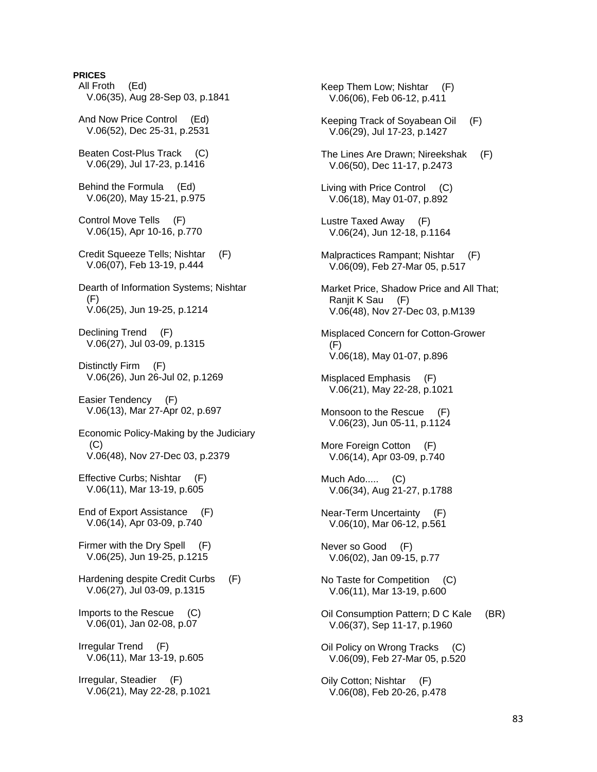**PRICES**

All Froth (Ed)
V.06(35), Aug 28-Sep 03, p.1841

And Now Price Control (Ed)
V.06(52), Dec 25-31, p.2531

Beaten Cost-Plus Track (C)
V.06(29), Jul 17-23, p.1416

Behind the Formula (Ed)
V.06(20), May 15-21, p.975

Control Move Tells (F)
V.06(15), Apr 10-16, p.770

Credit Squeeze Tells; Nishtar (F)
V.06(07), Feb 13-19, p.444

Dearth of Information Systems; Nishtar (F)
V.06(25), Jun 19-25, p.1214

Declining Trend (F)
V.06(27), Jul 03-09, p.1315

Distinctly Firm (F)
V.06(26), Jun 26-Jul 02, p.1269

Easier Tendency (F)
V.06(13), Mar 27-Apr 02, p.697

Economic Policy-Making by the Judiciary (C)
V.06(48), Nov 27-Dec 03, p.2379

Effective Curbs; Nishtar (F)
V.06(11), Mar 13-19, p.605

End of Export Assistance (F)
V.06(14), Apr 03-09, p.740

Firmer with the Dry Spell (F)
V.06(25), Jun 19-25, p.1215

Hardening despite Credit Curbs (F)
V.06(27), Jul 03-09, p.1315

Imports to the Rescue (C)
V.06(01), Jan 02-08, p.07

Irregular Trend (F)
V.06(11), Mar 13-19, p.605

Irregular, Steadier (F)
V.06(21), May 22-28, p.1021

Keep Them Low; Nishtar (F)
V.06(06), Feb 06-12, p.411

Keeping Track of Soyabean Oil (F)
V.06(29), Jul 17-23, p.1427

The Lines Are Drawn; Nireekshak (F)
V.06(50), Dec 11-17, p.2473

Living with Price Control (C)
V.06(18), May 01-07, p.892

Lustre Taxed Away (F)
V.06(24), Jun 12-18, p.1164

Malpractices Rampant; Nishtar (F)
V.06(09), Feb 27-Mar 05, p.517

Market Price, Shadow Price and All That; Ranjit K Sau (F)
V.06(48), Nov 27-Dec 03, p.M139

Misplaced Concern for Cotton-Grower (F)
V.06(18), May 01-07, p.896

Misplaced Emphasis (F)
V.06(21), May 22-28, p.1021

Monsoon to the Rescue (F)
V.06(23), Jun 05-11, p.1124

More Foreign Cotton (F)
V.06(14), Apr 03-09, p.740

Much Ado..... (C)
V.06(34), Aug 21-27, p.1788

Near-Term Uncertainty (F)
V.06(10), Mar 06-12, p.561

Never so Good (F)
V.06(02), Jan 09-15, p.77

No Taste for Competition (C)
V.06(11), Mar 13-19, p.600

Oil Consumption Pattern; D C Kale (BR)
V.06(37), Sep 11-17, p.1960

Oil Policy on Wrong Tracks (C)
V.06(09), Feb 27-Mar 05, p.520

Oily Cotton; Nishtar (F)
V.06(08), Feb 20-26, p.478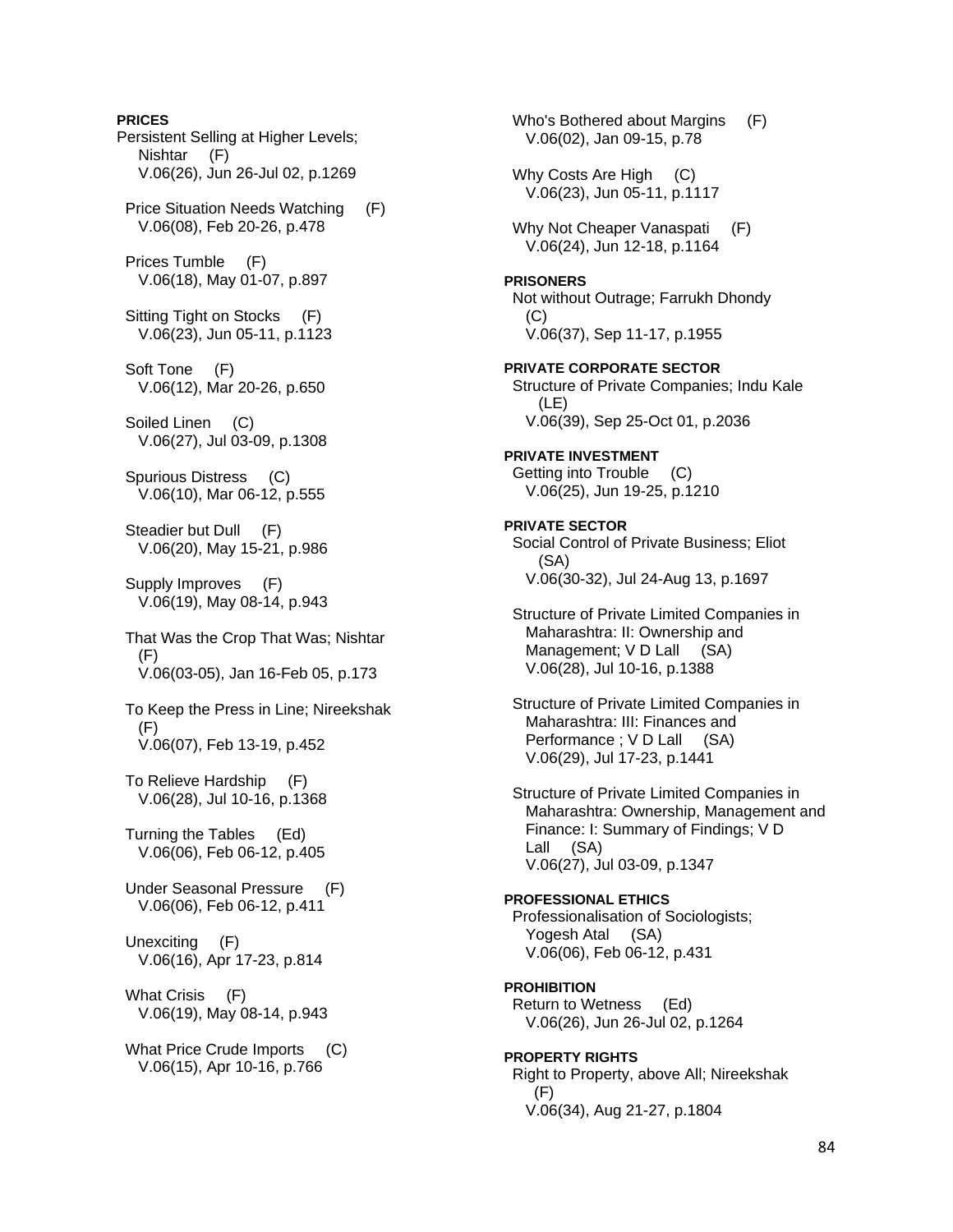**PRICES**

Persistent Selling at Higher Levels; Nishtar (F)
V.06(26), Jun 26-Jul 02, p.1269

Price Situation Needs Watching (F)
V.06(08), Feb 20-26, p.478

Prices Tumble (F)
V.06(18), May 01-07, p.897

Sitting Tight on Stocks (F)
V.06(23), Jun 05-11, p.1123

Soft Tone (F)
V.06(12), Mar 20-26, p.650

Soiled Linen (C)
V.06(27), Jul 03-09, p.1308

Spurious Distress (C)
V.06(10), Mar 06-12, p.555

Steadier but Dull (F)
V.06(20), May 15-21, p.986

Supply Improves (F)
V.06(19), May 08-14, p.943

That Was the Crop That Was; Nishtar (F)
V.06(03-05), Jan 16-Feb 05, p.173

To Keep the Press in Line; Nireekshak (F)
V.06(07), Feb 13-19, p.452

To Relieve Hardship (F)
V.06(28), Jul 10-16, p.1368

Turning the Tables (Ed)
V.06(06), Feb 06-12, p.405

Under Seasonal Pressure (F)
V.06(06), Feb 06-12, p.411

Unexciting (F)
V.06(16), Apr 17-23, p.814

What Crisis (F)
V.06(19), May 08-14, p.943

What Price Crude Imports (C)
V.06(15), Apr 10-16, p.766

Who's Bothered about Margins (F)
V.06(02), Jan 09-15, p.78

Why Costs Are High (C)
V.06(23), Jun 05-11, p.1117

Why Not Cheaper Vanaspati (F)
V.06(24), Jun 12-18, p.1164

**PRISONERS**

Not without Outrage; Farrukh Dhondy (C)
V.06(37), Sep 11-17, p.1955

**PRIVATE CORPORATE SECTOR**

Structure of Private Companies; Indu Kale (LE)
V.06(39), Sep 25-Oct 01, p.2036

**PRIVATE INVESTMENT**

Getting into Trouble (C)
V.06(25), Jun 19-25, p.1210

**PRIVATE SECTOR**

Social Control of Private Business; Eliot (SA)
V.06(30-32), Jul 24-Aug 13, p.1697

Structure of Private Limited Companies in Maharashtra: II: Ownership and Management; V D Lall (SA)
V.06(28), Jul 10-16, p.1388

Structure of Private Limited Companies in Maharashtra: III: Finances and Performance ; V D Lall (SA)
V.06(29), Jul 17-23, p.1441

Structure of Private Limited Companies in Maharashtra: Ownership, Management and Finance: I: Summary of Findings; V D Lall (SA)
V.06(27), Jul 03-09, p.1347

**PROFESSIONAL ETHICS**

Professionalisation of Sociologists; Yogesh Atal (SA)
V.06(06), Feb 06-12, p.431

**PROHIBITION**

Return to Wetness (Ed)
V.06(26), Jun 26-Jul 02, p.1264

**PROPERTY RIGHTS**

Right to Property, above All; Nireekshak (F)
V.06(34), Aug 21-27, p.1804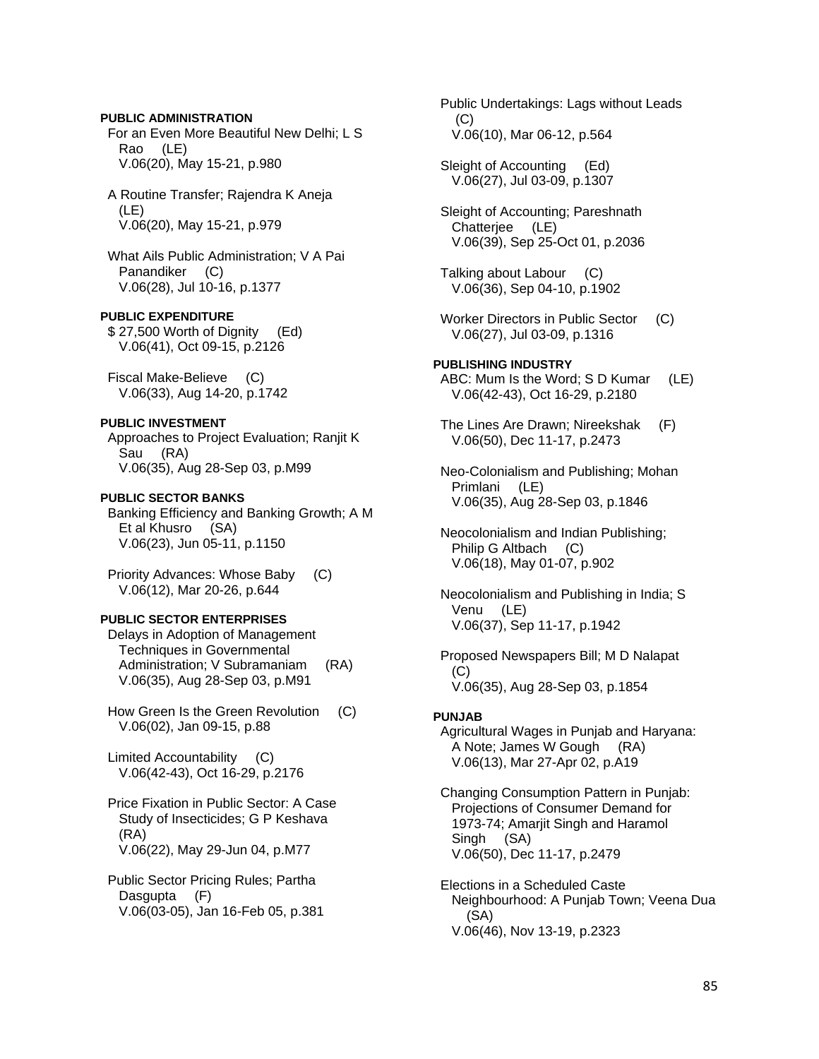**PUBLIC ADMINISTRATION**

For an Even More Beautiful New Delhi; L S Rao (LE)
V.06(20), May 15-21, p.980

A Routine Transfer; Rajendra K Aneja (LE)
V.06(20), May 15-21, p.979

What Ails Public Administration; V A Pai Panandiker (C)
V.06(28), Jul 10-16, p.1377

**PUBLIC EXPENDITURE**

$ 27,500 Worth of Dignity (Ed)
V.06(41), Oct 09-15, p.2126

Fiscal Make-Believe (C)
V.06(33), Aug 14-20, p.1742

**PUBLIC INVESTMENT**

Approaches to Project Evaluation; Ranjit K Sau (RA)
V.06(35), Aug 28-Sep 03, p.M99

**PUBLIC SECTOR BANKS**

Banking Efficiency and Banking Growth; A M Et al Khusro (SA)
V.06(23), Jun 05-11, p.1150

Priority Advances: Whose Baby (C)
V.06(12), Mar 20-26, p.644

**PUBLIC SECTOR ENTERPRISES**

Delays in Adoption of Management Techniques in Governmental Administration; V Subramaniam (RA)
V.06(35), Aug 28-Sep 03, p.M91

How Green Is the Green Revolution (C)
V.06(02), Jan 09-15, p.88

Limited Accountability (C)
V.06(42-43), Oct 16-29, p.2176

Price Fixation in Public Sector: A Case Study of Insecticides; G P Keshava (RA)
V.06(22), May 29-Jun 04, p.M77

Public Sector Pricing Rules; Partha Dasgupta (F)
V.06(03-05), Jan 16-Feb 05, p.381

Public Undertakings: Lags without Leads (C)
V.06(10), Mar 06-12, p.564

Sleight of Accounting (Ed)
V.06(27), Jul 03-09, p.1307

Sleight of Accounting; Pareshnath Chatterjee (LE)
V.06(39), Sep 25-Oct 01, p.2036

Talking about Labour (C)
V.06(36), Sep 04-10, p.1902

Worker Directors in Public Sector (C)
V.06(27), Jul 03-09, p.1316

**PUBLISHING INDUSTRY**

ABC: Mum Is the Word; S D Kumar (LE)
V.06(42-43), Oct 16-29, p.2180

The Lines Are Drawn; Nireekshak (F)
V.06(50), Dec 11-17, p.2473

Neo-Colonialism and Publishing; Mohan Primlani (LE)
V.06(35), Aug 28-Sep 03, p.1846

Neocolonialism and Indian Publishing; Philip G Altbach (C)
V.06(18), May 01-07, p.902

Neocolonialism and Publishing in India; S Venu (LE)
V.06(37), Sep 11-17, p.1942

Proposed Newspapers Bill; M D Nalapat (C)
V.06(35), Aug 28-Sep 03, p.1854

**PUNJAB**

Agricultural Wages in Punjab and Haryana: A Note; James W Gough (RA)
V.06(13), Mar 27-Apr 02, p.A19

Changing Consumption Pattern in Punjab: Projections of Consumer Demand for 1973-74; Amarjit Singh and Haramol Singh (SA)
V.06(50), Dec 11-17, p.2479

Elections in a Scheduled Caste Neighbourhood: A Punjab Town; Veena Dua (SA)
V.06(46), Nov 13-19, p.2323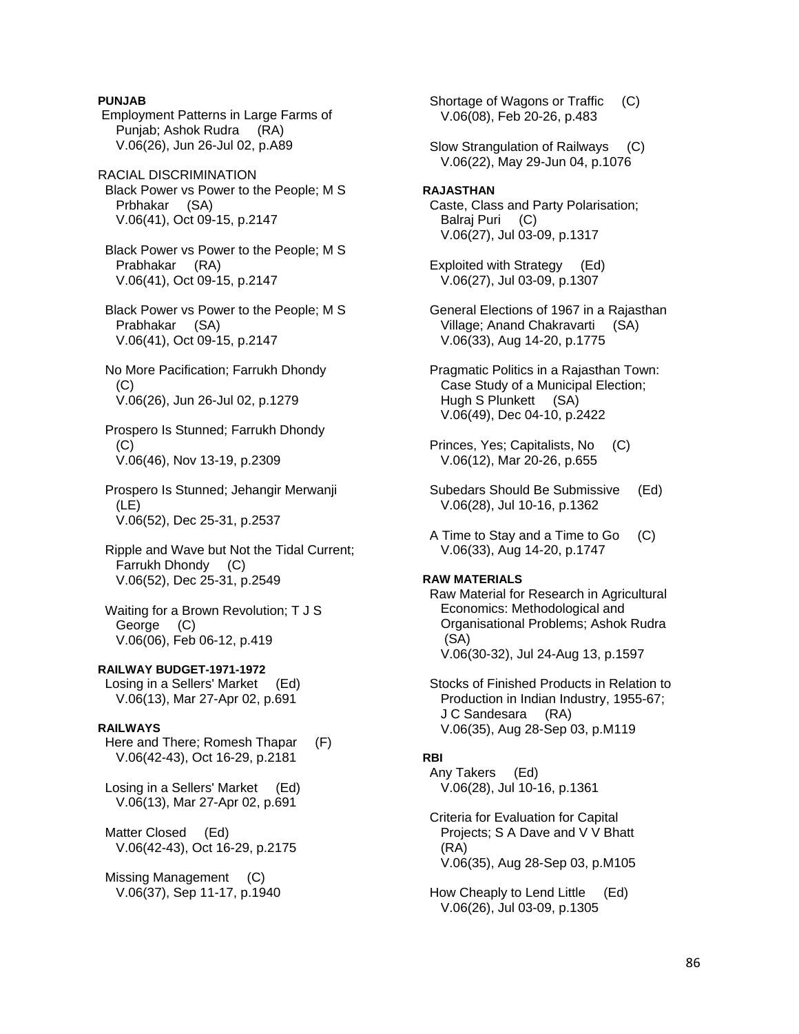**PUNJAB**

Employment Patterns in Large Farms of Punjab; Ashok Rudra (RA)
V.06(26), Jun 26-Jul 02, p.A89

RACIAL DISCRIMINATION

Black Power vs Power to the People; M S Prbhakar (SA)
V.06(41), Oct 09-15, p.2147

Black Power vs Power to the People; M S Prabhakar (RA)
V.06(41), Oct 09-15, p.2147

Black Power vs Power to the People; M S Prabhakar (SA)
V.06(41), Oct 09-15, p.2147

No More Pacification; Farrukh Dhondy (C)
V.06(26), Jun 26-Jul 02, p.1279

Prospero Is Stunned; Farrukh Dhondy (C)
V.06(46), Nov 13-19, p.2309

Prospero Is Stunned; Jehangir Merwanji (LE)
V.06(52), Dec 25-31, p.2537

Ripple and Wave but Not the Tidal Current; Farrukh Dhondy (C)
V.06(52), Dec 25-31, p.2549

Waiting for a Brown Revolution; T J S George (C)
V.06(06), Feb 06-12, p.419

**RAILWAY BUDGET-1971-1972**

Losing in a Sellers' Market (Ed)
V.06(13), Mar 27-Apr 02, p.691

**RAILWAYS**

Here and There; Romesh Thapar (F)
V.06(42-43), Oct 16-29, p.2181

Losing in a Sellers' Market (Ed)
V.06(13), Mar 27-Apr 02, p.691

Matter Closed (Ed)
V.06(42-43), Oct 16-29, p.2175

Missing Management (C)
V.06(37), Sep 11-17, p.1940

Shortage of Wagons or Traffic (C)
V.06(08), Feb 20-26, p.483

Slow Strangulation of Railways (C)
V.06(22), May 29-Jun 04, p.1076

**RAJASTHAN**

Caste, Class and Party Polarisation; Balraj Puri (C)
V.06(27), Jul 03-09, p.1317

Exploited with Strategy (Ed)
V.06(27), Jul 03-09, p.1307

General Elections of 1967 in a Rajasthan Village; Anand Chakravarti (SA)
V.06(33), Aug 14-20, p.1775

Pragmatic Politics in a Rajasthan Town: Case Study of a Municipal Election; Hugh S Plunkett (SA)
V.06(49), Dec 04-10, p.2422

Princes, Yes; Capitalists, No (C)
V.06(12), Mar 20-26, p.655

Subedars Should Be Submissive (Ed)
V.06(28), Jul 10-16, p.1362

A Time to Stay and a Time to Go (C)
V.06(33), Aug 14-20, p.1747

**RAW MATERIALS**

Raw Material for Research in Agricultural Economics: Methodological and Organisational Problems; Ashok Rudra (SA)
V.06(30-32), Jul 24-Aug 13, p.1597

Stocks of Finished Products in Relation to Production in Indian Industry, 1955-67; J C Sandesara (RA)
V.06(35), Aug 28-Sep 03, p.M119

**RBI**

Any Takers (Ed)
V.06(28), Jul 10-16, p.1361

Criteria for Evaluation for Capital Projects; S A Dave and V V Bhatt (RA)
V.06(35), Aug 28-Sep 03, p.M105

How Cheaply to Lend Little (Ed)
V.06(26), Jul 03-09, p.1305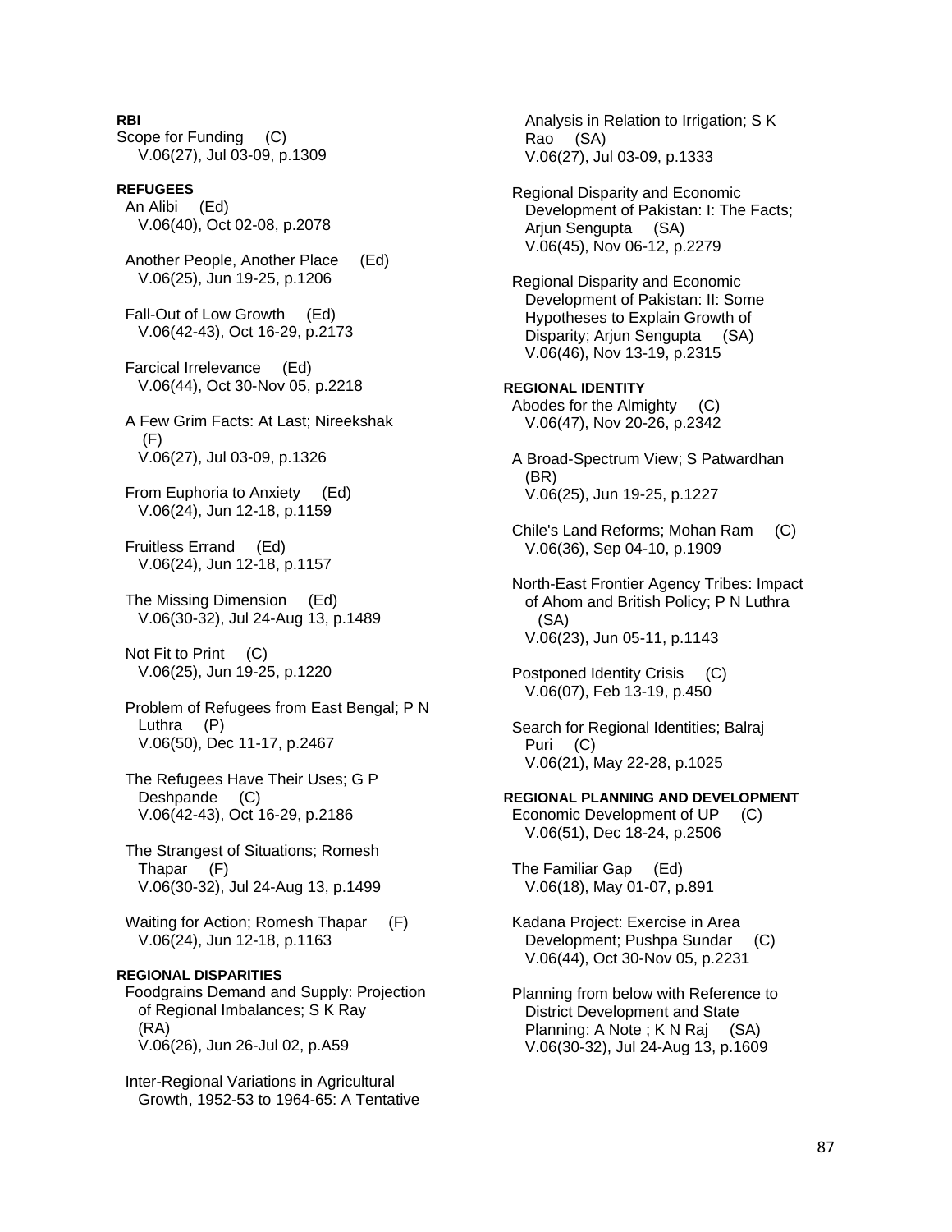**RBI**

Scope for Funding (C)
V.06(27), Jul 03-09, p.1309

**REFUGEES**

An Alibi (Ed)
V.06(40), Oct 02-08, p.2078

Another People, Another Place (Ed)
V.06(25), Jun 19-25, p.1206

Fall-Out of Low Growth (Ed)
V.06(42-43), Oct 16-29, p.2173

Farcical Irrelevance (Ed)
V.06(44), Oct 30-Nov 05, p.2218

A Few Grim Facts: At Last; Nireekshak (F)
V.06(27), Jul 03-09, p.1326

From Euphoria to Anxiety (Ed)
V.06(24), Jun 12-18, p.1159

Fruitless Errand (Ed)
V.06(24), Jun 12-18, p.1157

The Missing Dimension (Ed)
V.06(30-32), Jul 24-Aug 13, p.1489

Not Fit to Print (C)
V.06(25), Jun 19-25, p.1220

Problem of Refugees from East Bengal; P N Luthra (P)
V.06(50), Dec 11-17, p.2467

The Refugees Have Their Uses; G P Deshpande (C)
V.06(42-43), Oct 16-29, p.2186

The Strangest of Situations; Romesh Thapar (F)
V.06(30-32), Jul 24-Aug 13, p.1499

Waiting for Action; Romesh Thapar (F)
V.06(24), Jun 12-18, p.1163

**REGIONAL DISPARITIES**

Foodgrains Demand and Supply: Projection of Regional Imbalances; S K Ray (RA)
V.06(26), Jun 26-Jul 02, p.A59

Inter-Regional Variations in Agricultural Growth, 1952-53 to 1964-65: A Tentative Analysis in Relation to Irrigation; S K Rao (SA)
V.06(27), Jul 03-09, p.1333

Regional Disparity and Economic Development of Pakistan: I: The Facts; Arjun Sengupta (SA)
V.06(45), Nov 06-12, p.2279

Regional Disparity and Economic Development of Pakistan: II: Some Hypotheses to Explain Growth of Disparity; Arjun Sengupta (SA)
V.06(46), Nov 13-19, p.2315

**REGIONAL IDENTITY**

Abodes for the Almighty (C)
V.06(47), Nov 20-26, p.2342

A Broad-Spectrum View; S Patwardhan (BR)
V.06(25), Jun 19-25, p.1227

Chile's Land Reforms; Mohan Ram (C)
V.06(36), Sep 04-10, p.1909

North-East Frontier Agency Tribes: Impact of Ahom and British Policy; P N Luthra (SA)
V.06(23), Jun 05-11, p.1143

Postponed Identity Crisis (C)
V.06(07), Feb 13-19, p.450

Search for Regional Identities; Balraj Puri (C)
V.06(21), May 22-28, p.1025

**REGIONAL PLANNING AND DEVELOPMENT**

Economic Development of UP (C)
V.06(51), Dec 18-24, p.2506

The Familiar Gap (Ed)
V.06(18), May 01-07, p.891

Kadana Project: Exercise in Area Development; Pushpa Sundar (C)
V.06(44), Oct 30-Nov 05, p.2231

Planning from below with Reference to District Development and State Planning: A Note ; K N Raj (SA)
V.06(30-32), Jul 24-Aug 13, p.1609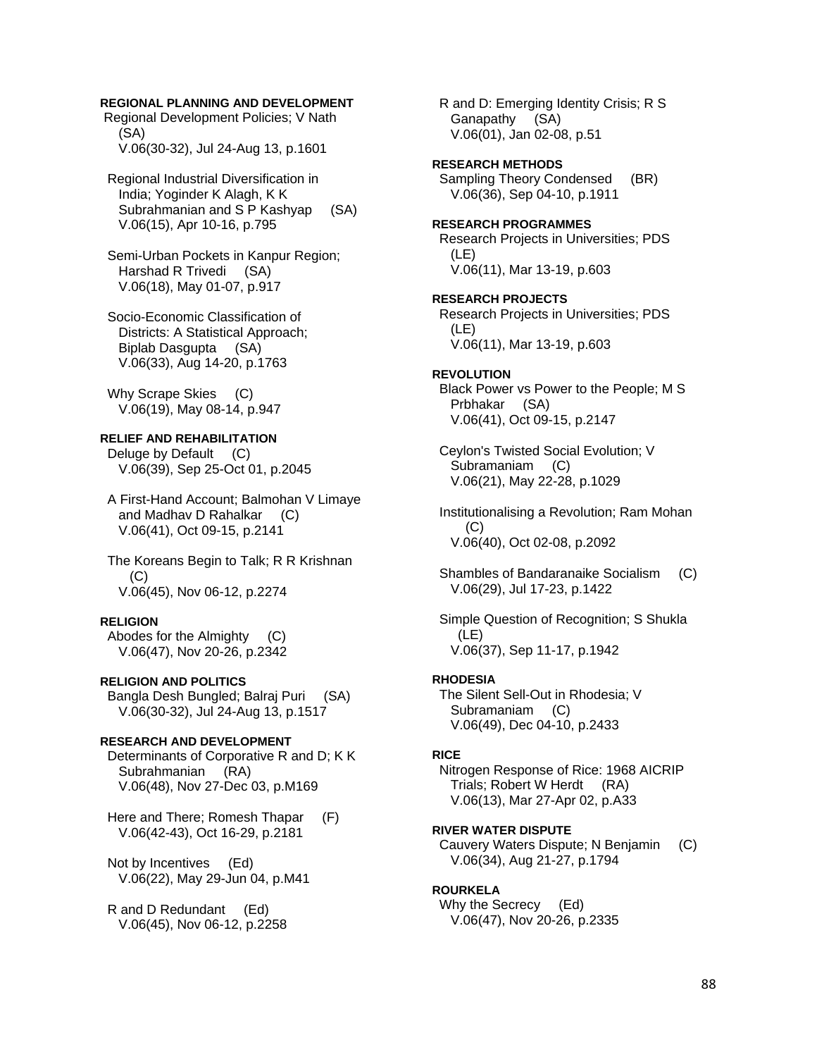**REGIONAL PLANNING AND DEVELOPMENT**

Regional Development Policies; V Nath (SA)
V.06(30-32), Jul 24-Aug 13, p.1601

Regional Industrial Diversification in India; Yoginder K Alagh, K K Subrahmanian and S P Kashyap (SA)
V.06(15), Apr 10-16, p.795

Semi-Urban Pockets in Kanpur Region; Harshad R Trivedi (SA)
V.06(18), May 01-07, p.917

Socio-Economic Classification of Districts: A Statistical Approach; Biplab Dasgupta (SA)
V.06(33), Aug 14-20, p.1763

Why Scrape Skies (C)
V.06(19), May 08-14, p.947

**RELIEF AND REHABILITATION**

Deluge by Default (C)
V.06(39), Sep 25-Oct 01, p.2045

A First-Hand Account; Balmohan V Limaye and Madhav D Rahalkar (C)
V.06(41), Oct 09-15, p.2141

The Koreans Begin to Talk; R R Krishnan (C)
V.06(45), Nov 06-12, p.2274

**RELIGION**

Abodes for the Almighty (C)
V.06(47), Nov 20-26, p.2342

**RELIGION AND POLITICS**

Bangla Desh Bungled; Balraj Puri (SA)
V.06(30-32), Jul 24-Aug 13, p.1517

**RESEARCH AND DEVELOPMENT**

Determinants of Corporative R and D; K K Subrahmanian (RA)
V.06(48), Nov 27-Dec 03, p.M169

Here and There; Romesh Thapar (F)
V.06(42-43), Oct 16-29, p.2181

Not by Incentives (Ed)
V.06(22), May 29-Jun 04, p.M41

R and D Redundant (Ed)
V.06(45), Nov 06-12, p.2258

R and D: Emerging Identity Crisis; R S Ganapathy (SA)
V.06(01), Jan 02-08, p.51

**RESEARCH METHODS**

Sampling Theory Condensed (BR)
V.06(36), Sep 04-10, p.1911

**RESEARCH PROGRAMMES**

Research Projects in Universities; PDS (LE)
V.06(11), Mar 13-19, p.603

**RESEARCH PROJECTS**

Research Projects in Universities; PDS (LE)
V.06(11), Mar 13-19, p.603

**REVOLUTION**

Black Power vs Power to the People; M S Prbhakar (SA)
V.06(41), Oct 09-15, p.2147

Ceylon's Twisted Social Evolution; V Subramaniam (C)
V.06(21), May 22-28, p.1029

Institutionalising a Revolution; Ram Mohan (C)
V.06(40), Oct 02-08, p.2092

Shambles of Bandaranaike Socialism (C)
V.06(29), Jul 17-23, p.1422

Simple Question of Recognition; S Shukla (LE)
V.06(37), Sep 11-17, p.1942

**RHODESIA**

The Silent Sell-Out in Rhodesia; V Subramaniam (C)
V.06(49), Dec 04-10, p.2433

**RICE**

Nitrogen Response of Rice: 1968 AICRIP Trials; Robert W Herdt (RA)
V.06(13), Mar 27-Apr 02, p.A33

**RIVER WATER DISPUTE**

Cauvery Waters Dispute; N Benjamin (C)
V.06(34), Aug 21-27, p.1794

**ROURKELA**

Why the Secrecy (Ed)
V.06(47), Nov 20-26, p.2335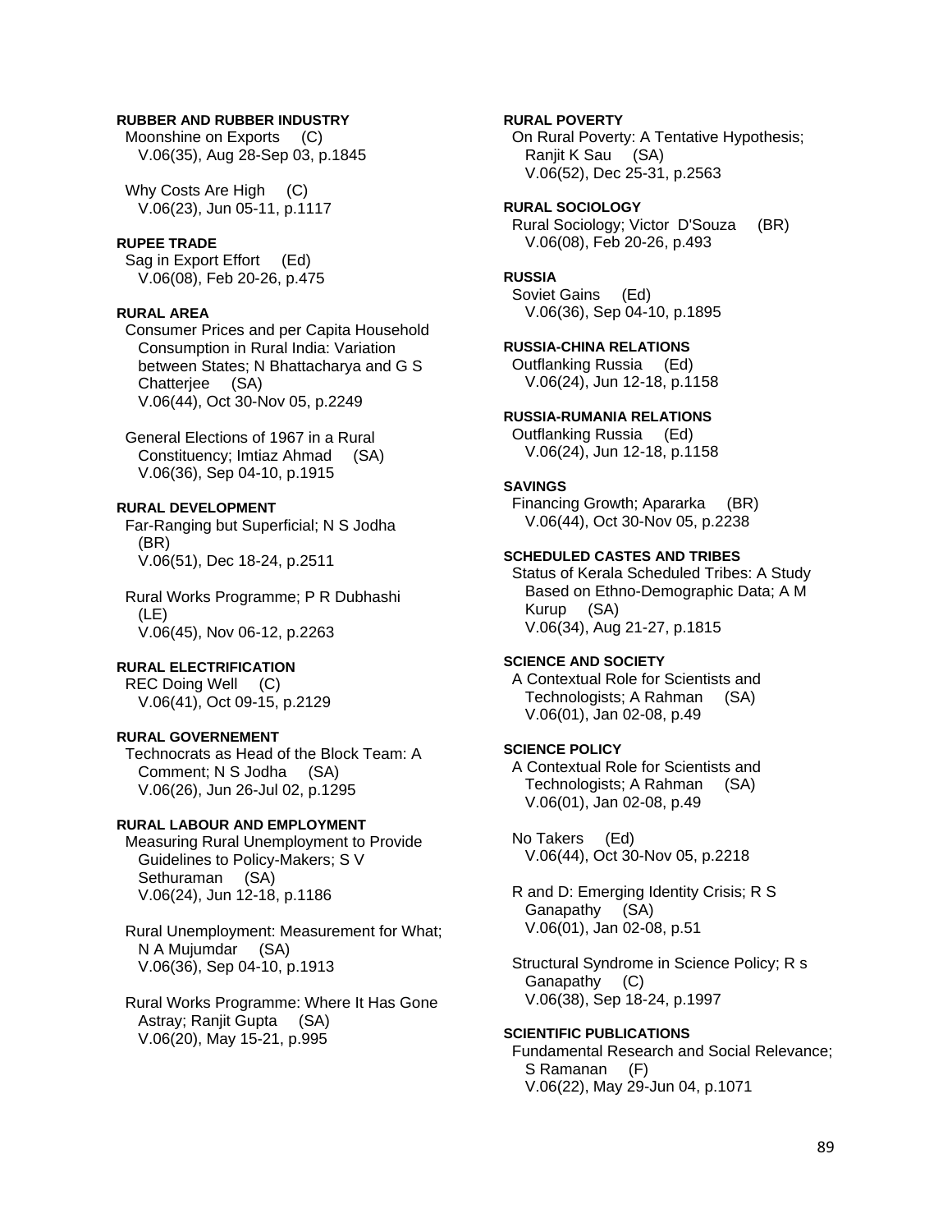**RUBBER AND RUBBER INDUSTRY**

Moonshine on Exports (C)
V.06(35), Aug 28-Sep 03, p.1845

Why Costs Are High (C)
V.06(23), Jun 05-11, p.1117

**RUPEE TRADE**

Sag in Export Effort (Ed)
V.06(08), Feb 20-26, p.475

**RURAL AREA**

Consumer Prices and per Capita Household Consumption in Rural India: Variation between States; N Bhattacharya and G S Chatterjee (SA)
V.06(44), Oct 30-Nov 05, p.2249

General Elections of 1967 in a Rural Constituency; Imtiaz Ahmad (SA)
V.06(36), Sep 04-10, p.1915

**RURAL DEVELOPMENT**

Far-Ranging but Superficial; N S Jodha (BR)
V.06(51), Dec 18-24, p.2511

Rural Works Programme; P R Dubhashi (LE)
V.06(45), Nov 06-12, p.2263

**RURAL ELECTRIFICATION**

REC Doing Well (C)
V.06(41), Oct 09-15, p.2129

**RURAL GOVERNEMENT**

Technocrats as Head of the Block Team: A Comment; N S Jodha (SA)
V.06(26), Jun 26-Jul 02, p.1295

**RURAL LABOUR AND EMPLOYMENT**

Measuring Rural Unemployment to Provide Guidelines to Policy-Makers; S V Sethuraman (SA)
V.06(24), Jun 12-18, p.1186

Rural Unemployment: Measurement for What; N A Mujumdar (SA)
V.06(36), Sep 04-10, p.1913

Rural Works Programme: Where It Has Gone Astray; Ranjit Gupta (SA)
V.06(20), May 15-21, p.995

**RURAL POVERTY**

On Rural Poverty: A Tentative Hypothesis; Ranjit K Sau (SA)
V.06(52), Dec 25-31, p.2563

**RURAL SOCIOLOGY**

Rural Sociology; Victor D'Souza (BR)
V.06(08), Feb 20-26, p.493

**RUSSIA**

Soviet Gains (Ed)
V.06(36), Sep 04-10, p.1895

**RUSSIA-CHINA RELATIONS**

Outflanking Russia (Ed)
V.06(24), Jun 12-18, p.1158

**RUSSIA-RUMANIA RELATIONS**

Outflanking Russia (Ed)
V.06(24), Jun 12-18, p.1158

**SAVINGS**

Financing Growth; Apararka (BR)
V.06(44), Oct 30-Nov 05, p.2238

**SCHEDULED CASTES AND TRIBES**

Status of Kerala Scheduled Tribes: A Study Based on Ethno-Demographic Data; A M Kurup (SA)
V.06(34), Aug 21-27, p.1815

**SCIENCE AND SOCIETY**

A Contextual Role for Scientists and Technologists; A Rahman (SA)
V.06(01), Jan 02-08, p.49

**SCIENCE POLICY**

A Contextual Role for Scientists and Technologists; A Rahman (SA)
V.06(01), Jan 02-08, p.49

No Takers (Ed)
V.06(44), Oct 30-Nov 05, p.2218

R and D: Emerging Identity Crisis; R S Ganapathy (SA)
V.06(01), Jan 02-08, p.51

Structural Syndrome in Science Policy; R s Ganapathy (C)
V.06(38), Sep 18-24, p.1997

**SCIENTIFIC PUBLICATIONS**

Fundamental Research and Social Relevance; S Ramanan (F)
V.06(22), May 29-Jun 04, p.1071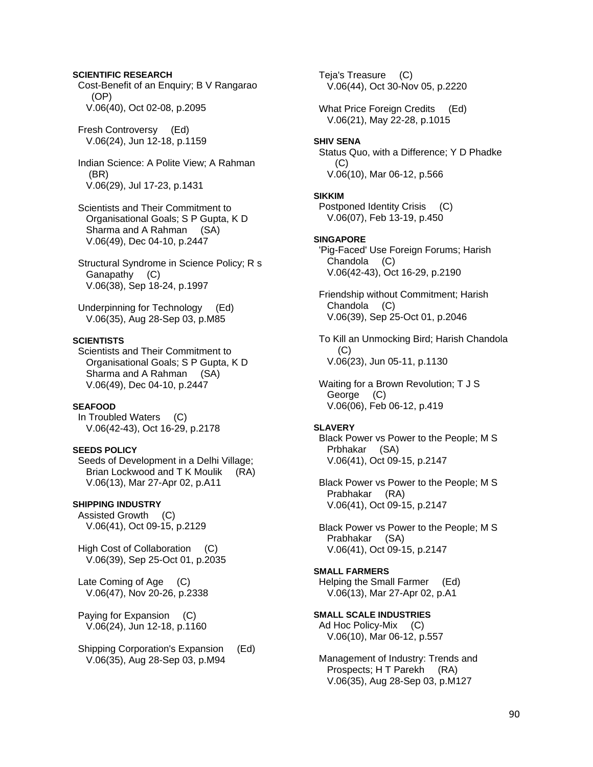**SCIENTIFIC RESEARCH**

Cost-Benefit of an Enquiry; B V Rangarao (OP)
V.06(40), Oct 02-08, p.2095

Fresh Controversy (Ed)
V.06(24), Jun 12-18, p.1159

Indian Science: A Polite View; A Rahman (BR)
V.06(29), Jul 17-23, p.1431

Scientists and Their Commitment to Organisational Goals; S P Gupta, K D Sharma and A Rahman (SA)
V.06(49), Dec 04-10, p.2447

Structural Syndrome in Science Policy; R s Ganapathy (C)
V.06(38), Sep 18-24, p.1997

Underpinning for Technology (Ed)
V.06(35), Aug 28-Sep 03, p.M85

**SCIENTISTS**

Scientists and Their Commitment to Organisational Goals; S P Gupta, K D Sharma and A Rahman (SA)
V.06(49), Dec 04-10, p.2447

**SEAFOOD**

In Troubled Waters (C)
V.06(42-43), Oct 16-29, p.2178

**SEEDS POLICY**

Seeds of Development in a Delhi Village; Brian Lockwood and T K Moulik (RA)
V.06(13), Mar 27-Apr 02, p.A11

**SHIPPING INDUSTRY**

Assisted Growth (C)
V.06(41), Oct 09-15, p.2129

High Cost of Collaboration (C)
V.06(39), Sep 25-Oct 01, p.2035

Late Coming of Age (C)
V.06(47), Nov 20-26, p.2338

Paying for Expansion (C)
V.06(24), Jun 12-18, p.1160

Shipping Corporation's Expansion (Ed)
V.06(35), Aug 28-Sep 03, p.M94

Teja's Treasure (C)
V.06(44), Oct 30-Nov 05, p.2220

What Price Foreign Credits (Ed)
V.06(21), May 22-28, p.1015

**SHIV SENA**

Status Quo, with a Difference; Y D Phadke (C)
V.06(10), Mar 06-12, p.566

**SIKKIM**

Postponed Identity Crisis (C)
V.06(07), Feb 13-19, p.450

**SINGAPORE**

'Pig-Faced' Use Foreign Forums; Harish Chandola (C)
V.06(42-43), Oct 16-29, p.2190

Friendship without Commitment; Harish Chandola (C)
V.06(39), Sep 25-Oct 01, p.2046

To Kill an Unmocking Bird; Harish Chandola (C)
V.06(23), Jun 05-11, p.1130

Waiting for a Brown Revolution; T J S George (C)
V.06(06), Feb 06-12, p.419

**SLAVERY**

Black Power vs Power to the People; M S Prbhakar (SA)
V.06(41), Oct 09-15, p.2147

Black Power vs Power to the People; M S Prabhakar (RA)
V.06(41), Oct 09-15, p.2147

Black Power vs Power to the People; M S Prabhakar (SA)
V.06(41), Oct 09-15, p.2147

**SMALL FARMERS**

Helping the Small Farmer (Ed)
V.06(13), Mar 27-Apr 02, p.A1

**SMALL SCALE INDUSTRIES**

Ad Hoc Policy-Mix (C)
V.06(10), Mar 06-12, p.557

Management of Industry: Trends and Prospects; H T Parekh (RA)
V.06(35), Aug 28-Sep 03, p.M127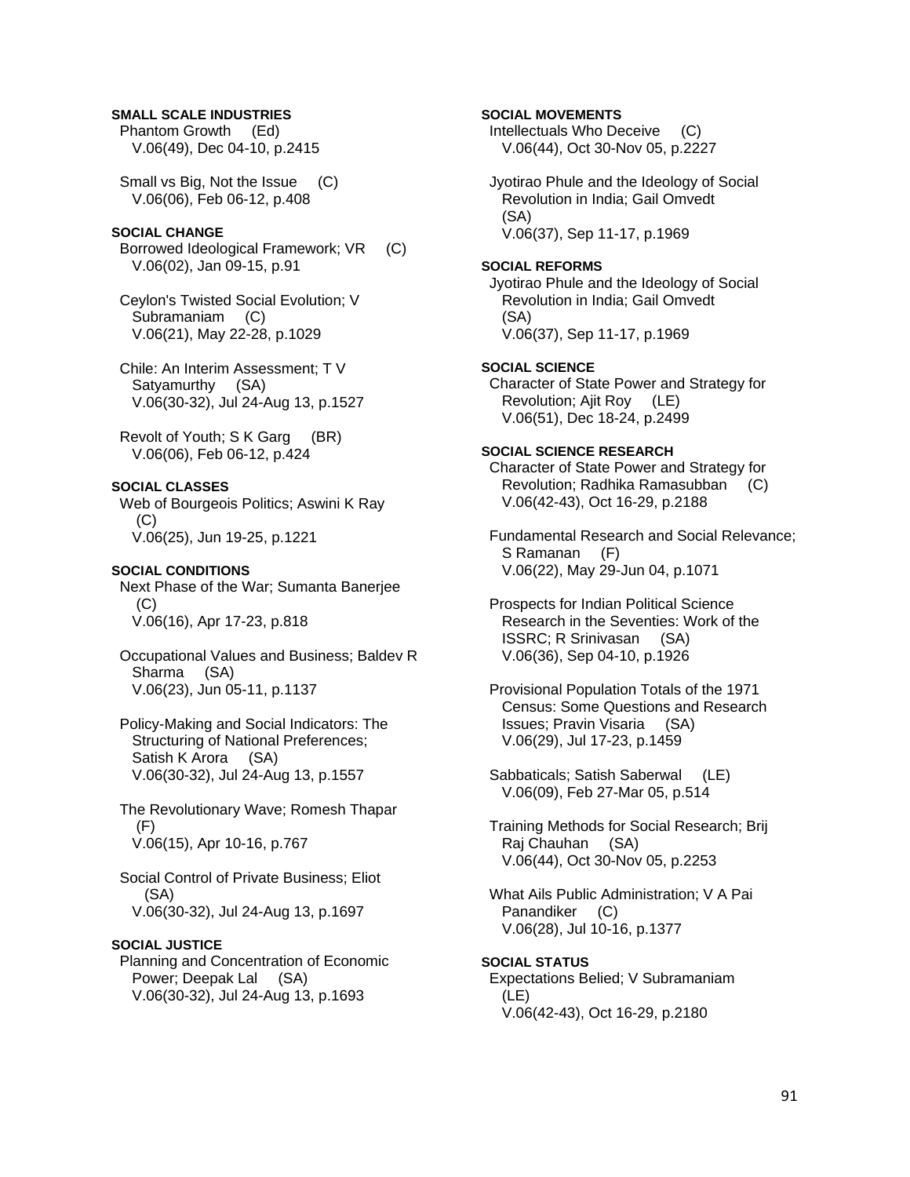**SMALL SCALE INDUSTRIES**

Phantom Growth (Ed)
V.06(49), Dec 04-10, p.2415

Small vs Big, Not the Issue (C)
V.06(06), Feb 06-12, p.408

**SOCIAL CHANGE**

Borrowed Ideological Framework; VR (C)
V.06(02), Jan 09-15, p.91

Ceylon's Twisted Social Evolution; V Subramaniam (C)
V.06(21), May 22-28, p.1029

Chile: An Interim Assessment; T V Satyamurthy (SA)
V.06(30-32), Jul 24-Aug 13, p.1527

Revolt of Youth; S K Garg (BR)
V.06(06), Feb 06-12, p.424

**SOCIAL CLASSES**

Web of Bourgeois Politics; Aswini K Ray (C)
V.06(25), Jun 19-25, p.1221

**SOCIAL CONDITIONS**

Next Phase of the War; Sumanta Banerjee (C)
V.06(16), Apr 17-23, p.818

Occupational Values and Business; Baldev R Sharma (SA)
V.06(23), Jun 05-11, p.1137

Policy-Making and Social Indicators: The Structuring of National Preferences; Satish K Arora (SA)
V.06(30-32), Jul 24-Aug 13, p.1557

The Revolutionary Wave; Romesh Thapar (F)
V.06(15), Apr 10-16, p.767

Social Control of Private Business; Eliot (SA)
V.06(30-32), Jul 24-Aug 13, p.1697

**SOCIAL JUSTICE**

Planning and Concentration of Economic Power; Deepak Lal (SA)
V.06(30-32), Jul 24-Aug 13, p.1693

**SOCIAL MOVEMENTS**

Intellectuals Who Deceive (C)
V.06(44), Oct 30-Nov 05, p.2227

Jyotirao Phule and the Ideology of Social Revolution in India; Gail Omvedt (SA)
V.06(37), Sep 11-17, p.1969

**SOCIAL REFORMS**

Jyotirao Phule and the Ideology of Social Revolution in India; Gail Omvedt (SA)
V.06(37), Sep 11-17, p.1969

**SOCIAL SCIENCE**

Character of State Power and Strategy for Revolution; Ajit Roy (LE)
V.06(51), Dec 18-24, p.2499

**SOCIAL SCIENCE RESEARCH**

Character of State Power and Strategy for Revolution; Radhika Ramasubban (C)
V.06(42-43), Oct 16-29, p.2188

Fundamental Research and Social Relevance; S Ramanan (F)
V.06(22), May 29-Jun 04, p.1071

Prospects for Indian Political Science Research in the Seventies: Work of the ISSRC; R Srinivasan (SA)
V.06(36), Sep 04-10, p.1926

Provisional Population Totals of the 1971 Census: Some Questions and Research Issues; Pravin Visaria (SA)
V.06(29), Jul 17-23, p.1459

Sabbaticals; Satish Saberwal (LE)
V.06(09), Feb 27-Mar 05, p.514

Training Methods for Social Research; Brij Raj Chauhan (SA)
V.06(44), Oct 30-Nov 05, p.2253

What Ails Public Administration; V A Pai Panandiker (C)
V.06(28), Jul 10-16, p.1377

**SOCIAL STATUS**

Expectations Belied; V Subramaniam (LE)
V.06(42-43), Oct 16-29, p.2180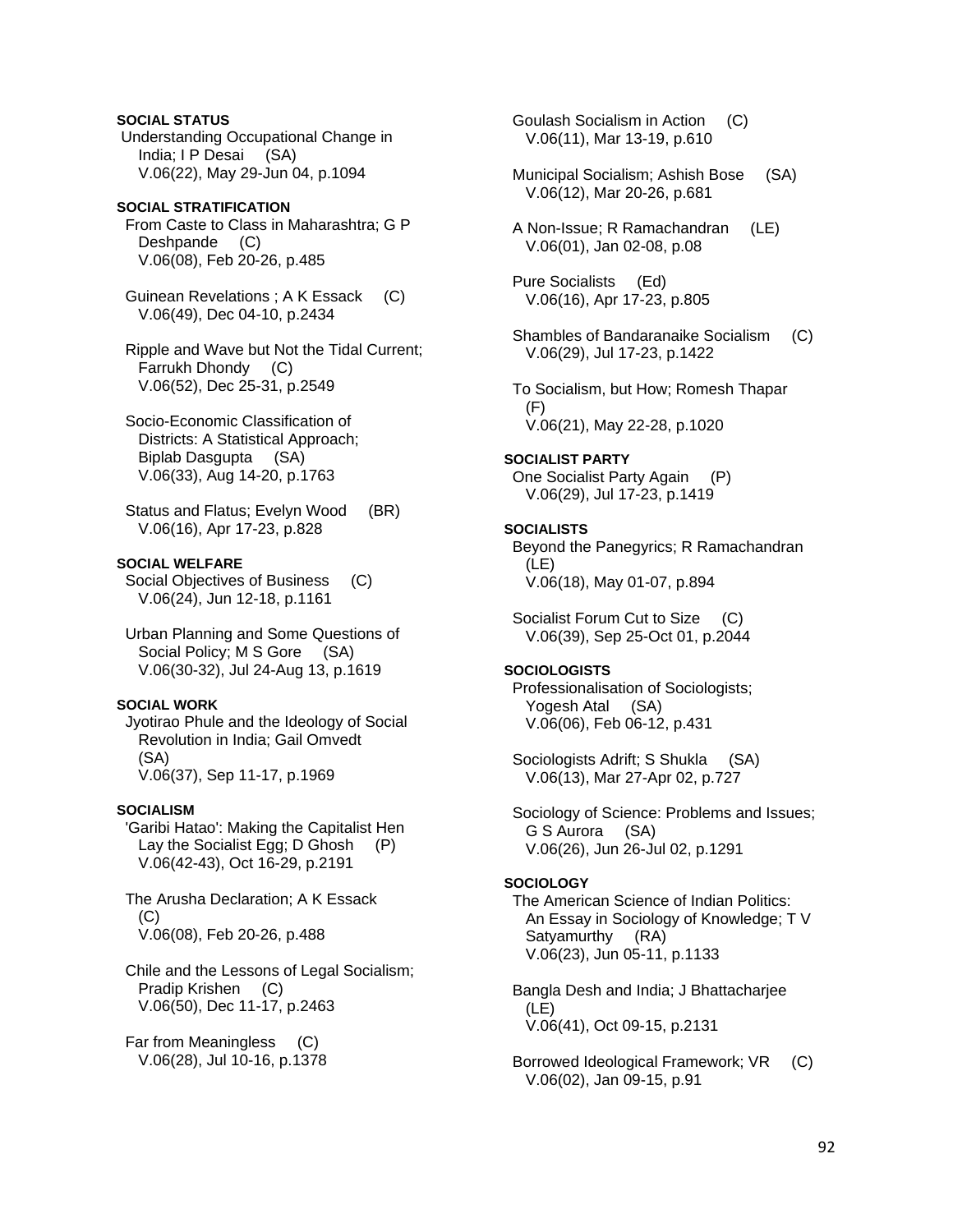**SOCIAL STATUS**

Understanding Occupational Change in India; I P Desai (SA)
V.06(22), May 29-Jun 04, p.1094

**SOCIAL STRATIFICATION**

From Caste to Class in Maharashtra; G P Deshpande (C)
V.06(08), Feb 20-26, p.485

Guinean Revelations ; A K Essack (C)
V.06(49), Dec 04-10, p.2434

Ripple and Wave but Not the Tidal Current; Farrukh Dhondy (C)
V.06(52), Dec 25-31, p.2549

Socio-Economic Classification of Districts: A Statistical Approach; Biplab Dasgupta (SA)
V.06(33), Aug 14-20, p.1763

Status and Flatus; Evelyn Wood (BR)
V.06(16), Apr 17-23, p.828

**SOCIAL WELFARE**

Social Objectives of Business (C)
V.06(24), Jun 12-18, p.1161

Urban Planning and Some Questions of Social Policy; M S Gore (SA)
V.06(30-32), Jul 24-Aug 13, p.1619

**SOCIAL WORK**

Jyotirao Phule and the Ideology of Social Revolution in India; Gail Omvedt (SA)
V.06(37), Sep 11-17, p.1969

**SOCIALISM**

'Garibi Hatao': Making the Capitalist Hen Lay the Socialist Egg; D Ghosh (P)
V.06(42-43), Oct 16-29, p.2191

The Arusha Declaration; A K Essack (C)
V.06(08), Feb 20-26, p.488

Chile and the Lessons of Legal Socialism; Pradip Krishen (C)
V.06(50), Dec 11-17, p.2463

Far from Meaningless (C)
V.06(28), Jul 10-16, p.1378

Goulash Socialism in Action (C)
V.06(11), Mar 13-19, p.610

Municipal Socialism; Ashish Bose (SA)
V.06(12), Mar 20-26, p.681

A Non-Issue; R Ramachandran (LE)
V.06(01), Jan 02-08, p.08

Pure Socialists (Ed)
V.06(16), Apr 17-23, p.805

Shambles of Bandaranaike Socialism (C)
V.06(29), Jul 17-23, p.1422

To Socialism, but How; Romesh Thapar (F)
V.06(21), May 22-28, p.1020

**SOCIALIST PARTY**

One Socialist Party Again (P)
V.06(29), Jul 17-23, p.1419

**SOCIALISTS**

Beyond the Panegyrics; R Ramachandran (LE)
V.06(18), May 01-07, p.894

Socialist Forum Cut to Size (C)
V.06(39), Sep 25-Oct 01, p.2044

**SOCIOLOGISTS**

Professionalisation of Sociologists; Yogesh Atal (SA)
V.06(06), Feb 06-12, p.431

Sociologists Adrift; S Shukla (SA)
V.06(13), Mar 27-Apr 02, p.727

Sociology of Science: Problems and Issues; G S Aurora (SA)
V.06(26), Jun 26-Jul 02, p.1291

**SOCIOLOGY**

The American Science of Indian Politics: An Essay in Sociology of Knowledge; T V Satyamurthy (RA)
V.06(23), Jun 05-11, p.1133

Bangla Desh and India; J Bhattacharjee (LE)
V.06(41), Oct 09-15, p.2131

Borrowed Ideological Framework; VR (C)
V.06(02), Jan 09-15, p.91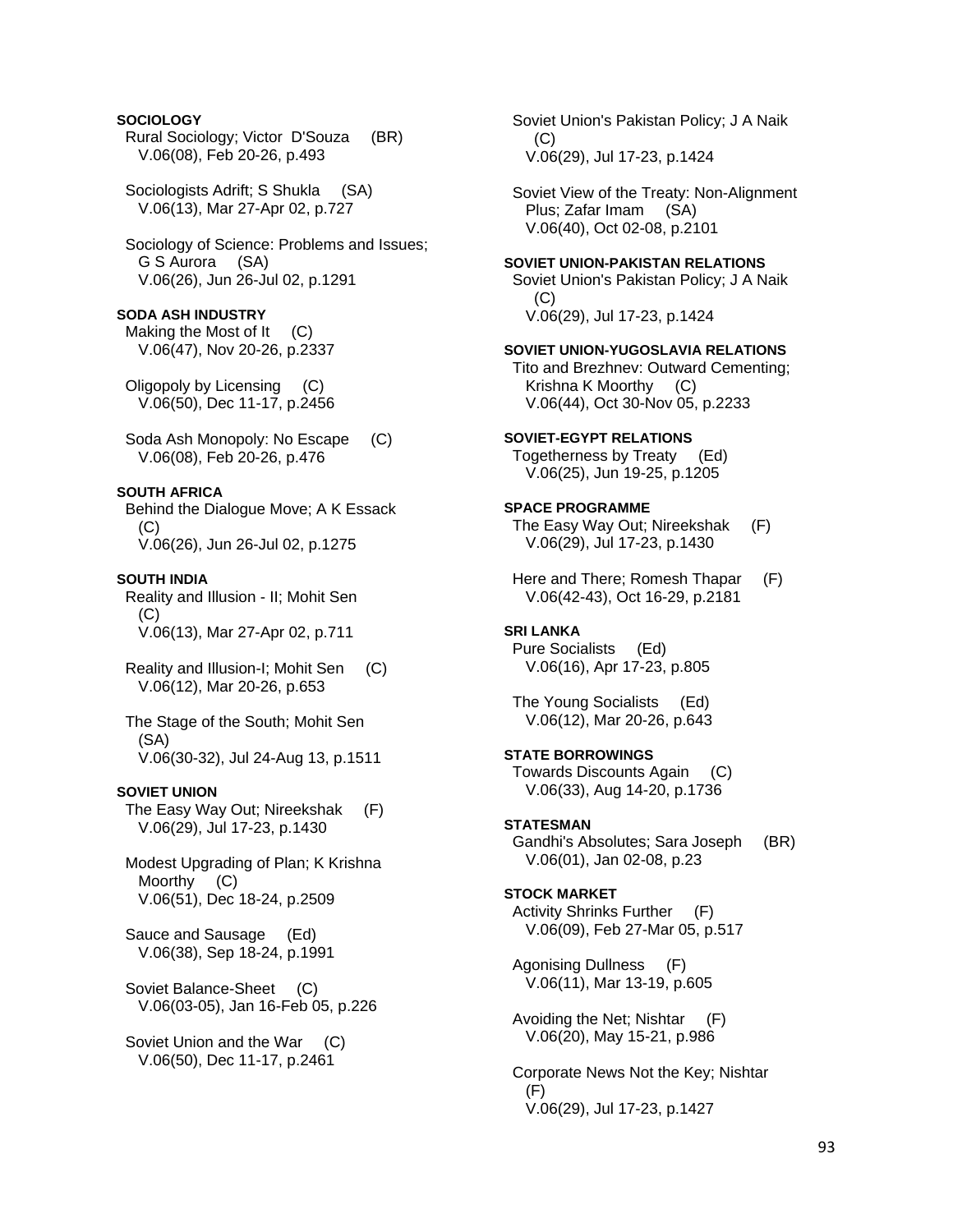**SOCIOLOGY**

Rural Sociology; Victor D'Souza (BR)
V.06(08), Feb 20-26, p.493

Sociologists Adrift; S Shukla (SA)
V.06(13), Mar 27-Apr 02, p.727

Sociology of Science: Problems and Issues; G S Aurora (SA)
V.06(26), Jun 26-Jul 02, p.1291

**SODA ASH INDUSTRY**

Making the Most of It (C)
V.06(47), Nov 20-26, p.2337

Oligopoly by Licensing (C)
V.06(50), Dec 11-17, p.2456

Soda Ash Monopoly: No Escape (C)
V.06(08), Feb 20-26, p.476

**SOUTH AFRICA**

Behind the Dialogue Move; A K Essack (C)
V.06(26), Jun 26-Jul 02, p.1275

**SOUTH INDIA**

Reality and Illusion - II; Mohit Sen (C)
V.06(13), Mar 27-Apr 02, p.711

Reality and Illusion-I; Mohit Sen (C)
V.06(12), Mar 20-26, p.653

The Stage of the South; Mohit Sen (SA)
V.06(30-32), Jul 24-Aug 13, p.1511

**SOVIET UNION**

The Easy Way Out; Nireekshak (F)
V.06(29), Jul 17-23, p.1430

Modest Upgrading of Plan; K Krishna Moorthy (C)
V.06(51), Dec 18-24, p.2509

Sauce and Sausage (Ed)
V.06(38), Sep 18-24, p.1991

Soviet Balance-Sheet (C)
V.06(03-05), Jan 16-Feb 05, p.226

Soviet Union and the War (C)
V.06(50), Dec 11-17, p.2461

Soviet Union's Pakistan Policy; J A Naik (C)
V.06(29), Jul 17-23, p.1424

Soviet View of the Treaty: Non-Alignment Plus; Zafar Imam (SA)
V.06(40), Oct 02-08, p.2101

**SOVIET UNION-PAKISTAN RELATIONS**

Soviet Union's Pakistan Policy; J A Naik (C)
V.06(29), Jul 17-23, p.1424

**SOVIET UNION-YUGOSLAVIA RELATIONS**

Tito and Brezhnev: Outward Cementing; Krishna K Moorthy (C)
V.06(44), Oct 30-Nov 05, p.2233

**SOVIET-EGYPT RELATIONS**

Togetherness by Treaty (Ed)
V.06(25), Jun 19-25, p.1205

**SPACE PROGRAMME**

The Easy Way Out; Nireekshak (F)
V.06(29), Jul 17-23, p.1430

Here and There; Romesh Thapar (F)
V.06(42-43), Oct 16-29, p.2181

**SRI LANKA**

Pure Socialists (Ed)
V.06(16), Apr 17-23, p.805

The Young Socialists (Ed)
V.06(12), Mar 20-26, p.643

**STATE BORROWINGS**

Towards Discounts Again (C)
V.06(33), Aug 14-20, p.1736

**STATESMAN**

Gandhi's Absolutes; Sara Joseph (BR)
V.06(01), Jan 02-08, p.23

**STOCK MARKET**

Activity Shrinks Further (F)
V.06(09), Feb 27-Mar 05, p.517

Agonising Dullness (F)
V.06(11), Mar 13-19, p.605

Avoiding the Net; Nishtar (F)
V.06(20), May 15-21, p.986

Corporate News Not the Key; Nishtar (F)
V.06(29), Jul 17-23, p.1427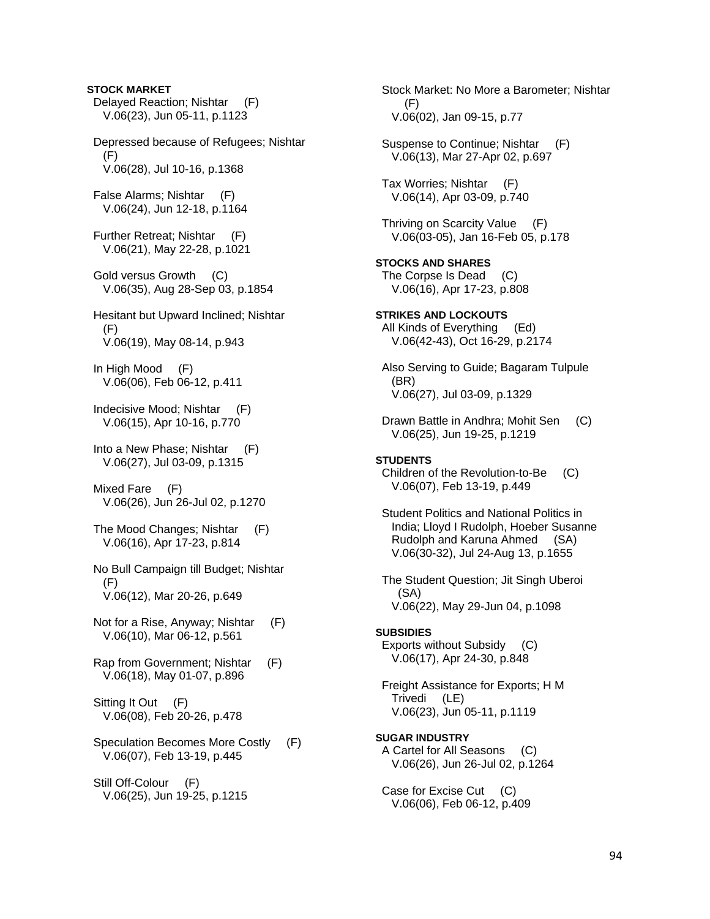**STOCK MARKET**

Delayed Reaction; Nishtar (F)
V.06(23), Jun 05-11, p.1123

Depressed because of Refugees; Nishtar (F)
V.06(28), Jul 10-16, p.1368

False Alarms; Nishtar (F)
V.06(24), Jun 12-18, p.1164

Further Retreat; Nishtar (F)
V.06(21), May 22-28, p.1021

Gold versus Growth (C)
V.06(35), Aug 28-Sep 03, p.1854

Hesitant but Upward Inclined; Nishtar (F)
V.06(19), May 08-14, p.943

In High Mood (F)
V.06(06), Feb 06-12, p.411

Indecisive Mood; Nishtar (F)
V.06(15), Apr 10-16, p.770

Into a New Phase; Nishtar (F)
V.06(27), Jul 03-09, p.1315

Mixed Fare (F)
V.06(26), Jun 26-Jul 02, p.1270

The Mood Changes; Nishtar (F)
V.06(16), Apr 17-23, p.814

No Bull Campaign till Budget; Nishtar (F)
V.06(12), Mar 20-26, p.649

Not for a Rise, Anyway; Nishtar (F)
V.06(10), Mar 06-12, p.561

Rap from Government; Nishtar (F)
V.06(18), May 01-07, p.896

Sitting It Out (F)
V.06(08), Feb 20-26, p.478

Speculation Becomes More Costly (F)
V.06(07), Feb 13-19, p.445

Still Off-Colour (F)
V.06(25), Jun 19-25, p.1215

Stock Market: No More a Barometer; Nishtar (F)
V.06(02), Jan 09-15, p.77

Suspense to Continue; Nishtar (F)
V.06(13), Mar 27-Apr 02, p.697

Tax Worries; Nishtar (F)
V.06(14), Apr 03-09, p.740

Thriving on Scarcity Value (F)
V.06(03-05), Jan 16-Feb 05, p.178

**STOCKS AND SHARES**

The Corpse Is Dead (C)
V.06(16), Apr 17-23, p.808

**STRIKES AND LOCKOUTS**

All Kinds of Everything (Ed)
V.06(42-43), Oct 16-29, p.2174

Also Serving to Guide; Bagaram Tulpule (BR)
V.06(27), Jul 03-09, p.1329

Drawn Battle in Andhra; Mohit Sen (C)
V.06(25), Jun 19-25, p.1219

**STUDENTS**

Children of the Revolution-to-Be (C)
V.06(07), Feb 13-19, p.449

Student Politics and National Politics in India; Lloyd I Rudolph, Hoeber Susanne Rudolph and Karuna Ahmed (SA)
V.06(30-32), Jul 24-Aug 13, p.1655

The Student Question; Jit Singh Uberoi (SA)
V.06(22), May 29-Jun 04, p.1098

**SUBSIDIES**

Exports without Subsidy (C)
V.06(17), Apr 24-30, p.848

Freight Assistance for Exports; H M Trivedi (LE)
V.06(23), Jun 05-11, p.1119

**SUGAR INDUSTRY**

A Cartel for All Seasons (C)
V.06(26), Jun 26-Jul 02, p.1264

Case for Excise Cut (C)
V.06(06), Feb 06-12, p.409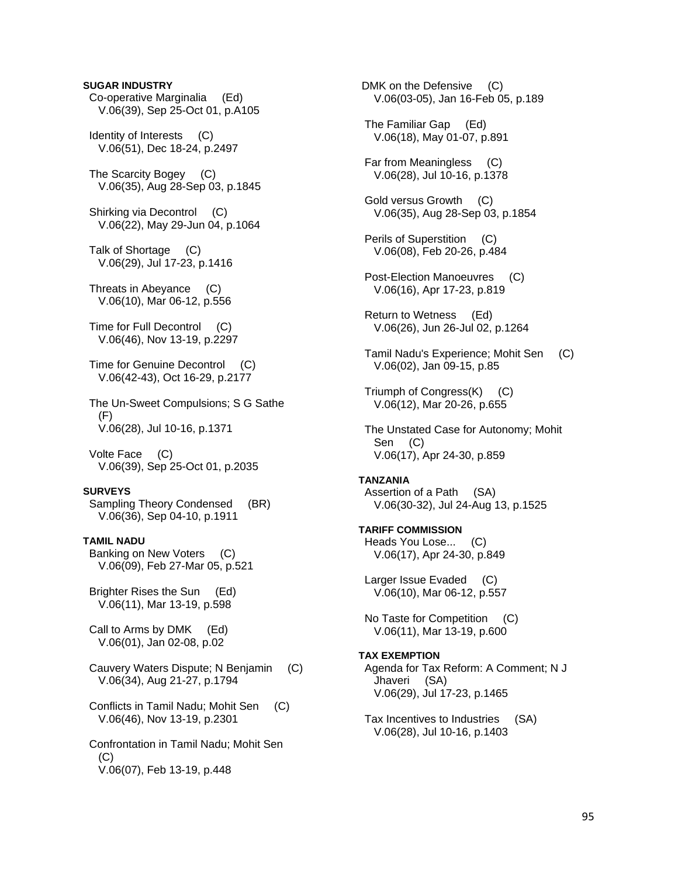**SUGAR INDUSTRY**

Co-operative Marginalia (Ed)
V.06(39), Sep 25-Oct 01, p.A105

Identity of Interests (C)
V.06(51), Dec 18-24, p.2497

The Scarcity Bogey (C)
V.06(35), Aug 28-Sep 03, p.1845

Shirking via Decontrol (C)
V.06(22), May 29-Jun 04, p.1064

Talk of Shortage (C)
V.06(29), Jul 17-23, p.1416

Threats in Abeyance (C)
V.06(10), Mar 06-12, p.556

Time for Full Decontrol (C)
V.06(46), Nov 13-19, p.2297

Time for Genuine Decontrol (C)
V.06(42-43), Oct 16-29, p.2177

The Un-Sweet Compulsions; S G Sathe (F)
V.06(28), Jul 10-16, p.1371

Volte Face (C)
V.06(39), Sep 25-Oct 01, p.2035

**SURVEYS**

Sampling Theory Condensed (BR)
V.06(36), Sep 04-10, p.1911

**TAMIL NADU**

Banking on New Voters (C)
V.06(09), Feb 27-Mar 05, p.521

Brighter Rises the Sun (Ed)
V.06(11), Mar 13-19, p.598

Call to Arms by DMK (Ed)
V.06(01), Jan 02-08, p.02

Cauvery Waters Dispute; N Benjamin (C)
V.06(34), Aug 21-27, p.1794

Conflicts in Tamil Nadu; Mohit Sen (C)
V.06(46), Nov 13-19, p.2301

Confrontation in Tamil Nadu; Mohit Sen (C)
V.06(07), Feb 13-19, p.448

DMK on the Defensive (C)
V.06(03-05), Jan 16-Feb 05, p.189

The Familiar Gap (Ed)
V.06(18), May 01-07, p.891

Far from Meaningless (C)
V.06(28), Jul 10-16, p.1378

Gold versus Growth (C)
V.06(35), Aug 28-Sep 03, p.1854

Perils of Superstition (C)
V.06(08), Feb 20-26, p.484

Post-Election Manoeuvres (C)
V.06(16), Apr 17-23, p.819

Return to Wetness (Ed)
V.06(26), Jun 26-Jul 02, p.1264

Tamil Nadu's Experience; Mohit Sen (C)
V.06(02), Jan 09-15, p.85

Triumph of Congress(K) (C)
V.06(12), Mar 20-26, p.655

The Unstated Case for Autonomy; Mohit Sen (C)
V.06(17), Apr 24-30, p.859

**TANZANIA**

Assertion of a Path (SA)
V.06(30-32), Jul 24-Aug 13, p.1525

**TARIFF COMMISSION**

Heads You Lose... (C)
V.06(17), Apr 24-30, p.849

Larger Issue Evaded (C)
V.06(10), Mar 06-12, p.557

No Taste for Competition (C)
V.06(11), Mar 13-19, p.600

**TAX EXEMPTION**

Agenda for Tax Reform: A Comment; N J Jhaveri (SA)
V.06(29), Jul 17-23, p.1465

Tax Incentives to Industries (SA)
V.06(28), Jul 10-16, p.1403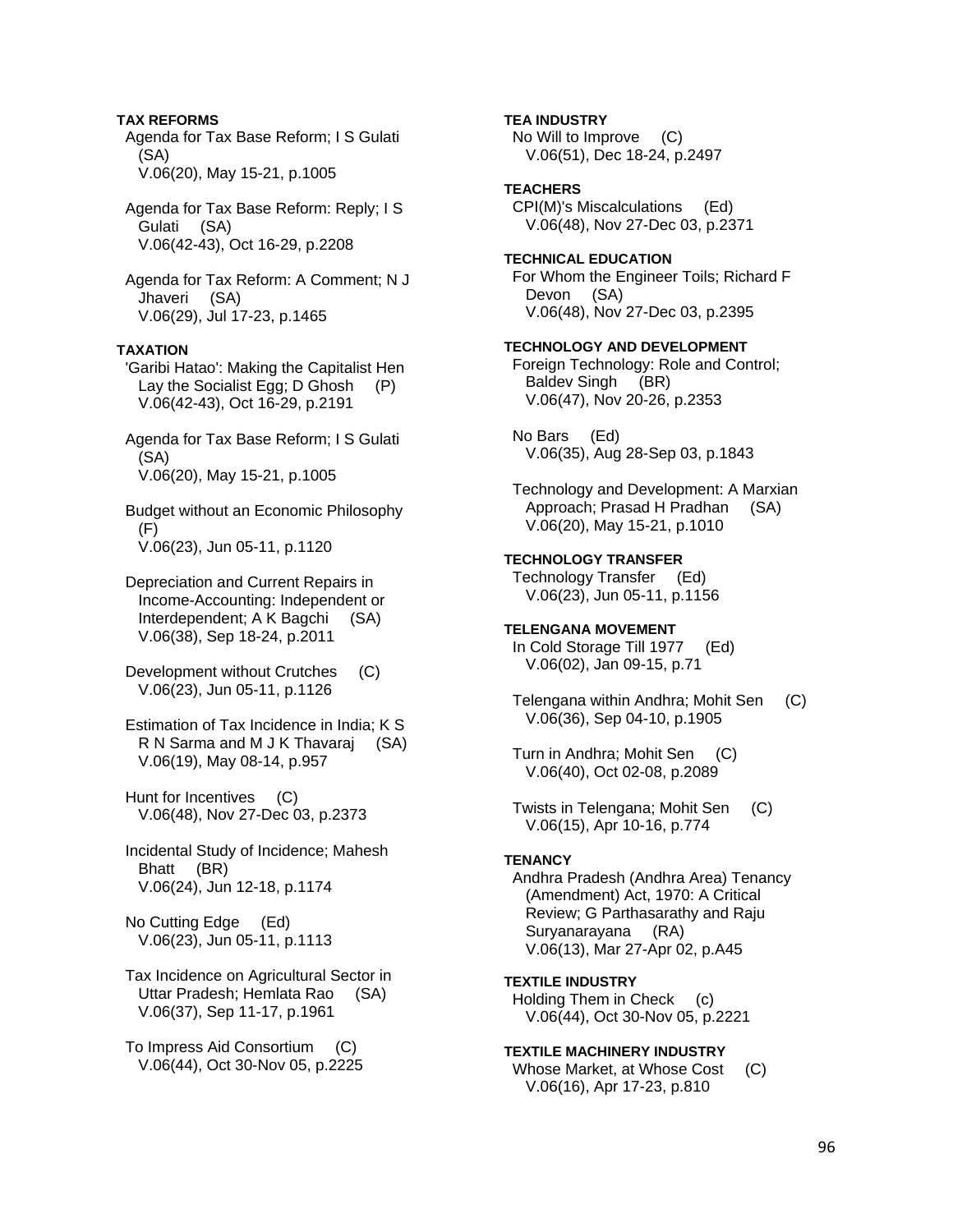**TAX REFORMS**

Agenda for Tax Base Reform; I S Gulati (SA)
V.06(20), May 15-21, p.1005

Agenda for Tax Base Reform: Reply; I S Gulati (SA)
V.06(42-43), Oct 16-29, p.2208

Agenda for Tax Reform: A Comment; N J Jhaveri (SA)
V.06(29), Jul 17-23, p.1465

**TAXATION**

'Garibi Hatao': Making the Capitalist Hen Lay the Socialist Egg; D Ghosh (P)
V.06(42-43), Oct 16-29, p.2191

Agenda for Tax Base Reform; I S Gulati (SA)
V.06(20), May 15-21, p.1005

Budget without an Economic Philosophy (F)
V.06(23), Jun 05-11, p.1120

Depreciation and Current Repairs in Income-Accounting: Independent or Interdependent; A K Bagchi (SA)
V.06(38), Sep 18-24, p.2011

Development without Crutches (C)
V.06(23), Jun 05-11, p.1126

Estimation of Tax Incidence in India; K S R N Sarma and M J K Thavaraj (SA)
V.06(19), May 08-14, p.957

Hunt for Incentives (C)
V.06(48), Nov 27-Dec 03, p.2373

Incidental Study of Incidence; Mahesh Bhatt (BR)
V.06(24), Jun 12-18, p.1174

No Cutting Edge (Ed)
V.06(23), Jun 05-11, p.1113

Tax Incidence on Agricultural Sector in Uttar Pradesh; Hemlata Rao (SA)
V.06(37), Sep 11-17, p.1961

To Impress Aid Consortium (C)
V.06(44), Oct 30-Nov 05, p.2225

**TEA INDUSTRY**

No Will to Improve (C)
V.06(51), Dec 18-24, p.2497

**TEACHERS**

CPI(M)'s Miscalculations (Ed)
V.06(48), Nov 27-Dec 03, p.2371

**TECHNICAL EDUCATION**

For Whom the Engineer Toils; Richard F Devon (SA)
V.06(48), Nov 27-Dec 03, p.2395

**TECHNOLOGY AND DEVELOPMENT**

Foreign Technology: Role and Control; Baldev Singh (BR)
V.06(47), Nov 20-26, p.2353

No Bars (Ed)
V.06(35), Aug 28-Sep 03, p.1843

Technology and Development: A Marxian Approach; Prasad H Pradhan (SA)
V.06(20), May 15-21, p.1010

**TECHNOLOGY TRANSFER**

Technology Transfer (Ed)
V.06(23), Jun 05-11, p.1156

**TELENGANA MOVEMENT**

In Cold Storage Till 1977 (Ed)
V.06(02), Jan 09-15, p.71

Telengana within Andhra; Mohit Sen (C)
V.06(36), Sep 04-10, p.1905

Turn in Andhra; Mohit Sen (C)
V.06(40), Oct 02-08, p.2089

Twists in Telengana; Mohit Sen (C)
V.06(15), Apr 10-16, p.774

**TENANCY**

Andhra Pradesh (Andhra Area) Tenancy (Amendment) Act, 1970: A Critical Review; G Parthasarathy and Raju Suryanarayana (RA)
V.06(13), Mar 27-Apr 02, p.A45

**TEXTILE INDUSTRY**

Holding Them in Check (c)
V.06(44), Oct 30-Nov 05, p.2221

**TEXTILE MACHINERY INDUSTRY**

Whose Market, at Whose Cost (C)
V.06(16), Apr 17-23, p.810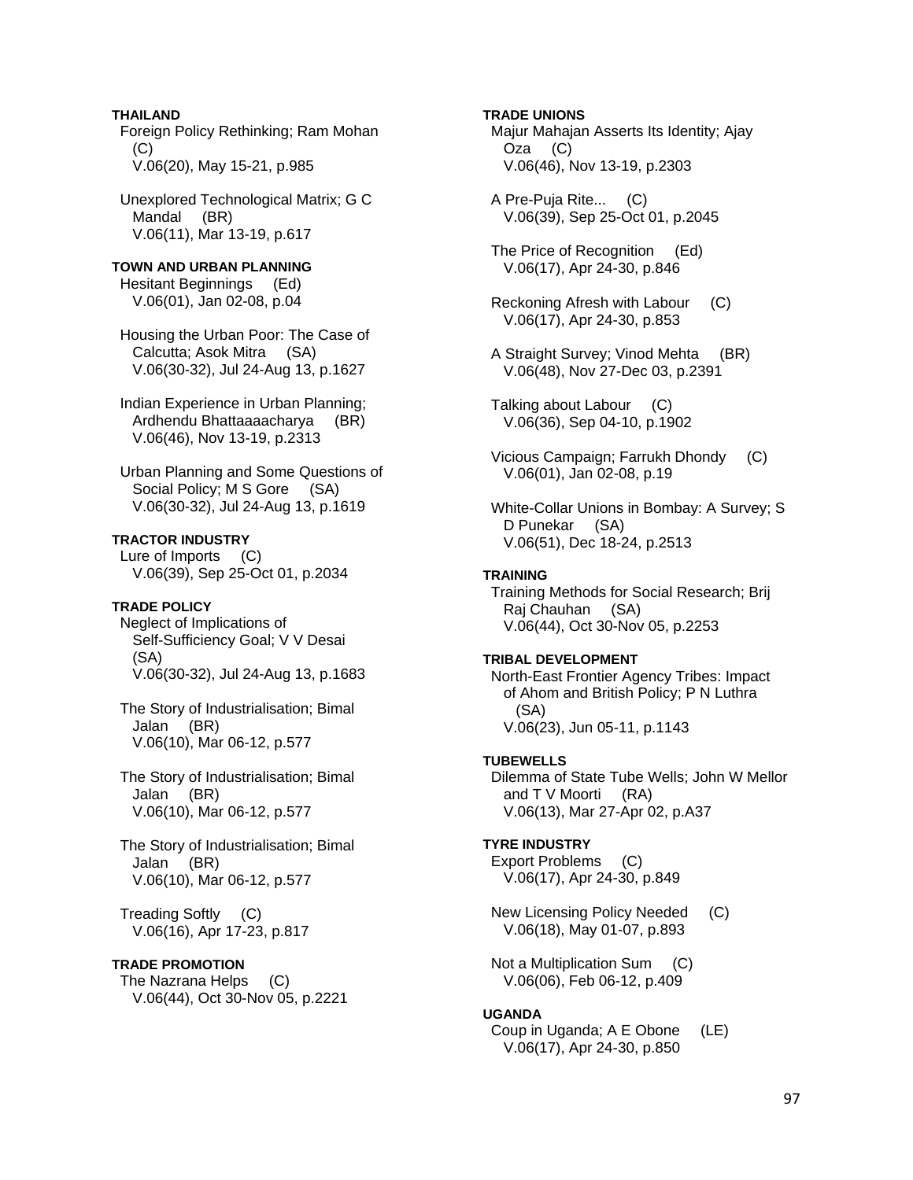**THAILAND**

Foreign Policy Rethinking; Ram Mohan (C)
V.06(20), May 15-21, p.985

Unexplored Technological Matrix; G C Mandal (BR)
V.06(11), Mar 13-19, p.617

**TOWN AND URBAN PLANNING**

Hesitant Beginnings (Ed)
V.06(01), Jan 02-08, p.04

Housing the Urban Poor: The Case of Calcutta; Asok Mitra (SA)
V.06(30-32), Jul 24-Aug 13, p.1627

Indian Experience in Urban Planning; Ardhendu Bhattaaaacharya (BR)
V.06(46), Nov 13-19, p.2313

Urban Planning and Some Questions of Social Policy; M S Gore (SA)
V.06(30-32), Jul 24-Aug 13, p.1619

**TRACTOR INDUSTRY**

Lure of Imports (C)
V.06(39), Sep 25-Oct 01, p.2034

**TRADE POLICY**

Neglect of Implications of Self-Sufficiency Goal; V V Desai (SA)
V.06(30-32), Jul 24-Aug 13, p.1683

The Story of Industrialisation; Bimal Jalan (BR)
V.06(10), Mar 06-12, p.577

The Story of Industrialisation; Bimal Jalan (BR)
V.06(10), Mar 06-12, p.577

The Story of Industrialisation; Bimal Jalan (BR)
V.06(10), Mar 06-12, p.577

Treading Softly (C)
V.06(16), Apr 17-23, p.817

**TRADE PROMOTION**

The Nazrana Helps (C)
V.06(44), Oct 30-Nov 05, p.2221

**TRADE UNIONS**

Majur Mahajan Asserts Its Identity; Ajay Oza (C)
V.06(46), Nov 13-19, p.2303

A Pre-Puja Rite... (C)
V.06(39), Sep 25-Oct 01, p.2045

The Price of Recognition (Ed)
V.06(17), Apr 24-30, p.846

Reckoning Afresh with Labour (C)
V.06(17), Apr 24-30, p.853

A Straight Survey; Vinod Mehta (BR)
V.06(48), Nov 27-Dec 03, p.2391

Talking about Labour (C)
V.06(36), Sep 04-10, p.1902

Vicious Campaign; Farrukh Dhondy (C)
V.06(01), Jan 02-08, p.19

White-Collar Unions in Bombay: A Survey; S D Punekar (SA)
V.06(51), Dec 18-24, p.2513

**TRAINING**

Training Methods for Social Research; Brij Raj Chauhan (SA)
V.06(44), Oct 30-Nov 05, p.2253

**TRIBAL DEVELOPMENT**

North-East Frontier Agency Tribes: Impact of Ahom and British Policy; P N Luthra (SA)
V.06(23), Jun 05-11, p.1143

**TUBEWELLS**

Dilemma of State Tube Wells; John W Mellor and T V Moorti (RA)
V.06(13), Mar 27-Apr 02, p.A37

**TYRE INDUSTRY**

Export Problems (C)
V.06(17), Apr 24-30, p.849

New Licensing Policy Needed (C)
V.06(18), May 01-07, p.893

Not a Multiplication Sum (C)
V.06(06), Feb 06-12, p.409

**UGANDA**

Coup in Uganda; A E Obone (LE)
V.06(17), Apr 24-30, p.850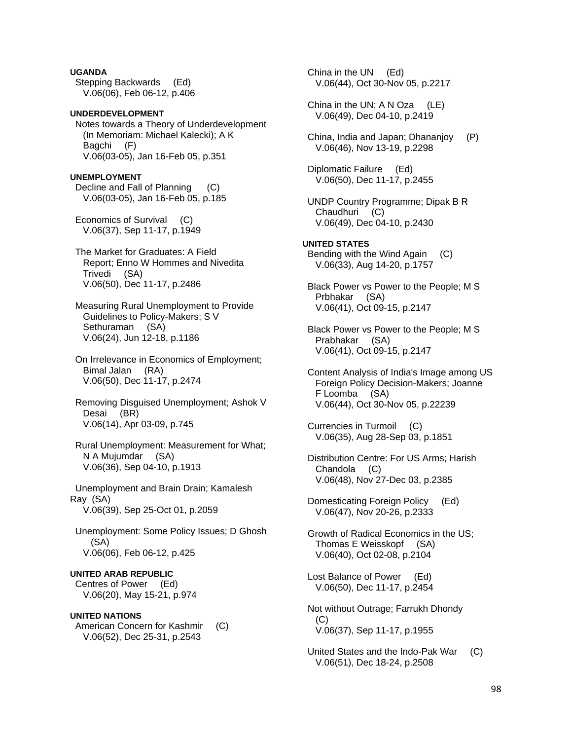**UGANDA**

Stepping Backwards (Ed)
V.06(06), Feb 06-12, p.406

**UNDERDEVELOPMENT**

Notes towards a Theory of Underdevelopment (In Memoriam: Michael Kalecki); A K Bagchi (F)
V.06(03-05), Jan 16-Feb 05, p.351

**UNEMPLOYMENT**

Decline and Fall of Planning (C)
V.06(03-05), Jan 16-Feb 05, p.185

Economics of Survival (C)
V.06(37), Sep 11-17, p.1949

The Market for Graduates: A Field Report; Enno W Hommes and Nivedita Trivedi (SA)
V.06(50), Dec 11-17, p.2486

Measuring Rural Unemployment to Provide Guidelines to Policy-Makers; S V Sethuraman (SA)
V.06(24), Jun 12-18, p.1186

On Irrelevance in Economics of Employment; Bimal Jalan (RA)
V.06(50), Dec 11-17, p.2474

Removing Disguised Unemployment; Ashok V Desai (BR)
V.06(14), Apr 03-09, p.745

Rural Unemployment: Measurement for What; N A Mujumdar (SA)
V.06(36), Sep 04-10, p.1913

Unemployment and Brain Drain; Kamalesh Ray (SA)
V.06(39), Sep 25-Oct 01, p.2059

Unemployment: Some Policy Issues; D Ghosh (SA)
V.06(06), Feb 06-12, p.425

**UNITED ARAB REPUBLIC**

Centres of Power (Ed)
V.06(20), May 15-21, p.974

**UNITED NATIONS**

American Concern for Kashmir (C)
V.06(52), Dec 25-31, p.2543

China in the UN (Ed)
V.06(44), Oct 30-Nov 05, p.2217

China in the UN; A N Oza (LE)
V.06(49), Dec 04-10, p.2419

China, India and Japan; Dhananjoy (P)
V.06(46), Nov 13-19, p.2298

Diplomatic Failure (Ed)
V.06(50), Dec 11-17, p.2455

UNDP Country Programme; Dipak B R Chaudhuri (C)
V.06(49), Dec 04-10, p.2430

**UNITED STATES**

Bending with the Wind Again (C)
V.06(33), Aug 14-20, p.1757

Black Power vs Power to the People; M S Prbhakar (SA)
V.06(41), Oct 09-15, p.2147

Black Power vs Power to the People; M S Prabhakar (SA)
V.06(41), Oct 09-15, p.2147

Content Analysis of India's Image among US Foreign Policy Decision-Makers; Joanne F Loomba (SA)
V.06(44), Oct 30-Nov 05, p.22239

Currencies in Turmoil (C)
V.06(35), Aug 28-Sep 03, p.1851

Distribution Centre: For US Arms; Harish Chandola (C)
V.06(48), Nov 27-Dec 03, p.2385

Domesticating Foreign Policy (Ed)
V.06(47), Nov 20-26, p.2333

Growth of Radical Economics in the US; Thomas E Weisskopf (SA)
V.06(40), Oct 02-08, p.2104

Lost Balance of Power (Ed)
V.06(50), Dec 11-17, p.2454

Not without Outrage; Farrukh Dhondy (C)
V.06(37), Sep 11-17, p.1955

United States and the Indo-Pak War (C)
V.06(51), Dec 18-24, p.2508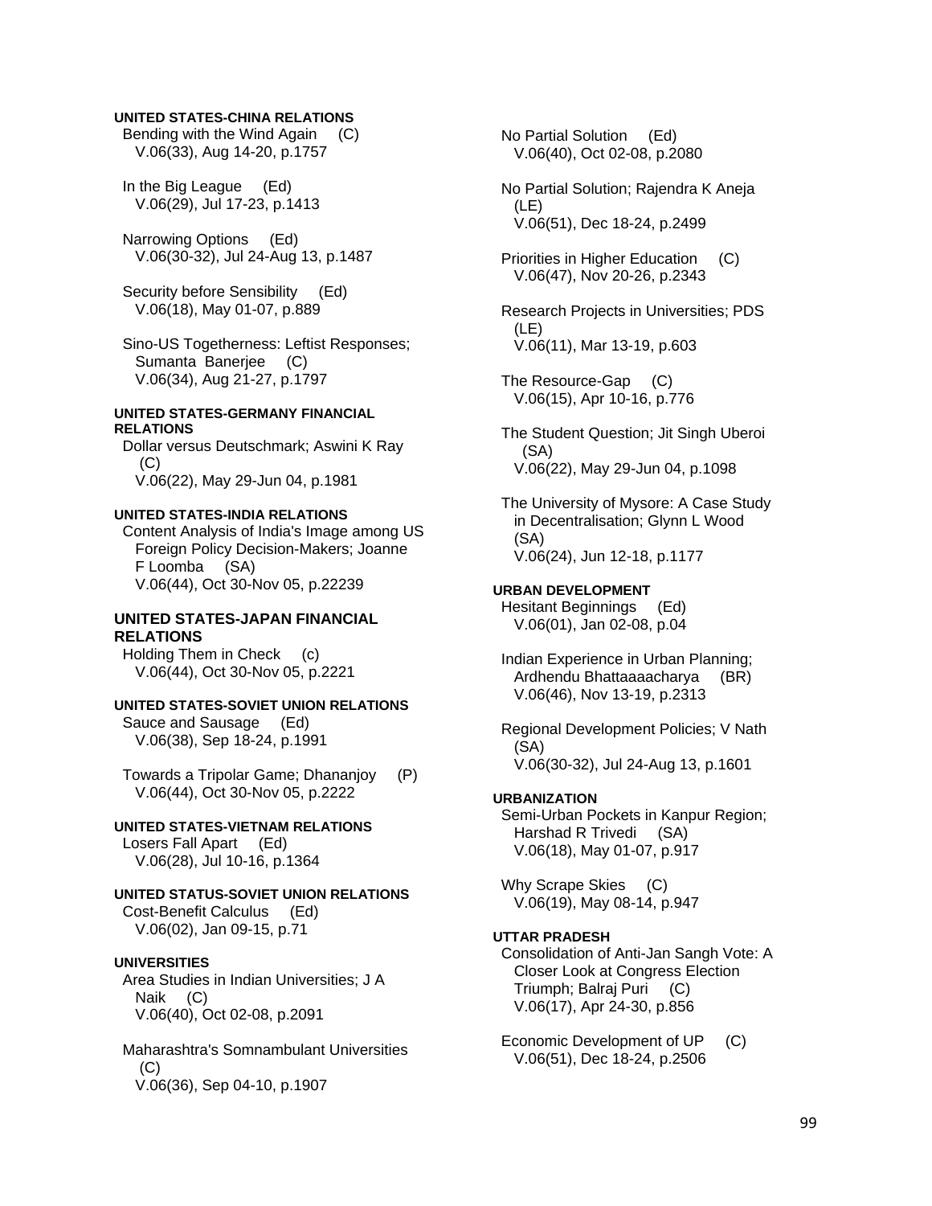**UNITED STATES-CHINA RELATIONS**

Bending with the Wind Again (C)
V.06(33), Aug 14-20, p.1757

In the Big League (Ed)
V.06(29), Jul 17-23, p.1413

Narrowing Options (Ed)
V.06(30-32), Jul 24-Aug 13, p.1487

Security before Sensibility (Ed)
V.06(18), May 01-07, p.889

Sino-US Togetherness: Leftist Responses; Sumanta Banerjee (C)
V.06(34), Aug 21-27, p.1797

**UNITED STATES-GERMANY FINANCIAL RELATIONS**

Dollar versus Deutschmark; Aswini K Ray (C)
V.06(22), May 29-Jun 04, p.1981

**UNITED STATES-INDIA RELATIONS**

Content Analysis of India's Image among US Foreign Policy Decision-Makers; Joanne F Loomba (SA)
V.06(44), Oct 30-Nov 05, p.22239

**UNITED STATES-JAPAN FINANCIAL RELATIONS**

Holding Them in Check (c)
V.06(44), Oct 30-Nov 05, p.2221

**UNITED STATES-SOVIET UNION RELATIONS**

Sauce and Sausage (Ed)
V.06(38), Sep 18-24, p.1991

Towards a Tripolar Game; Dhananjoy (P)
V.06(44), Oct 30-Nov 05, p.2222

**UNITED STATES-VIETNAM RELATIONS**

Losers Fall Apart (Ed)
V.06(28), Jul 10-16, p.1364

**UNITED STATUS-SOVIET UNION RELATIONS**

Cost-Benefit Calculus (Ed)
V.06(02), Jan 09-15, p.71

**UNIVERSITIES**

Area Studies in Indian Universities; J A Naik (C)
V.06(40), Oct 02-08, p.2091

Maharashtra's Somnambulant Universities (C)
V.06(36), Sep 04-10, p.1907

No Partial Solution (Ed)
V.06(40), Oct 02-08, p.2080

No Partial Solution; Rajendra K Aneja (LE)
V.06(51), Dec 18-24, p.2499

Priorities in Higher Education (C)
V.06(47), Nov 20-26, p.2343

Research Projects in Universities; PDS (LE)
V.06(11), Mar 13-19, p.603

The Resource-Gap (C)
V.06(15), Apr 10-16, p.776

The Student Question; Jit Singh Uberoi (SA)
V.06(22), May 29-Jun 04, p.1098

The University of Mysore: A Case Study in Decentralisation; Glynn L Wood (SA)
V.06(24), Jun 12-18, p.1177

**URBAN DEVELOPMENT**

Hesitant Beginnings (Ed)
V.06(01), Jan 02-08, p.04

Indian Experience in Urban Planning; Ardhendu Bhattaaaacharya (BR)
V.06(46), Nov 13-19, p.2313

Regional Development Policies; V Nath (SA)
V.06(30-32), Jul 24-Aug 13, p.1601

**URBANIZATION**

Semi-Urban Pockets in Kanpur Region; Harshad R Trivedi (SA)
V.06(18), May 01-07, p.917

Why Scrape Skies (C)
V.06(19), May 08-14, p.947

**UTTAR PRADESH**

Consolidation of Anti-Jan Sangh Vote: A Closer Look at Congress Election Triumph; Balraj Puri (C)
V.06(17), Apr 24-30, p.856

Economic Development of UP (C)
V.06(51), Dec 18-24, p.2506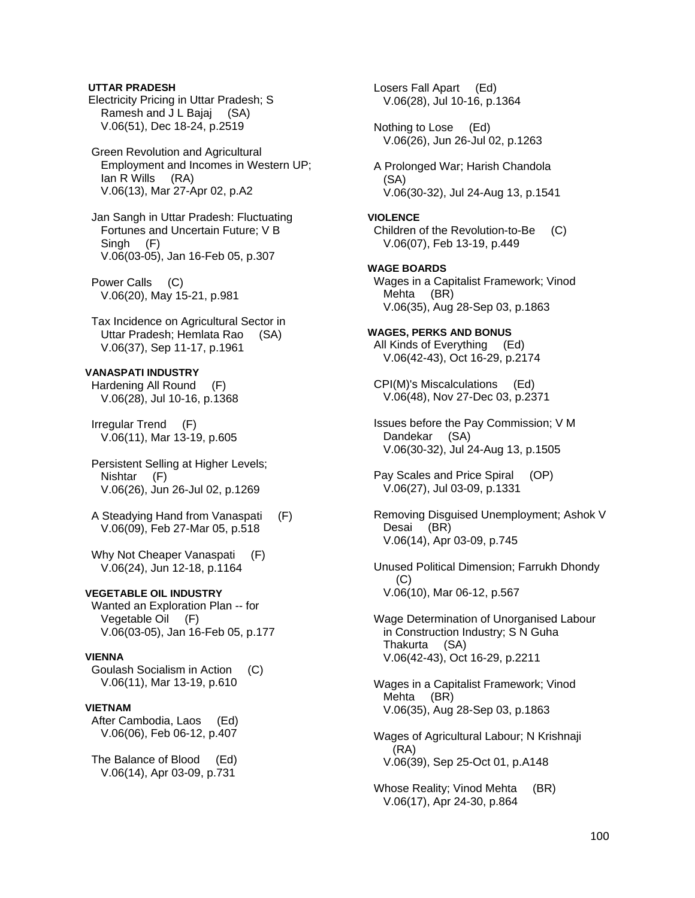**UTTAR PRADESH**

Electricity Pricing in Uttar Pradesh; S Ramesh and J L Bajaj (SA)
V.06(51), Dec 18-24, p.2519

Green Revolution and Agricultural Employment and Incomes in Western UP; Ian R Wills (RA)
V.06(13), Mar 27-Apr 02, p.A2

Jan Sangh in Uttar Pradesh: Fluctuating Fortunes and Uncertain Future; V B Singh (F)
V.06(03-05), Jan 16-Feb 05, p.307

Power Calls (C)
V.06(20), May 15-21, p.981

Tax Incidence on Agricultural Sector in Uttar Pradesh; Hemlata Rao (SA)
V.06(37), Sep 11-17, p.1961

**VANASPATI INDUSTRY**

Hardening All Round (F)
V.06(28), Jul 10-16, p.1368

Irregular Trend (F)
V.06(11), Mar 13-19, p.605

Persistent Selling at Higher Levels; Nishtar (F)
V.06(26), Jun 26-Jul 02, p.1269

A Steadying Hand from Vanaspati (F)
V.06(09), Feb 27-Mar 05, p.518

Why Not Cheaper Vanaspati (F)
V.06(24), Jun 12-18, p.1164

**VEGETABLE OIL INDUSTRY**

Wanted an Exploration Plan -- for Vegetable Oil (F)
V.06(03-05), Jan 16-Feb 05, p.177

**VIENNA**

Goulash Socialism in Action (C)
V.06(11), Mar 13-19, p.610

**VIETNAM**

After Cambodia, Laos (Ed)
V.06(06), Feb 06-12, p.407

The Balance of Blood (Ed)
V.06(14), Apr 03-09, p.731

Losers Fall Apart (Ed)
V.06(28), Jul 10-16, p.1364

Nothing to Lose (Ed)
V.06(26), Jun 26-Jul 02, p.1263

A Prolonged War; Harish Chandola (SA)
V.06(30-32), Jul 24-Aug 13, p.1541

**VIOLENCE**

Children of the Revolution-to-Be (C)
V.06(07), Feb 13-19, p.449

**WAGE BOARDS**

Wages in a Capitalist Framework; Vinod Mehta (BR)
V.06(35), Aug 28-Sep 03, p.1863

**WAGES, PERKS AND BONUS**

All Kinds of Everything (Ed)
V.06(42-43), Oct 16-29, p.2174

CPI(M)'s Miscalculations (Ed)
V.06(48), Nov 27-Dec 03, p.2371

Issues before the Pay Commission; V M Dandekar (SA)
V.06(30-32), Jul 24-Aug 13, p.1505

Pay Scales and Price Spiral (OP)
V.06(27), Jul 03-09, p.1331

Removing Disguised Unemployment; Ashok V Desai (BR)
V.06(14), Apr 03-09, p.745

Unused Political Dimension; Farrukh Dhondy (C)
V.06(10), Mar 06-12, p.567

Wage Determination of Unorganised Labour in Construction Industry; S N Guha Thakurta (SA)
V.06(42-43), Oct 16-29, p.2211

Wages in a Capitalist Framework; Vinod Mehta (BR)
V.06(35), Aug 28-Sep 03, p.1863

Wages of Agricultural Labour; N Krishnaji (RA)
V.06(39), Sep 25-Oct 01, p.A148

Whose Reality; Vinod Mehta (BR)
V.06(17), Apr 24-30, p.864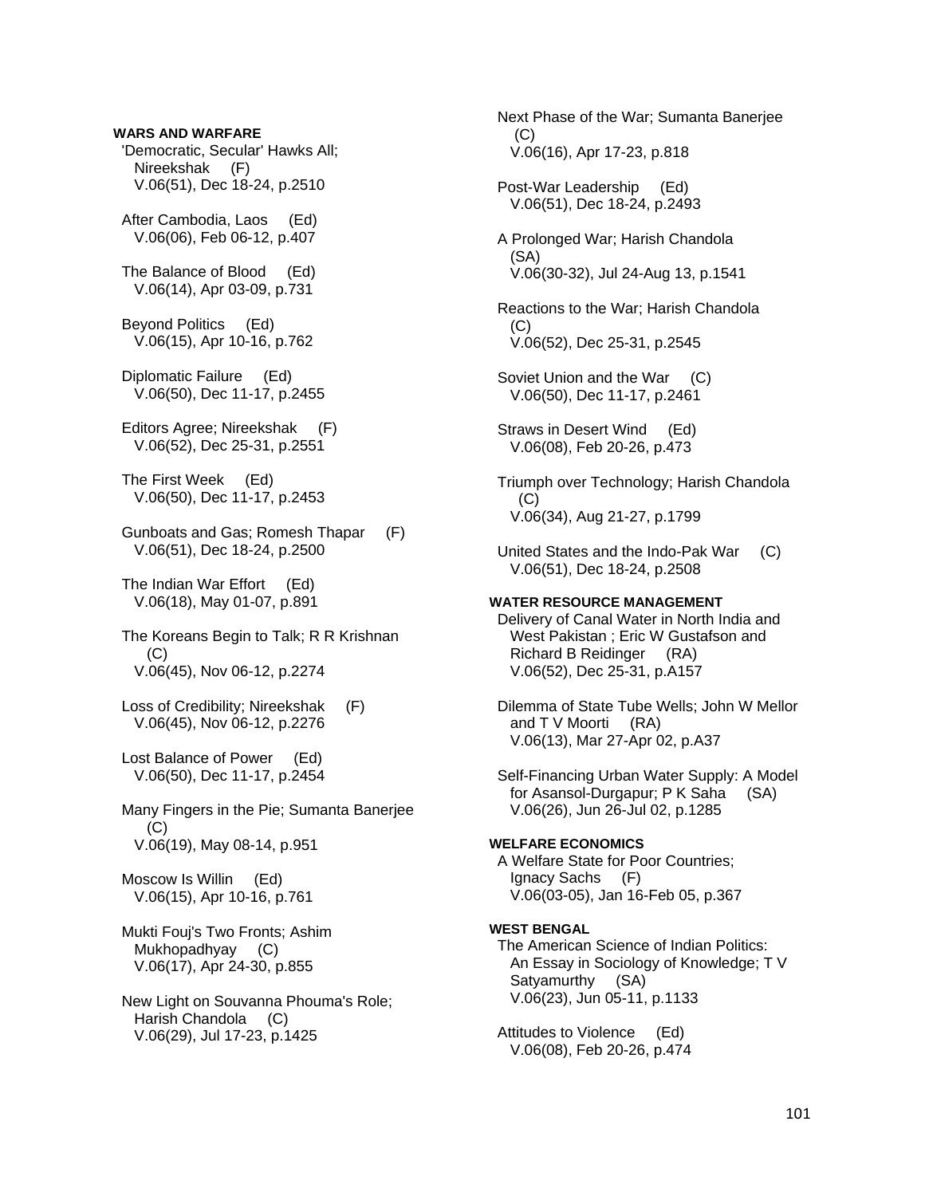**WARS AND WARFARE**

'Democratic, Secular' Hawks All; Nireekshak (F)
V.06(51), Dec 18-24, p.2510

After Cambodia, Laos (Ed)
V.06(06), Feb 06-12, p.407

The Balance of Blood (Ed)
V.06(14), Apr 03-09, p.731

Beyond Politics (Ed)
V.06(15), Apr 10-16, p.762

Diplomatic Failure (Ed)
V.06(50), Dec 11-17, p.2455

Editors Agree; Nireekshak (F)
V.06(52), Dec 25-31, p.2551

The First Week (Ed)
V.06(50), Dec 11-17, p.2453

Gunboats and Gas; Romesh Thapar (F)
V.06(51), Dec 18-24, p.2500

The Indian War Effort (Ed)
V.06(18), May 01-07, p.891

The Koreans Begin to Talk; R R Krishnan (C)
V.06(45), Nov 06-12, p.2274

Loss of Credibility; Nireekshak (F)
V.06(45), Nov 06-12, p.2276

Lost Balance of Power (Ed)
V.06(50), Dec 11-17, p.2454

Many Fingers in the Pie; Sumanta Banerjee (C)
V.06(19), May 08-14, p.951

Moscow Is Willin (Ed)
V.06(15), Apr 10-16, p.761

Mukti Fouj's Two Fronts; Ashim Mukhopadhyay (C)
V.06(17), Apr 24-30, p.855

New Light on Souvanna Phouma's Role; Harish Chandola (C)
V.06(29), Jul 17-23, p.1425

Next Phase of the War; Sumanta Banerjee (C)
V.06(16), Apr 17-23, p.818

Post-War Leadership (Ed)
V.06(51), Dec 18-24, p.2493

A Prolonged War; Harish Chandola (SA)
V.06(30-32), Jul 24-Aug 13, p.1541

Reactions to the War; Harish Chandola (C)
V.06(52), Dec 25-31, p.2545

Soviet Union and the War (C)
V.06(50), Dec 11-17, p.2461

Straws in Desert Wind (Ed)
V.06(08), Feb 20-26, p.473

Triumph over Technology; Harish Chandola (C)
V.06(34), Aug 21-27, p.1799

United States and the Indo-Pak War (C)
V.06(51), Dec 18-24, p.2508

**WATER RESOURCE MANAGEMENT**

Delivery of Canal Water in North India and West Pakistan ; Eric W Gustafson and Richard B Reidinger (RA)
V.06(52), Dec 25-31, p.A157

Dilemma of State Tube Wells; John W Mellor and T V Moorti (RA)
V.06(13), Mar 27-Apr 02, p.A37

Self-Financing Urban Water Supply: A Model for Asansol-Durgapur; P K Saha (SA)
V.06(26), Jun 26-Jul 02, p.1285

**WELFARE ECONOMICS**

A Welfare State for Poor Countries; Ignacy Sachs (F)
V.06(03-05), Jan 16-Feb 05, p.367

**WEST BENGAL**

The American Science of Indian Politics: An Essay in Sociology of Knowledge; T V Satyamurthy (SA)
V.06(23), Jun 05-11, p.1133

Attitudes to Violence (Ed)
V.06(08), Feb 20-26, p.474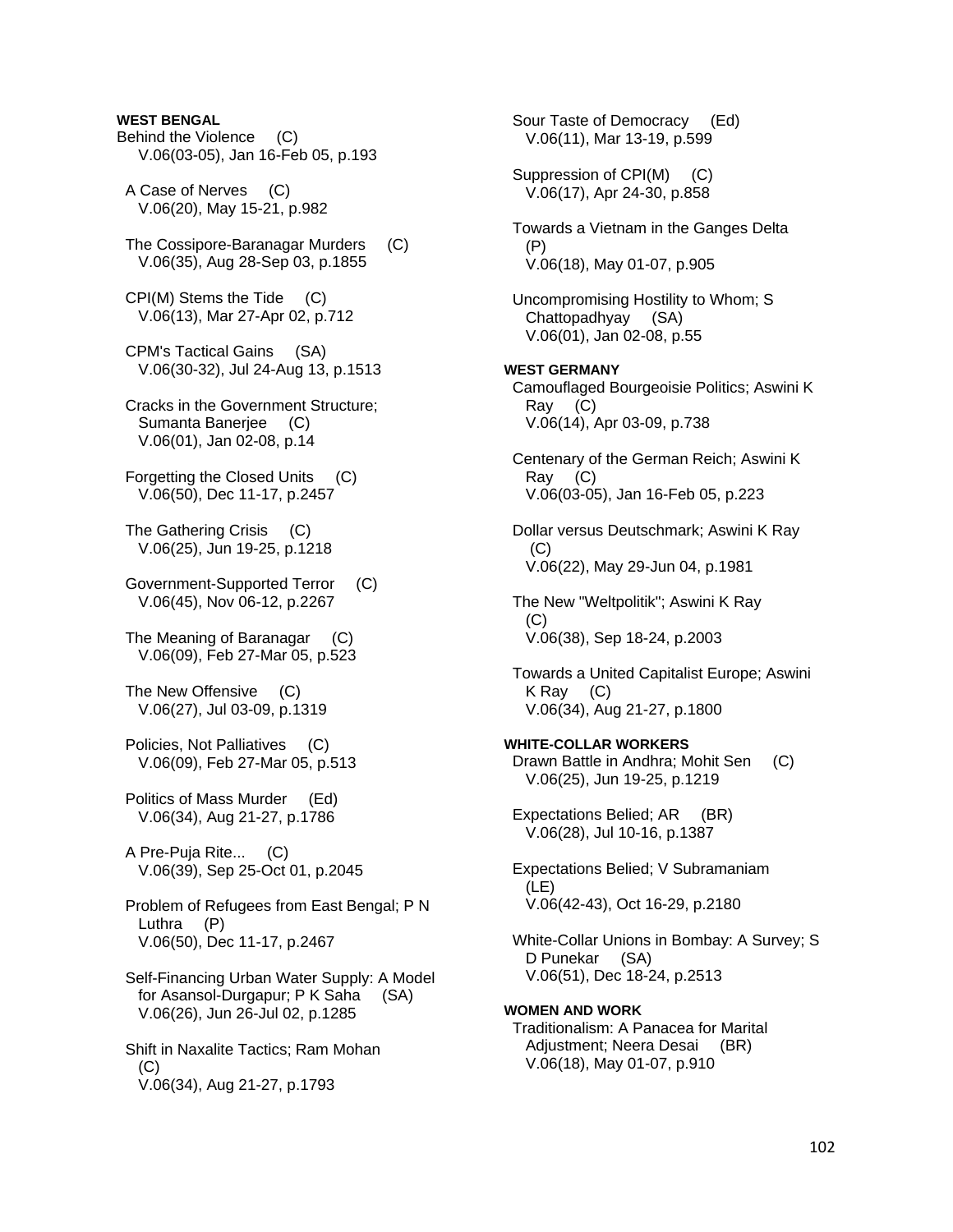**WEST BENGAL**

Behind the Violence (C)
V.06(03-05), Jan 16-Feb 05, p.193

A Case of Nerves (C)
V.06(20), May 15-21, p.982

The Cossipore-Baranagar Murders (C)
V.06(35), Aug 28-Sep 03, p.1855

CPI(M) Stems the Tide (C)
V.06(13), Mar 27-Apr 02, p.712

CPM's Tactical Gains (SA)
V.06(30-32), Jul 24-Aug 13, p.1513

Cracks in the Government Structure; Sumanta Banerjee (C)
V.06(01), Jan 02-08, p.14

Forgetting the Closed Units (C)
V.06(50), Dec 11-17, p.2457

The Gathering Crisis (C)
V.06(25), Jun 19-25, p.1218

Government-Supported Terror (C)
V.06(45), Nov 06-12, p.2267

The Meaning of Baranagar (C)
V.06(09), Feb 27-Mar 05, p.523

The New Offensive (C)
V.06(27), Jul 03-09, p.1319

Policies, Not Palliatives (C)
V.06(09), Feb 27-Mar 05, p.513

Politics of Mass Murder (Ed)
V.06(34), Aug 21-27, p.1786

A Pre-Puja Rite... (C)
V.06(39), Sep 25-Oct 01, p.2045

Problem of Refugees from East Bengal; P N Luthra (P)
V.06(50), Dec 11-17, p.2467

Self-Financing Urban Water Supply: A Model for Asansol-Durgapur; P K Saha (SA)
V.06(26), Jun 26-Jul 02, p.1285

Shift in Naxalite Tactics; Ram Mohan (C)
V.06(34), Aug 21-27, p.1793

Sour Taste of Democracy (Ed)
V.06(11), Mar 13-19, p.599

Suppression of CPI(M) (C)
V.06(17), Apr 24-30, p.858

Towards a Vietnam in the Ganges Delta (P)
V.06(18), May 01-07, p.905

Uncompromising Hostility to Whom; S Chattopadhyay (SA)
V.06(01), Jan 02-08, p.55

**WEST GERMANY**

Camouflaged Bourgeoisie Politics; Aswini K Ray (C)
V.06(14), Apr 03-09, p.738

Centenary of the German Reich; Aswini K Ray (C)
V.06(03-05), Jan 16-Feb 05, p.223

Dollar versus Deutschmark; Aswini K Ray (C)
V.06(22), May 29-Jun 04, p.1981

The New "Weltpolitik"; Aswini K Ray (C)
V.06(38), Sep 18-24, p.2003

Towards a United Capitalist Europe; Aswini K Ray (C)
V.06(34), Aug 21-27, p.1800

**WHITE-COLLAR WORKERS**

Drawn Battle in Andhra; Mohit Sen (C)
V.06(25), Jun 19-25, p.1219

Expectations Belied; AR (BR)
V.06(28), Jul 10-16, p.1387

Expectations Belied; V Subramaniam (LE)
V.06(42-43), Oct 16-29, p.2180

White-Collar Unions in Bombay: A Survey; S D Punekar (SA)
V.06(51), Dec 18-24, p.2513

**WOMEN AND WORK**

Traditionalism: A Panacea for Marital Adjustment; Neera Desai (BR)
V.06(18), May 01-07, p.910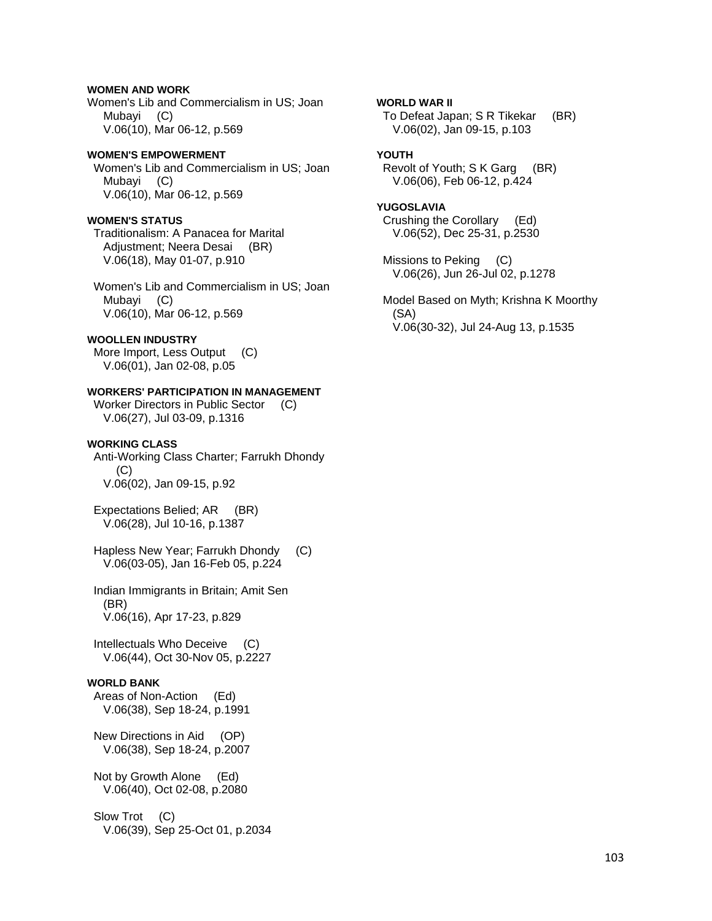**WOMEN AND WORK**

Women's Lib and Commercialism in US; Joan Mubayi (C)
V.06(10), Mar 06-12, p.569

**WOMEN'S EMPOWERMENT**

Women's Lib and Commercialism in US; Joan Mubayi (C)
V.06(10), Mar 06-12, p.569

**WOMEN'S STATUS**

Traditionalism: A Panacea for Marital Adjustment; Neera Desai (BR)
V.06(18), May 01-07, p.910

Women's Lib and Commercialism in US; Joan Mubayi (C)
V.06(10), Mar 06-12, p.569

**WOOLLEN INDUSTRY**

More Import, Less Output (C)
V.06(01), Jan 02-08, p.05

**WORKERS' PARTICIPATION IN MANAGEMENT**

Worker Directors in Public Sector (C)
V.06(27), Jul 03-09, p.1316

**WORKING CLASS**

Anti-Working Class Charter; Farrukh Dhondy (C)
V.06(02), Jan 09-15, p.92

Expectations Belied; AR (BR)
V.06(28), Jul 10-16, p.1387

Hapless New Year; Farrukh Dhondy (C)
V.06(03-05), Jan 16-Feb 05, p.224

Indian Immigrants in Britain; Amit Sen (BR)
V.06(16), Apr 17-23, p.829

Intellectuals Who Deceive (C)
V.06(44), Oct 30-Nov 05, p.2227

**WORLD BANK**

Areas of Non-Action (Ed)
V.06(38), Sep 18-24, p.1991

New Directions in Aid (OP)
V.06(38), Sep 18-24, p.2007

Not by Growth Alone (Ed)
V.06(40), Oct 02-08, p.2080

Slow Trot (C)
V.06(39), Sep 25-Oct 01, p.2034

**WORLD WAR II**

To Defeat Japan; S R Tikekar (BR)
V.06(02), Jan 09-15, p.103

**YOUTH**

Revolt of Youth; S K Garg (BR)
V.06(06), Feb 06-12, p.424

**YUGOSLAVIA**

Crushing the Corollary (Ed)
V.06(52), Dec 25-31, p.2530

Missions to Peking (C)
V.06(26), Jun 26-Jul 02, p.1278

Model Based on Myth; Krishna K Moorthy (SA)
V.06(30-32), Jul 24-Aug 13, p.1535